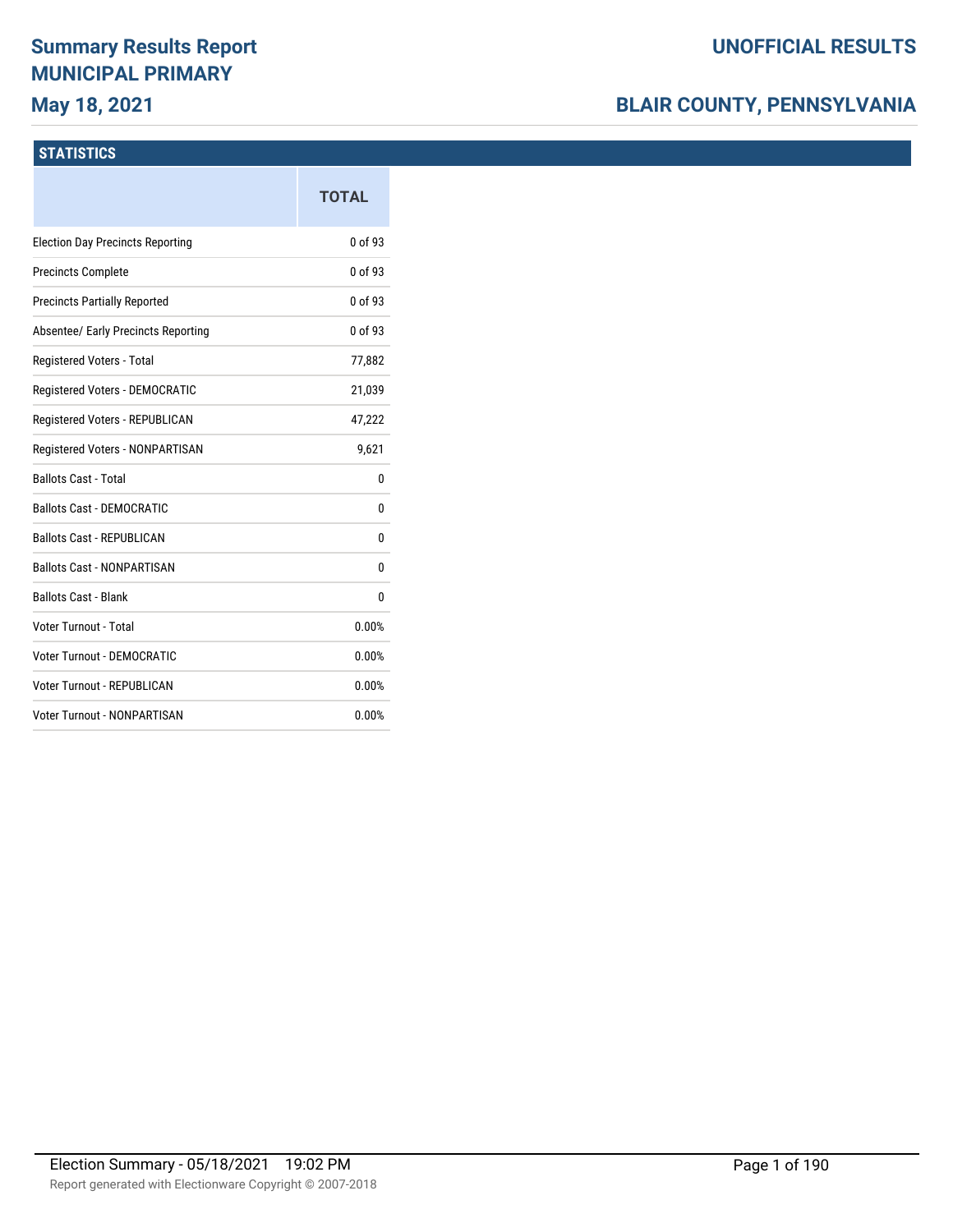# Summary Results Report
# MUNICIPAL PRIMARY
## May 18, 2021

## UNOFFICIAL RESULTS
## BLAIR COUNTY, PENNSYLVANIA

### STATISTICS

| | TOTAL |
|---|---|
| Election Day Precincts Reporting | 0 of 93 |
| Precincts Complete | 0 of 93 |
| Precincts Partially Reported | 0 of 93 |
| Absentee/ Early Precincts Reporting | 0 of 93 |
| Registered Voters - Total | 77,882 |
| Registered Voters - DEMOCRATIC | 21,039 |
| Registered Voters - REPUBLICAN | 47,222 |
| Registered Voters - NONPARTISAN | 9,621 |
| Ballots Cast - Total | 0 |
| Ballots Cast - DEMOCRATIC | 0 |
| Ballots Cast - REPUBLICAN | 0 |
| Ballots Cast - NONPARTISAN | 0 |
| Ballots Cast - Blank | 0 |
| Voter Turnout - Total | 0.00% |
| Voter Turnout - DEMOCRATIC | 0.00% |
| Voter Turnout - REPUBLICAN | 0.00% |
| Voter Turnout - NONPARTISAN | 0.00% |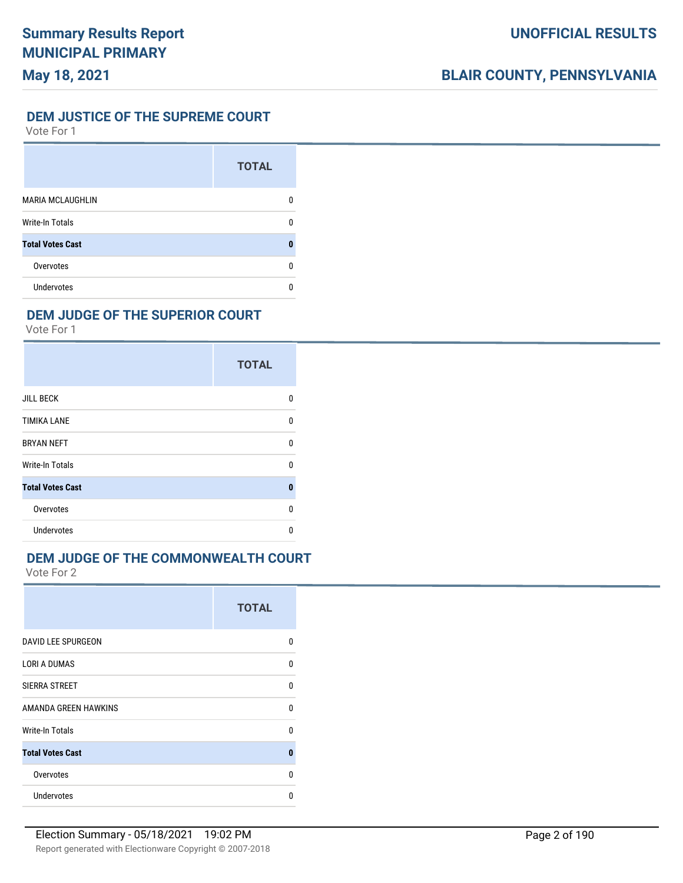# Summary Results Report
# MUNICIPAL PRIMARY
# May 18, 2021

**UNOFFICIAL RESULTS**

**BLAIR COUNTY, PENNSYLVANIA**

## DEM JUSTICE OF THE SUPREME COURT

Vote For 1

| | TOTAL |
|---|---|
| MARIA MCLAUGHLIN | 0 |
| Write-In Totals | 0 |
| **Total Votes Cast** | **0** |
| Overvotes | 0 |
| Undervotes | 0 |

## DEM JUDGE OF THE SUPERIOR COURT

Vote For 1

| | TOTAL |
|---|---|
| JILL BECK | 0 |
| TIMIKA LANE | 0 |
| BRYAN NEFT | 0 |
| Write-In Totals | 0 |
| **Total Votes Cast** | **0** |
| Overvotes | 0 |
| Undervotes | 0 |

## DEM JUDGE OF THE COMMONWEALTH COURT

Vote For 2

| | TOTAL |
|---|---|
| DAVID LEE SPURGEON | 0 |
| LORI A DUMAS | 0 |
| SIERRA STREET | 0 |
| AMANDA GREEN HAWKINS | 0 |
| Write-In Totals | 0 |
| **Total Votes Cast** | **0** |
| Overvotes | 0 |
| Undervotes | 0 |

Election Summary - 05/18/2021 19:02 PM

Report generated with Electionware Copyright © 2007-2018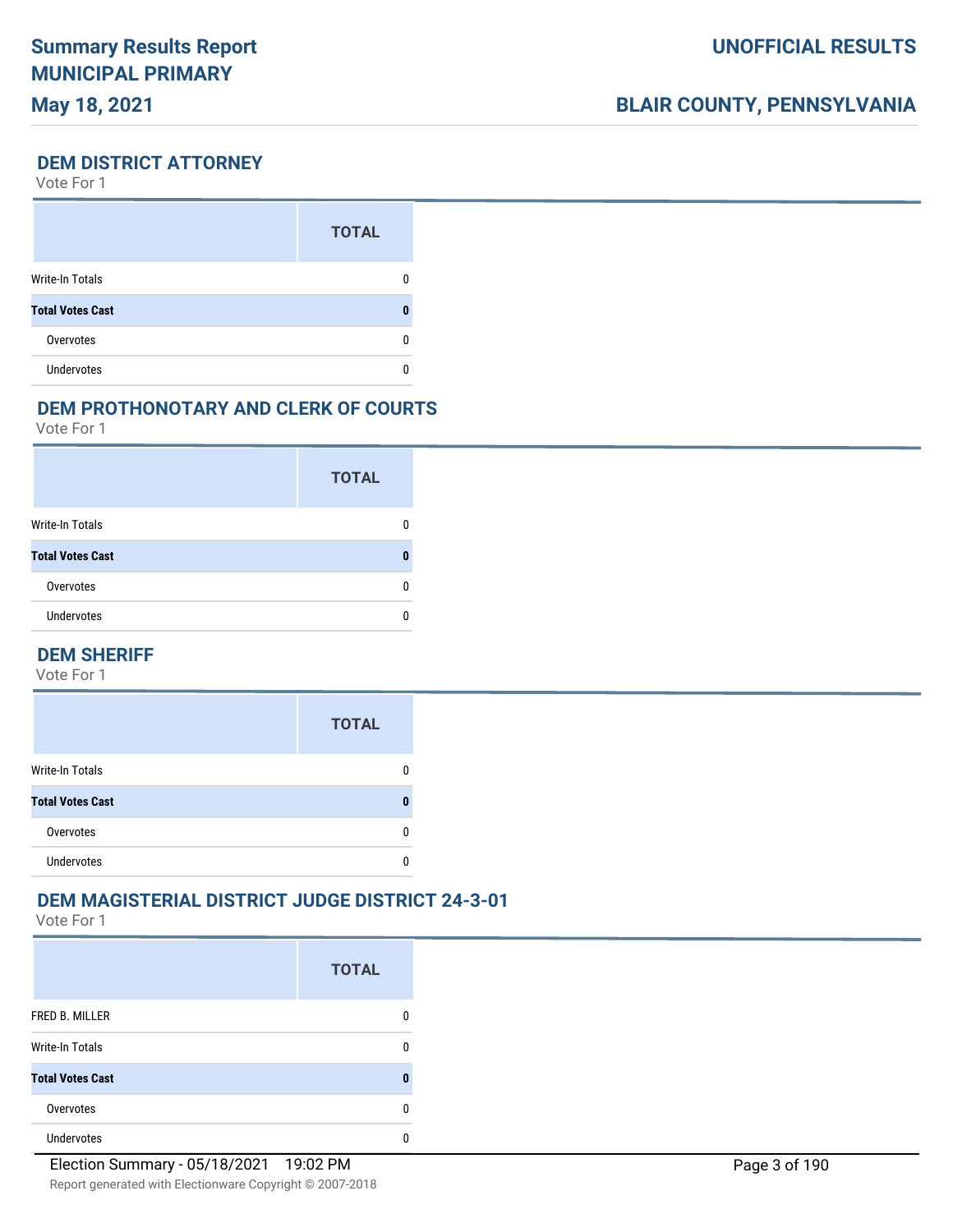## DEM DISTRICT ATTORNEY

Vote For 1

| | TOTAL |
|---|---|
| Write-In Totals | 0 |
| **Total Votes Cast** | **0** |
| Overvotes | 0 |
| Undervotes | 0 |

## DEM PROTHONOTARY AND CLERK OF COURTS

Vote For 1

| | TOTAL |
|---|---|
| Write-In Totals | 0 |
| **Total Votes Cast** | **0** |
| Overvotes | 0 |
| Undervotes | 0 |

## DEM SHERIFF

Vote For 1

| | TOTAL |
|---|---|
| Write-In Totals | 0 |
| **Total Votes Cast** | **0** |
| Overvotes | 0 |
| Undervotes | 0 |

## DEM MAGISTERIAL DISTRICT JUDGE DISTRICT 24-3-01

Vote For 1

| | TOTAL |
|---|---|
| FRED B. MILLER | 0 |
| Write-In Totals | 0 |
| **Total Votes Cast** | **0** |
| Overvotes | 0 |
| Undervotes | 0 |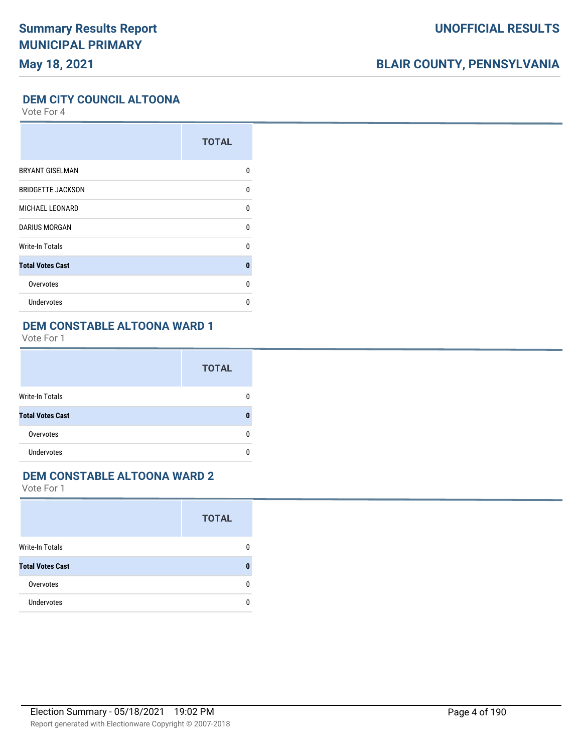## DEM CITY COUNCIL ALTOONA

Vote For 4

| | TOTAL |
|---|---|
| BRYANT GISELMAN | 0 |
| BRIDGETTE JACKSON | 0 |
| MICHAEL LEONARD | 0 |
| DARIUS MORGAN | 0 |
| Write-In Totals | 0 |
| **Total Votes Cast** | **0** |
| Overvotes | 0 |
| Undervotes | 0 |

## DEM CONSTABLE ALTOONA WARD 1

Vote For 1

| | TOTAL |
|---|---|
| Write-In Totals | 0 |
| **Total Votes Cast** | **0** |
| Overvotes | 0 |
| Undervotes | 0 |

## DEM CONSTABLE ALTOONA WARD 2

Vote For 1

| | TOTAL |
|---|---|
| Write-In Totals | 0 |
| **Total Votes Cast** | **0** |
| Overvotes | 0 |
| Undervotes | 0 |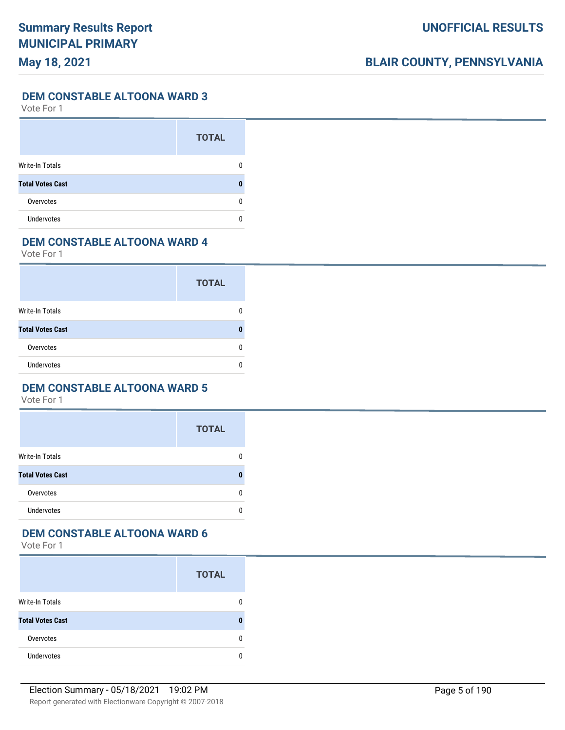## DEM CONSTABLE ALTOONA WARD 3

Vote For 1

| | TOTAL |
|---|---|
| Write-In Totals | 0 |
| **Total Votes Cast** | **0** |
| Overvotes | 0 |
| Undervotes | 0 |

## DEM CONSTABLE ALTOONA WARD 4

Vote For 1

| | TOTAL |
|---|---|
| Write-In Totals | 0 |
| **Total Votes Cast** | **0** |
| Overvotes | 0 |
| Undervotes | 0 |

## DEM CONSTABLE ALTOONA WARD 5

Vote For 1

| | TOTAL |
|---|---|
| Write-In Totals | 0 |
| **Total Votes Cast** | **0** |
| Overvotes | 0 |
| Undervotes | 0 |

## DEM CONSTABLE ALTOONA WARD 6

Vote For 1

| | TOTAL |
|---|---|
| Write-In Totals | 0 |
| **Total Votes Cast** | **0** |
| Overvotes | 0 |
| Undervotes | 0 |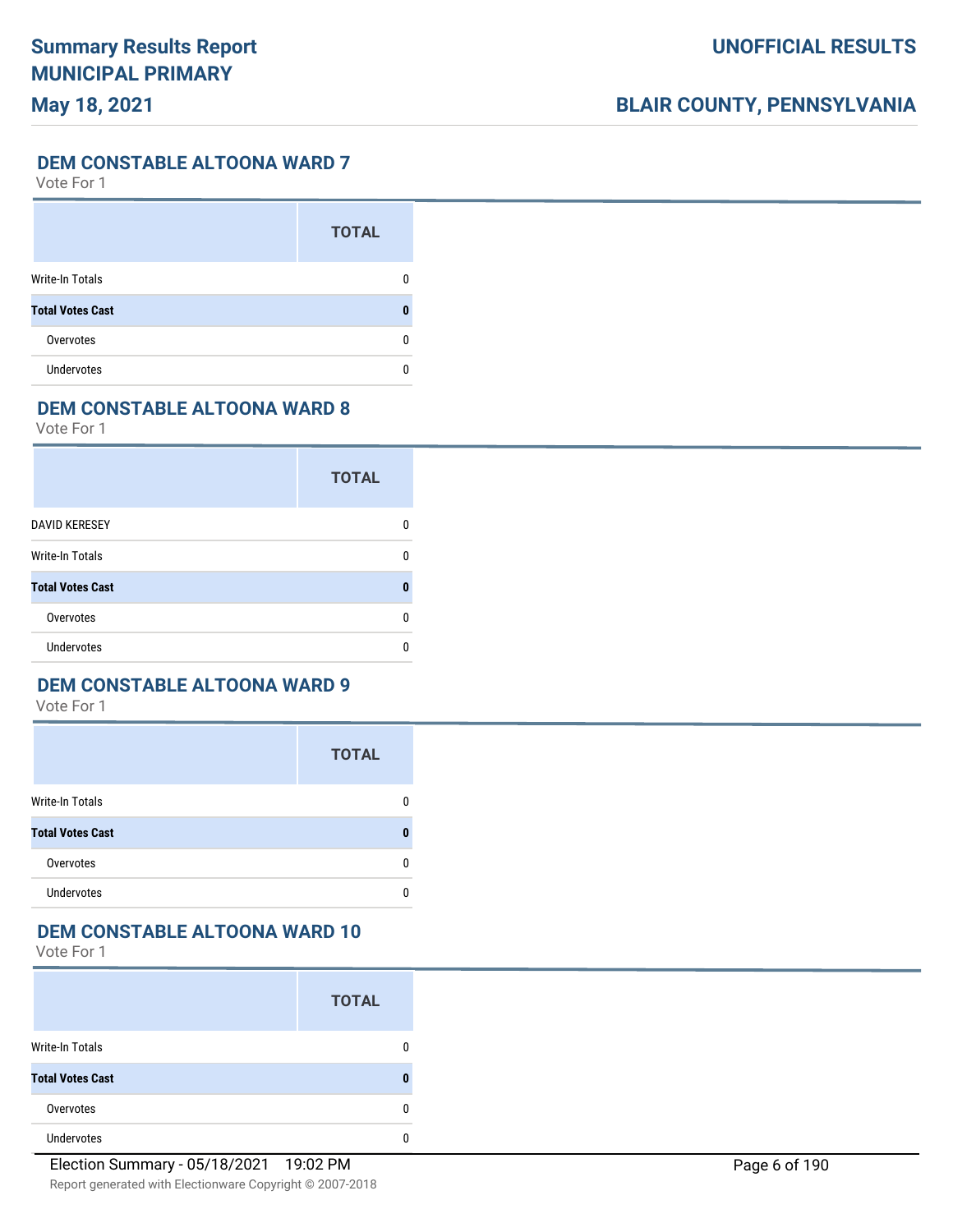## DEM CONSTABLE ALTOONA WARD 7

Vote For 1

| | TOTAL |
|---|---|
| Write-In Totals | 0 |
| **Total Votes Cast** | **0** |
| Overvotes | 0 |
| Undervotes | 0 |

## DEM CONSTABLE ALTOONA WARD 8

Vote For 1

| | TOTAL |
|---|---|
| DAVID KERESEY | 0 |
| Write-In Totals | 0 |
| **Total Votes Cast** | **0** |
| Overvotes | 0 |
| Undervotes | 0 |

## DEM CONSTABLE ALTOONA WARD 9

Vote For 1

| | TOTAL |
|---|---|
| Write-In Totals | 0 |
| **Total Votes Cast** | **0** |
| Overvotes | 0 |
| Undervotes | 0 |

## DEM CONSTABLE ALTOONA WARD 10

Vote For 1

| | TOTAL |
|---|---|
| Write-In Totals | 0 |
| **Total Votes Cast** | **0** |
| Overvotes | 0 |
| Undervotes | 0 |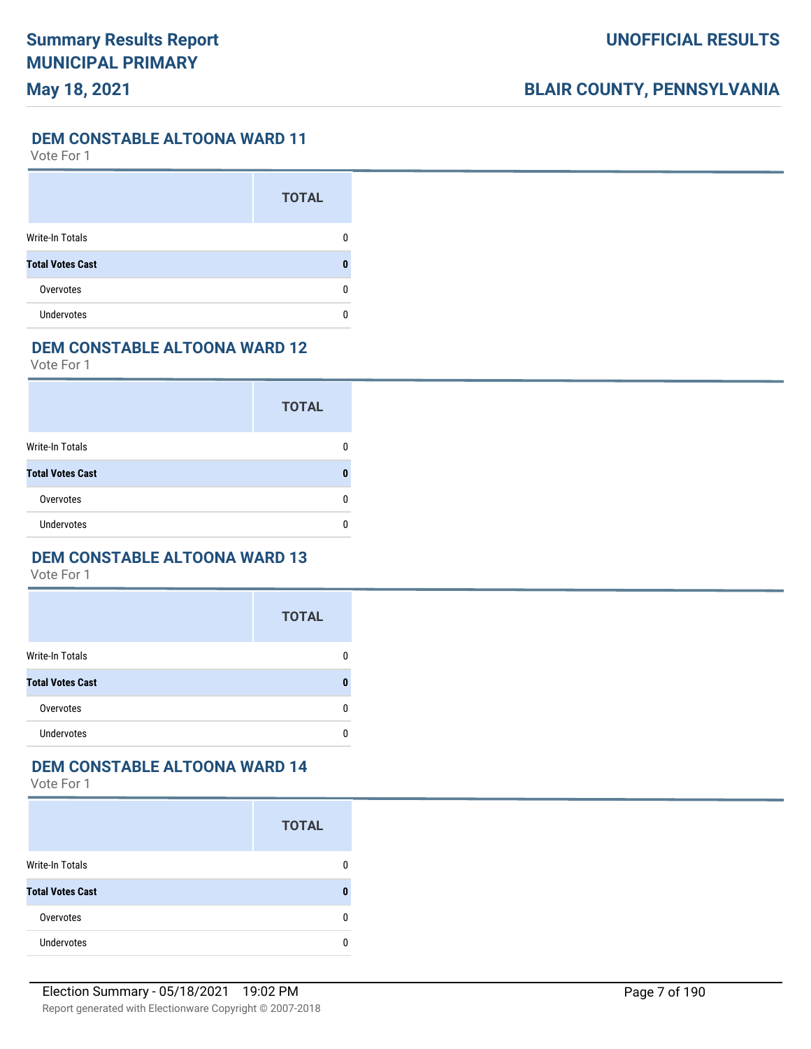## DEM CONSTABLE ALTOONA WARD 11

Vote For 1

| | TOTAL |
|---|---|
| Write-In Totals | 0 |
| **Total Votes Cast** | **0** |
| Overvotes | 0 |
| Undervotes | 0 |

## DEM CONSTABLE ALTOONA WARD 12

Vote For 1

| | TOTAL |
|---|---|
| Write-In Totals | 0 |
| **Total Votes Cast** | **0** |
| Overvotes | 0 |
| Undervotes | 0 |

## DEM CONSTABLE ALTOONA WARD 13

Vote For 1

| | TOTAL |
|---|---|
| Write-In Totals | 0 |
| **Total Votes Cast** | **0** |
| Overvotes | 0 |
| Undervotes | 0 |

## DEM CONSTABLE ALTOONA WARD 14

Vote For 1

| | TOTAL |
|---|---|
| Write-In Totals | 0 |
| **Total Votes Cast** | **0** |
| Overvotes | 0 |
| Undervotes | 0 |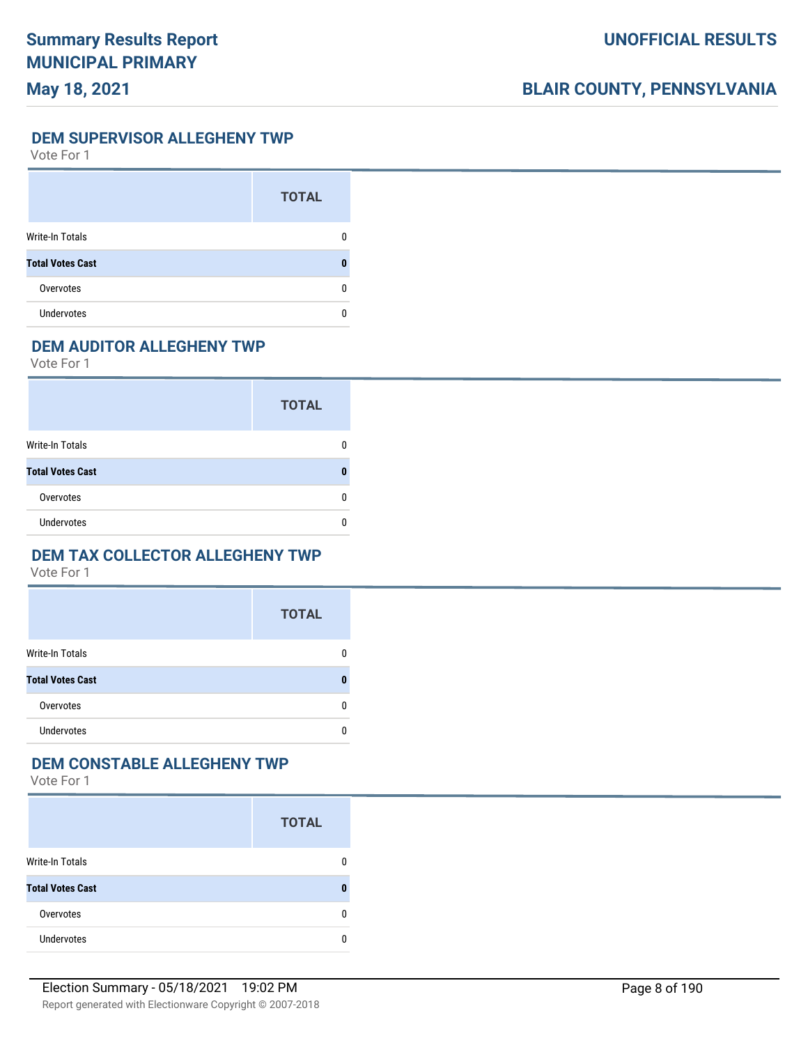## DEM SUPERVISOR ALLEGHENY TWP

Vote For 1

| | TOTAL |
|---|---|
| Write-In Totals | 0 |
| **Total Votes Cast** | **0** |
| Overvotes | 0 |
| Undervotes | 0 |

## DEM AUDITOR ALLEGHENY TWP

Vote For 1

| | TOTAL |
|---|---|
| Write-In Totals | 0 |
| **Total Votes Cast** | **0** |
| Overvotes | 0 |
| Undervotes | 0 |

## DEM TAX COLLECTOR ALLEGHENY TWP

Vote For 1

| | TOTAL |
|---|---|
| Write-In Totals | 0 |
| **Total Votes Cast** | **0** |
| Overvotes | 0 |
| Undervotes | 0 |

## DEM CONSTABLE ALLEGHENY TWP

Vote For 1

| | TOTAL |
|---|---|
| Write-In Totals | 0 |
| **Total Votes Cast** | **0** |
| Overvotes | 0 |
| Undervotes | 0 |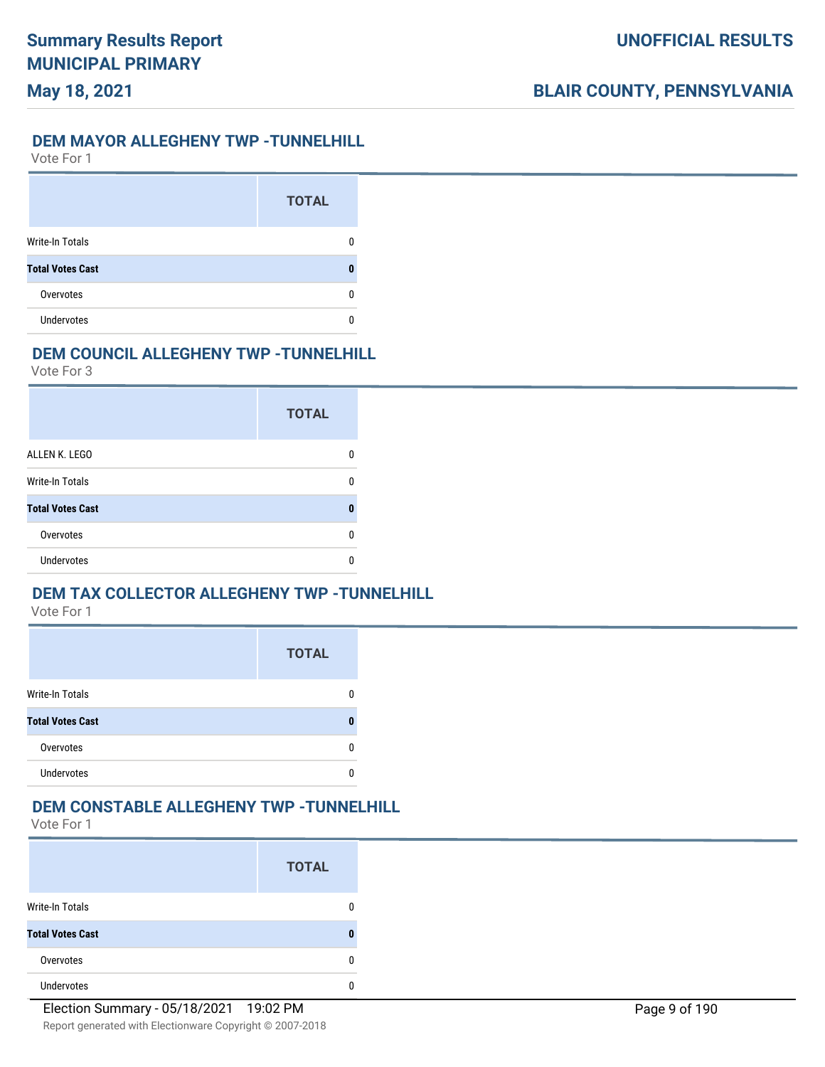## DEM MAYOR ALLEGHENY TWP -TUNNELHILL

Vote For 1

| | TOTAL |
|---|---|
| Write-In Totals | 0 |
| **Total Votes Cast** | **0** |
| Overvotes | 0 |
| Undervotes | 0 |

## DEM COUNCIL ALLEGHENY TWP -TUNNELHILL

Vote For 3

| | TOTAL |
|---|---|
| ALLEN K. LEGO | 0 |
| Write-In Totals | 0 |
| **Total Votes Cast** | **0** |
| Overvotes | 0 |
| Undervotes | 0 |

## DEM TAX COLLECTOR ALLEGHENY TWP -TUNNELHILL

Vote For 1

| | TOTAL |
|---|---|
| Write-In Totals | 0 |
| **Total Votes Cast** | **0** |
| Overvotes | 0 |
| Undervotes | 0 |

## DEM CONSTABLE ALLEGHENY TWP -TUNNELHILL

Vote For 1

| | TOTAL |
|---|---|
| Write-In Totals | 0 |
| **Total Votes Cast** | **0** |
| Overvotes | 0 |
| Undervotes | 0 |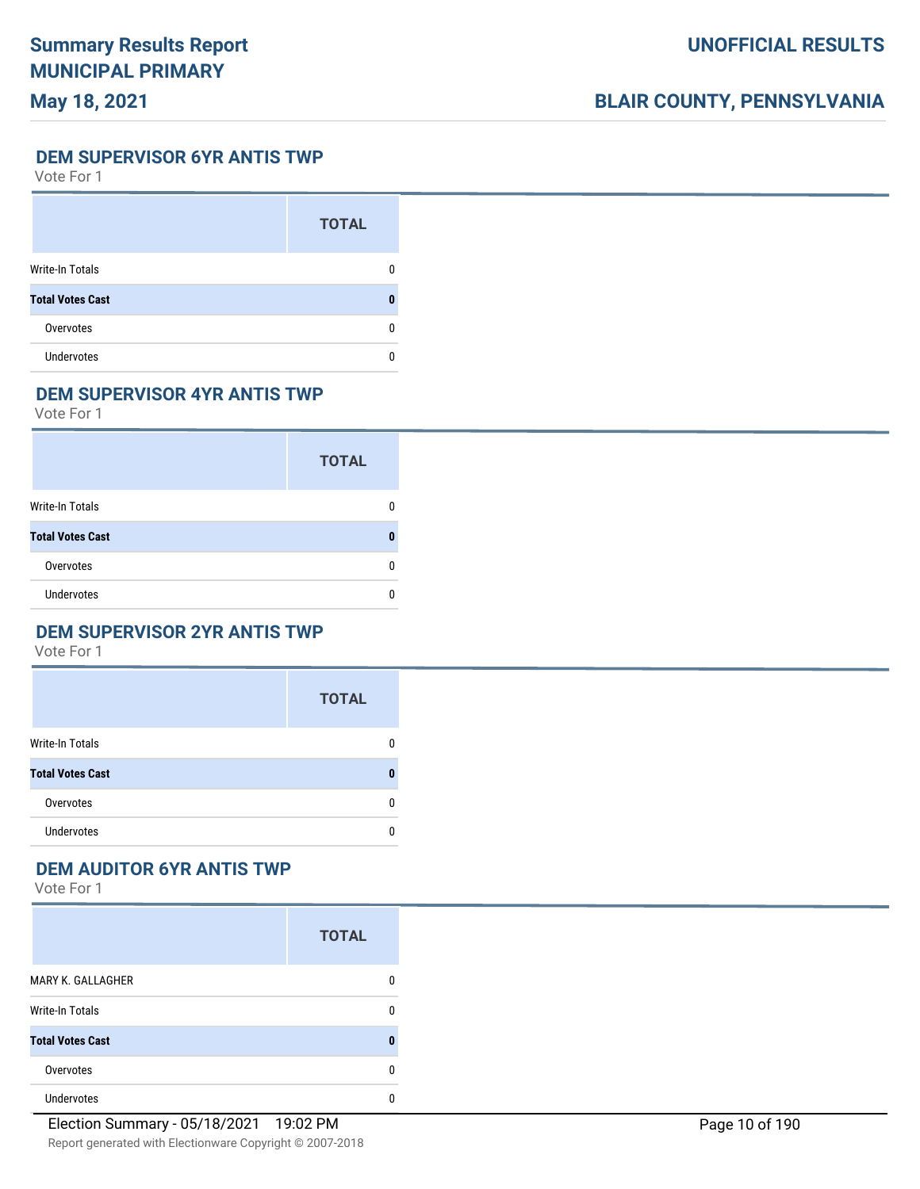## DEM SUPERVISOR 6YR ANTIS TWP

Vote For 1

| | TOTAL |
|---|---|
| Write-In Totals | 0 |
| **Total Votes Cast** | **0** |
| Overvotes | 0 |
| Undervotes | 0 |

## DEM SUPERVISOR 4YR ANTIS TWP

Vote For 1

| | TOTAL |
|---|---|
| Write-In Totals | 0 |
| **Total Votes Cast** | **0** |
| Overvotes | 0 |
| Undervotes | 0 |

## DEM SUPERVISOR 2YR ANTIS TWP

Vote For 1

| | TOTAL |
|---|---|
| Write-In Totals | 0 |
| **Total Votes Cast** | **0** |
| Overvotes | 0 |
| Undervotes | 0 |

## DEM AUDITOR 6YR ANTIS TWP

Vote For 1

| | TOTAL |
|---|---|
| MARY K. GALLAGHER | 0 |
| Write-In Totals | 0 |
| **Total Votes Cast** | **0** |
| Overvotes | 0 |
| Undervotes | 0 |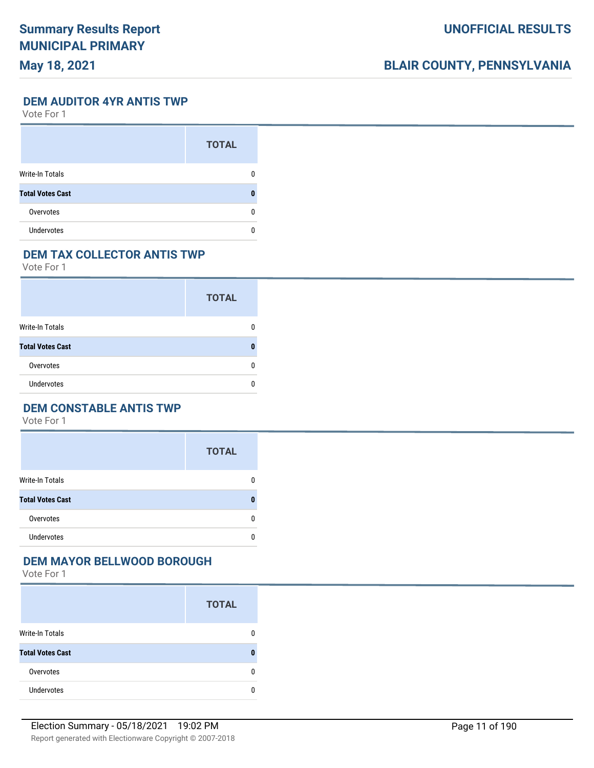## DEM AUDITOR 4YR ANTIS TWP

Vote For 1

| | TOTAL |
|---|---|
| Write-In Totals | 0 |
| **Total Votes Cast** | **0** |
| Overvotes | 0 |
| Undervotes | 0 |

## DEM TAX COLLECTOR ANTIS TWP

Vote For 1

| | TOTAL |
|---|---|
| Write-In Totals | 0 |
| **Total Votes Cast** | **0** |
| Overvotes | 0 |
| Undervotes | 0 |

## DEM CONSTABLE ANTIS TWP

Vote For 1

| | TOTAL |
|---|---|
| Write-In Totals | 0 |
| **Total Votes Cast** | **0** |
| Overvotes | 0 |
| Undervotes | 0 |

## DEM MAYOR BELLWOOD BOROUGH

Vote For 1

| | TOTAL |
|---|---|
| Write-In Totals | 0 |
| **Total Votes Cast** | **0** |
| Overvotes | 0 |
| Undervotes | 0 |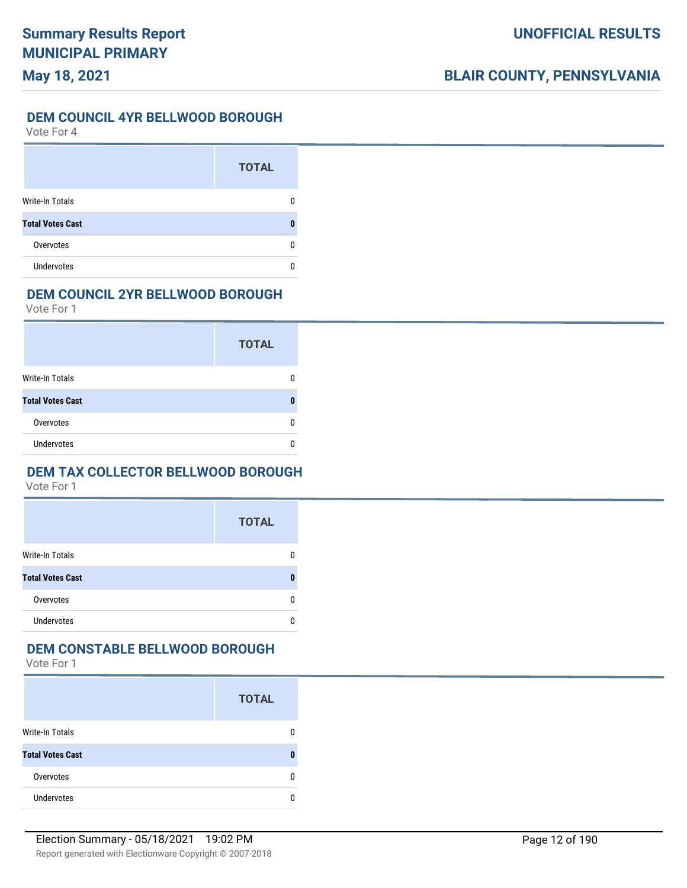## DEM COUNCIL 4YR BELLWOOD BOROUGH

Vote For 4

| | TOTAL |
|---|---|
| Write-In Totals | 0 |
| **Total Votes Cast** | **0** |
| Overvotes | 0 |
| Undervotes | 0 |

## DEM COUNCIL 2YR BELLWOOD BOROUGH

Vote For 1

| | TOTAL |
|---|---|
| Write-In Totals | 0 |
| **Total Votes Cast** | **0** |
| Overvotes | 0 |
| Undervotes | 0 |

## DEM TAX COLLECTOR BELLWOOD BOROUGH

Vote For 1

| | TOTAL |
|---|---|
| Write-In Totals | 0 |
| **Total Votes Cast** | **0** |
| Overvotes | 0 |
| Undervotes | 0 |

## DEM CONSTABLE BELLWOOD BOROUGH

Vote For 1

| | TOTAL |
|---|---|
| Write-In Totals | 0 |
| **Total Votes Cast** | **0** |
| Overvotes | 0 |
| Undervotes | 0 |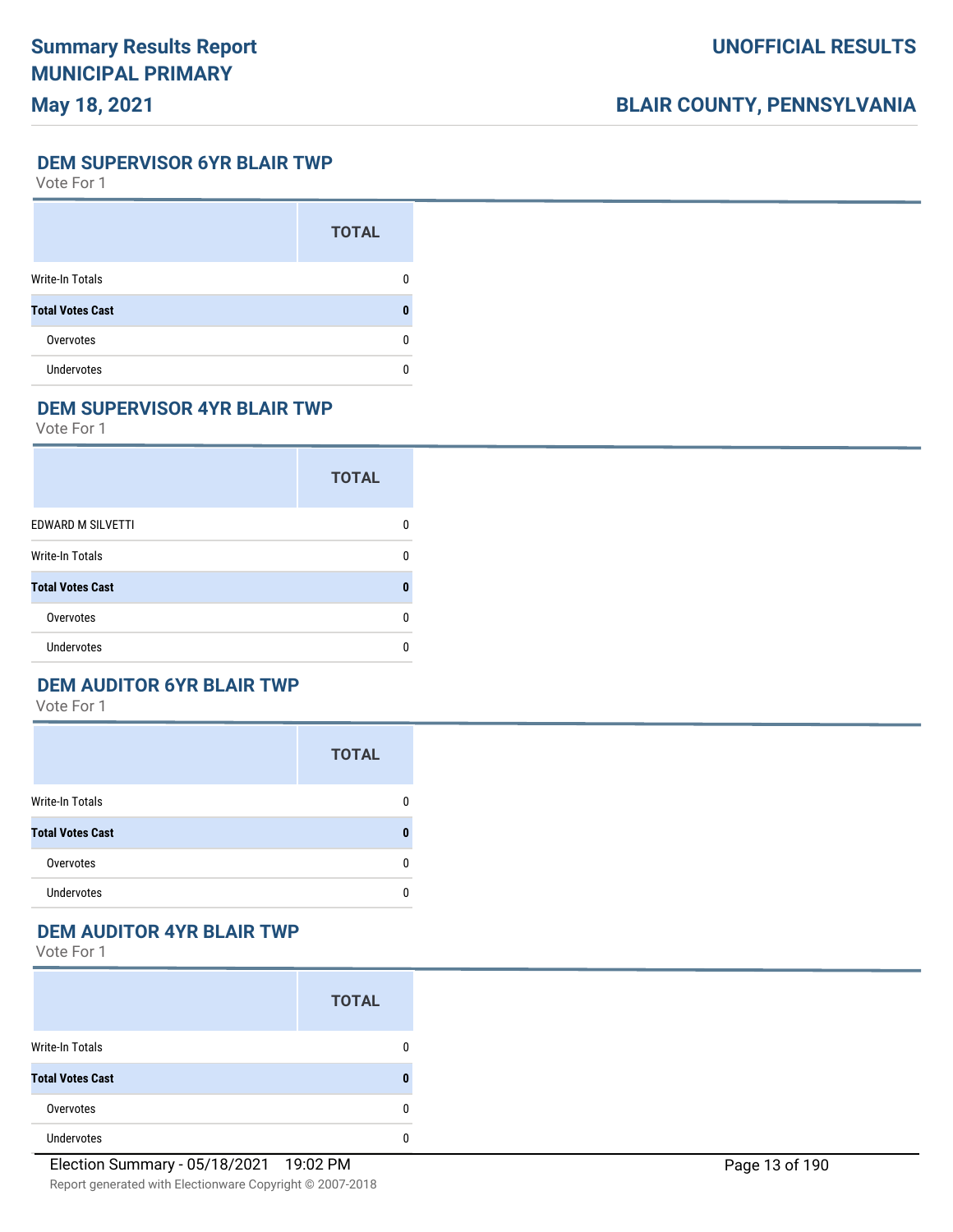## DEM SUPERVISOR 6YR BLAIR TWP

Vote For 1

| | TOTAL |
|---|---|
| Write-In Totals | 0 |
| **Total Votes Cast** | **0** |
| Overvotes | 0 |
| Undervotes | 0 |

## DEM SUPERVISOR 4YR BLAIR TWP

Vote For 1

| | TOTAL |
|---|---|
| EDWARD M SILVETTI | 0 |
| Write-In Totals | 0 |
| **Total Votes Cast** | **0** |
| Overvotes | 0 |
| Undervotes | 0 |

## DEM AUDITOR 6YR BLAIR TWP

Vote For 1

| | TOTAL |
|---|---|
| Write-In Totals | 0 |
| **Total Votes Cast** | **0** |
| Overvotes | 0 |
| Undervotes | 0 |

## DEM AUDITOR 4YR BLAIR TWP

Vote For 1

| | TOTAL |
|---|---|
| Write-In Totals | 0 |
| **Total Votes Cast** | **0** |
| Overvotes | 0 |
| Undervotes | 0 |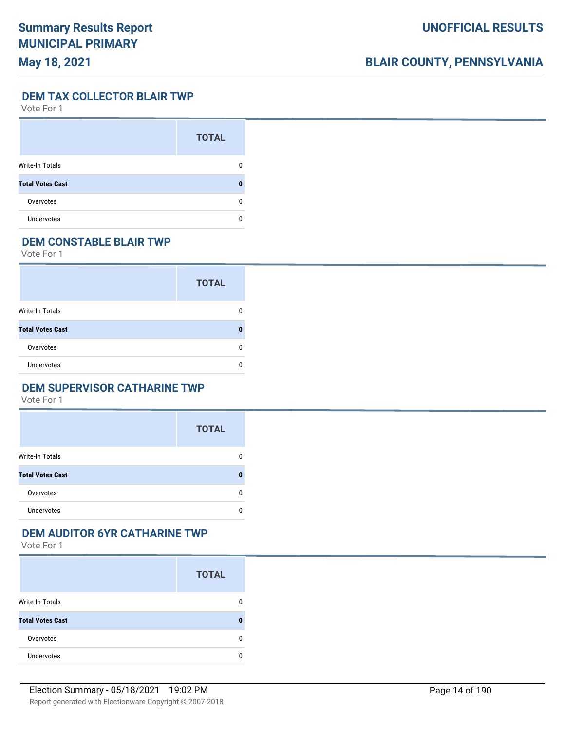## DEM TAX COLLECTOR BLAIR TWP

Vote For 1

| | TOTAL |
|---|---|
| Write-In Totals | 0 |
| **Total Votes Cast** | **0** |
| Overvotes | 0 |
| Undervotes | 0 |

## DEM CONSTABLE BLAIR TWP

Vote For 1

| | TOTAL |
|---|---|
| Write-In Totals | 0 |
| **Total Votes Cast** | **0** |
| Overvotes | 0 |
| Undervotes | 0 |

## DEM SUPERVISOR CATHARINE TWP

Vote For 1

| | TOTAL |
|---|---|
| Write-In Totals | 0 |
| **Total Votes Cast** | **0** |
| Overvotes | 0 |
| Undervotes | 0 |

## DEM AUDITOR 6YR CATHARINE TWP

Vote For 1

| | TOTAL |
|---|---|
| Write-In Totals | 0 |
| **Total Votes Cast** | **0** |
| Overvotes | 0 |
| Undervotes | 0 |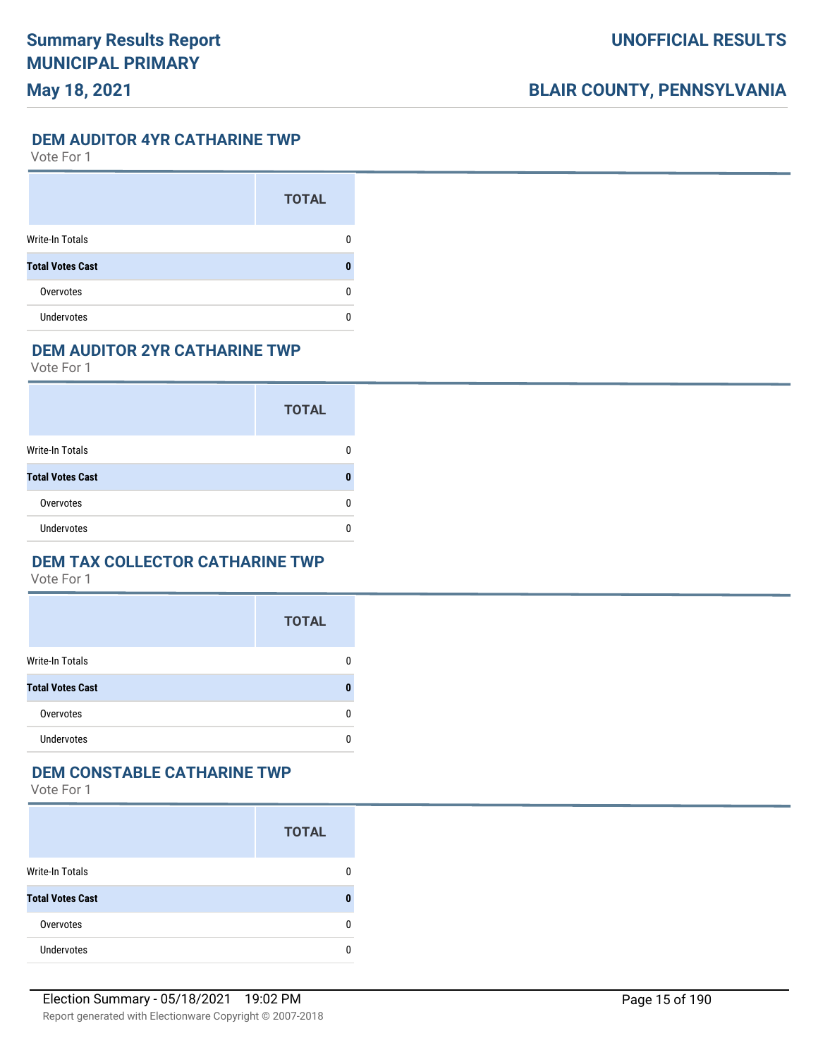### DEM AUDITOR 4YR CATHARINE TWP

Vote For 1

| | TOTAL |
|---|---|
| Write-In Totals | 0 |
| **Total Votes Cast** | **0** |
| Overvotes | 0 |
| Undervotes | 0 |

### DEM AUDITOR 2YR CATHARINE TWP

Vote For 1

| | TOTAL |
|---|---|
| Write-In Totals | 0 |
| **Total Votes Cast** | **0** |
| Overvotes | 0 |
| Undervotes | 0 |

### DEM TAX COLLECTOR CATHARINE TWP

Vote For 1

| | TOTAL |
|---|---|
| Write-In Totals | 0 |
| **Total Votes Cast** | **0** |
| Overvotes | 0 |
| Undervotes | 0 |

### DEM CONSTABLE CATHARINE TWP

Vote For 1

| | TOTAL |
|---|---|
| Write-In Totals | 0 |
| **Total Votes Cast** | **0** |
| Overvotes | 0 |
| Undervotes | 0 |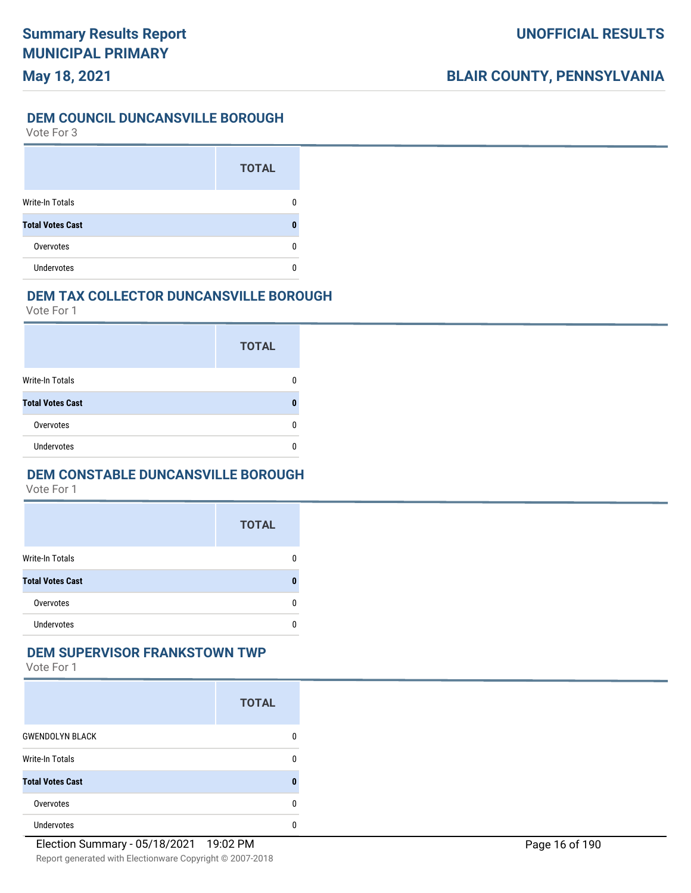## DEM COUNCIL DUNCANSVILLE BOROUGH

Vote For 3

| | TOTAL |
|---|---|
| Write-In Totals | 0 |
| **Total Votes Cast** | **0** |
| Overvotes | 0 |
| Undervotes | 0 |

## DEM TAX COLLECTOR DUNCANSVILLE BOROUGH

Vote For 1

| | TOTAL |
|---|---|
| Write-In Totals | 0 |
| **Total Votes Cast** | **0** |
| Overvotes | 0 |
| Undervotes | 0 |

## DEM CONSTABLE DUNCANSVILLE BOROUGH

Vote For 1

| | TOTAL |
|---|---|
| Write-In Totals | 0 |
| **Total Votes Cast** | **0** |
| Overvotes | 0 |
| Undervotes | 0 |

## DEM SUPERVISOR FRANKSTOWN TWP

Vote For 1

| | TOTAL |
|---|---|
| GWENDOLYN BLACK | 0 |
| Write-In Totals | 0 |
| **Total Votes Cast** | **0** |
| Overvotes | 0 |
| Undervotes | 0 |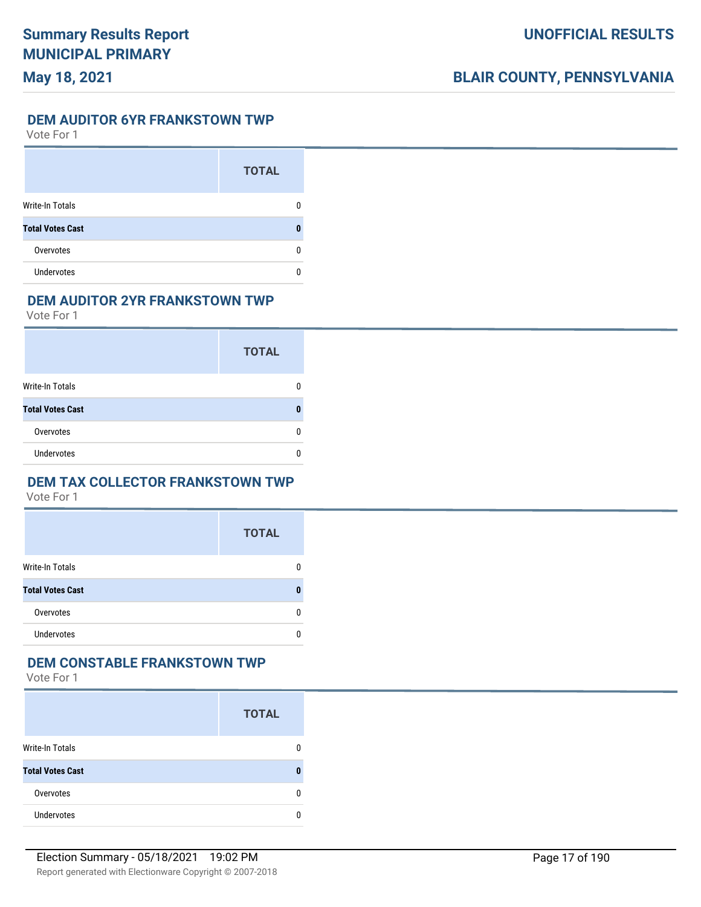## DEM AUDITOR 6YR FRANKSTOWN TWP

Vote For 1

| | TOTAL |
|---|---|
| Write-In Totals | 0 |
| **Total Votes Cast** | **0** |
| Overvotes | 0 |
| Undervotes | 0 |

## DEM AUDITOR 2YR FRANKSTOWN TWP

Vote For 1

| | TOTAL |
|---|---|
| Write-In Totals | 0 |
| **Total Votes Cast** | **0** |
| Overvotes | 0 |
| Undervotes | 0 |

## DEM TAX COLLECTOR FRANKSTOWN TWP

Vote For 1

| | TOTAL |
|---|---|
| Write-In Totals | 0 |
| **Total Votes Cast** | **0** |
| Overvotes | 0 |
| Undervotes | 0 |

## DEM CONSTABLE FRANKSTOWN TWP

Vote For 1

| | TOTAL |
|---|---|
| Write-In Totals | 0 |
| **Total Votes Cast** | **0** |
| Overvotes | 0 |
| Undervotes | 0 |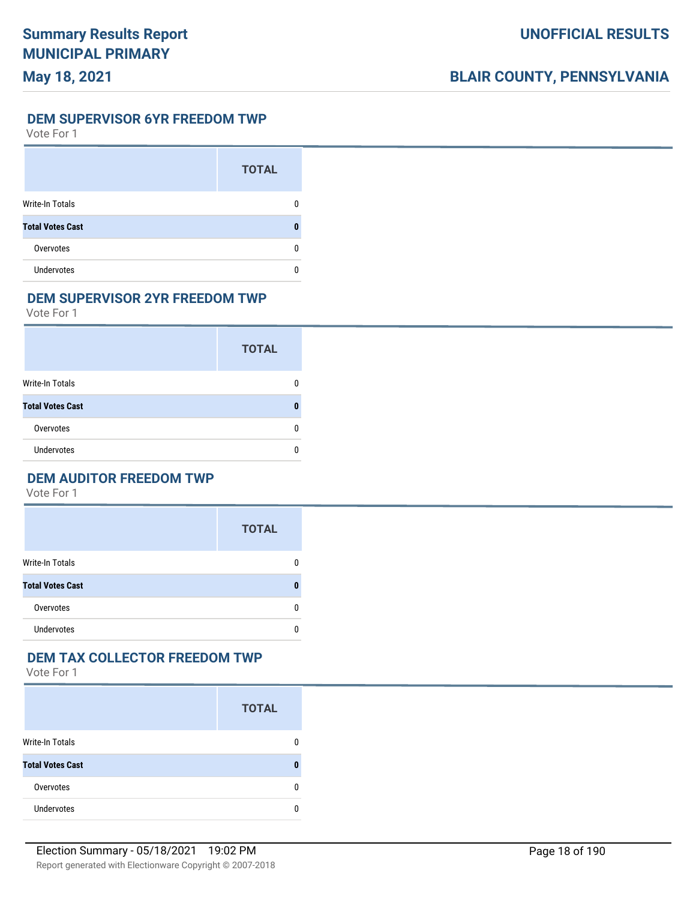## DEM SUPERVISOR 6YR FREEDOM TWP

Vote For 1

| | TOTAL |
|---|---|
| Write-In Totals | 0 |
| **Total Votes Cast** | **0** |
| Overvotes | 0 |
| Undervotes | 0 |

## DEM SUPERVISOR 2YR FREEDOM TWP

Vote For 1

| | TOTAL |
|---|---|
| Write-In Totals | 0 |
| **Total Votes Cast** | **0** |
| Overvotes | 0 |
| Undervotes | 0 |

## DEM AUDITOR FREEDOM TWP

Vote For 1

| | TOTAL |
|---|---|
| Write-In Totals | 0 |
| **Total Votes Cast** | **0** |
| Overvotes | 0 |
| Undervotes | 0 |

## DEM TAX COLLECTOR FREEDOM TWP

Vote For 1

| | TOTAL |
|---|---|
| Write-In Totals | 0 |
| **Total Votes Cast** | **0** |
| Overvotes | 0 |
| Undervotes | 0 |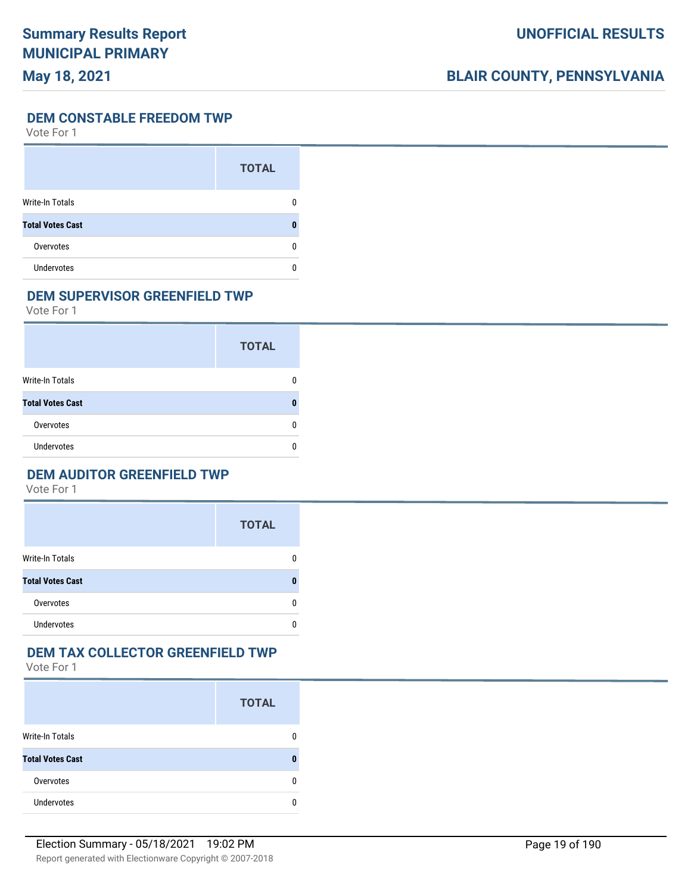## DEM CONSTABLE FREEDOM TWP

Vote For 1

| | TOTAL |
|---|---|
| Write-In Totals | 0 |
| **Total Votes Cast** | **0** |
| Overvotes | 0 |
| Undervotes | 0 |

## DEM SUPERVISOR GREENFIELD TWP

Vote For 1

| | TOTAL |
|---|---|
| Write-In Totals | 0 |
| **Total Votes Cast** | **0** |
| Overvotes | 0 |
| Undervotes | 0 |

## DEM AUDITOR GREENFIELD TWP

Vote For 1

| | TOTAL |
|---|---|
| Write-In Totals | 0 |
| **Total Votes Cast** | **0** |
| Overvotes | 0 |
| Undervotes | 0 |

## DEM TAX COLLECTOR GREENFIELD TWP

Vote For 1

| | TOTAL |
|---|---|
| Write-In Totals | 0 |
| **Total Votes Cast** | **0** |
| Overvotes | 0 |
| Undervotes | 0 |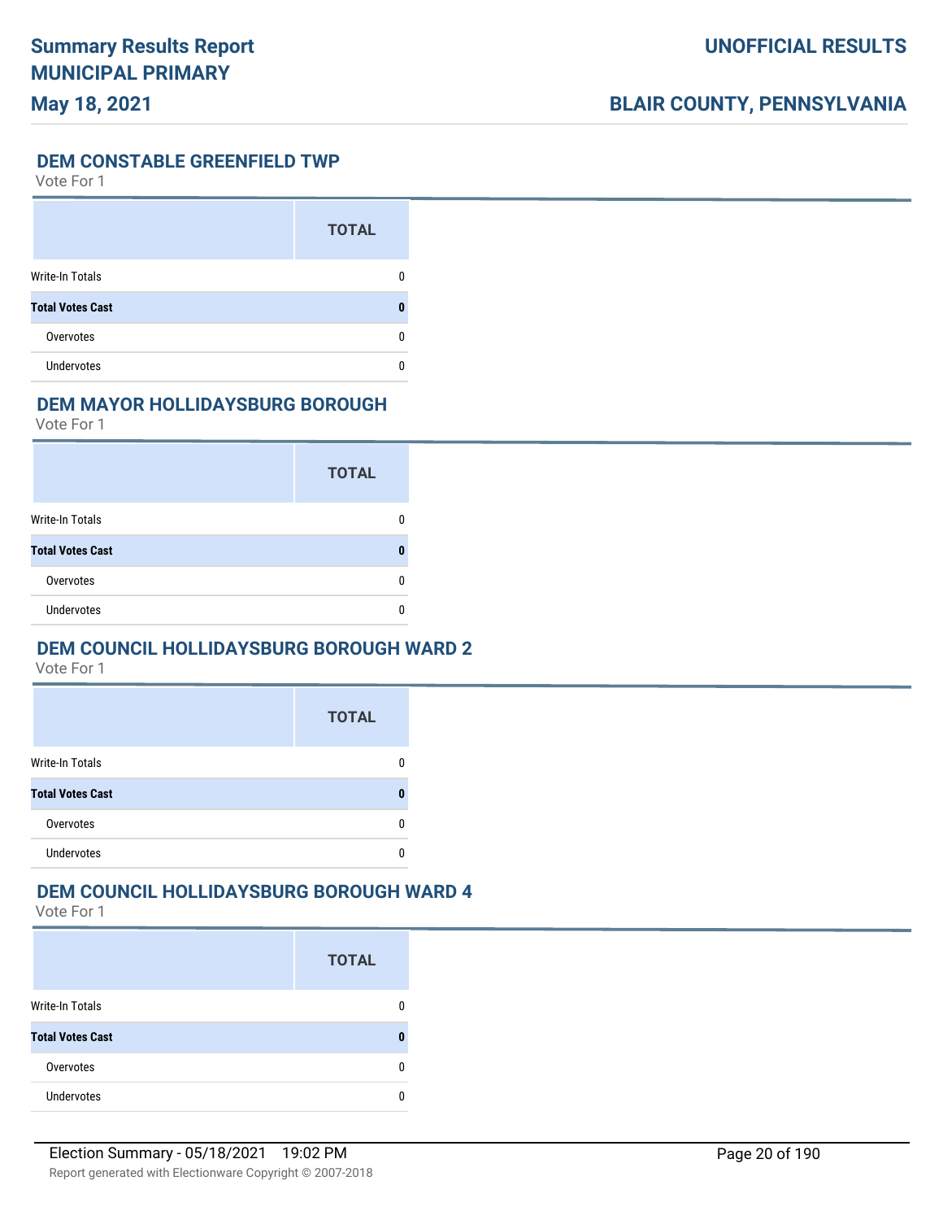### DEM CONSTABLE GREENFIELD TWP

Vote For 1

| | TOTAL |
|---|---|
| Write-In Totals | 0 |
| **Total Votes Cast** | **0** |
| Overvotes | 0 |
| Undervotes | 0 |

### DEM MAYOR HOLLIDAYSBURG BOROUGH

Vote For 1

| | TOTAL |
|---|---|
| Write-In Totals | 0 |
| **Total Votes Cast** | **0** |
| Overvotes | 0 |
| Undervotes | 0 |

### DEM COUNCIL HOLLIDAYSBURG BOROUGH WARD 2

Vote For 1

| | TOTAL |
|---|---|
| Write-In Totals | 0 |
| **Total Votes Cast** | **0** |
| Overvotes | 0 |
| Undervotes | 0 |

### DEM COUNCIL HOLLIDAYSBURG BOROUGH WARD 4

Vote For 1

| | TOTAL |
|---|---|
| Write-In Totals | 0 |
| **Total Votes Cast** | **0** |
| Overvotes | 0 |
| Undervotes | 0 |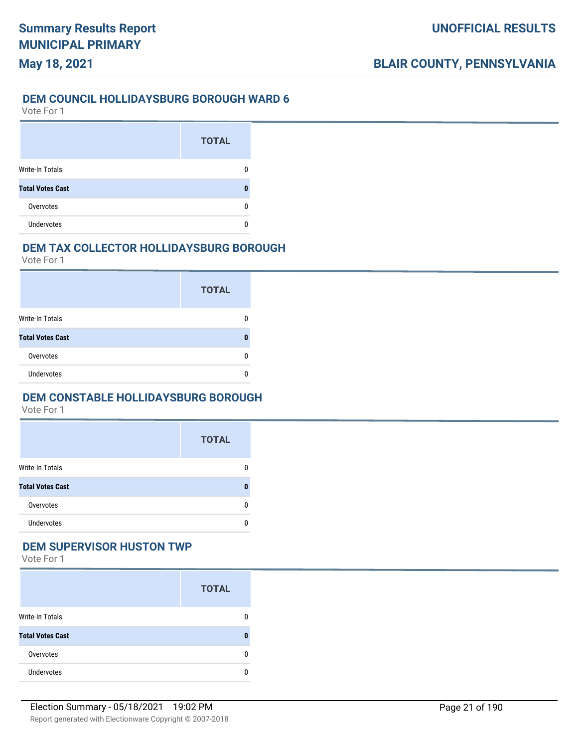## DEM COUNCIL HOLLIDAYSBURG BOROUGH WARD 6

Vote For 1

| | TOTAL |
|---|---|
| Write-In Totals | 0 |
| **Total Votes Cast** | **0** |
| Overvotes | 0 |
| Undervotes | 0 |

## DEM TAX COLLECTOR HOLLIDAYSBURG BOROUGH

Vote For 1

| | TOTAL |
|---|---|
| Write-In Totals | 0 |
| **Total Votes Cast** | **0** |
| Overvotes | 0 |
| Undervotes | 0 |

## DEM CONSTABLE HOLLIDAYSBURG BOROUGH

Vote For 1

| | TOTAL |
|---|---|
| Write-In Totals | 0 |
| **Total Votes Cast** | **0** |
| Overvotes | 0 |
| Undervotes | 0 |

## DEM SUPERVISOR HUSTON TWP

Vote For 1

| | TOTAL |
|---|---|
| Write-In Totals | 0 |
| **Total Votes Cast** | **0** |
| Overvotes | 0 |
| Undervotes | 0 |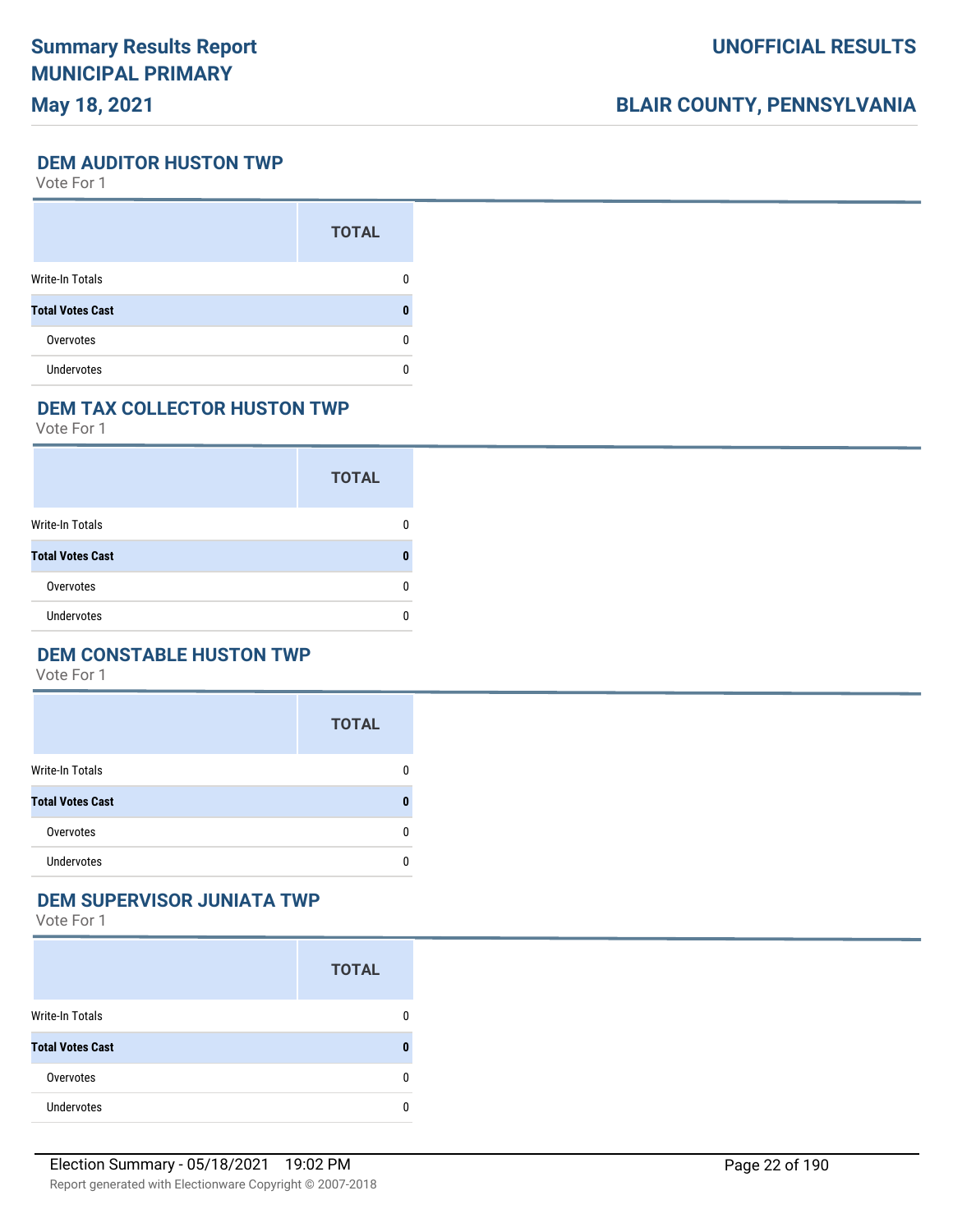## DEM AUDITOR HUSTON TWP

Vote For 1

| | TOTAL |
|---|---|
| Write-In Totals | 0 |
| **Total Votes Cast** | **0** |
| Overvotes | 0 |
| Undervotes | 0 |

## DEM TAX COLLECTOR HUSTON TWP

Vote For 1

| | TOTAL |
|---|---|
| Write-In Totals | 0 |
| **Total Votes Cast** | **0** |
| Overvotes | 0 |
| Undervotes | 0 |

## DEM CONSTABLE HUSTON TWP

Vote For 1

| | TOTAL |
|---|---|
| Write-In Totals | 0 |
| **Total Votes Cast** | **0** |
| Overvotes | 0 |
| Undervotes | 0 |

## DEM SUPERVISOR JUNIATA TWP

Vote For 1

| | TOTAL |
|---|---|
| Write-In Totals | 0 |
| **Total Votes Cast** | **0** |
| Overvotes | 0 |
| Undervotes | 0 |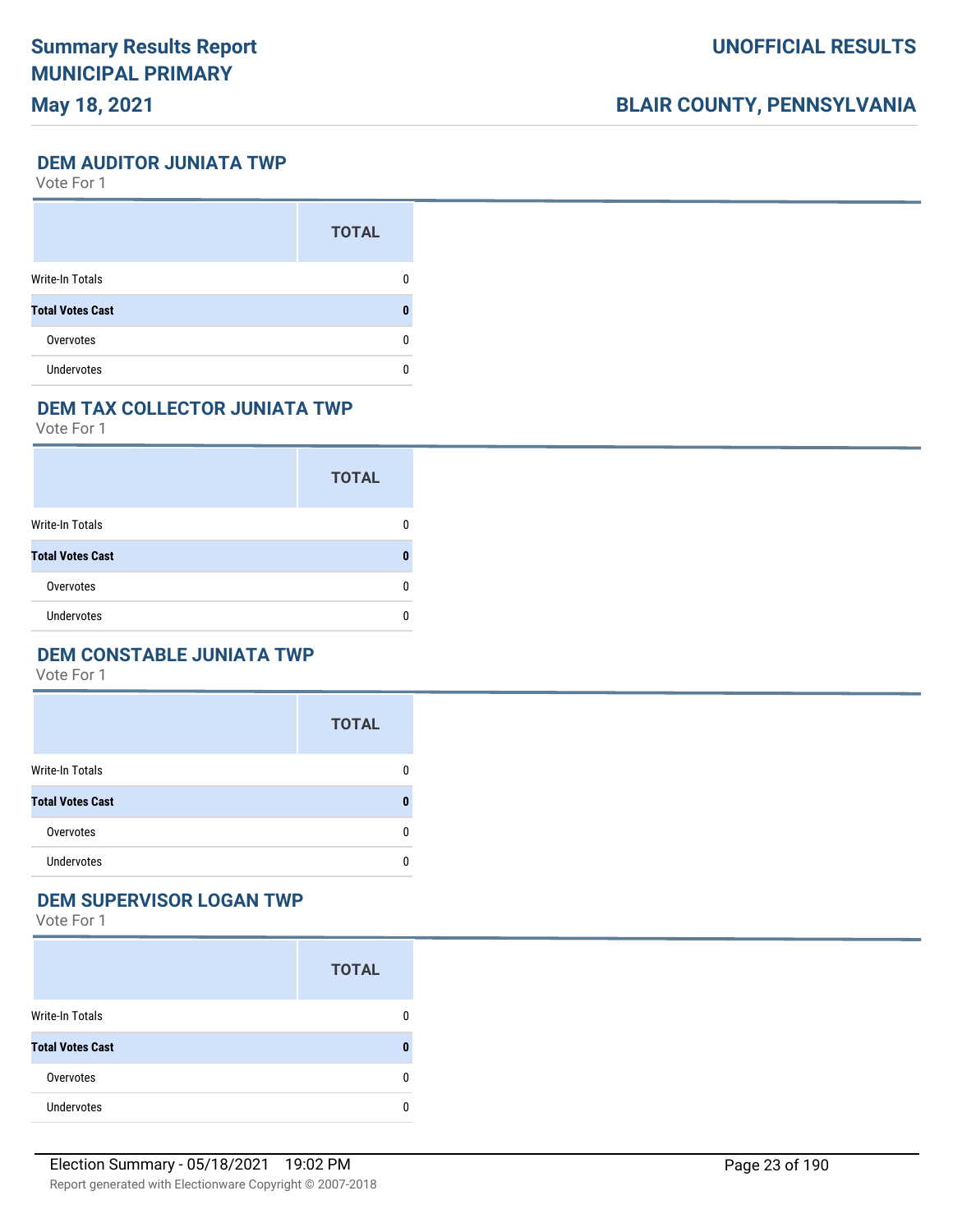## DEM AUDITOR JUNIATA TWP

Vote For 1

| | TOTAL |
|---|---|
| Write-In Totals | 0 |
| **Total Votes Cast** | **0** |
| Overvotes | 0 |
| Undervotes | 0 |

## DEM TAX COLLECTOR JUNIATA TWP

Vote For 1

| | TOTAL |
|---|---|
| Write-In Totals | 0 |
| **Total Votes Cast** | **0** |
| Overvotes | 0 |
| Undervotes | 0 |

## DEM CONSTABLE JUNIATA TWP

Vote For 1

| | TOTAL |
|---|---|
| Write-In Totals | 0 |
| **Total Votes Cast** | **0** |
| Overvotes | 0 |
| Undervotes | 0 |

## DEM SUPERVISOR LOGAN TWP

Vote For 1

| | TOTAL |
|---|---|
| Write-In Totals | 0 |
| **Total Votes Cast** | **0** |
| Overvotes | 0 |
| Undervotes | 0 |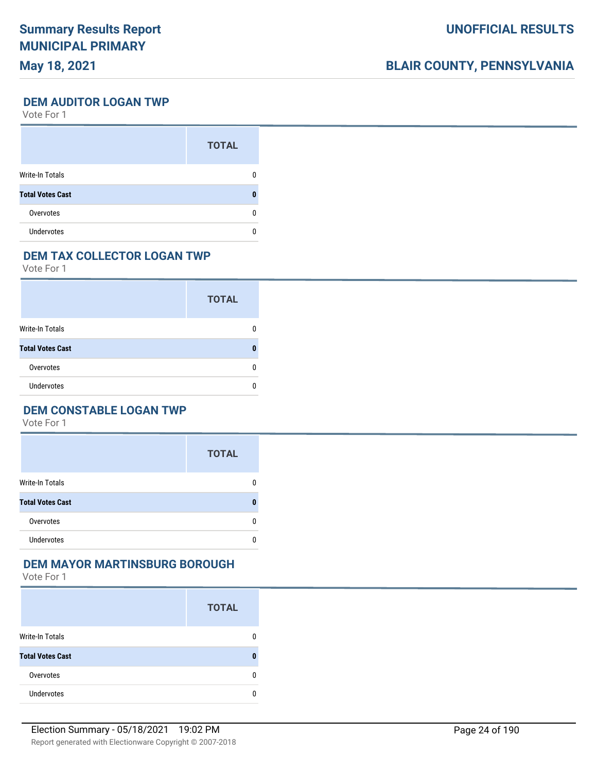## DEM AUDITOR LOGAN TWP

Vote For 1

| | TOTAL |
|---|---|
| Write-In Totals | 0 |
| **Total Votes Cast** | **0** |
| Overvotes | 0 |
| Undervotes | 0 |

## DEM TAX COLLECTOR LOGAN TWP

Vote For 1

| | TOTAL |
|---|---|
| Write-In Totals | 0 |
| **Total Votes Cast** | **0** |
| Overvotes | 0 |
| Undervotes | 0 |

## DEM CONSTABLE LOGAN TWP

Vote For 1

| | TOTAL |
|---|---|
| Write-In Totals | 0 |
| **Total Votes Cast** | **0** |
| Overvotes | 0 |
| Undervotes | 0 |

## DEM MAYOR MARTINSBURG BOROUGH

Vote For 1

| | TOTAL |
|---|---|
| Write-In Totals | 0 |
| **Total Votes Cast** | **0** |
| Overvotes | 0 |
| Undervotes | 0 |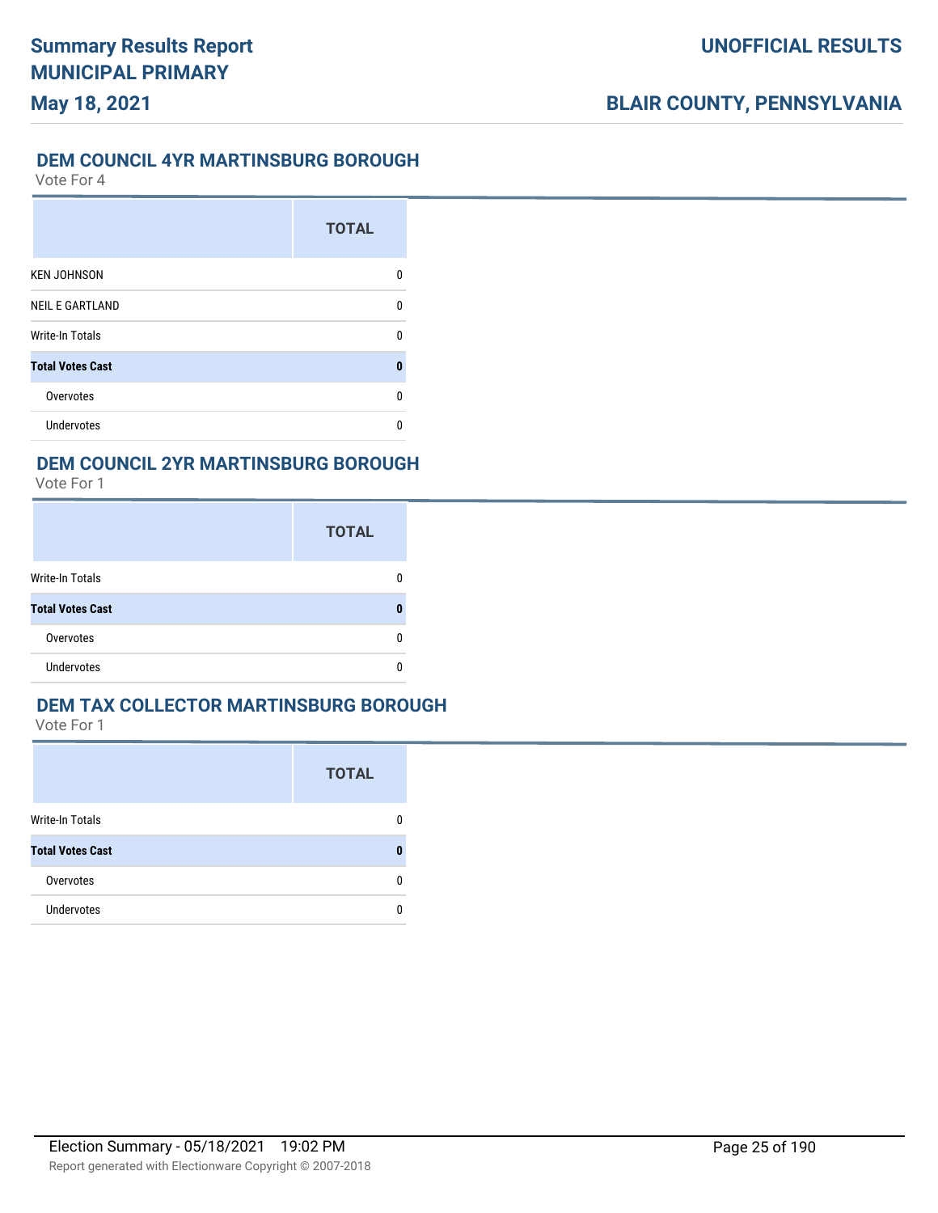## DEM COUNCIL 4YR MARTINSBURG BOROUGH

Vote For 4

| | TOTAL |
|---|---|
| KEN JOHNSON | 0 |
| NEIL E GARTLAND | 0 |
| Write-In Totals | 0 |
| **Total Votes Cast** | **0** |
| Overvotes | 0 |
| Undervotes | 0 |

## DEM COUNCIL 2YR MARTINSBURG BOROUGH

Vote For 1

| | TOTAL |
|---|---|
| Write-In Totals | 0 |
| **Total Votes Cast** | **0** |
| Overvotes | 0 |
| Undervotes | 0 |

## DEM TAX COLLECTOR MARTINSBURG BOROUGH

Vote For 1

| | TOTAL |
|---|---|
| Write-In Totals | 0 |
| **Total Votes Cast** | **0** |
| Overvotes | 0 |
| Undervotes | 0 |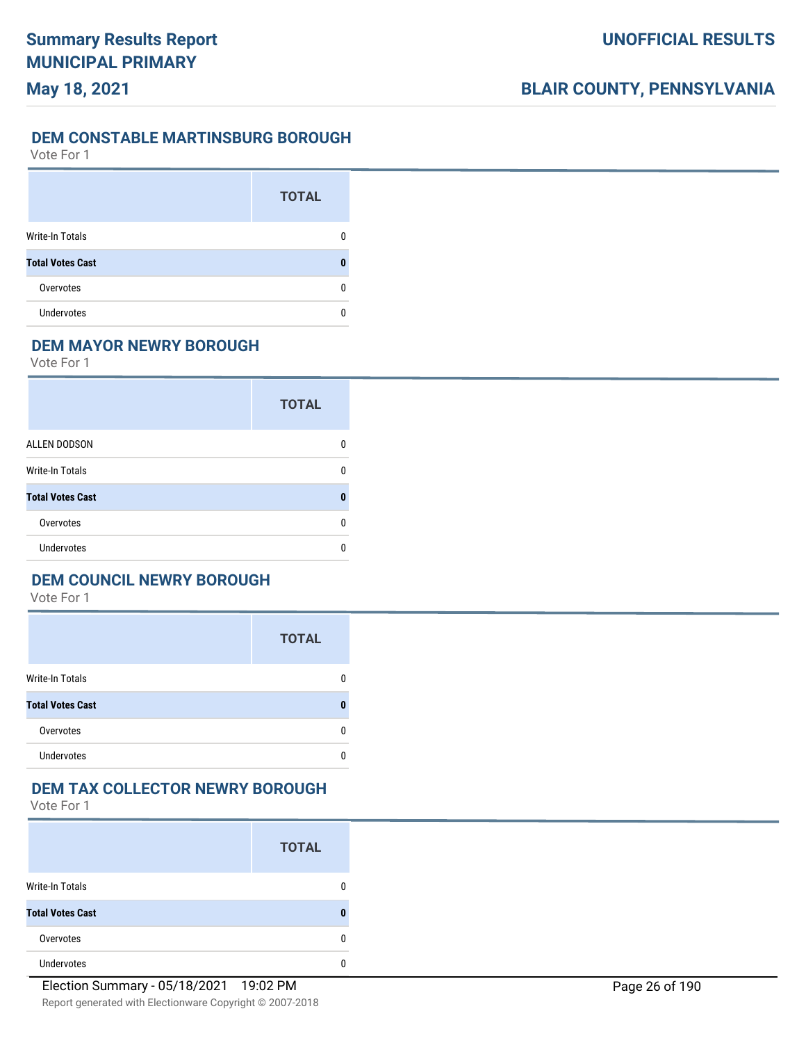## DEM CONSTABLE MARTINSBURG BOROUGH

Vote For 1

| | TOTAL |
|---|---|
| Write-In Totals | 0 |
| **Total Votes Cast** | **0** |
| Overvotes | 0 |
| Undervotes | 0 |

## DEM MAYOR NEWRY BOROUGH

Vote For 1

| | TOTAL |
|---|---|
| ALLEN DODSON | 0 |
| Write-In Totals | 0 |
| **Total Votes Cast** | **0** |
| Overvotes | 0 |
| Undervotes | 0 |

## DEM COUNCIL NEWRY BOROUGH

Vote For 1

| | TOTAL |
|---|---|
| Write-In Totals | 0 |
| **Total Votes Cast** | **0** |
| Overvotes | 0 |
| Undervotes | 0 |

## DEM TAX COLLECTOR NEWRY BOROUGH

Vote For 1

| | TOTAL |
|---|---|
| Write-In Totals | 0 |
| **Total Votes Cast** | **0** |
| Overvotes | 0 |
| Undervotes | 0 |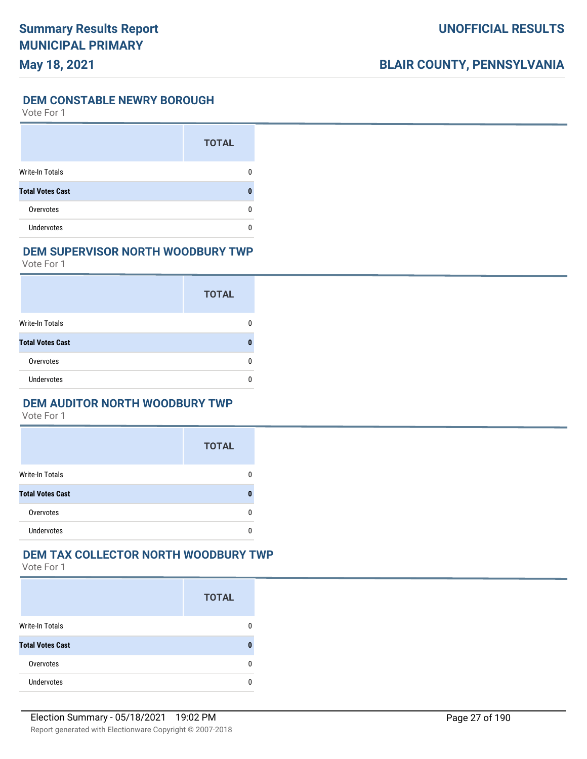## DEM CONSTABLE NEWRY BOROUGH

Vote For 1

| | TOTAL |
|---|---|
| Write-In Totals | 0 |
| **Total Votes Cast** | **0** |
| Overvotes | 0 |
| Undervotes | 0 |

## DEM SUPERVISOR NORTH WOODBURY TWP

Vote For 1

| | TOTAL |
|---|---|
| Write-In Totals | 0 |
| **Total Votes Cast** | **0** |
| Overvotes | 0 |
| Undervotes | 0 |

## DEM AUDITOR NORTH WOODBURY TWP

Vote For 1

| | TOTAL |
|---|---|
| Write-In Totals | 0 |
| **Total Votes Cast** | **0** |
| Overvotes | 0 |
| Undervotes | 0 |

## DEM TAX COLLECTOR NORTH WOODBURY TWP

Vote For 1

| | TOTAL |
|---|---|
| Write-In Totals | 0 |
| **Total Votes Cast** | **0** |
| Overvotes | 0 |
| Undervotes | 0 |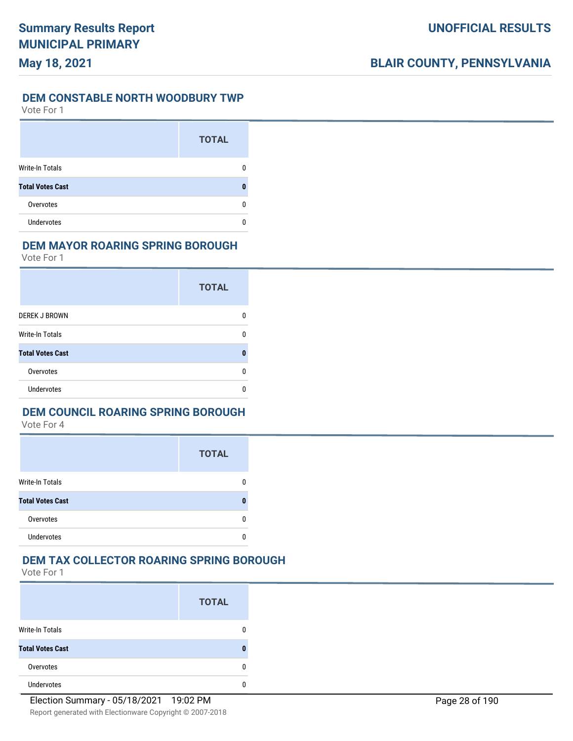### DEM CONSTABLE NORTH WOODBURY TWP

Vote For 1

| | TOTAL |
|---|---|
| Write-In Totals | 0 |
| **Total Votes Cast** | **0** |
| Overvotes | 0 |
| Undervotes | 0 |

### DEM MAYOR ROARING SPRING BOROUGH

Vote For 1

| | TOTAL |
|---|---|
| DEREK J BROWN | 0 |
| Write-In Totals | 0 |
| **Total Votes Cast** | **0** |
| Overvotes | 0 |
| Undervotes | 0 |

### DEM COUNCIL ROARING SPRING BOROUGH

Vote For 4

| | TOTAL |
|---|---|
| Write-In Totals | 0 |
| **Total Votes Cast** | **0** |
| Overvotes | 0 |
| Undervotes | 0 |

### DEM TAX COLLECTOR ROARING SPRING BOROUGH

Vote For 1

| | TOTAL |
|---|---|
| Write-In Totals | 0 |
| **Total Votes Cast** | **0** |
| Overvotes | 0 |
| Undervotes | 0 |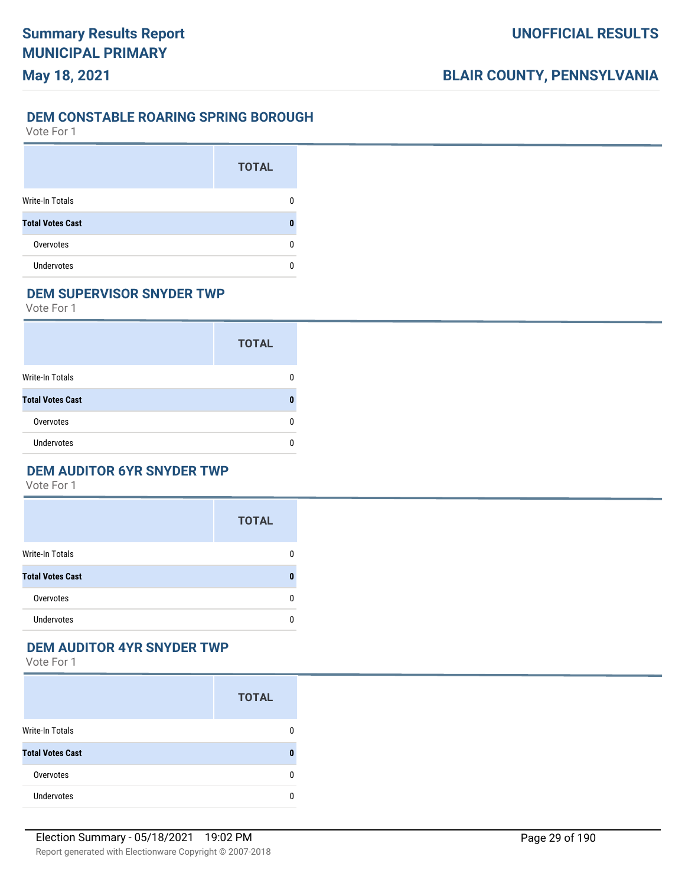## DEM CONSTABLE ROARING SPRING BOROUGH

Vote For 1

| | TOTAL |
|---|---|
| Write-In Totals | 0 |
| **Total Votes Cast** | **0** |
| Overvotes | 0 |
| Undervotes | 0 |

## DEM SUPERVISOR SNYDER TWP

Vote For 1

| | TOTAL |
|---|---|
| Write-In Totals | 0 |
| **Total Votes Cast** | **0** |
| Overvotes | 0 |
| Undervotes | 0 |

## DEM AUDITOR 6YR SNYDER TWP

Vote For 1

| | TOTAL |
|---|---|
| Write-In Totals | 0 |
| **Total Votes Cast** | **0** |
| Overvotes | 0 |
| Undervotes | 0 |

## DEM AUDITOR 4YR SNYDER TWP

Vote For 1

| | TOTAL |
|---|---|
| Write-In Totals | 0 |
| **Total Votes Cast** | **0** |
| Overvotes | 0 |
| Undervotes | 0 |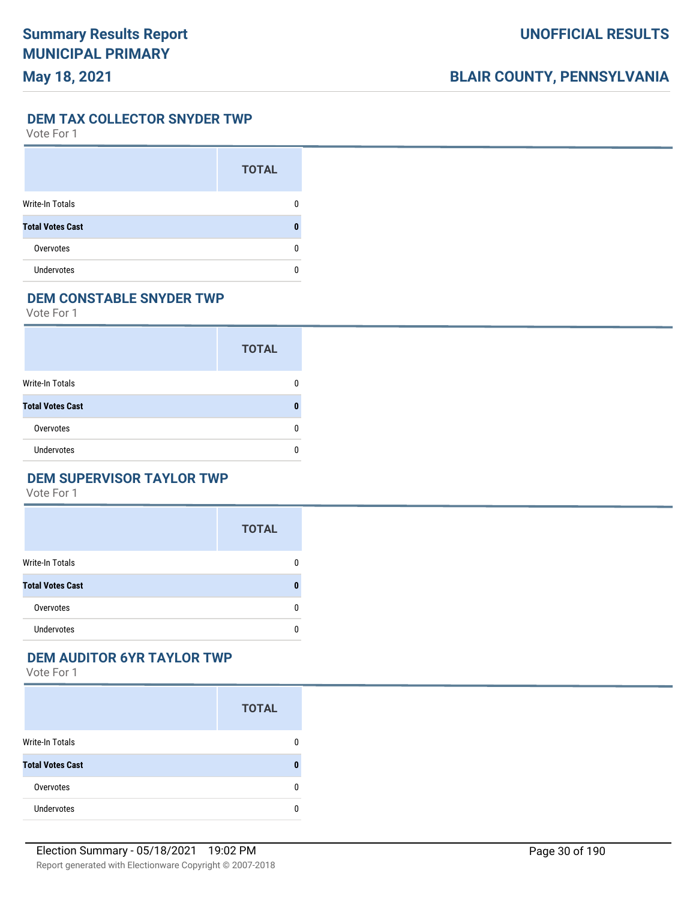## DEM TAX COLLECTOR SNYDER TWP

Vote For 1

| | TOTAL |
|---|---|
| Write-In Totals | 0 |
| **Total Votes Cast** | **0** |
| Overvotes | 0 |
| Undervotes | 0 |

## DEM CONSTABLE SNYDER TWP

Vote For 1

| | TOTAL |
|---|---|
| Write-In Totals | 0 |
| **Total Votes Cast** | **0** |
| Overvotes | 0 |
| Undervotes | 0 |

## DEM SUPERVISOR TAYLOR TWP

Vote For 1

| | TOTAL |
|---|---|
| Write-In Totals | 0 |
| **Total Votes Cast** | **0** |
| Overvotes | 0 |
| Undervotes | 0 |

## DEM AUDITOR 6YR TAYLOR TWP

Vote For 1

| | TOTAL |
|---|---|
| Write-In Totals | 0 |
| **Total Votes Cast** | **0** |
| Overvotes | 0 |
| Undervotes | 0 |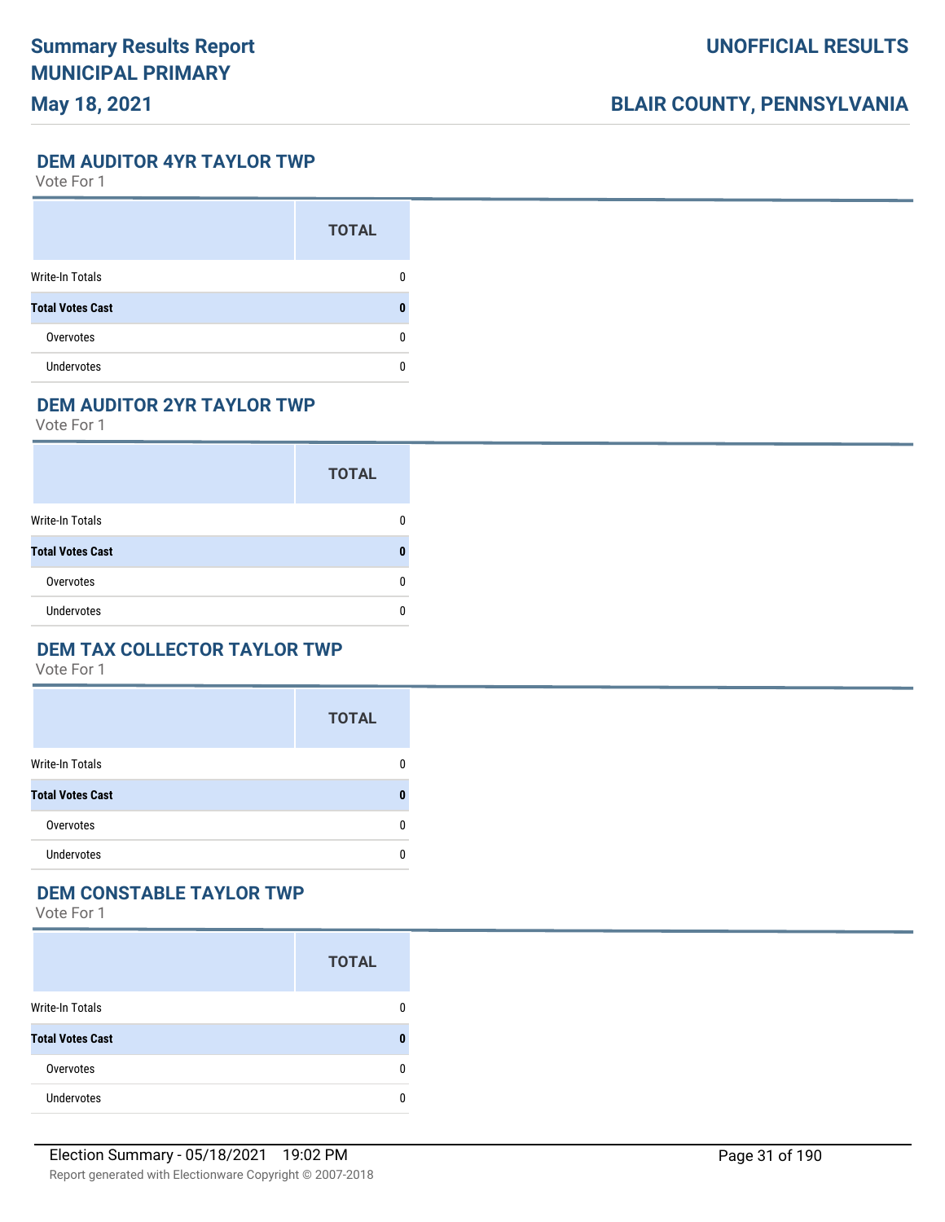### DEM AUDITOR 4YR TAYLOR TWP

Vote For 1

| | TOTAL |
|---|---|
| Write-In Totals | 0 |
| **Total Votes Cast** | **0** |
| Overvotes | 0 |
| Undervotes | 0 |

### DEM AUDITOR 2YR TAYLOR TWP

Vote For 1

| | TOTAL |
|---|---|
| Write-In Totals | 0 |
| **Total Votes Cast** | **0** |
| Overvotes | 0 |
| Undervotes | 0 |

### DEM TAX COLLECTOR TAYLOR TWP

Vote For 1

| | TOTAL |
|---|---|
| Write-In Totals | 0 |
| **Total Votes Cast** | **0** |
| Overvotes | 0 |
| Undervotes | 0 |

### DEM CONSTABLE TAYLOR TWP

Vote For 1

| | TOTAL |
|---|---|
| Write-In Totals | 0 |
| **Total Votes Cast** | **0** |
| Overvotes | 0 |
| Undervotes | 0 |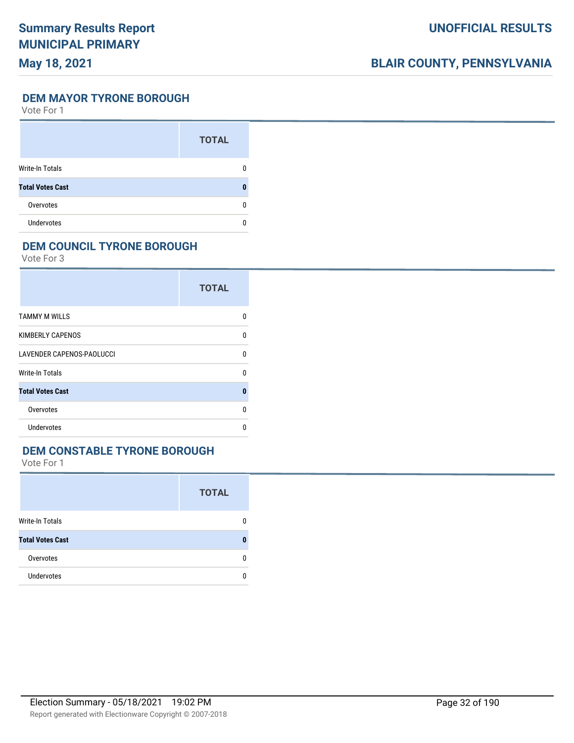# Summary Results Report
## MUNICIPAL PRIMARY
## May 18, 2021

## UNOFFICIAL RESULTS

## BLAIR COUNTY, PENNSYLVANIA

### DEM MAYOR TYRONE BOROUGH

Vote For 1

| | TOTAL |
|---|---|
| Write-In Totals | 0 |
| **Total Votes Cast** | **0** |
| Overvotes | 0 |
| Undervotes | 0 |

### DEM COUNCIL TYRONE BOROUGH

Vote For 3

| | TOTAL |
|---|---|
| TAMMY M WILLS | 0 |
| KIMBERLY CAPENOS | 0 |
| LAVENDER CAPENOS-PAOLUCCI | 0 |
| Write-In Totals | 0 |
| **Total Votes Cast** | **0** |
| Overvotes | 0 |
| Undervotes | 0 |

### DEM CONSTABLE TYRONE BOROUGH

Vote For 1

| | TOTAL |
|---|---|
| Write-In Totals | 0 |
| **Total Votes Cast** | **0** |
| Overvotes | 0 |
| Undervotes | 0 |

Election Summary - 05/18/2021 19:02 PM

Report generated with Electionware Copyright © 2007-2018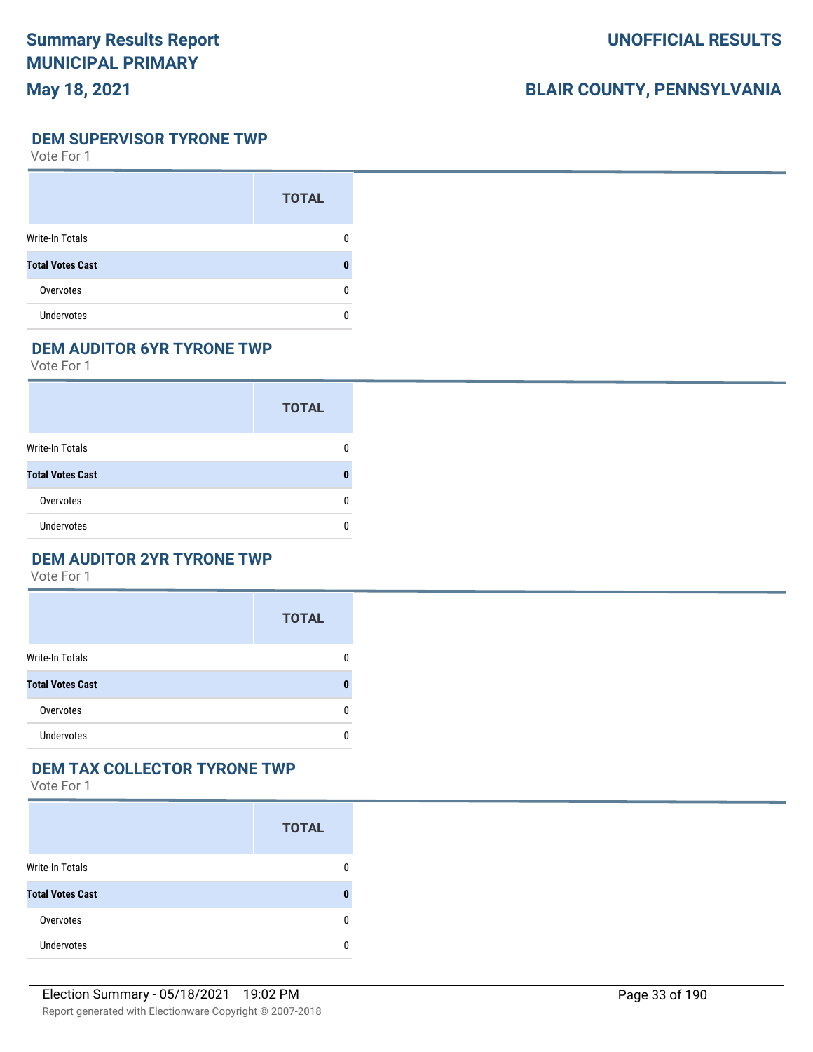## DEM SUPERVISOR TYRONE TWP

Vote For 1

| | TOTAL |
|---|---|
| Write-In Totals | 0 |
| **Total Votes Cast** | **0** |
| Overvotes | 0 |
| Undervotes | 0 |

## DEM AUDITOR 6YR TYRONE TWP

Vote For 1

| | TOTAL |
|---|---|
| Write-In Totals | 0 |
| **Total Votes Cast** | **0** |
| Overvotes | 0 |
| Undervotes | 0 |

## DEM AUDITOR 2YR TYRONE TWP

Vote For 1

| | TOTAL |
|---|---|
| Write-In Totals | 0 |
| **Total Votes Cast** | **0** |
| Overvotes | 0 |
| Undervotes | 0 |

## DEM TAX COLLECTOR TYRONE TWP

Vote For 1

| | TOTAL |
|---|---|
| Write-In Totals | 0 |
| **Total Votes Cast** | **0** |
| Overvotes | 0 |
| Undervotes | 0 |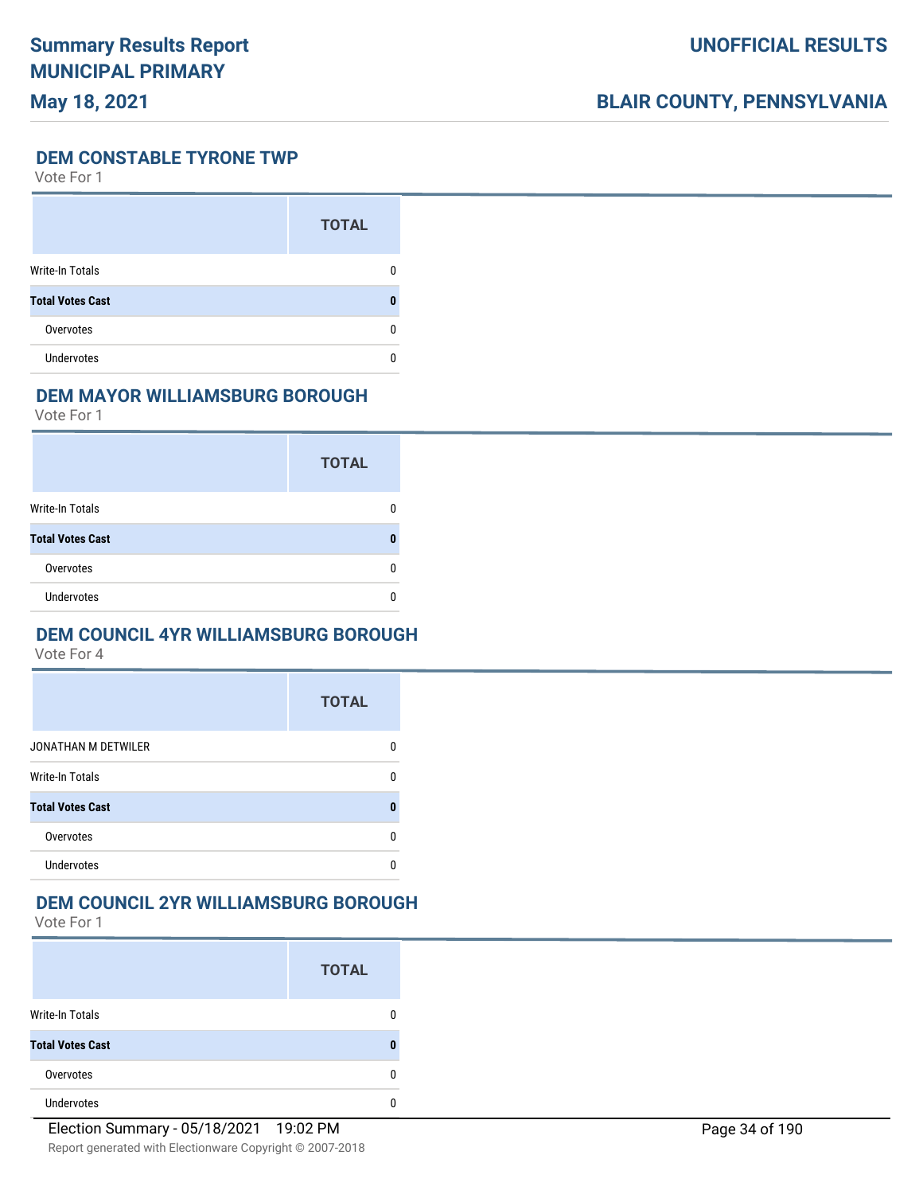## DEM CONSTABLE TYRONE TWP

Vote For 1

| | TOTAL |
|---|---|
| Write-In Totals | 0 |
| **Total Votes Cast** | **0** |
| Overvotes | 0 |
| Undervotes | 0 |

## DEM MAYOR WILLIAMSBURG BOROUGH

Vote For 1

| | TOTAL |
|---|---|
| Write-In Totals | 0 |
| **Total Votes Cast** | **0** |
| Overvotes | 0 |
| Undervotes | 0 |

## DEM COUNCIL 4YR WILLIAMSBURG BOROUGH

Vote For 4

| | TOTAL |
|---|---|
| JONATHAN M DETWILER | 0 |
| Write-In Totals | 0 |
| **Total Votes Cast** | **0** |
| Overvotes | 0 |
| Undervotes | 0 |

## DEM COUNCIL 2YR WILLIAMSBURG BOROUGH

Vote For 1

| | TOTAL |
|---|---|
| Write-In Totals | 0 |
| **Total Votes Cast** | **0** |
| Overvotes | 0 |
| Undervotes | 0 |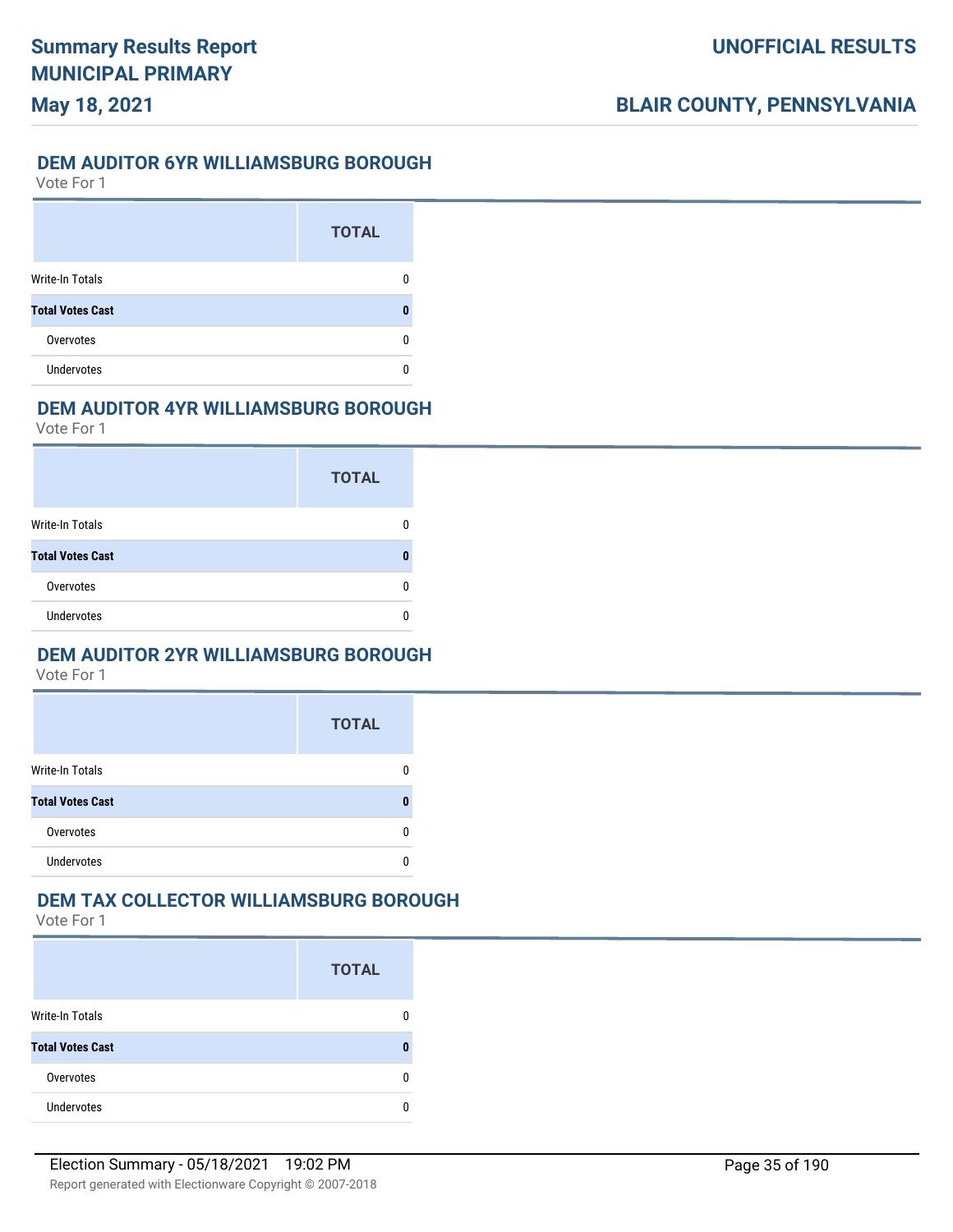## DEM AUDITOR 6YR WILLIAMSBURG BOROUGH

Vote For 1

| | TOTAL |
|---|---|
| Write-In Totals | 0 |
| **Total Votes Cast** | **0** |
| Overvotes | 0 |
| Undervotes | 0 |

## DEM AUDITOR 4YR WILLIAMSBURG BOROUGH

Vote For 1

| | TOTAL |
|---|---|
| Write-In Totals | 0 |
| **Total Votes Cast** | **0** |
| Overvotes | 0 |
| Undervotes | 0 |

## DEM AUDITOR 2YR WILLIAMSBURG BOROUGH

Vote For 1

| | TOTAL |
|---|---|
| Write-In Totals | 0 |
| **Total Votes Cast** | **0** |
| Overvotes | 0 |
| Undervotes | 0 |

## DEM TAX COLLECTOR WILLIAMSBURG BOROUGH

Vote For 1

| | TOTAL |
|---|---|
| Write-In Totals | 0 |
| **Total Votes Cast** | **0** |
| Overvotes | 0 |
| Undervotes | 0 |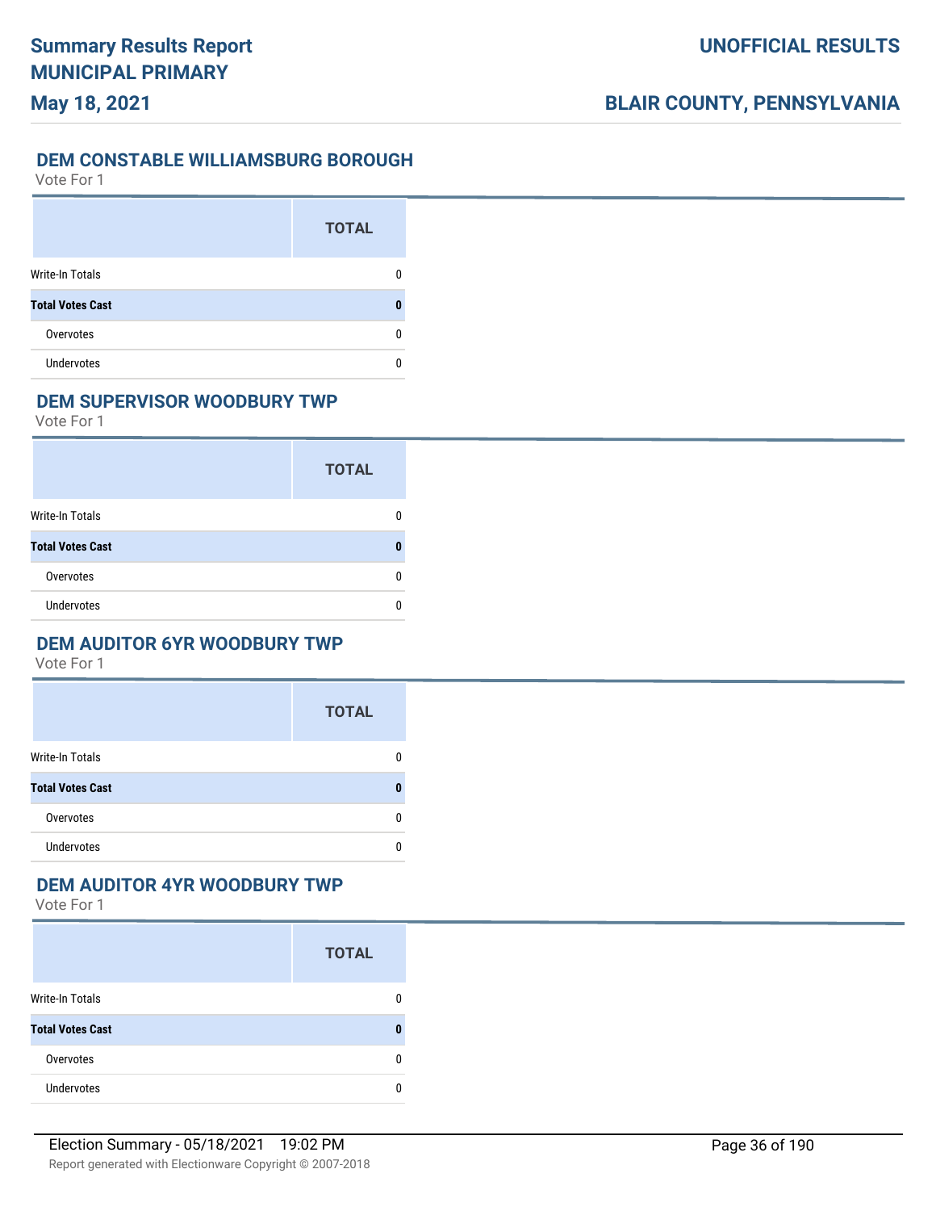## DEM CONSTABLE WILLIAMSBURG BOROUGH

Vote For 1

| | TOTAL |
|---|---|
| Write-In Totals | 0 |
| **Total Votes Cast** | **0** |
| Overvotes | 0 |
| Undervotes | 0 |

## DEM SUPERVISOR WOODBURY TWP

Vote For 1

| | TOTAL |
|---|---|
| Write-In Totals | 0 |
| **Total Votes Cast** | **0** |
| Overvotes | 0 |
| Undervotes | 0 |

## DEM AUDITOR 6YR WOODBURY TWP

Vote For 1

| | TOTAL |
|---|---|
| Write-In Totals | 0 |
| **Total Votes Cast** | **0** |
| Overvotes | 0 |
| Undervotes | 0 |

## DEM AUDITOR 4YR WOODBURY TWP

Vote For 1

| | TOTAL |
|---|---|
| Write-In Totals | 0 |
| **Total Votes Cast** | **0** |
| Overvotes | 0 |
| Undervotes | 0 |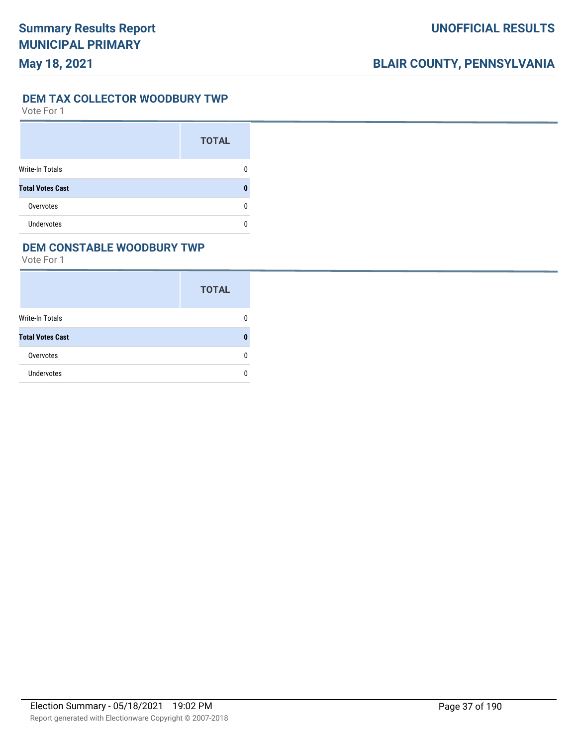## DEM TAX COLLECTOR WOODBURY TWP

Vote For 1

| | TOTAL |
|---|---|
| Write-In Totals | 0 |
| **Total Votes Cast** | **0** |
| Overvotes | 0 |
| Undervotes | 0 |

## DEM CONSTABLE WOODBURY TWP

Vote For 1

| | TOTAL |
|---|---|
| Write-In Totals | 0 |
| **Total Votes Cast** | **0** |
| Overvotes | 0 |
| Undervotes | 0 |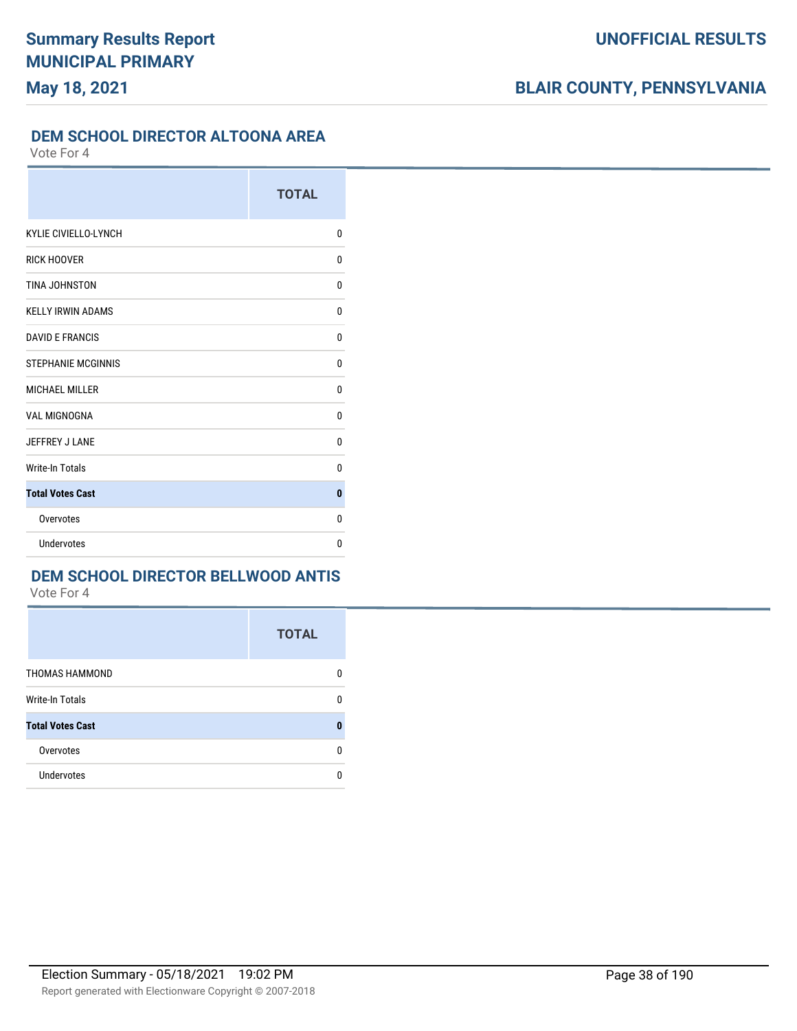## DEM SCHOOL DIRECTOR ALTOONA AREA

Vote For 4

| | TOTAL |
|---|---|
| KYLIE CIVIELLO-LYNCH | 0 |
| RICK HOOVER | 0 |
| TINA JOHNSTON | 0 |
| KELLY IRWIN ADAMS | 0 |
| DAVID E FRANCIS | 0 |
| STEPHANIE MCGINNIS | 0 |
| MICHAEL MILLER | 0 |
| VAL MIGNOGNA | 0 |
| JEFFREY J LANE | 0 |
| Write-In Totals | 0 |
| **Total Votes Cast** | **0** |
| Overvotes | 0 |
| Undervotes | 0 |

## DEM SCHOOL DIRECTOR BELLWOOD ANTIS

Vote For 4

| | TOTAL |
|---|---|
| THOMAS HAMMOND | 0 |
| Write-In Totals | 0 |
| **Total Votes Cast** | **0** |
| Overvotes | 0 |
| Undervotes | 0 |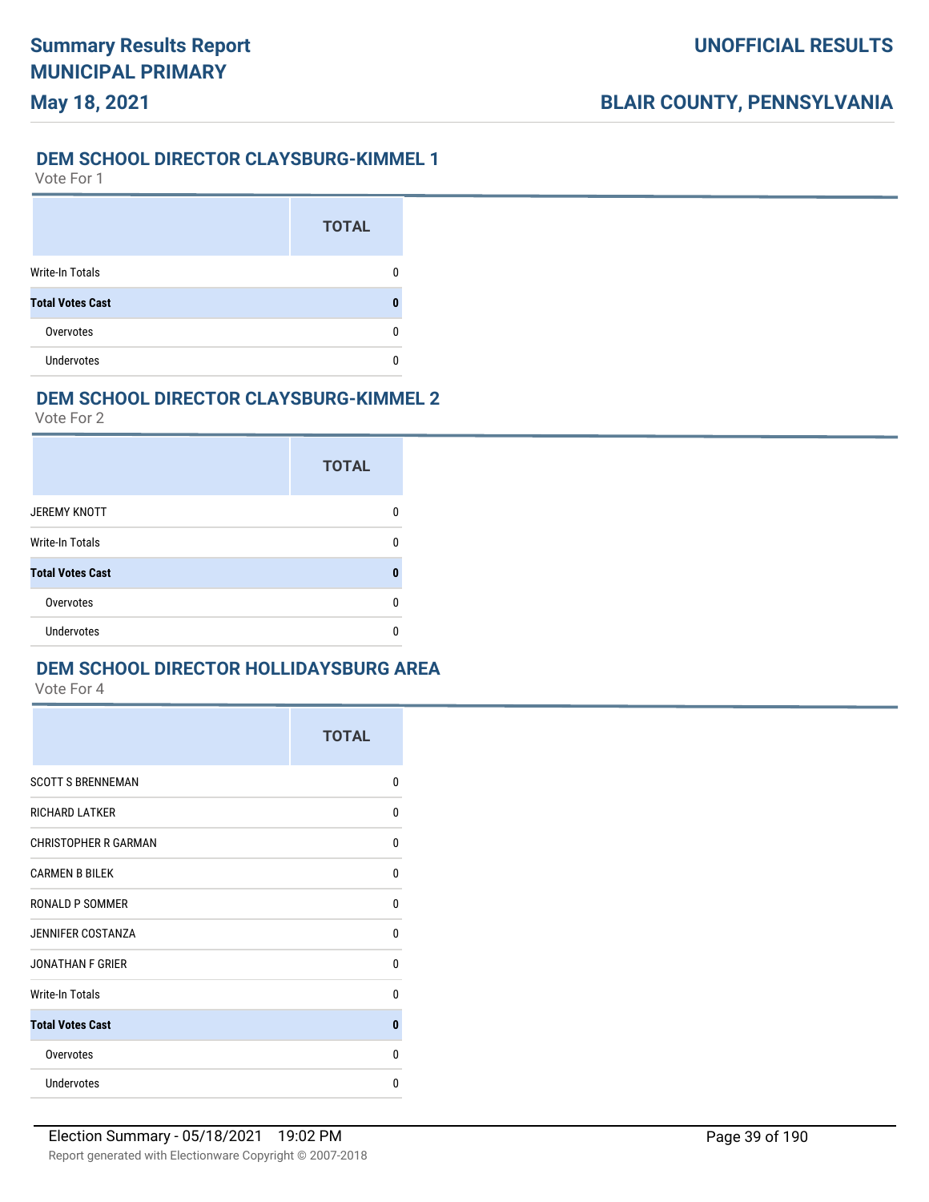## DEM SCHOOL DIRECTOR CLAYSBURG-KIMMEL 1

Vote For 1

| | TOTAL |
|---|---|
| Write-In Totals | 0 |
| **Total Votes Cast** | **0** |
| Overvotes | 0 |
| Undervotes | 0 |

## DEM SCHOOL DIRECTOR CLAYSBURG-KIMMEL 2

Vote For 2

| | TOTAL |
|---|---|
| JEREMY KNOTT | 0 |
| Write-In Totals | 0 |
| **Total Votes Cast** | **0** |
| Overvotes | 0 |
| Undervotes | 0 |

## DEM SCHOOL DIRECTOR HOLLIDAYSBURG AREA

Vote For 4

| | TOTAL |
|---|---|
| SCOTT S BRENNEMAN | 0 |
| RICHARD LATKER | 0 |
| CHRISTOPHER R GARMAN | 0 |
| CARMEN B BILEK | 0 |
| RONALD P SOMMER | 0 |
| JENNIFER COSTANZA | 0 |
| JONATHAN F GRIER | 0 |
| Write-In Totals | 0 |
| **Total Votes Cast** | **0** |
| Overvotes | 0 |
| Undervotes | 0 |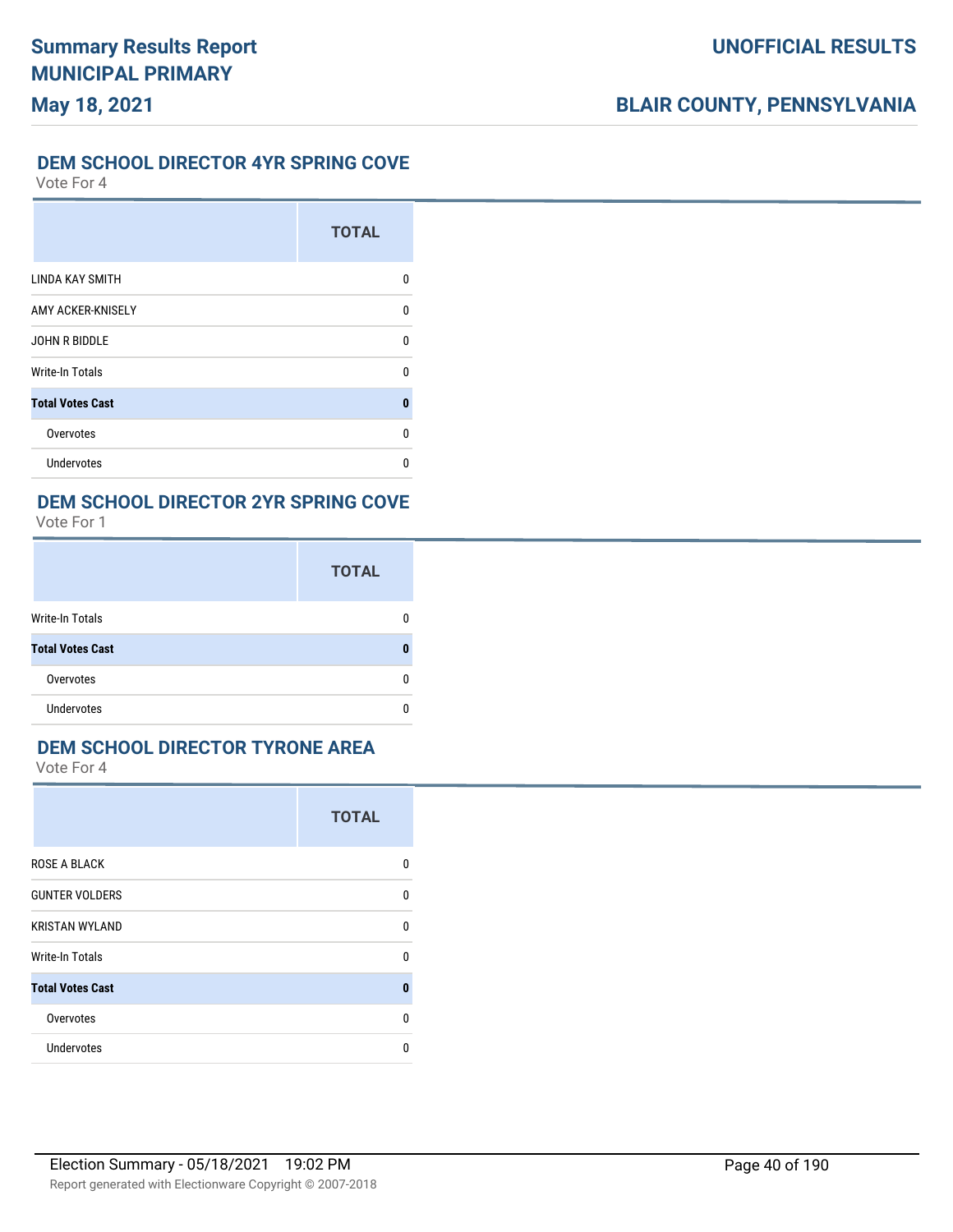## DEM SCHOOL DIRECTOR 4YR SPRING COVE

Vote For 4

| | TOTAL |
|---|---|
| LINDA KAY SMITH | 0 |
| AMY ACKER-KNISELY | 0 |
| JOHN R BIDDLE | 0 |
| Write-In Totals | 0 |
| **Total Votes Cast** | **0** |
| Overvotes | 0 |
| Undervotes | 0 |

## DEM SCHOOL DIRECTOR 2YR SPRING COVE

Vote For 1

| | TOTAL |
|---|---|
| Write-In Totals | 0 |
| **Total Votes Cast** | **0** |
| Overvotes | 0 |
| Undervotes | 0 |

## DEM SCHOOL DIRECTOR TYRONE AREA

Vote For 4

| | TOTAL |
|---|---|
| ROSE A BLACK | 0 |
| GUNTER VOLDERS | 0 |
| KRISTAN WYLAND | 0 |
| Write-In Totals | 0 |
| **Total Votes Cast** | **0** |
| Overvotes | 0 |
| Undervotes | 0 |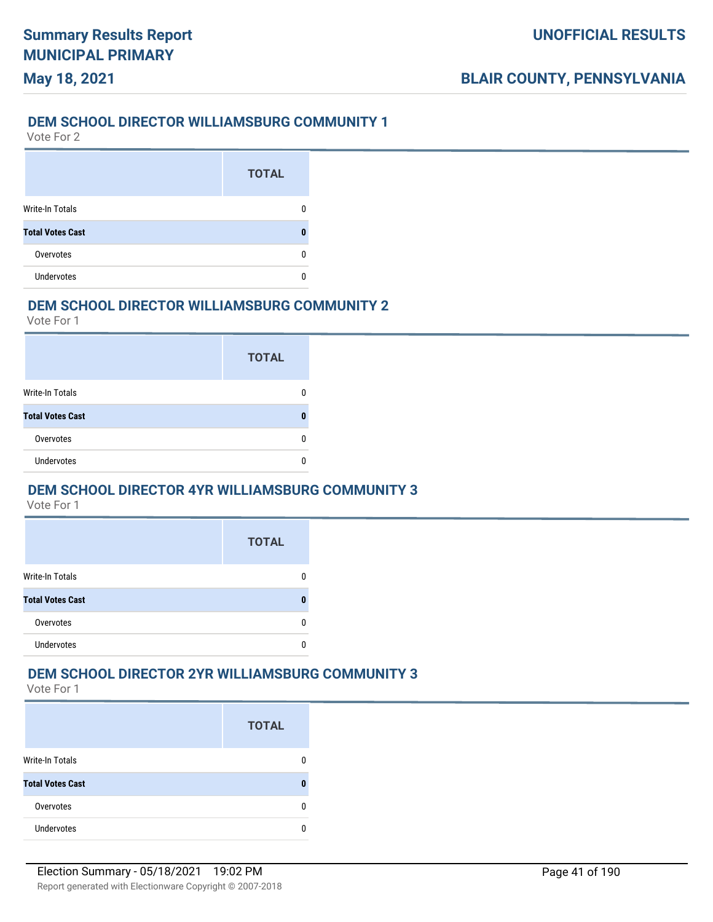## DEM SCHOOL DIRECTOR WILLIAMSBURG COMMUNITY 1

Vote For 2

| | TOTAL |
|---|---|
| Write-In Totals | 0 |
| **Total Votes Cast** | **0** |
| Overvotes | 0 |
| Undervotes | 0 |

## DEM SCHOOL DIRECTOR WILLIAMSBURG COMMUNITY 2

Vote For 1

| | TOTAL |
|---|---|
| Write-In Totals | 0 |
| **Total Votes Cast** | **0** |
| Overvotes | 0 |
| Undervotes | 0 |

## DEM SCHOOL DIRECTOR 4YR WILLIAMSBURG COMMUNITY 3

Vote For 1

| | TOTAL |
|---|---|
| Write-In Totals | 0 |
| **Total Votes Cast** | **0** |
| Overvotes | 0 |
| Undervotes | 0 |

## DEM SCHOOL DIRECTOR 2YR WILLIAMSBURG COMMUNITY 3

Vote For 1

| | TOTAL |
|---|---|
| Write-In Totals | 0 |
| **Total Votes Cast** | **0** |
| Overvotes | 0 |
| Undervotes | 0 |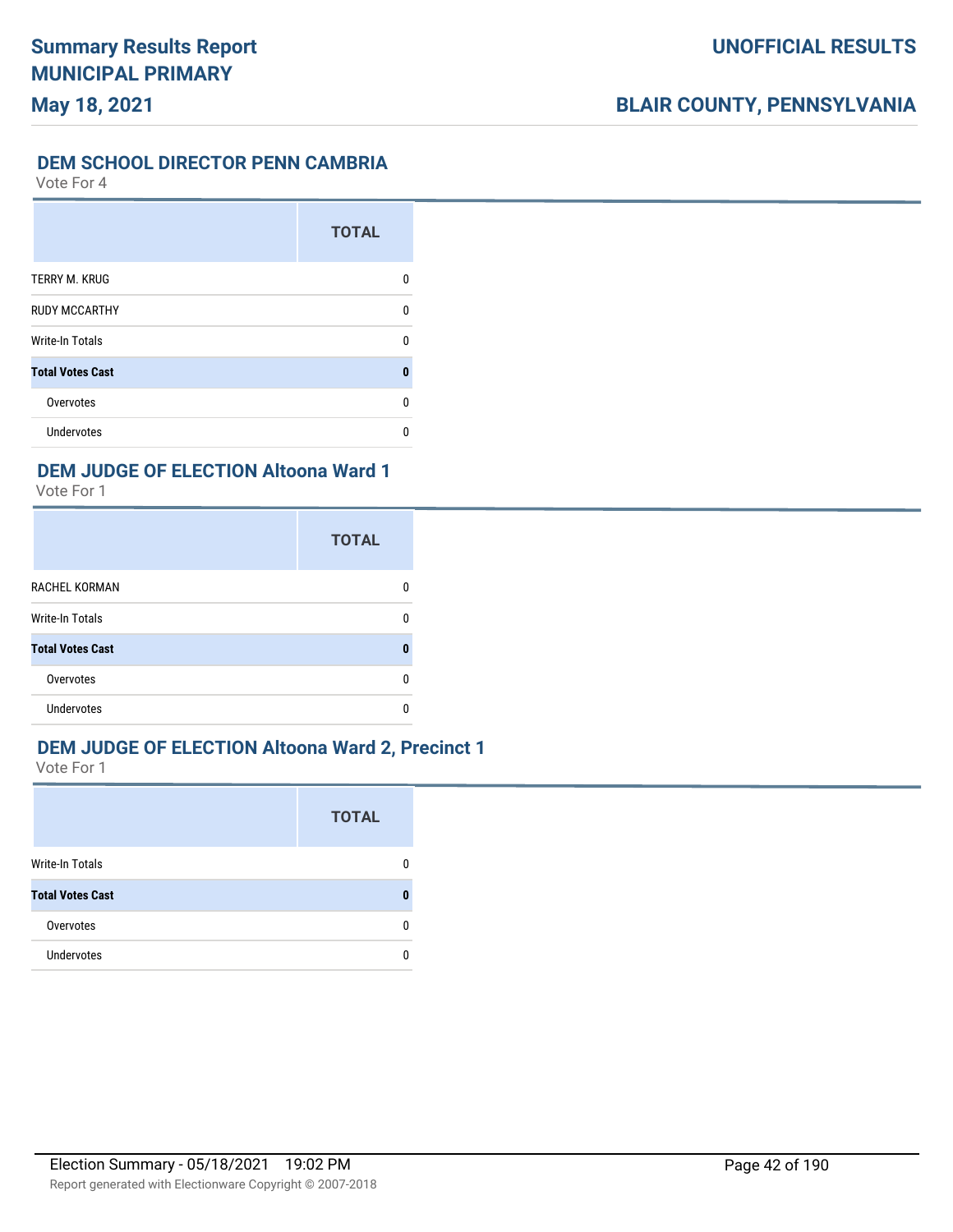### DEM SCHOOL DIRECTOR PENN CAMBRIA

Vote For 4

| | TOTAL |
|---|---|
| TERRY M. KRUG | 0 |
| RUDY MCCARTHY | 0 |
| Write-In Totals | 0 |
| **Total Votes Cast** | **0** |
| Overvotes | 0 |
| Undervotes | 0 |

### DEM JUDGE OF ELECTION Altoona Ward 1

Vote For 1

| | TOTAL |
|---|---|
| RACHEL KORMAN | 0 |
| Write-In Totals | 0 |
| **Total Votes Cast** | **0** |
| Overvotes | 0 |
| Undervotes | 0 |

### DEM JUDGE OF ELECTION Altoona Ward 2, Precinct 1

Vote For 1

| | TOTAL |
|---|---|
| Write-In Totals | 0 |
| **Total Votes Cast** | **0** |
| Overvotes | 0 |
| Undervotes | 0 |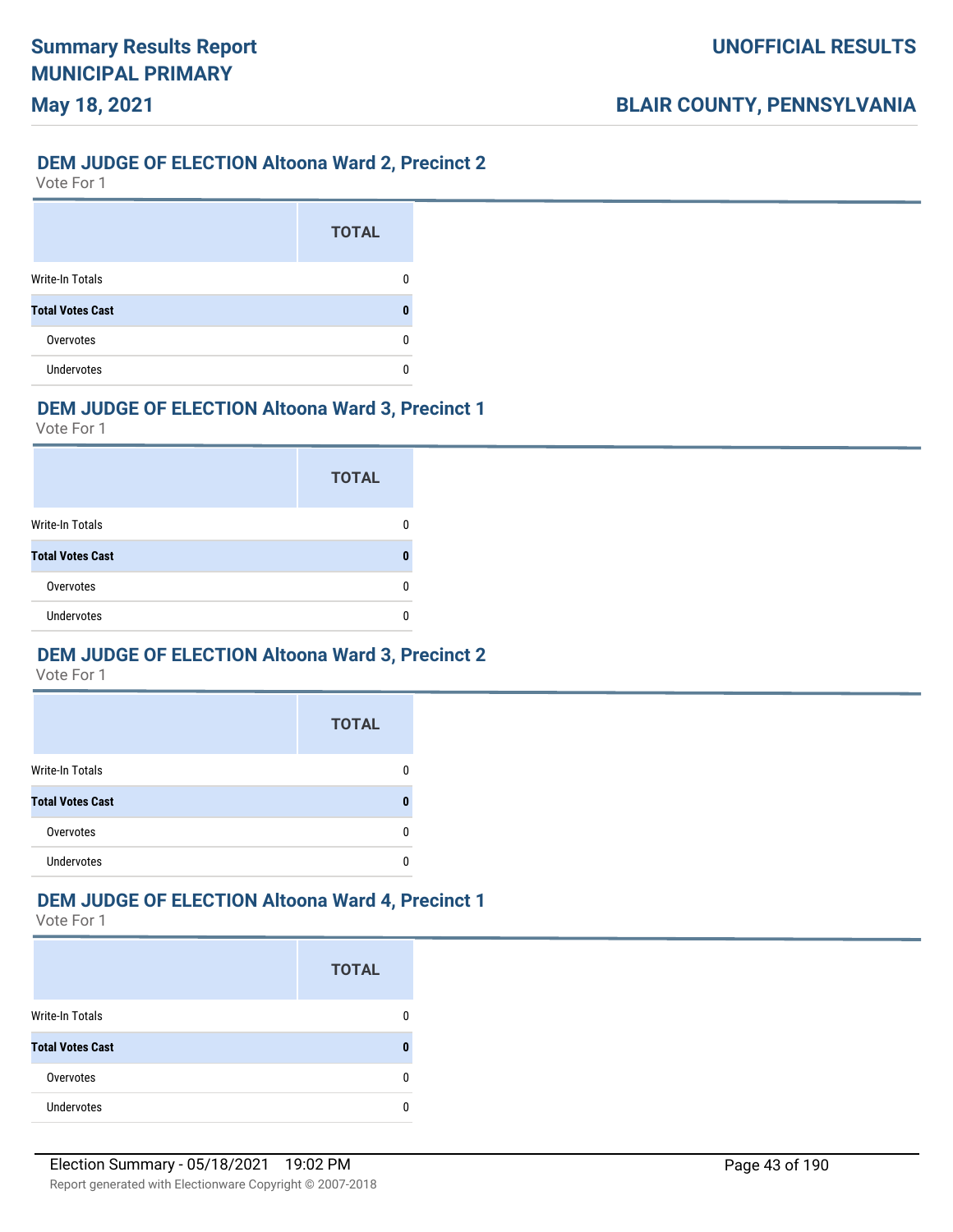## DEM JUDGE OF ELECTION Altoona Ward 2, Precinct 2

Vote For 1

| | TOTAL |
|---|---|
| Write-In Totals | 0 |
| **Total Votes Cast** | **0** |
| Overvotes | 0 |
| Undervotes | 0 |

## DEM JUDGE OF ELECTION Altoona Ward 3, Precinct 1

Vote For 1

| | TOTAL |
|---|---|
| Write-In Totals | 0 |
| **Total Votes Cast** | **0** |
| Overvotes | 0 |
| Undervotes | 0 |

## DEM JUDGE OF ELECTION Altoona Ward 3, Precinct 2

Vote For 1

| | TOTAL |
|---|---|
| Write-In Totals | 0 |
| **Total Votes Cast** | **0** |
| Overvotes | 0 |
| Undervotes | 0 |

## DEM JUDGE OF ELECTION Altoona Ward 4, Precinct 1

Vote For 1

| | TOTAL |
|---|---|
| Write-In Totals | 0 |
| **Total Votes Cast** | **0** |
| Overvotes | 0 |
| Undervotes | 0 |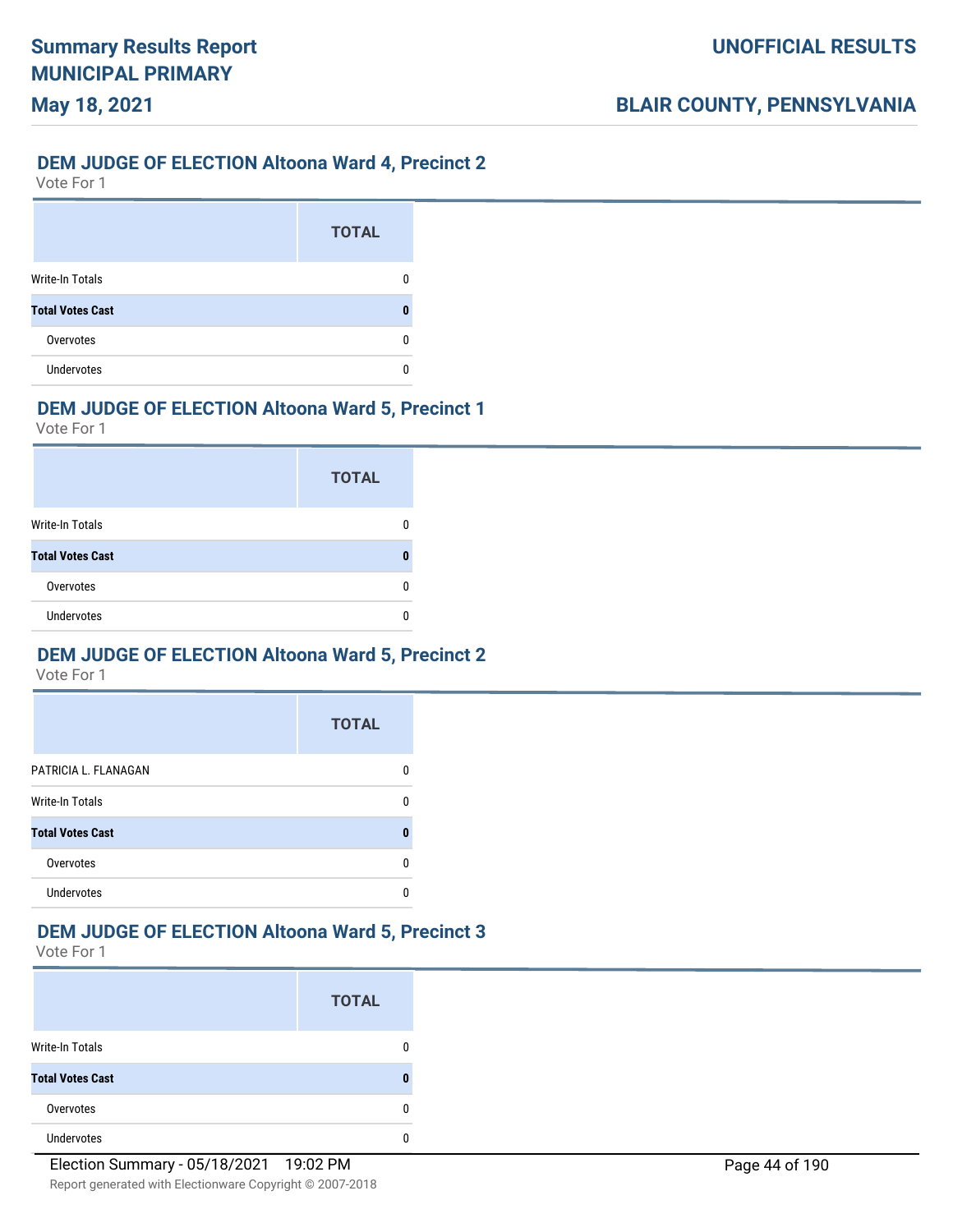## DEM JUDGE OF ELECTION Altoona Ward 4, Precinct 2

Vote For 1

| | TOTAL |
|---|---|
| Write-In Totals | 0 |
| **Total Votes Cast** | **0** |
| Overvotes | 0 |
| Undervotes | 0 |

## DEM JUDGE OF ELECTION Altoona Ward 5, Precinct 1

Vote For 1

| | TOTAL |
|---|---|
| Write-In Totals | 0 |
| **Total Votes Cast** | **0** |
| Overvotes | 0 |
| Undervotes | 0 |

## DEM JUDGE OF ELECTION Altoona Ward 5, Precinct 2

Vote For 1

| | TOTAL |
|---|---|
| PATRICIA L. FLANAGAN | 0 |
| Write-In Totals | 0 |
| **Total Votes Cast** | **0** |
| Overvotes | 0 |
| Undervotes | 0 |

## DEM JUDGE OF ELECTION Altoona Ward 5, Precinct 3

Vote For 1

| | TOTAL |
|---|---|
| Write-In Totals | 0 |
| **Total Votes Cast** | **0** |
| Overvotes | 0 |
| Undervotes | 0 |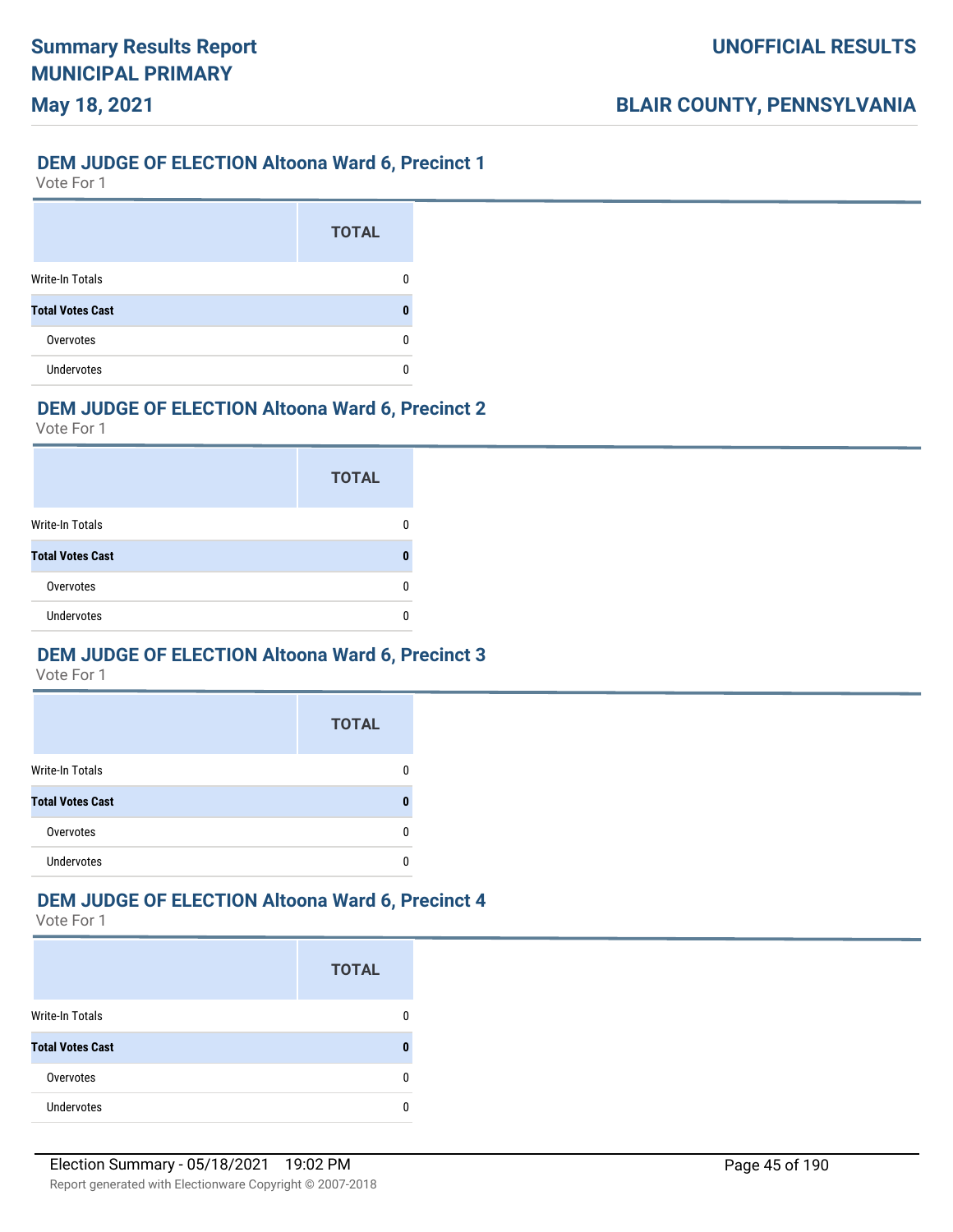## DEM JUDGE OF ELECTION Altoona Ward 6, Precinct 1

Vote For 1

| | TOTAL |
|---|---|
| Write-In Totals | 0 |
| **Total Votes Cast** | **0** |
| Overvotes | 0 |
| Undervotes | 0 |

## DEM JUDGE OF ELECTION Altoona Ward 6, Precinct 2

Vote For 1

| | TOTAL |
|---|---|
| Write-In Totals | 0 |
| **Total Votes Cast** | **0** |
| Overvotes | 0 |
| Undervotes | 0 |

## DEM JUDGE OF ELECTION Altoona Ward 6, Precinct 3

Vote For 1

| | TOTAL |
|---|---|
| Write-In Totals | 0 |
| **Total Votes Cast** | **0** |
| Overvotes | 0 |
| Undervotes | 0 |

## DEM JUDGE OF ELECTION Altoona Ward 6, Precinct 4

Vote For 1

| | TOTAL |
|---|---|
| Write-In Totals | 0 |
| **Total Votes Cast** | **0** |
| Overvotes | 0 |
| Undervotes | 0 |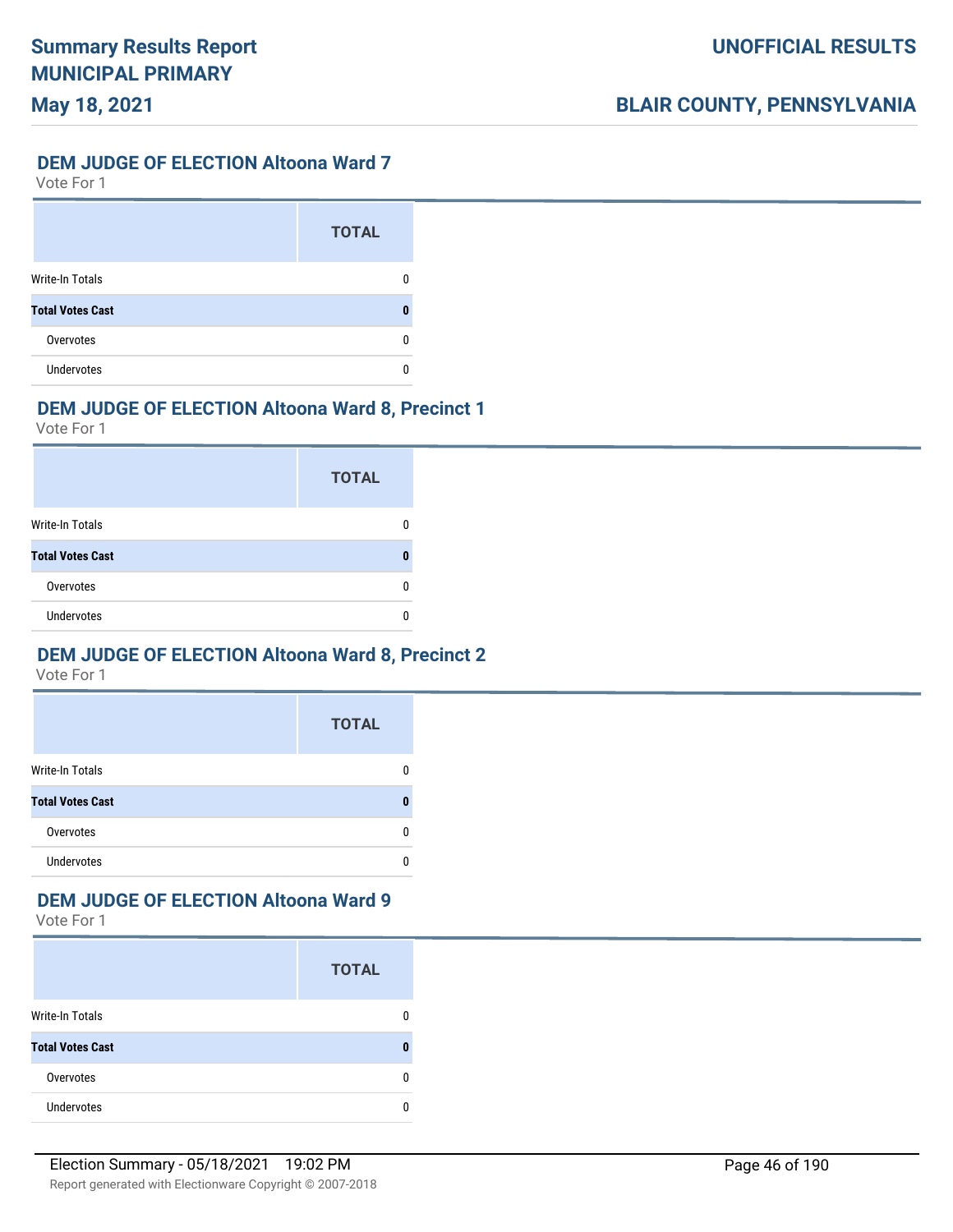## DEM JUDGE OF ELECTION Altoona Ward 7

Vote For 1

| | TOTAL |
|---|---|
| Write-In Totals | 0 |
| **Total Votes Cast** | **0** |
| Overvotes | 0 |
| Undervotes | 0 |

## DEM JUDGE OF ELECTION Altoona Ward 8, Precinct 1

Vote For 1

| | TOTAL |
|---|---|
| Write-In Totals | 0 |
| **Total Votes Cast** | **0** |
| Overvotes | 0 |
| Undervotes | 0 |

## DEM JUDGE OF ELECTION Altoona Ward 8, Precinct 2

Vote For 1

| | TOTAL |
|---|---|
| Write-In Totals | 0 |
| **Total Votes Cast** | **0** |
| Overvotes | 0 |
| Undervotes | 0 |

## DEM JUDGE OF ELECTION Altoona Ward 9

Vote For 1

| | TOTAL |
|---|---|
| Write-In Totals | 0 |
| **Total Votes Cast** | **0** |
| Overvotes | 0 |
| Undervotes | 0 |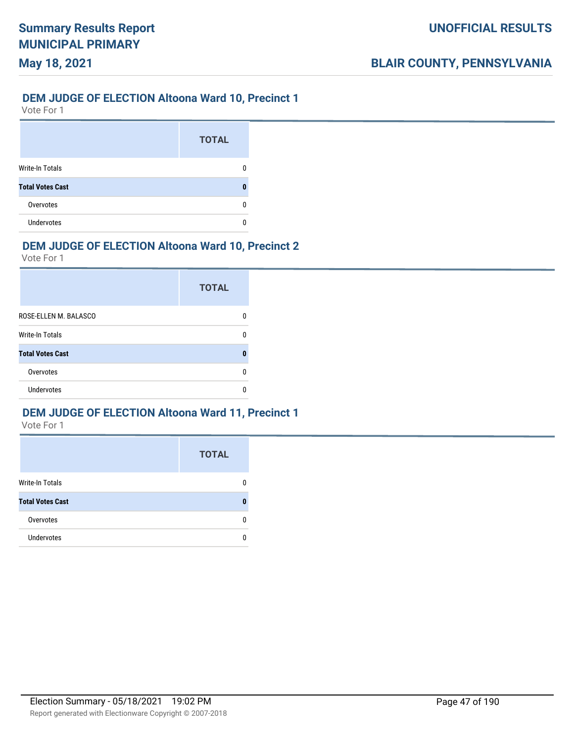## DEM JUDGE OF ELECTION Altoona Ward 10, Precinct 1

Vote For 1

| | TOTAL |
|---|---|
| Write-In Totals | 0 |
| **Total Votes Cast** | **0** |
| Overvotes | 0 |
| Undervotes | 0 |

## DEM JUDGE OF ELECTION Altoona Ward 10, Precinct 2

Vote For 1

| | TOTAL |
|---|---|
| ROSE-ELLEN M. BALASCO | 0 |
| Write-In Totals | 0 |
| **Total Votes Cast** | **0** |
| Overvotes | 0 |
| Undervotes | 0 |

## DEM JUDGE OF ELECTION Altoona Ward 11, Precinct 1

Vote For 1

| | TOTAL |
|---|---|
| Write-In Totals | 0 |
| **Total Votes Cast** | **0** |
| Overvotes | 0 |
| Undervotes | 0 |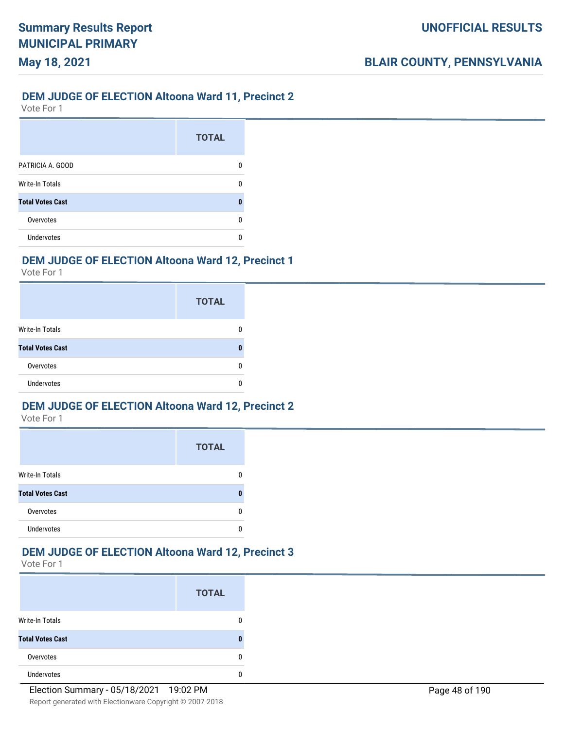## DEM JUDGE OF ELECTION Altoona Ward 11, Precinct 2

Vote For 1

| | TOTAL |
|---|---|
| PATRICIA A. GOOD | 0 |
| Write-In Totals | 0 |
| **Total Votes Cast** | **0** |
| Overvotes | 0 |
| Undervotes | 0 |

## DEM JUDGE OF ELECTION Altoona Ward 12, Precinct 1

Vote For 1

| | TOTAL |
|---|---|
| Write-In Totals | 0 |
| **Total Votes Cast** | **0** |
| Overvotes | 0 |
| Undervotes | 0 |

## DEM JUDGE OF ELECTION Altoona Ward 12, Precinct 2

Vote For 1

| | TOTAL |
|---|---|
| Write-In Totals | 0 |
| **Total Votes Cast** | **0** |
| Overvotes | 0 |
| Undervotes | 0 |

## DEM JUDGE OF ELECTION Altoona Ward 12, Precinct 3

Vote For 1

| | TOTAL |
|---|---|
| Write-In Totals | 0 |
| **Total Votes Cast** | **0** |
| Overvotes | 0 |
| Undervotes | 0 |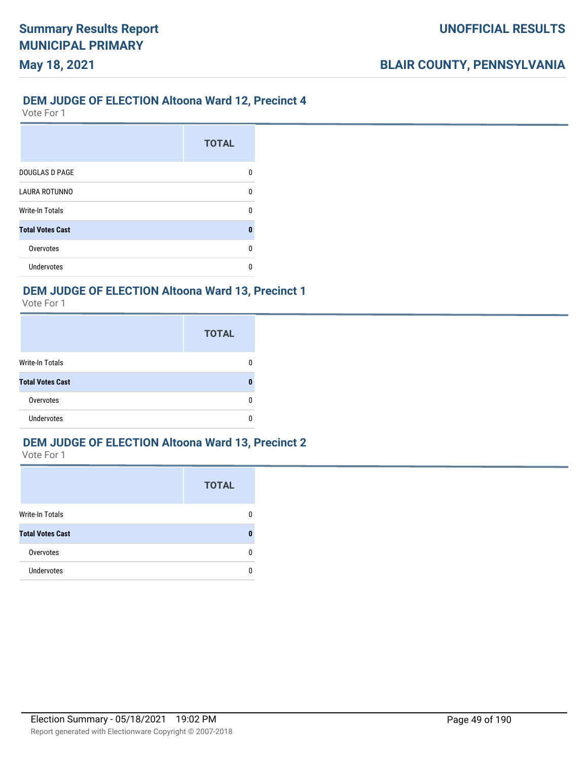## DEM JUDGE OF ELECTION Altoona Ward 12, Precinct 4

Vote For 1

| | TOTAL |
|---|---|
| DOUGLAS D PAGE | 0 |
| LAURA ROTUNNO | 0 |
| Write-In Totals | 0 |
| **Total Votes Cast** | **0** |
| Overvotes | 0 |
| Undervotes | 0 |

## DEM JUDGE OF ELECTION Altoona Ward 13, Precinct 1

Vote For 1

| | TOTAL |
|---|---|
| Write-In Totals | 0 |
| **Total Votes Cast** | **0** |
| Overvotes | 0 |
| Undervotes | 0 |

## DEM JUDGE OF ELECTION Altoona Ward 13, Precinct 2

Vote For 1

| | TOTAL |
|---|---|
| Write-In Totals | 0 |
| **Total Votes Cast** | **0** |
| Overvotes | 0 |
| Undervotes | 0 |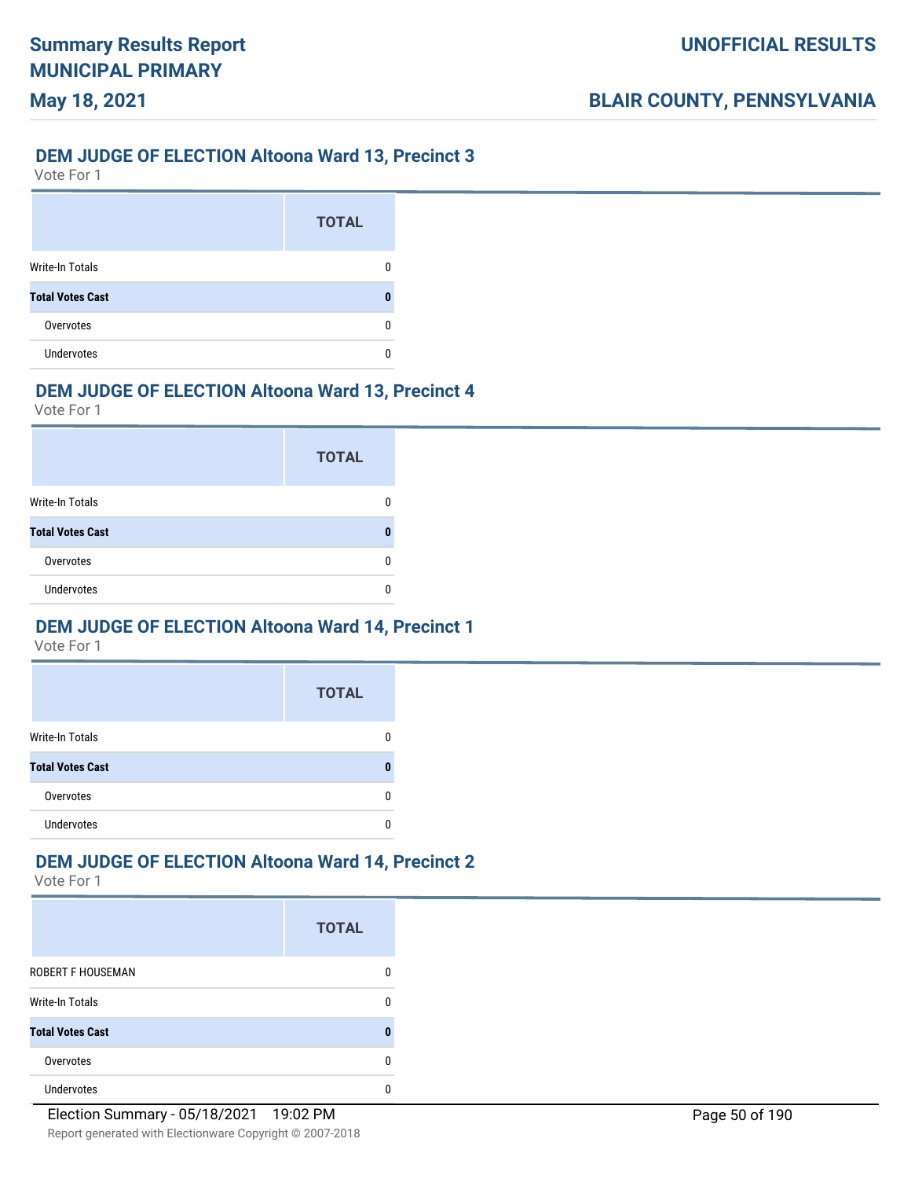## DEM JUDGE OF ELECTION Altoona Ward 13, Precinct 3

Vote For 1

| | TOTAL |
|---|---|
| Write-In Totals | 0 |
| **Total Votes Cast** | **0** |
| Overvotes | 0 |
| Undervotes | 0 |

## DEM JUDGE OF ELECTION Altoona Ward 13, Precinct 4

Vote For 1

| | TOTAL |
|---|---|
| Write-In Totals | 0 |
| **Total Votes Cast** | **0** |
| Overvotes | 0 |
| Undervotes | 0 |

## DEM JUDGE OF ELECTION Altoona Ward 14, Precinct 1

Vote For 1

| | TOTAL |
|---|---|
| Write-In Totals | 0 |
| **Total Votes Cast** | **0** |
| Overvotes | 0 |
| Undervotes | 0 |

## DEM JUDGE OF ELECTION Altoona Ward 14, Precinct 2

Vote For 1

| | TOTAL |
|---|---|
| ROBERT F HOUSEMAN | 0 |
| Write-In Totals | 0 |
| **Total Votes Cast** | **0** |
| Overvotes | 0 |
| Undervotes | 0 |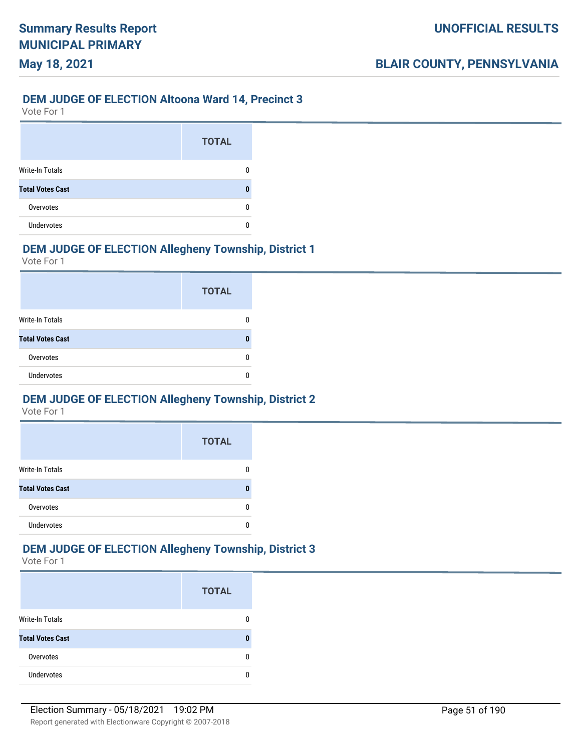## DEM JUDGE OF ELECTION Altoona Ward 14, Precinct 3

Vote For 1

| | TOTAL |
|---|---|
| Write-In Totals | 0 |
| **Total Votes Cast** | **0** |
| Overvotes | 0 |
| Undervotes | 0 |

## DEM JUDGE OF ELECTION Allegheny Township, District 1

Vote For 1

| | TOTAL |
|---|---|
| Write-In Totals | 0 |
| **Total Votes Cast** | **0** |
| Overvotes | 0 |
| Undervotes | 0 |

## DEM JUDGE OF ELECTION Allegheny Township, District 2

Vote For 1

| | TOTAL |
|---|---|
| Write-In Totals | 0 |
| **Total Votes Cast** | **0** |
| Overvotes | 0 |
| Undervotes | 0 |

## DEM JUDGE OF ELECTION Allegheny Township, District 3

Vote For 1

| | TOTAL |
|---|---|
| Write-In Totals | 0 |
| **Total Votes Cast** | **0** |
| Overvotes | 0 |
| Undervotes | 0 |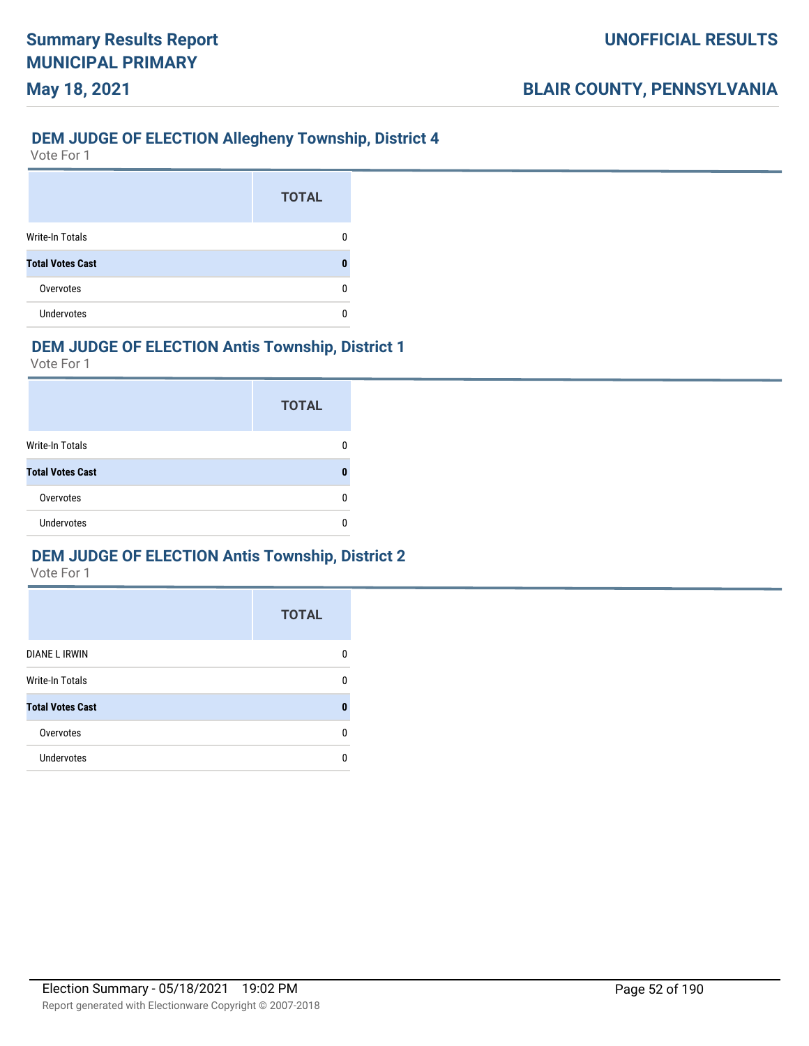## DEM JUDGE OF ELECTION Allegheny Township, District 4

Vote For 1

| | TOTAL |
|---|---|
| Write-In Totals | 0 |
| **Total Votes Cast** | **0** |
| Overvotes | 0 |
| Undervotes | 0 |

## DEM JUDGE OF ELECTION Antis Township, District 1

Vote For 1

| | TOTAL |
|---|---|
| Write-In Totals | 0 |
| **Total Votes Cast** | **0** |
| Overvotes | 0 |
| Undervotes | 0 |

## DEM JUDGE OF ELECTION Antis Township, District 2

Vote For 1

| | TOTAL |
|---|---|
| DIANE L IRWIN | 0 |
| Write-In Totals | 0 |
| **Total Votes Cast** | **0** |
| Overvotes | 0 |
| Undervotes | 0 |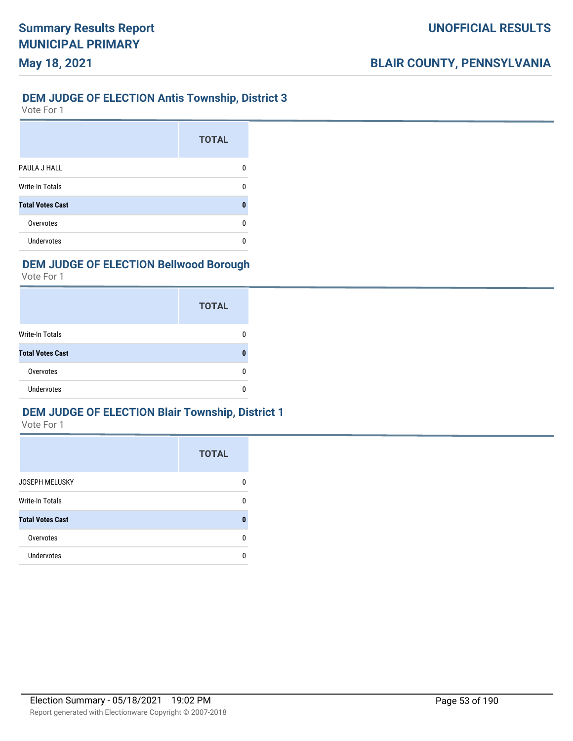## DEM JUDGE OF ELECTION Antis Township, District 3

Vote For 1

| | TOTAL |
|---|---|
| PAULA J HALL | 0 |
| Write-In Totals | 0 |
| **Total Votes Cast** | **0** |
| Overvotes | 0 |
| Undervotes | 0 |

## DEM JUDGE OF ELECTION Bellwood Borough

Vote For 1

| | TOTAL |
|---|---|
| Write-In Totals | 0 |
| **Total Votes Cast** | **0** |
| Overvotes | 0 |
| Undervotes | 0 |

## DEM JUDGE OF ELECTION Blair Township, District 1

Vote For 1

| | TOTAL |
|---|---|
| JOSEPH MELUSKY | 0 |
| Write-In Totals | 0 |
| **Total Votes Cast** | **0** |
| Overvotes | 0 |
| Undervotes | 0 |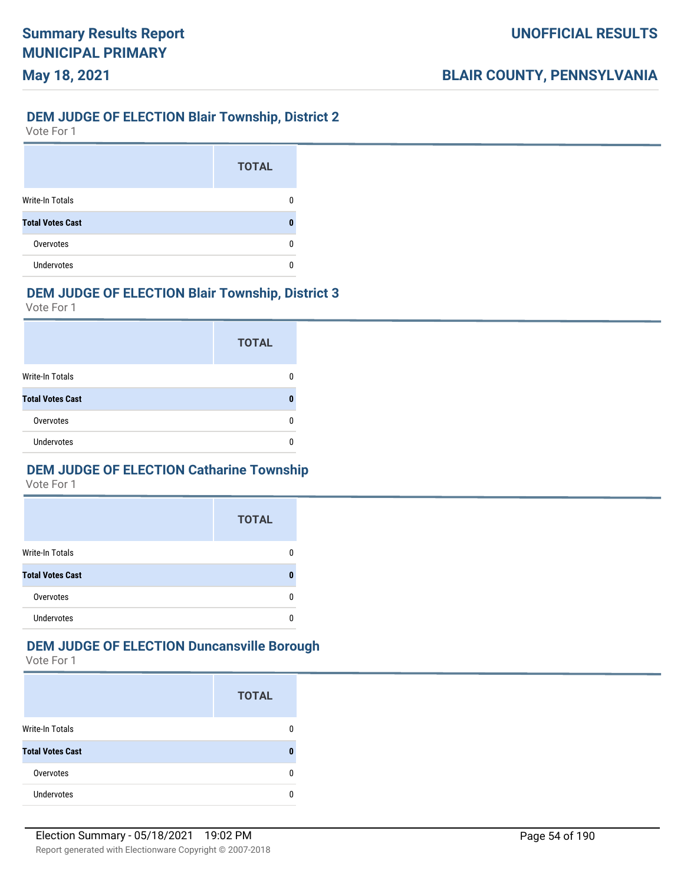## DEM JUDGE OF ELECTION Blair Township, District 2

Vote For 1

| | TOTAL |
|---|---|
| Write-In Totals | 0 |
| **Total Votes Cast** | **0** |
| Overvotes | 0 |
| Undervotes | 0 |

## DEM JUDGE OF ELECTION Blair Township, District 3

Vote For 1

| | TOTAL |
|---|---|
| Write-In Totals | 0 |
| **Total Votes Cast** | **0** |
| Overvotes | 0 |
| Undervotes | 0 |

## DEM JUDGE OF ELECTION Catharine Township

Vote For 1

| | TOTAL |
|---|---|
| Write-In Totals | 0 |
| **Total Votes Cast** | **0** |
| Overvotes | 0 |
| Undervotes | 0 |

## DEM JUDGE OF ELECTION Duncansville Borough

Vote For 1

| | TOTAL |
|---|---|
| Write-In Totals | 0 |
| **Total Votes Cast** | **0** |
| Overvotes | 0 |
| Undervotes | 0 |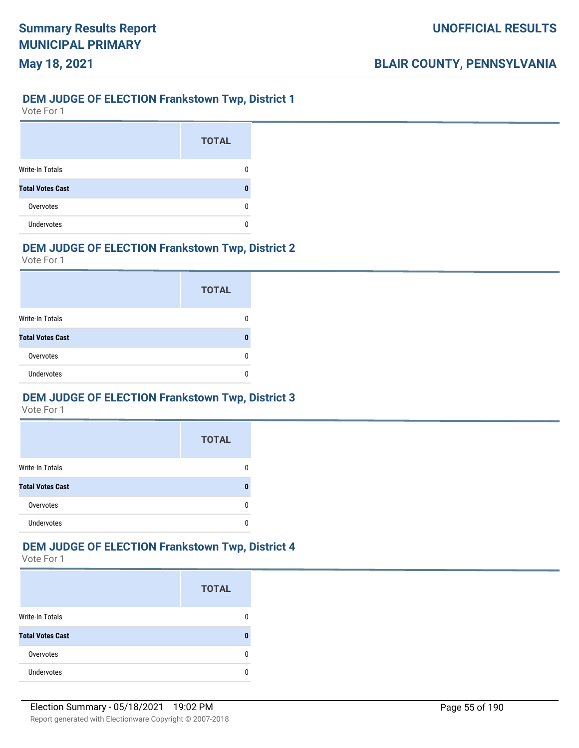## DEM JUDGE OF ELECTION Frankstown Twp, District 1

Vote For 1

| | TOTAL |
|---|---|
| Write-In Totals | 0 |
| **Total Votes Cast** | **0** |
| Overvotes | 0 |
| Undervotes | 0 |

## DEM JUDGE OF ELECTION Frankstown Twp, District 2

Vote For 1

| | TOTAL |
|---|---|
| Write-In Totals | 0 |
| **Total Votes Cast** | **0** |
| Overvotes | 0 |
| Undervotes | 0 |

## DEM JUDGE OF ELECTION Frankstown Twp, District 3

Vote For 1

| | TOTAL |
|---|---|
| Write-In Totals | 0 |
| **Total Votes Cast** | **0** |
| Overvotes | 0 |
| Undervotes | 0 |

## DEM JUDGE OF ELECTION Frankstown Twp, District 4

Vote For 1

| | TOTAL |
|---|---|
| Write-In Totals | 0 |
| **Total Votes Cast** | **0** |
| Overvotes | 0 |
| Undervotes | 0 |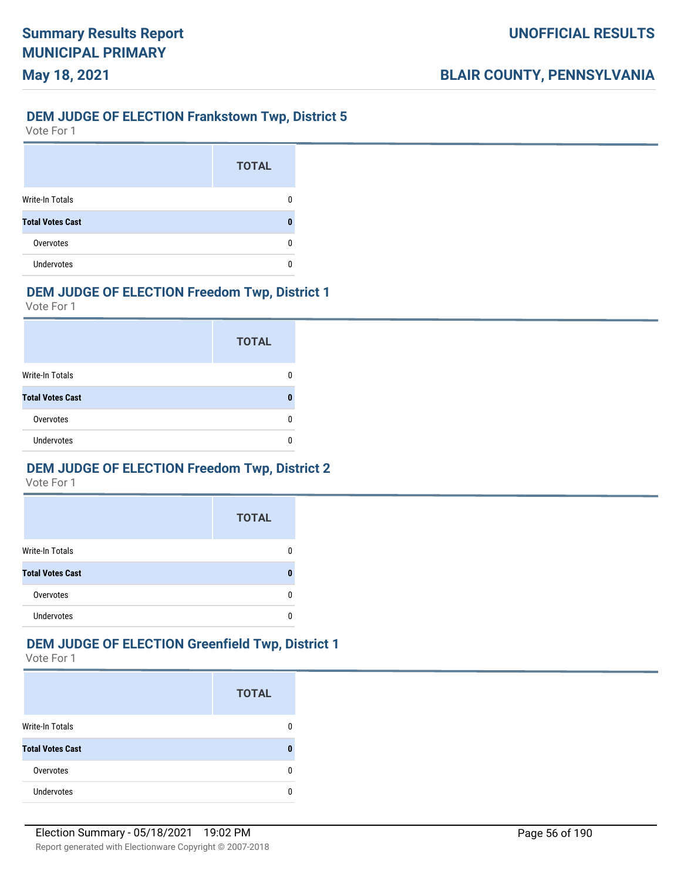## DEM JUDGE OF ELECTION Frankstown Twp, District 5

Vote For 1

| | TOTAL |
|---|---|
| Write-In Totals | 0 |
| **Total Votes Cast** | **0** |
| Overvotes | 0 |
| Undervotes | 0 |

## DEM JUDGE OF ELECTION Freedom Twp, District 1

Vote For 1

| | TOTAL |
|---|---|
| Write-In Totals | 0 |
| **Total Votes Cast** | **0** |
| Overvotes | 0 |
| Undervotes | 0 |

## DEM JUDGE OF ELECTION Freedom Twp, District 2

Vote For 1

| | TOTAL |
|---|---|
| Write-In Totals | 0 |
| **Total Votes Cast** | **0** |
| Overvotes | 0 |
| Undervotes | 0 |

## DEM JUDGE OF ELECTION Greenfield Twp, District 1

Vote For 1

| | TOTAL |
|---|---|
| Write-In Totals | 0 |
| **Total Votes Cast** | **0** |
| Overvotes | 0 |
| Undervotes | 0 |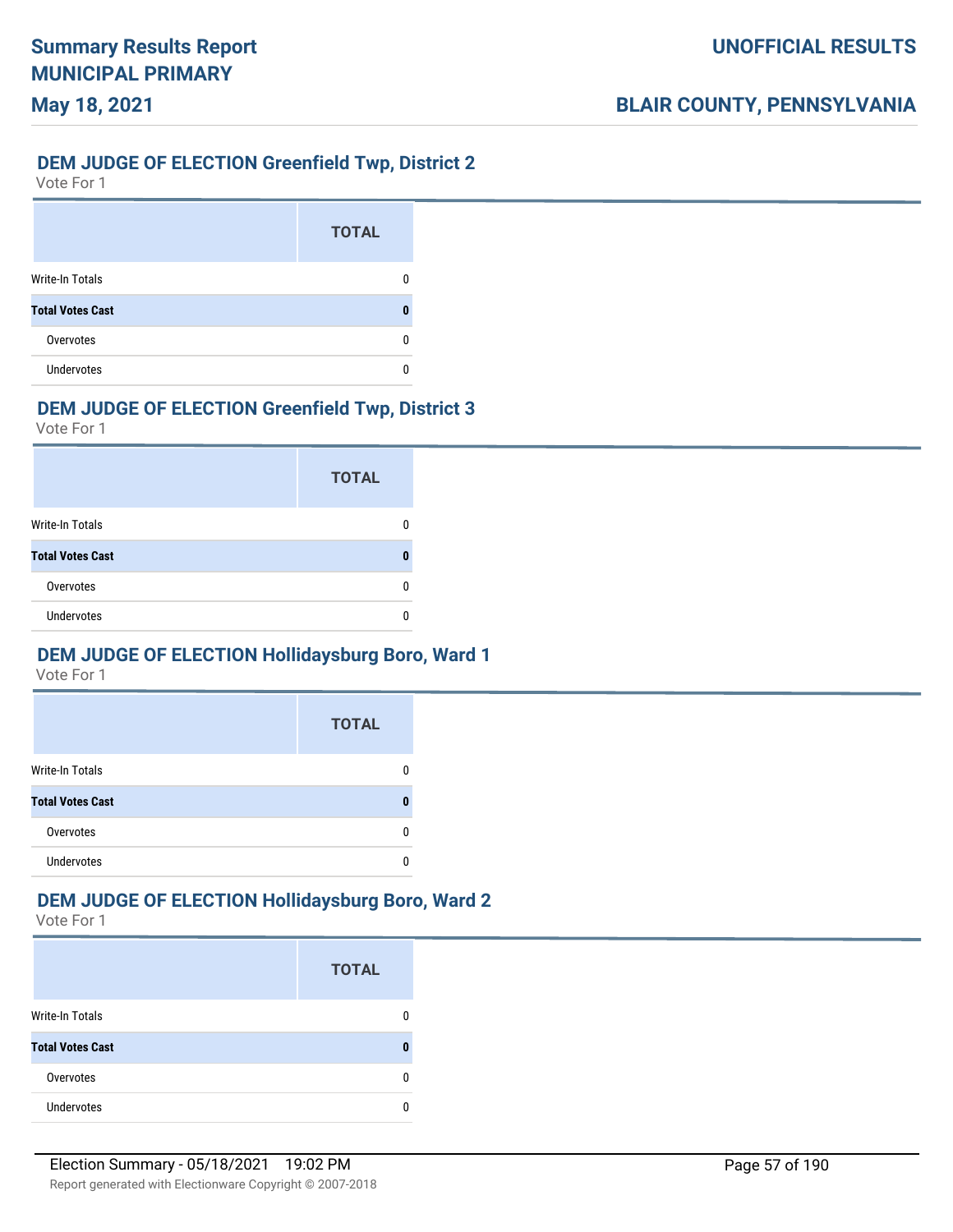## DEM JUDGE OF ELECTION Greenfield Twp, District 2

Vote For 1

| | TOTAL |
|---|---|
| Write-In Totals | 0 |
| **Total Votes Cast** | **0** |
| Overvotes | 0 |
| Undervotes | 0 |

## DEM JUDGE OF ELECTION Greenfield Twp, District 3

Vote For 1

| | TOTAL |
|---|---|
| Write-In Totals | 0 |
| **Total Votes Cast** | **0** |
| Overvotes | 0 |
| Undervotes | 0 |

## DEM JUDGE OF ELECTION Hollidaysburg Boro, Ward 1

Vote For 1

| | TOTAL |
|---|---|
| Write-In Totals | 0 |
| **Total Votes Cast** | **0** |
| Overvotes | 0 |
| Undervotes | 0 |

## DEM JUDGE OF ELECTION Hollidaysburg Boro, Ward 2

Vote For 1

| | TOTAL |
|---|---|
| Write-In Totals | 0 |
| **Total Votes Cast** | **0** |
| Overvotes | 0 |
| Undervotes | 0 |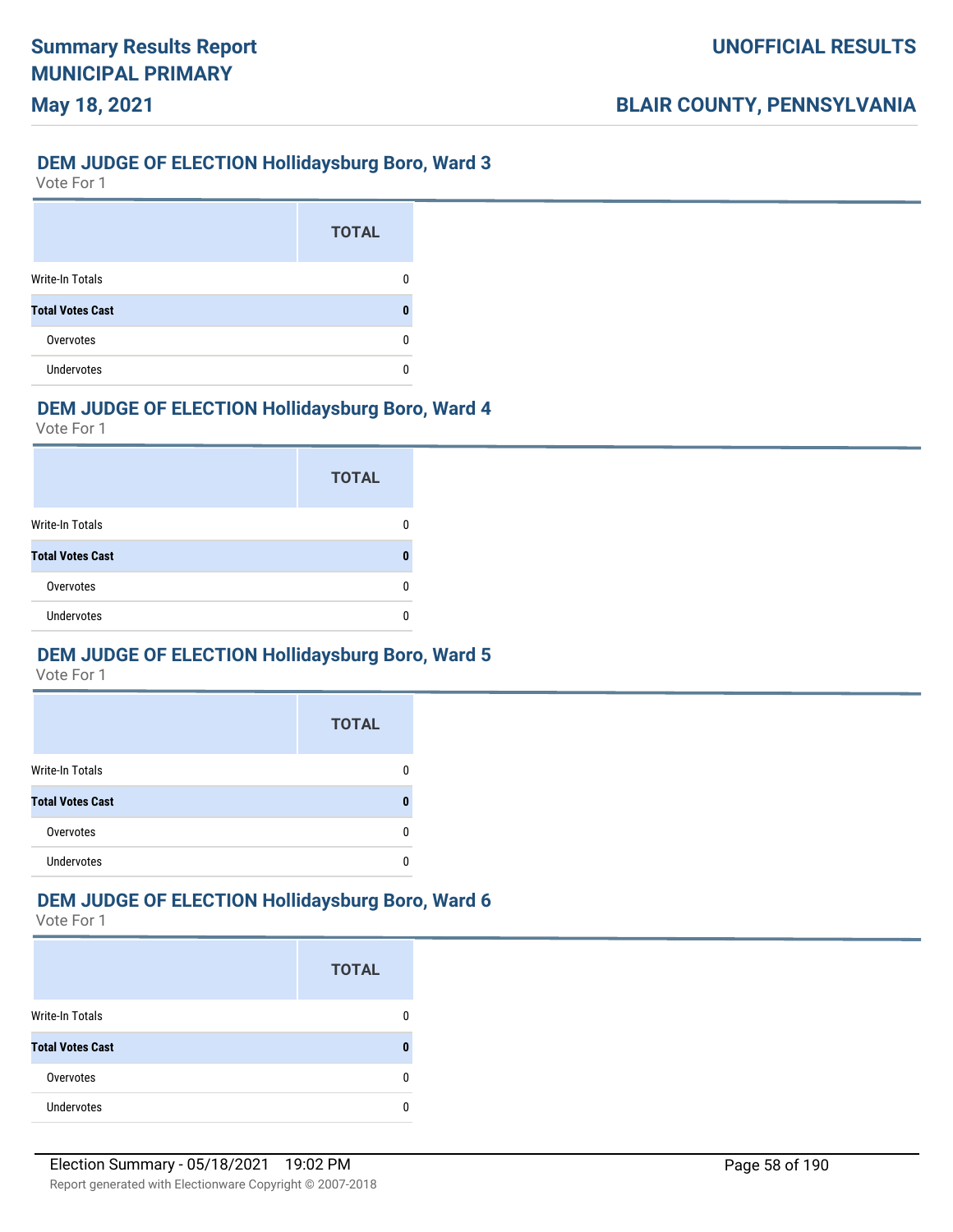## DEM JUDGE OF ELECTION Hollidaysburg Boro, Ward 3

Vote For 1

| | TOTAL |
|---|---|
| Write-In Totals | 0 |
| **Total Votes Cast** | **0** |
| Overvotes | 0 |
| Undervotes | 0 |

## DEM JUDGE OF ELECTION Hollidaysburg Boro, Ward 4

Vote For 1

| | TOTAL |
|---|---|
| Write-In Totals | 0 |
| **Total Votes Cast** | **0** |
| Overvotes | 0 |
| Undervotes | 0 |

## DEM JUDGE OF ELECTION Hollidaysburg Boro, Ward 5

Vote For 1

| | TOTAL |
|---|---|
| Write-In Totals | 0 |
| **Total Votes Cast** | **0** |
| Overvotes | 0 |
| Undervotes | 0 |

## DEM JUDGE OF ELECTION Hollidaysburg Boro, Ward 6

Vote For 1

| | TOTAL |
|---|---|
| Write-In Totals | 0 |
| **Total Votes Cast** | **0** |
| Overvotes | 0 |
| Undervotes | 0 |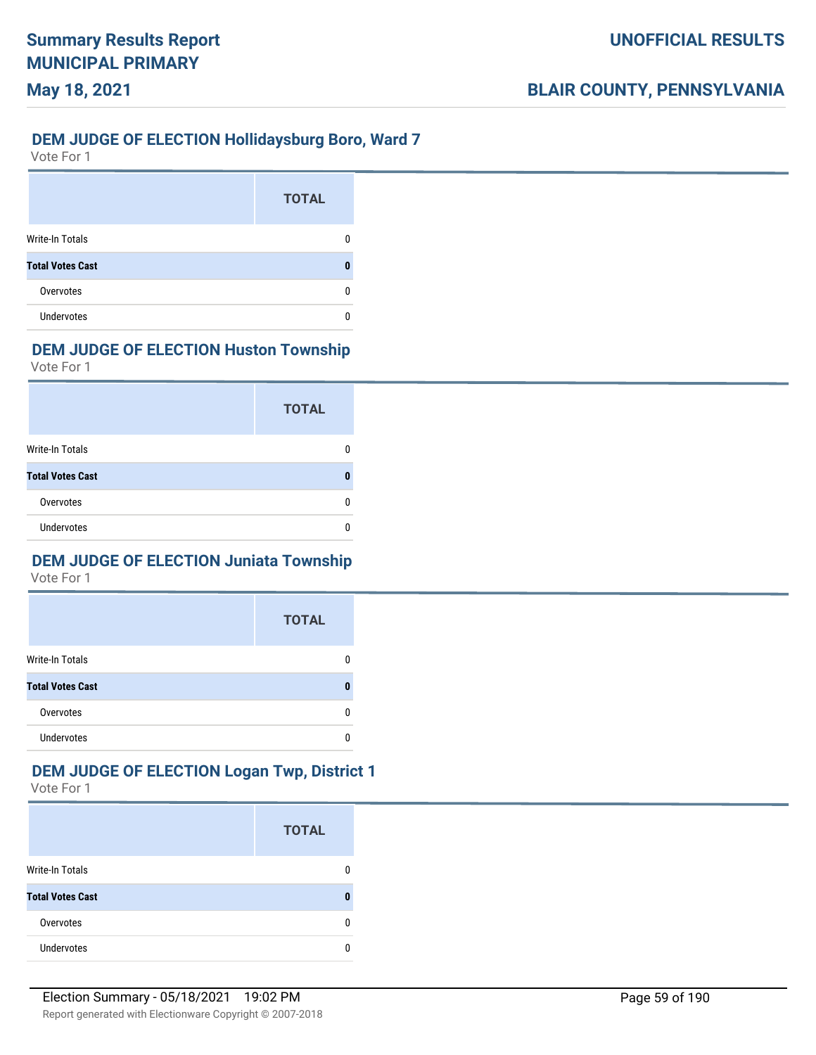### DEM JUDGE OF ELECTION Hollidaysburg Boro, Ward 7

Vote For 1

| | TOTAL |
|---|---|
| Write-In Totals | 0 |
| **Total Votes Cast** | **0** |
| Overvotes | 0 |
| Undervotes | 0 |

### DEM JUDGE OF ELECTION Huston Township

Vote For 1

| | TOTAL |
|---|---|
| Write-In Totals | 0 |
| **Total Votes Cast** | **0** |
| Overvotes | 0 |
| Undervotes | 0 |

### DEM JUDGE OF ELECTION Juniata Township

Vote For 1

| | TOTAL |
|---|---|
| Write-In Totals | 0 |
| **Total Votes Cast** | **0** |
| Overvotes | 0 |
| Undervotes | 0 |

### DEM JUDGE OF ELECTION Logan Twp, District 1

Vote For 1

| | TOTAL |
|---|---|
| Write-In Totals | 0 |
| **Total Votes Cast** | **0** |
| Overvotes | 0 |
| Undervotes | 0 |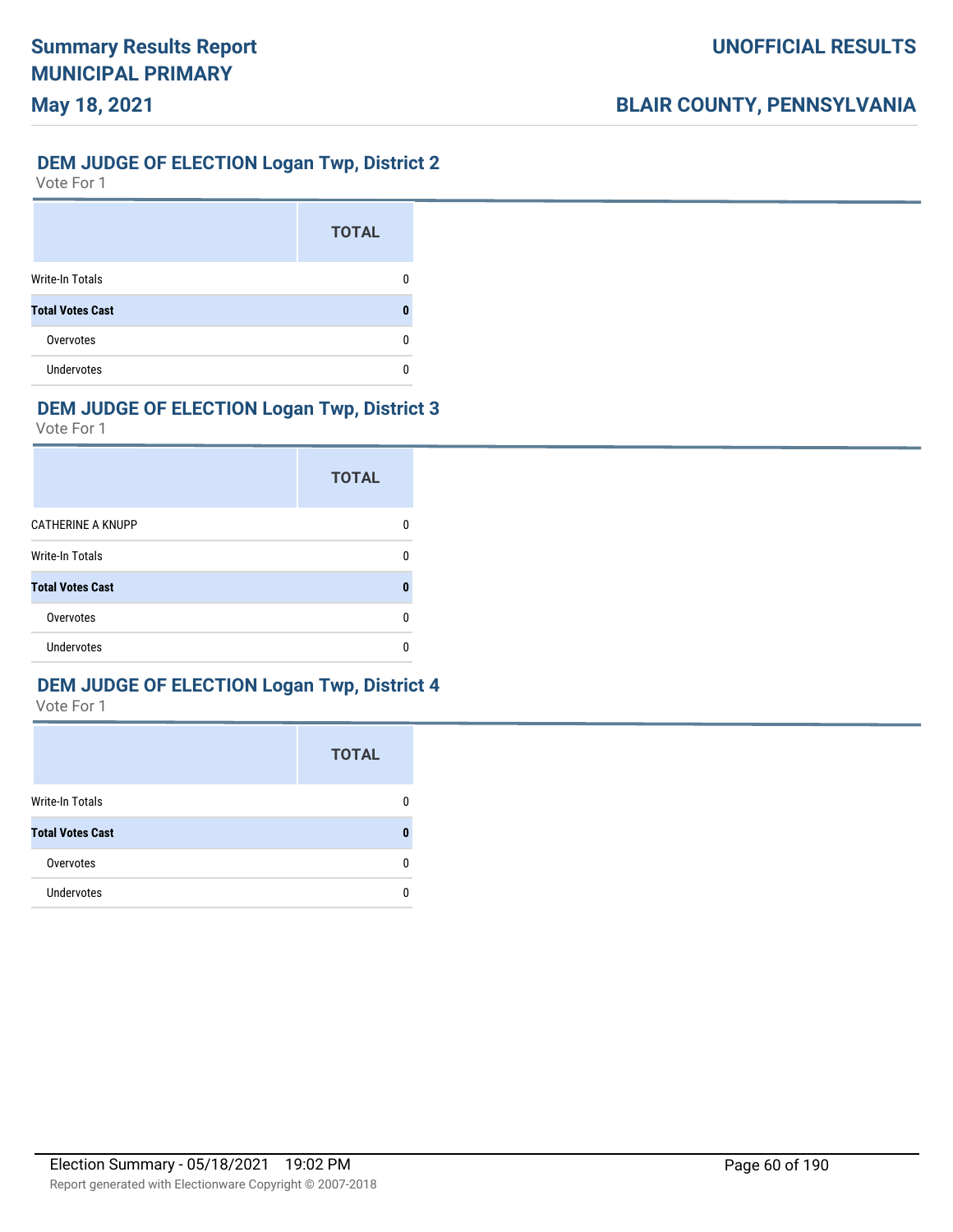## DEM JUDGE OF ELECTION Logan Twp, District 2

Vote For 1

| | TOTAL |
|---|---|
| Write-In Totals | 0 |
| **Total Votes Cast** | **0** |
| Overvotes | 0 |
| Undervotes | 0 |

## DEM JUDGE OF ELECTION Logan Twp, District 3

Vote For 1

| | TOTAL |
|---|---|
| CATHERINE A KNUPP | 0 |
| Write-In Totals | 0 |
| **Total Votes Cast** | **0** |
| Overvotes | 0 |
| Undervotes | 0 |

## DEM JUDGE OF ELECTION Logan Twp, District 4

Vote For 1

| | TOTAL |
|---|---|
| Write-In Totals | 0 |
| **Total Votes Cast** | **0** |
| Overvotes | 0 |
| Undervotes | 0 |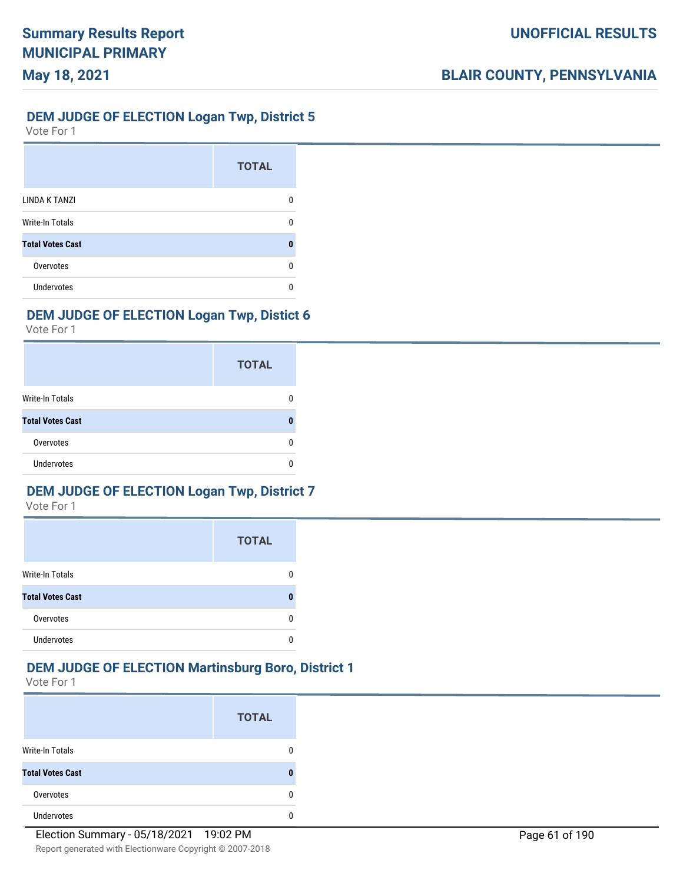## DEM JUDGE OF ELECTION Logan Twp, District 5

Vote For 1

| | TOTAL |
|---|---|
| LINDA K TANZI | 0 |
| Write-In Totals | 0 |
| **Total Votes Cast** | **0** |
| Overvotes | 0 |
| Undervotes | 0 |

## DEM JUDGE OF ELECTION Logan Twp, Distict 6

Vote For 1

| | TOTAL |
|---|---|
| Write-In Totals | 0 |
| **Total Votes Cast** | **0** |
| Overvotes | 0 |
| Undervotes | 0 |

## DEM JUDGE OF ELECTION Logan Twp, District 7

Vote For 1

| | TOTAL |
|---|---|
| Write-In Totals | 0 |
| **Total Votes Cast** | **0** |
| Overvotes | 0 |
| Undervotes | 0 |

## DEM JUDGE OF ELECTION Martinsburg Boro, District 1

Vote For 1

| | TOTAL |
|---|---|
| Write-In Totals | 0 |
| **Total Votes Cast** | **0** |
| Overvotes | 0 |
| Undervotes | 0 |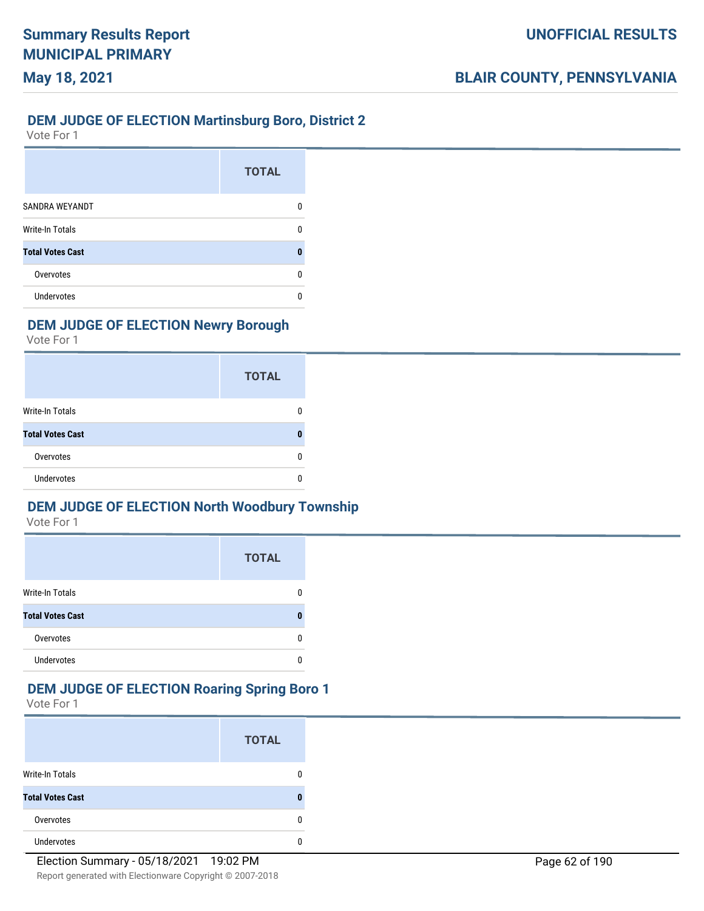## DEM JUDGE OF ELECTION Martinsburg Boro, District 2

Vote For 1

| | TOTAL |
|---|---|
| SANDRA WEYANDT | 0 |
| Write-In Totals | 0 |
| **Total Votes Cast** | **0** |
| Overvotes | 0 |
| Undervotes | 0 |

## DEM JUDGE OF ELECTION Newry Borough

Vote For 1

| | TOTAL |
|---|---|
| Write-In Totals | 0 |
| **Total Votes Cast** | **0** |
| Overvotes | 0 |
| Undervotes | 0 |

## DEM JUDGE OF ELECTION North Woodbury Township

Vote For 1

| | TOTAL |
|---|---|
| Write-In Totals | 0 |
| **Total Votes Cast** | **0** |
| Overvotes | 0 |
| Undervotes | 0 |

## DEM JUDGE OF ELECTION Roaring Spring Boro 1

Vote For 1

| | TOTAL |
|---|---|
| Write-In Totals | 0 |
| **Total Votes Cast** | **0** |
| Overvotes | 0 |
| Undervotes | 0 |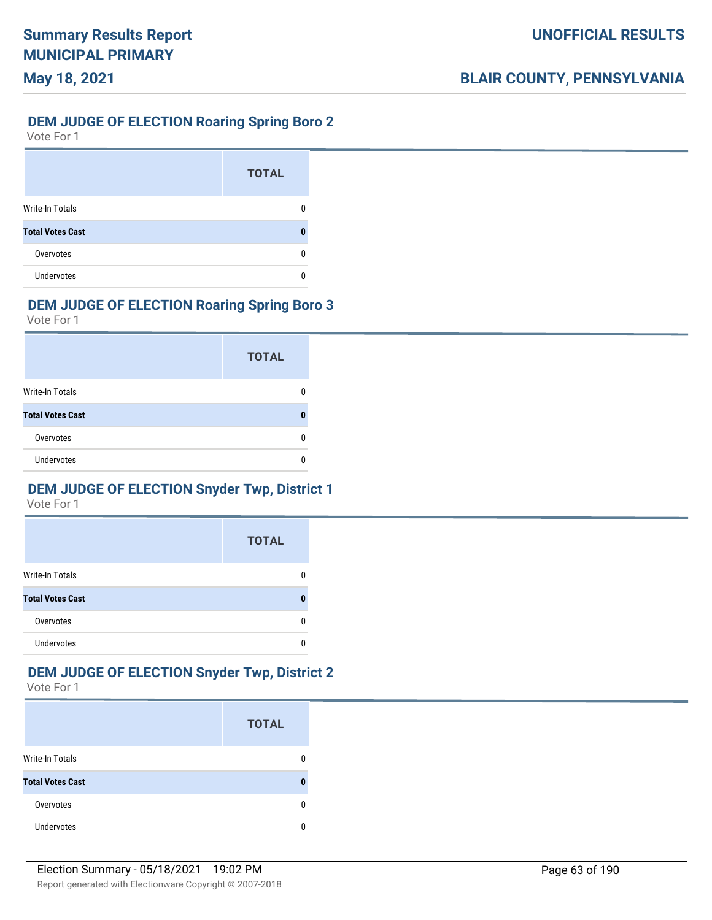## DEM JUDGE OF ELECTION Roaring Spring Boro 2

Vote For 1

| | TOTAL |
|---|---|
| Write-In Totals | 0 |
| **Total Votes Cast** | **0** |
| Overvotes | 0 |
| Undervotes | 0 |

## DEM JUDGE OF ELECTION Roaring Spring Boro 3

Vote For 1

| | TOTAL |
|---|---|
| Write-In Totals | 0 |
| **Total Votes Cast** | **0** |
| Overvotes | 0 |
| Undervotes | 0 |

## DEM JUDGE OF ELECTION Snyder Twp, District 1

Vote For 1

| | TOTAL |
|---|---|
| Write-In Totals | 0 |
| **Total Votes Cast** | **0** |
| Overvotes | 0 |
| Undervotes | 0 |

## DEM JUDGE OF ELECTION Snyder Twp, District 2

Vote For 1

| | TOTAL |
|---|---|
| Write-In Totals | 0 |
| **Total Votes Cast** | **0** |
| Overvotes | 0 |
| Undervotes | 0 |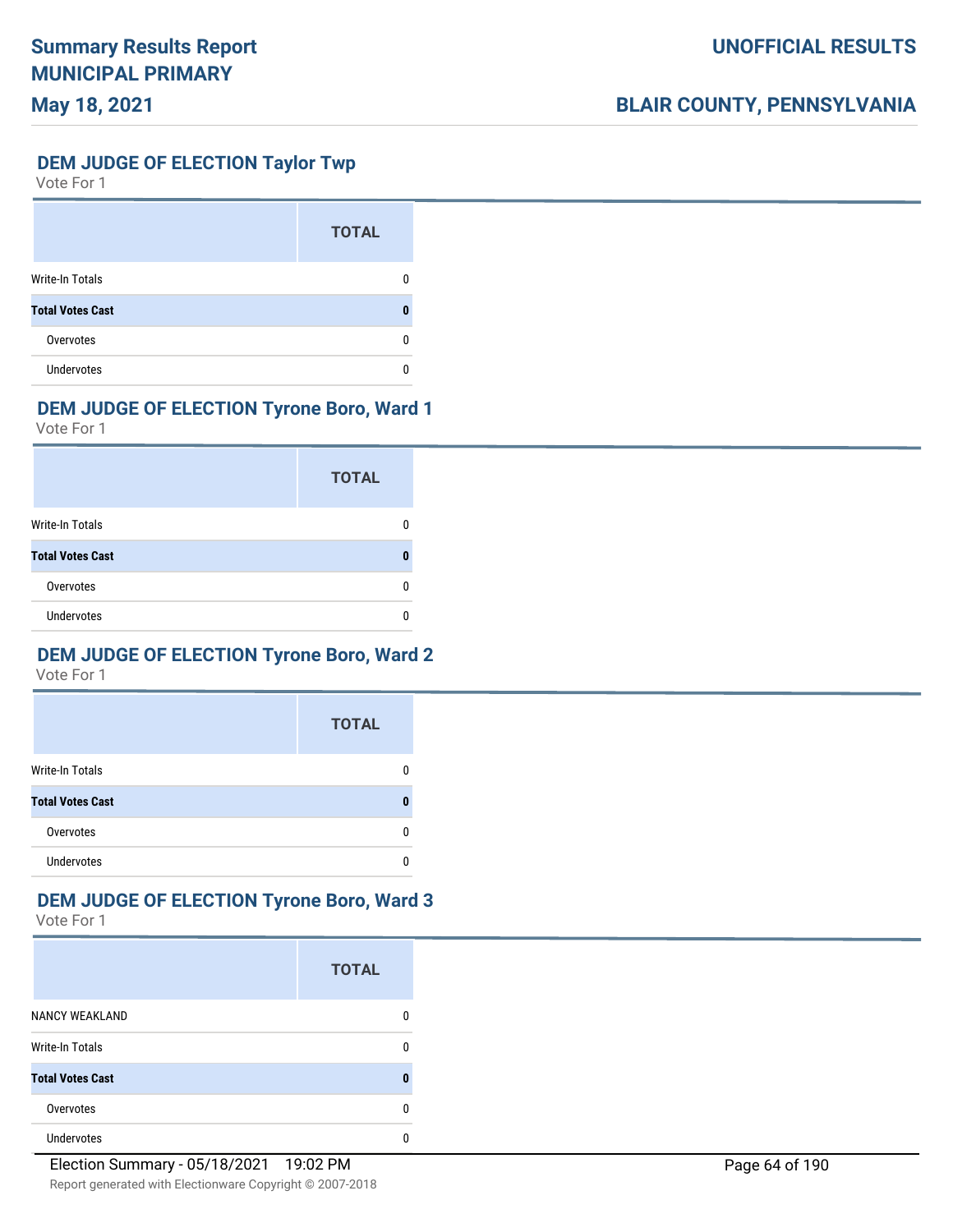## DEM JUDGE OF ELECTION Taylor Twp

Vote For 1

| | TOTAL |
|---|---|
| Write-In Totals | 0 |
| **Total Votes Cast** | **0** |
| Overvotes | 0 |
| Undervotes | 0 |

## DEM JUDGE OF ELECTION Tyrone Boro, Ward 1

Vote For 1

| | TOTAL |
|---|---|
| Write-In Totals | 0 |
| **Total Votes Cast** | **0** |
| Overvotes | 0 |
| Undervotes | 0 |

## DEM JUDGE OF ELECTION Tyrone Boro, Ward 2

Vote For 1

| | TOTAL |
|---|---|
| Write-In Totals | 0 |
| **Total Votes Cast** | **0** |
| Overvotes | 0 |
| Undervotes | 0 |

## DEM JUDGE OF ELECTION Tyrone Boro, Ward 3

Vote For 1

| | TOTAL |
|---|---|
| NANCY WEAKLAND | 0 |
| Write-In Totals | 0 |
| **Total Votes Cast** | **0** |
| Overvotes | 0 |
| Undervotes | 0 |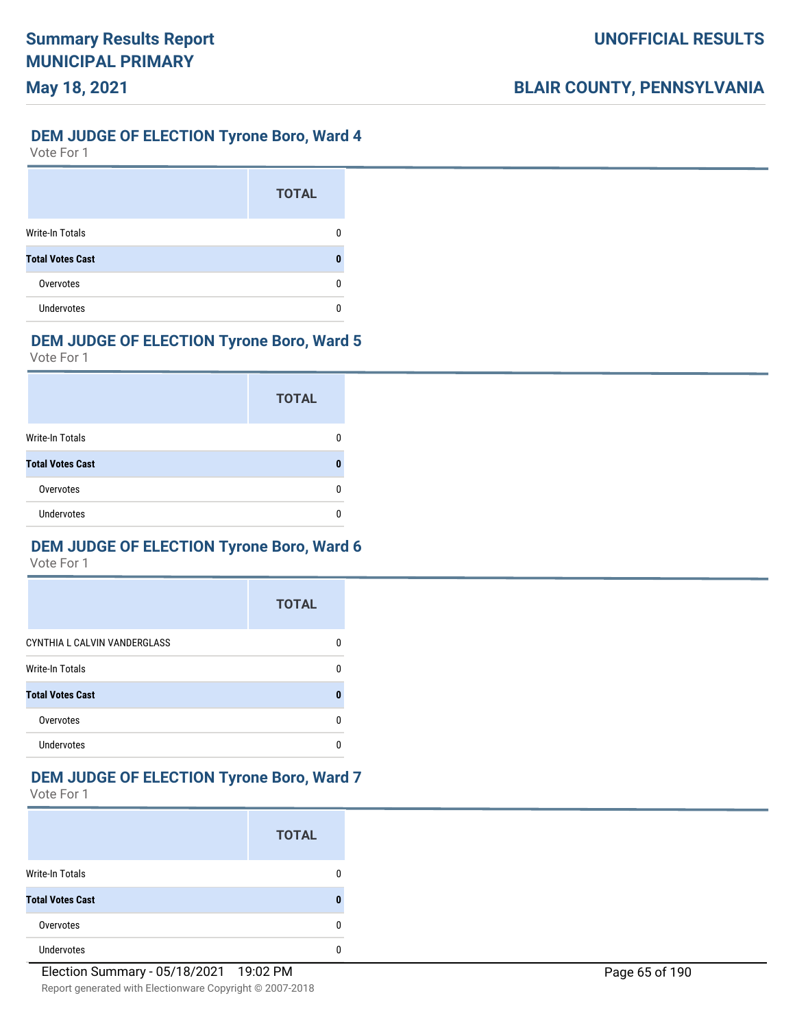## DEM JUDGE OF ELECTION Tyrone Boro, Ward 4

Vote For 1

| | TOTAL |
|---|---|
| Write-In Totals | 0 |
| **Total Votes Cast** | **0** |
| Overvotes | 0 |
| Undervotes | 0 |

## DEM JUDGE OF ELECTION Tyrone Boro, Ward 5

Vote For 1

| | TOTAL |
|---|---|
| Write-In Totals | 0 |
| **Total Votes Cast** | **0** |
| Overvotes | 0 |
| Undervotes | 0 |

## DEM JUDGE OF ELECTION Tyrone Boro, Ward 6

Vote For 1

| | TOTAL |
|---|---|
| CYNTHIA L CALVIN VANDERGLASS | 0 |
| Write-In Totals | 0 |
| **Total Votes Cast** | **0** |
| Overvotes | 0 |
| Undervotes | 0 |

## DEM JUDGE OF ELECTION Tyrone Boro, Ward 7

Vote For 1

| | TOTAL |
|---|---|
| Write-In Totals | 0 |
| **Total Votes Cast** | **0** |
| Overvotes | 0 |
| Undervotes | 0 |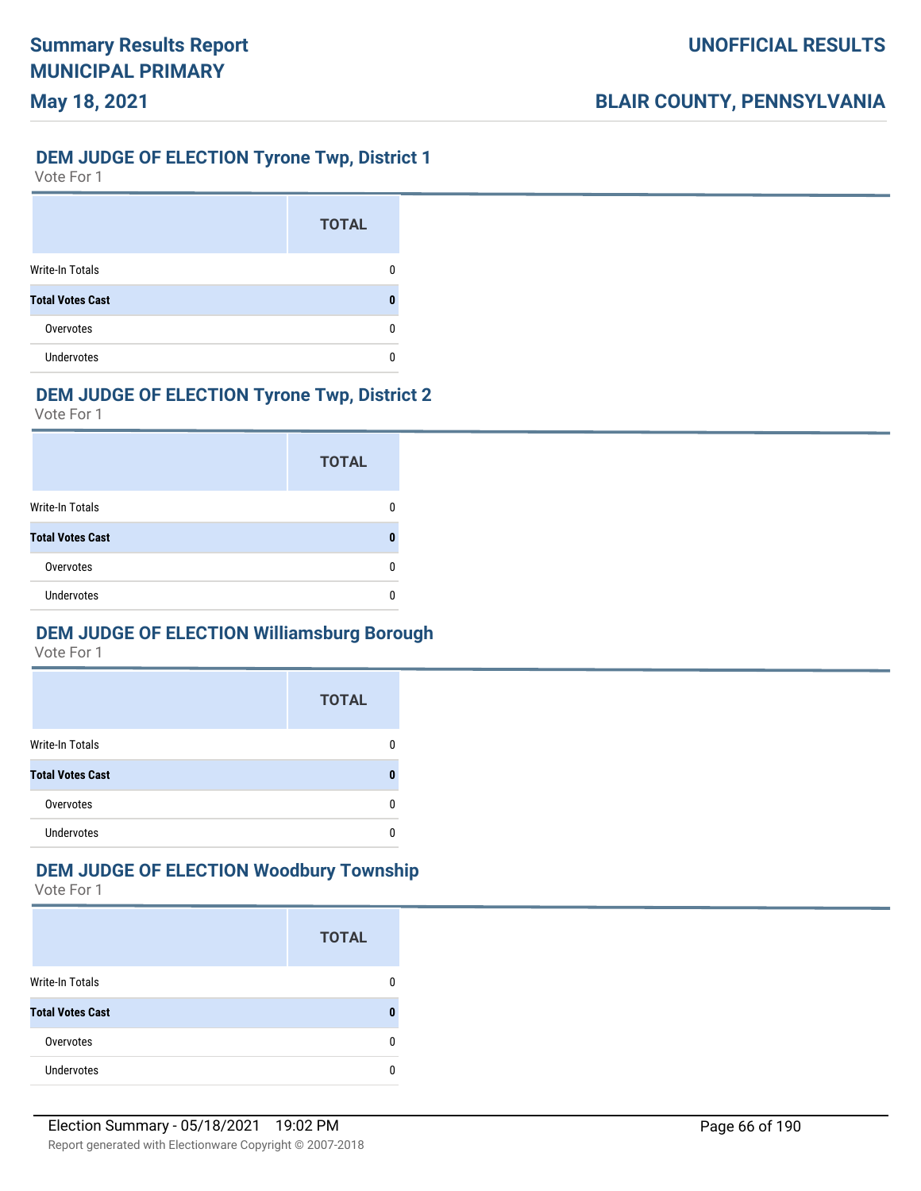## DEM JUDGE OF ELECTION Tyrone Twp, District 1

Vote For 1

| | TOTAL |
|---|---|
| Write-In Totals | 0 |
| **Total Votes Cast** | **0** |
| Overvotes | 0 |
| Undervotes | 0 |

## DEM JUDGE OF ELECTION Tyrone Twp, District 2

Vote For 1

| | TOTAL |
|---|---|
| Write-In Totals | 0 |
| **Total Votes Cast** | **0** |
| Overvotes | 0 |
| Undervotes | 0 |

## DEM JUDGE OF ELECTION Williamsburg Borough

Vote For 1

| | TOTAL |
|---|---|
| Write-In Totals | 0 |
| **Total Votes Cast** | **0** |
| Overvotes | 0 |
| Undervotes | 0 |

## DEM JUDGE OF ELECTION Woodbury Township

Vote For 1

| | TOTAL |
|---|---|
| Write-In Totals | 0 |
| **Total Votes Cast** | **0** |
| Overvotes | 0 |
| Undervotes | 0 |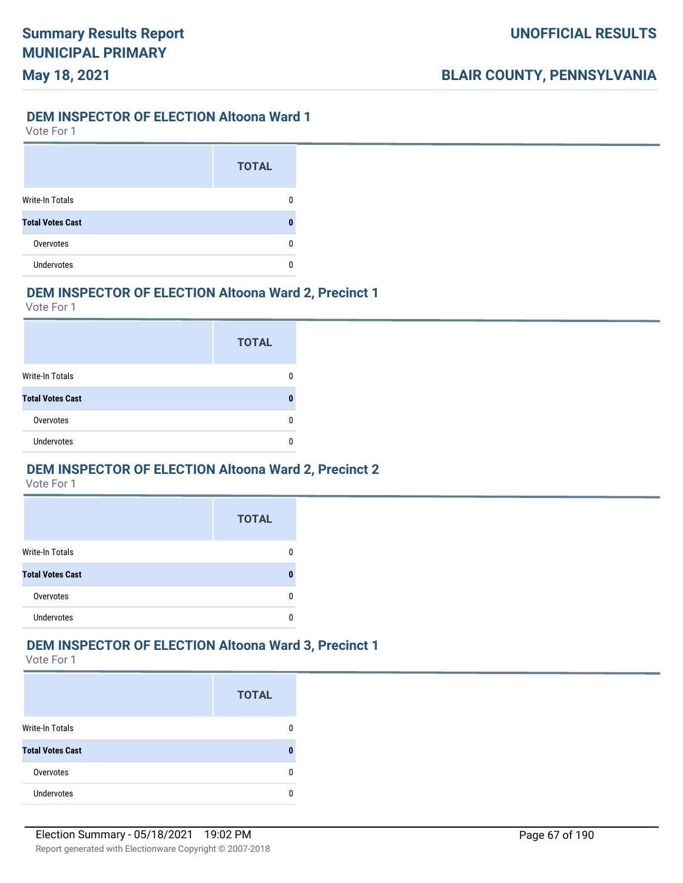## DEM INSPECTOR OF ELECTION Altoona Ward 1

Vote For 1

| | TOTAL |
|---|---|
| Write-In Totals | 0 |
| **Total Votes Cast** | **0** |
| Overvotes | 0 |
| Undervotes | 0 |

## DEM INSPECTOR OF ELECTION Altoona Ward 2, Precinct 1

Vote For 1

| | TOTAL |
|---|---|
| Write-In Totals | 0 |
| **Total Votes Cast** | **0** |
| Overvotes | 0 |
| Undervotes | 0 |

## DEM INSPECTOR OF ELECTION Altoona Ward 2, Precinct 2

Vote For 1

| | TOTAL |
|---|---|
| Write-In Totals | 0 |
| **Total Votes Cast** | **0** |
| Overvotes | 0 |
| Undervotes | 0 |

## DEM INSPECTOR OF ELECTION Altoona Ward 3, Precinct 1

Vote For 1

| | TOTAL |
|---|---|
| Write-In Totals | 0 |
| **Total Votes Cast** | **0** |
| Overvotes | 0 |
| Undervotes | 0 |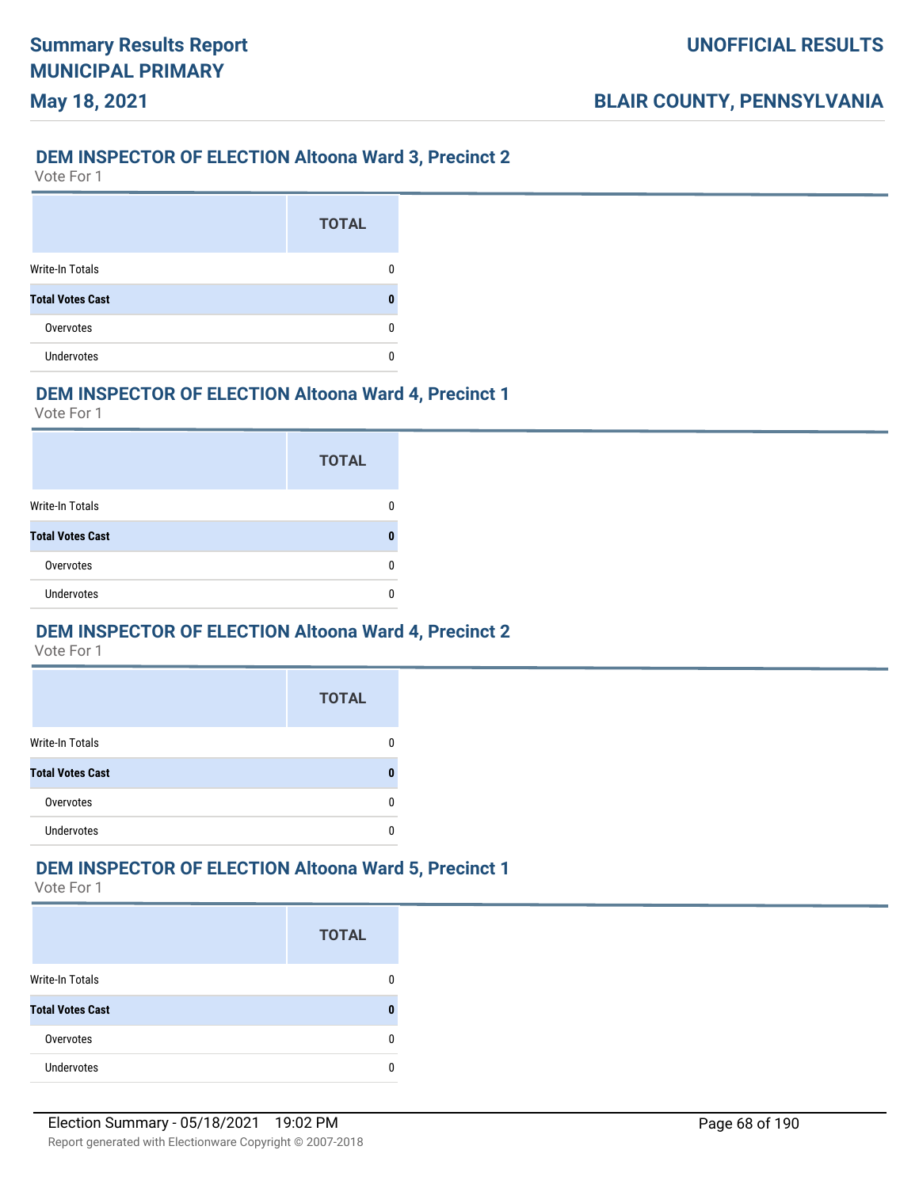## DEM INSPECTOR OF ELECTION Altoona Ward 3, Precinct 2

Vote For 1

| | TOTAL |
|---|---|
| Write-In Totals | 0 |
| **Total Votes Cast** | **0** |
| Overvotes | 0 |
| Undervotes | 0 |

## DEM INSPECTOR OF ELECTION Altoona Ward 4, Precinct 1

Vote For 1

| | TOTAL |
|---|---|
| Write-In Totals | 0 |
| **Total Votes Cast** | **0** |
| Overvotes | 0 |
| Undervotes | 0 |

## DEM INSPECTOR OF ELECTION Altoona Ward 4, Precinct 2

Vote For 1

| | TOTAL |
|---|---|
| Write-In Totals | 0 |
| **Total Votes Cast** | **0** |
| Overvotes | 0 |
| Undervotes | 0 |

## DEM INSPECTOR OF ELECTION Altoona Ward 5, Precinct 1

Vote For 1

| | TOTAL |
|---|---|
| Write-In Totals | 0 |
| **Total Votes Cast** | **0** |
| Overvotes | 0 |
| Undervotes | 0 |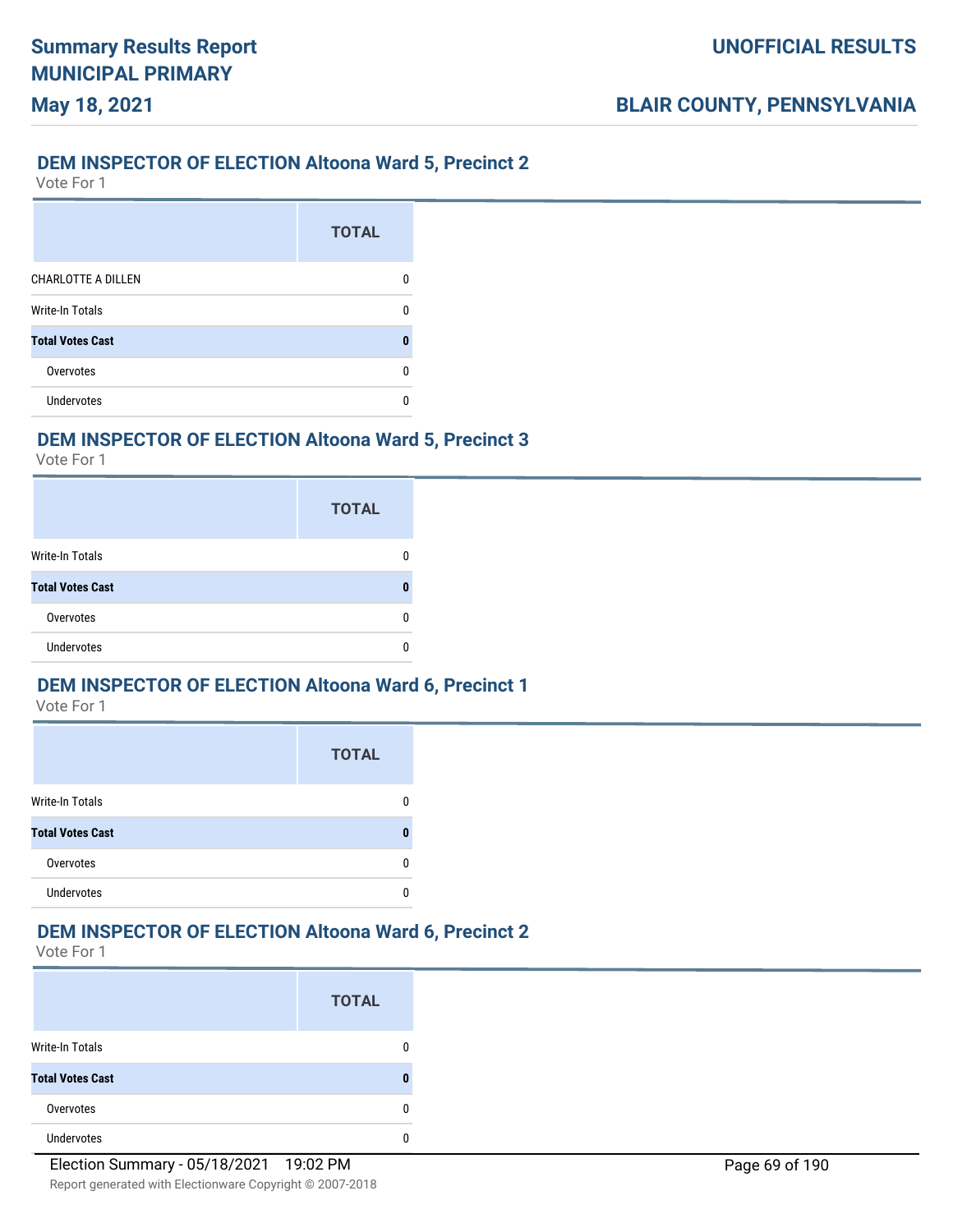## DEM INSPECTOR OF ELECTION Altoona Ward 5, Precinct 2

Vote For 1

| | TOTAL |
|---|---|
| CHARLOTTE A DILLEN | 0 |
| Write-In Totals | 0 |
| **Total Votes Cast** | **0** |
| Overvotes | 0 |
| Undervotes | 0 |

## DEM INSPECTOR OF ELECTION Altoona Ward 5, Precinct 3

Vote For 1

| | TOTAL |
|---|---|
| Write-In Totals | 0 |
| **Total Votes Cast** | **0** |
| Overvotes | 0 |
| Undervotes | 0 |

## DEM INSPECTOR OF ELECTION Altoona Ward 6, Precinct 1

Vote For 1

| | TOTAL |
|---|---|
| Write-In Totals | 0 |
| **Total Votes Cast** | **0** |
| Overvotes | 0 |
| Undervotes | 0 |

## DEM INSPECTOR OF ELECTION Altoona Ward 6, Precinct 2

Vote For 1

| | TOTAL |
|---|---|
| Write-In Totals | 0 |
| **Total Votes Cast** | **0** |
| Overvotes | 0 |
| Undervotes | 0 |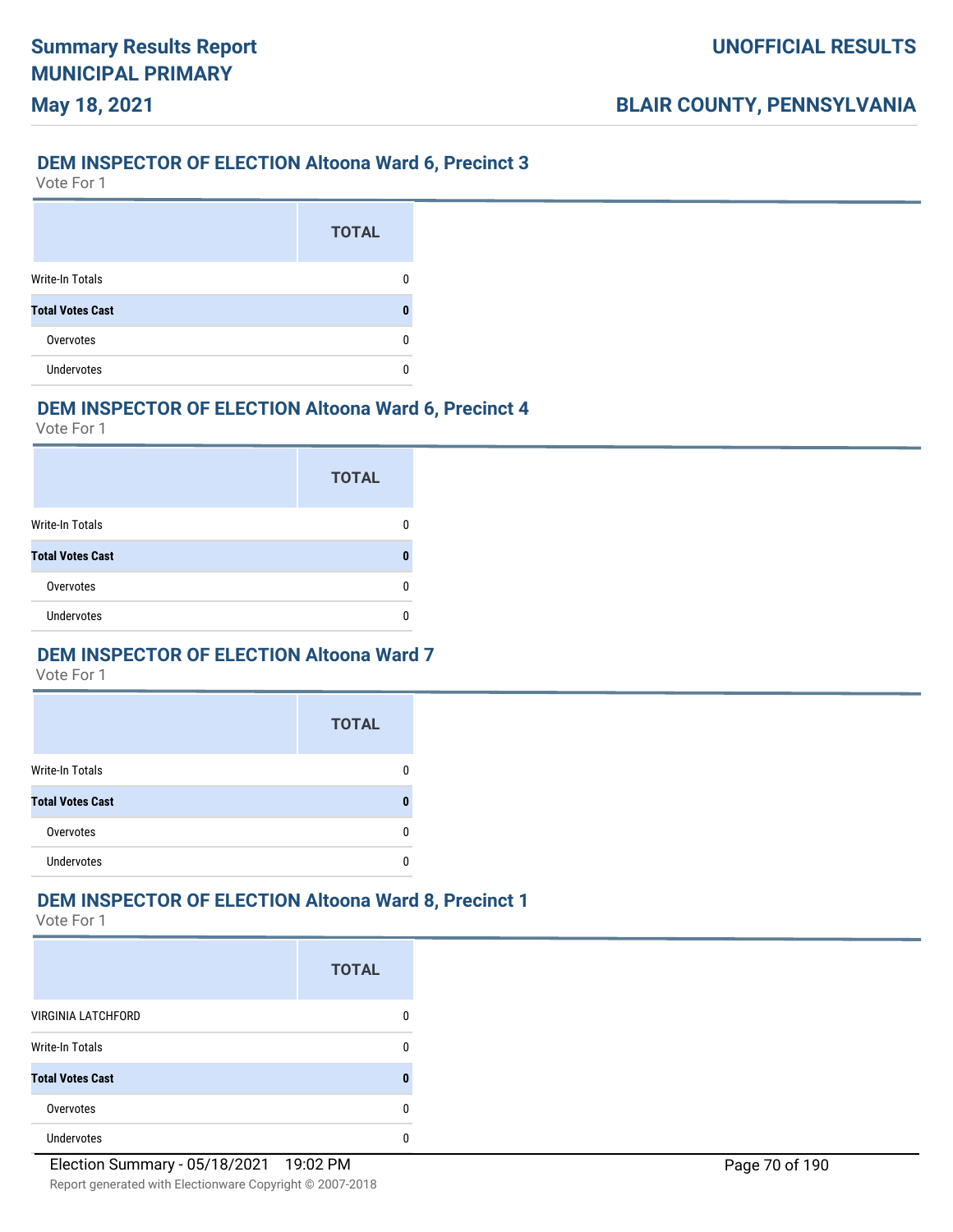## DEM INSPECTOR OF ELECTION Altoona Ward 6, Precinct 3

Vote For 1

| | TOTAL |
|---|---|
| Write-In Totals | 0 |
| **Total Votes Cast** | **0** |
| Overvotes | 0 |
| Undervotes | 0 |

## DEM INSPECTOR OF ELECTION Altoona Ward 6, Precinct 4

Vote For 1

| | TOTAL |
|---|---|
| Write-In Totals | 0 |
| **Total Votes Cast** | **0** |
| Overvotes | 0 |
| Undervotes | 0 |

## DEM INSPECTOR OF ELECTION Altoona Ward 7

Vote For 1

| | TOTAL |
|---|---|
| Write-In Totals | 0 |
| **Total Votes Cast** | **0** |
| Overvotes | 0 |
| Undervotes | 0 |

## DEM INSPECTOR OF ELECTION Altoona Ward 8, Precinct 1

Vote For 1

| | TOTAL |
|---|---|
| VIRGINIA LATCHFORD | 0 |
| Write-In Totals | 0 |
| **Total Votes Cast** | **0** |
| Overvotes | 0 |
| Undervotes | 0 |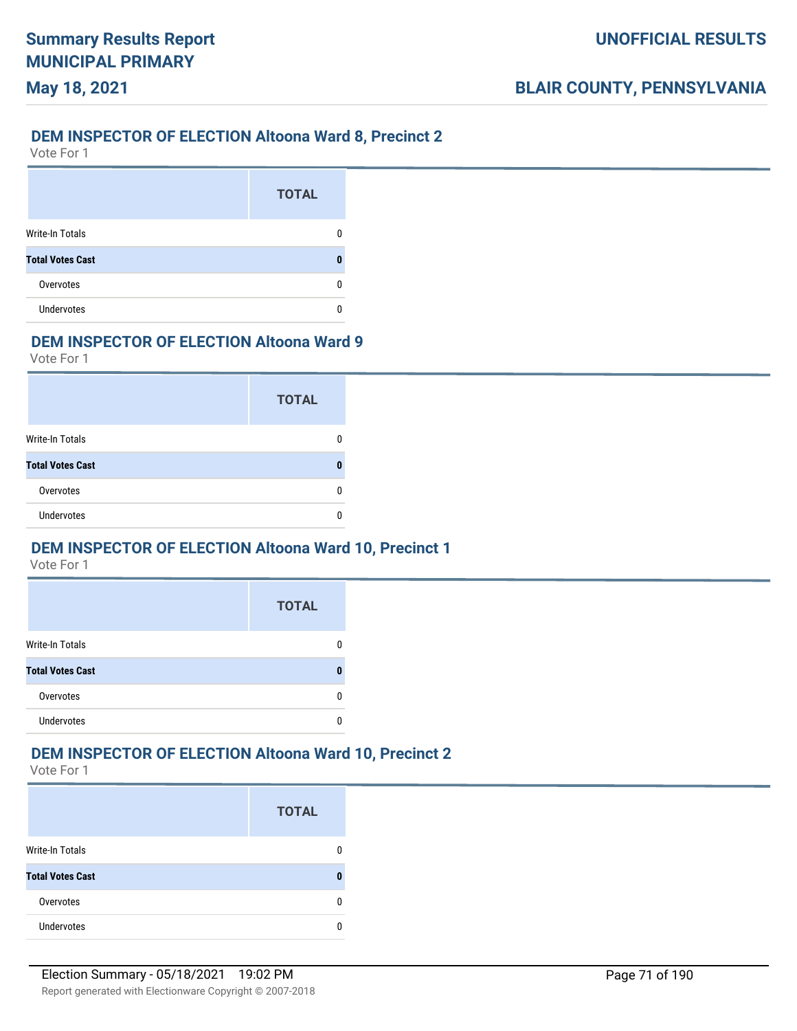## DEM INSPECTOR OF ELECTION Altoona Ward 8, Precinct 2

Vote For 1

| | TOTAL |
|---|---|
| Write-In Totals | 0 |
| **Total Votes Cast** | **0** |
| Overvotes | 0 |
| Undervotes | 0 |

## DEM INSPECTOR OF ELECTION Altoona Ward 9

Vote For 1

| | TOTAL |
|---|---|
| Write-In Totals | 0 |
| **Total Votes Cast** | **0** |
| Overvotes | 0 |
| Undervotes | 0 |

## DEM INSPECTOR OF ELECTION Altoona Ward 10, Precinct 1

Vote For 1

| | TOTAL |
|---|---|
| Write-In Totals | 0 |
| **Total Votes Cast** | **0** |
| Overvotes | 0 |
| Undervotes | 0 |

## DEM INSPECTOR OF ELECTION Altoona Ward 10, Precinct 2

Vote For 1

| | TOTAL |
|---|---|
| Write-In Totals | 0 |
| **Total Votes Cast** | **0** |
| Overvotes | 0 |
| Undervotes | 0 |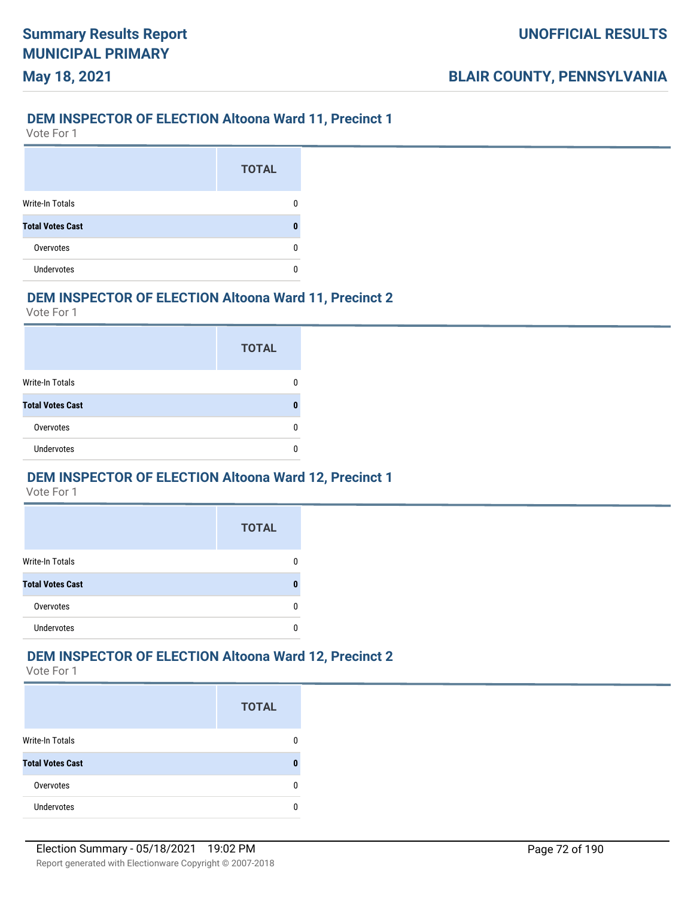## DEM INSPECTOR OF ELECTION Altoona Ward 11, Precinct 1

Vote For 1

| | TOTAL |
|---|---|
| Write-In Totals | 0 |
| **Total Votes Cast** | **0** |
| Overvotes | 0 |
| Undervotes | 0 |

## DEM INSPECTOR OF ELECTION Altoona Ward 11, Precinct 2

Vote For 1

| | TOTAL |
|---|---|
| Write-In Totals | 0 |
| **Total Votes Cast** | **0** |
| Overvotes | 0 |
| Undervotes | 0 |

## DEM INSPECTOR OF ELECTION Altoona Ward 12, Precinct 1

Vote For 1

| | TOTAL |
|---|---|
| Write-In Totals | 0 |
| **Total Votes Cast** | **0** |
| Overvotes | 0 |
| Undervotes | 0 |

## DEM INSPECTOR OF ELECTION Altoona Ward 12, Precinct 2

Vote For 1

| | TOTAL |
|---|---|
| Write-In Totals | 0 |
| **Total Votes Cast** | **0** |
| Overvotes | 0 |
| Undervotes | 0 |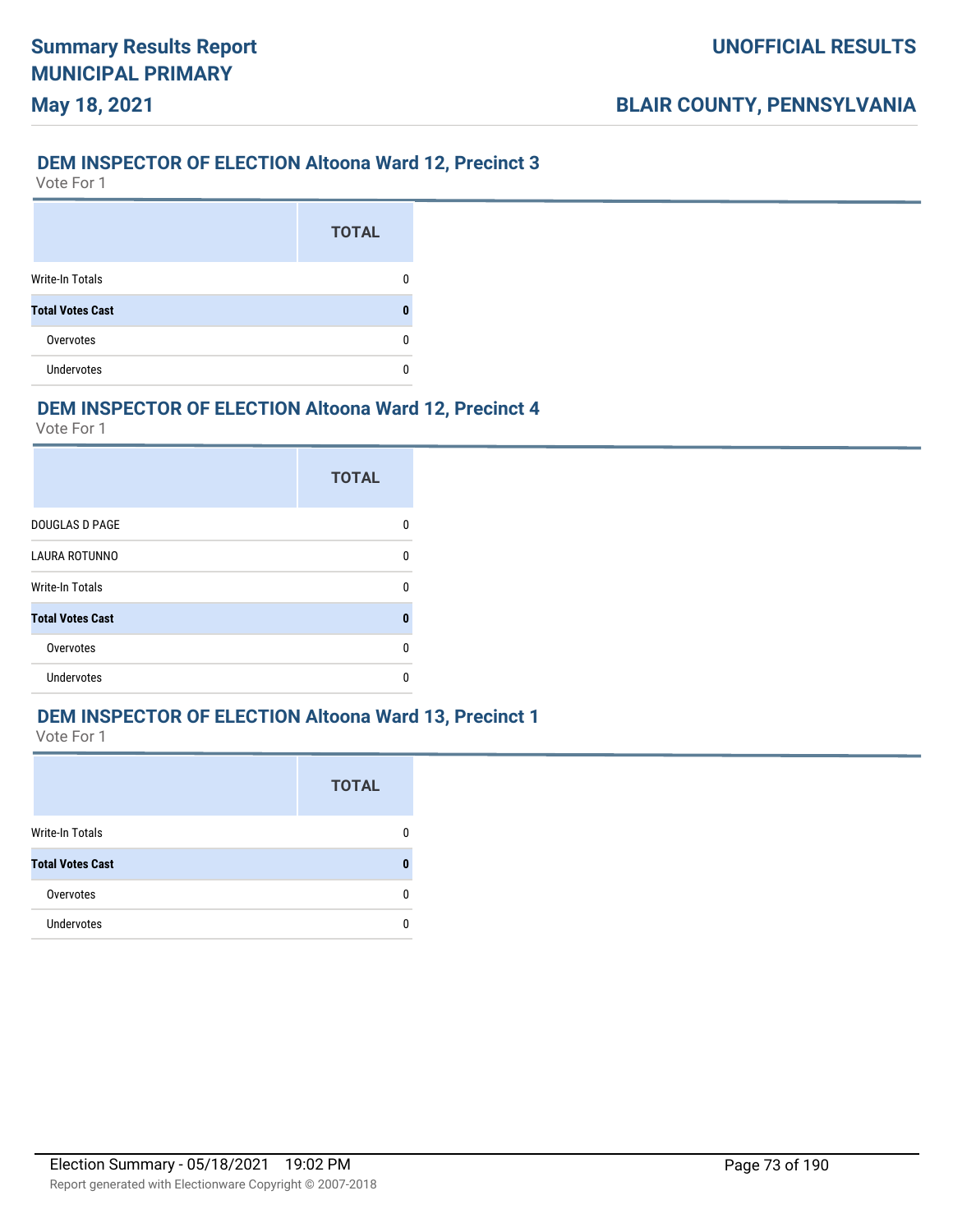## DEM INSPECTOR OF ELECTION Altoona Ward 12, Precinct 3

Vote For 1

| | TOTAL |
|---|---|
| Write-In Totals | 0 |
| **Total Votes Cast** | **0** |
| Overvotes | 0 |
| Undervotes | 0 |

## DEM INSPECTOR OF ELECTION Altoona Ward 12, Precinct 4

Vote For 1

| | TOTAL |
|---|---|
| DOUGLAS D PAGE | 0 |
| LAURA ROTUNNO | 0 |
| Write-In Totals | 0 |
| **Total Votes Cast** | **0** |
| Overvotes | 0 |
| Undervotes | 0 |

## DEM INSPECTOR OF ELECTION Altoona Ward 13, Precinct 1

Vote For 1

| | TOTAL |
|---|---|
| Write-In Totals | 0 |
| **Total Votes Cast** | **0** |
| Overvotes | 0 |
| Undervotes | 0 |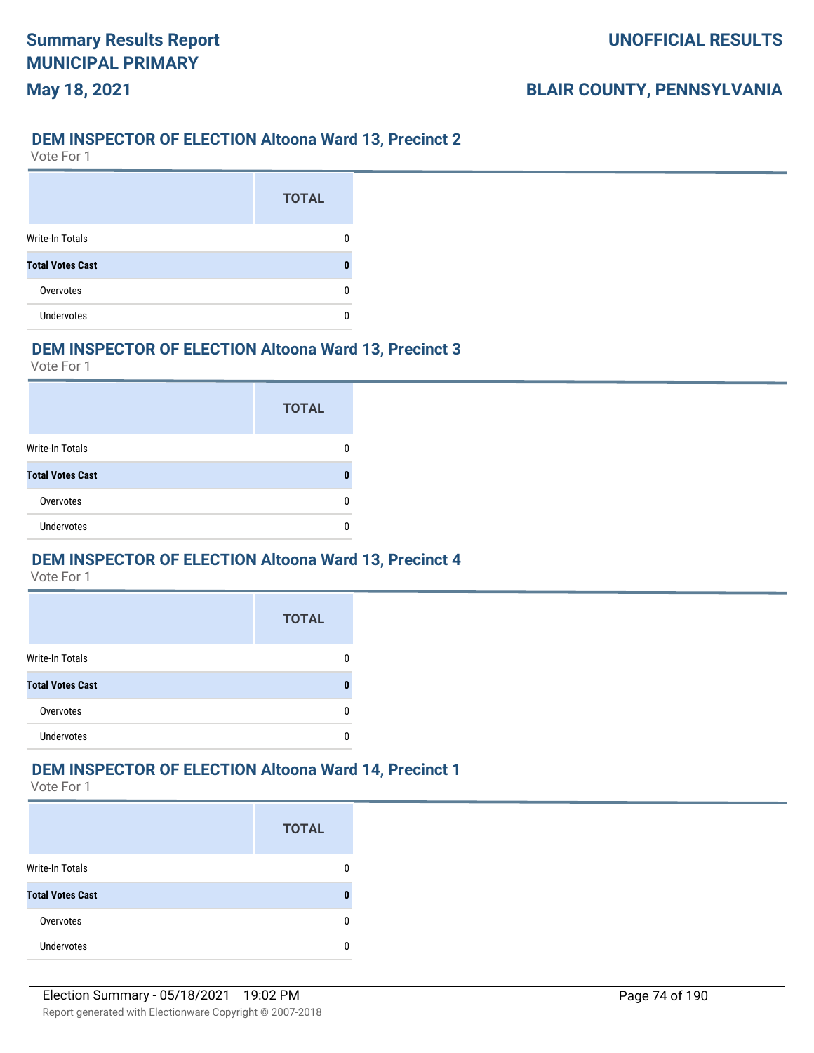## DEM INSPECTOR OF ELECTION Altoona Ward 13, Precinct 2

Vote For 1

| | TOTAL |
|---|---|
| Write-In Totals | 0 |
| **Total Votes Cast** | **0** |
| Overvotes | 0 |
| Undervotes | 0 |

## DEM INSPECTOR OF ELECTION Altoona Ward 13, Precinct 3

Vote For 1

| | TOTAL |
|---|---|
| Write-In Totals | 0 |
| **Total Votes Cast** | **0** |
| Overvotes | 0 |
| Undervotes | 0 |

## DEM INSPECTOR OF ELECTION Altoona Ward 13, Precinct 4

Vote For 1

| | TOTAL |
|---|---|
| Write-In Totals | 0 |
| **Total Votes Cast** | **0** |
| Overvotes | 0 |
| Undervotes | 0 |

## DEM INSPECTOR OF ELECTION Altoona Ward 14, Precinct 1

Vote For 1

| | TOTAL |
|---|---|
| Write-In Totals | 0 |
| **Total Votes Cast** | **0** |
| Overvotes | 0 |
| Undervotes | 0 |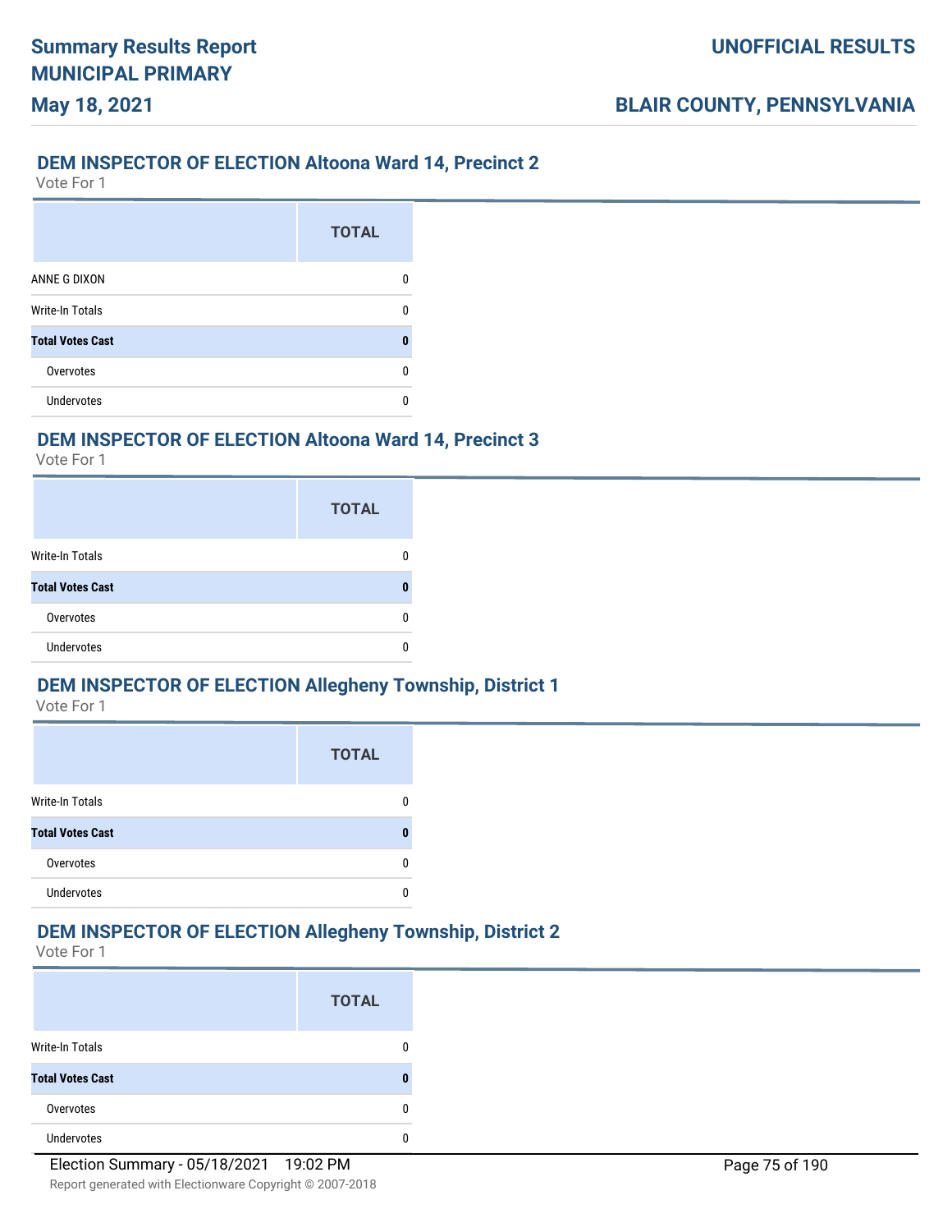## DEM INSPECTOR OF ELECTION Altoona Ward 14, Precinct 2

Vote For 1

| | TOTAL |
|---|---|
| ANNE G DIXON | 0 |
| Write-In Totals | 0 |
| **Total Votes Cast** | **0** |
| Overvotes | 0 |
| Undervotes | 0 |

## DEM INSPECTOR OF ELECTION Altoona Ward 14, Precinct 3

Vote For 1

| | TOTAL |
|---|---|
| Write-In Totals | 0 |
| **Total Votes Cast** | **0** |
| Overvotes | 0 |
| Undervotes | 0 |

## DEM INSPECTOR OF ELECTION Allegheny Township, District 1

Vote For 1

| | TOTAL |
|---|---|
| Write-In Totals | 0 |
| **Total Votes Cast** | **0** |
| Overvotes | 0 |
| Undervotes | 0 |

## DEM INSPECTOR OF ELECTION Allegheny Township, District 2

Vote For 1

| | TOTAL |
|---|---|
| Write-In Totals | 0 |
| **Total Votes Cast** | **0** |
| Overvotes | 0 |
| Undervotes | 0 |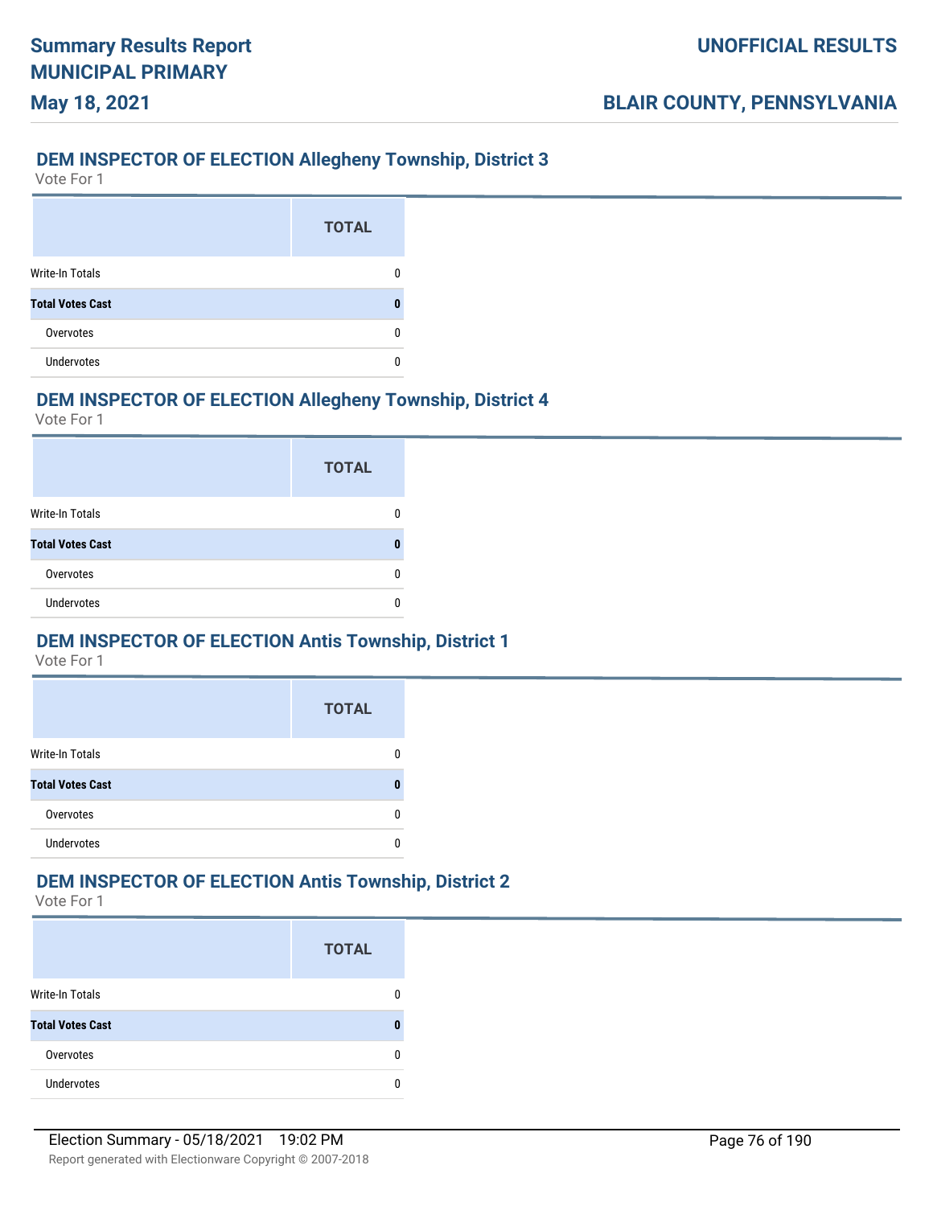## DEM INSPECTOR OF ELECTION Allegheny Township, District 3

Vote For 1

| | TOTAL |
|---|---|
| Write-In Totals | 0 |
| **Total Votes Cast** | **0** |
| Overvotes | 0 |
| Undervotes | 0 |

## DEM INSPECTOR OF ELECTION Allegheny Township, District 4

Vote For 1

| | TOTAL |
|---|---|
| Write-In Totals | 0 |
| **Total Votes Cast** | **0** |
| Overvotes | 0 |
| Undervotes | 0 |

## DEM INSPECTOR OF ELECTION Antis Township, District 1

Vote For 1

| | TOTAL |
|---|---|
| Write-In Totals | 0 |
| **Total Votes Cast** | **0** |
| Overvotes | 0 |
| Undervotes | 0 |

## DEM INSPECTOR OF ELECTION Antis Township, District 2

Vote For 1

| | TOTAL |
|---|---|
| Write-In Totals | 0 |
| **Total Votes Cast** | **0** |
| Overvotes | 0 |
| Undervotes | 0 |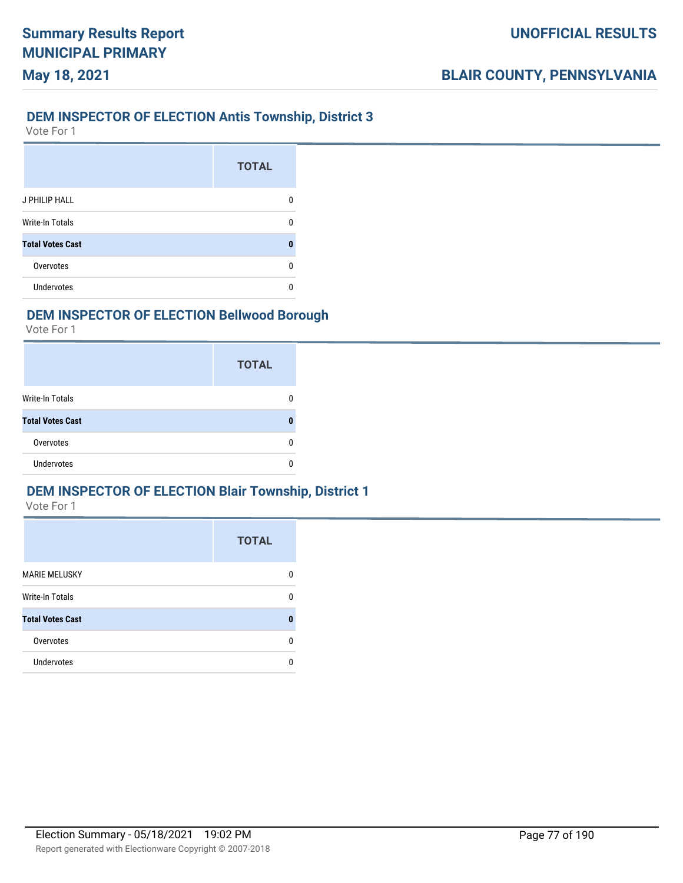## DEM INSPECTOR OF ELECTION Antis Township, District 3

Vote For 1

| | TOTAL |
|---|---|
| J PHILIP HALL | 0 |
| Write-In Totals | 0 |
| **Total Votes Cast** | **0** |
| Overvotes | 0 |
| Undervotes | 0 |

## DEM INSPECTOR OF ELECTION Bellwood Borough

Vote For 1

| | TOTAL |
|---|---|
| Write-In Totals | 0 |
| **Total Votes Cast** | **0** |
| Overvotes | 0 |
| Undervotes | 0 |

## DEM INSPECTOR OF ELECTION Blair Township, District 1

Vote For 1

| | TOTAL |
|---|---|
| MARIE MELUSKY | 0 |
| Write-In Totals | 0 |
| **Total Votes Cast** | **0** |
| Overvotes | 0 |
| Undervotes | 0 |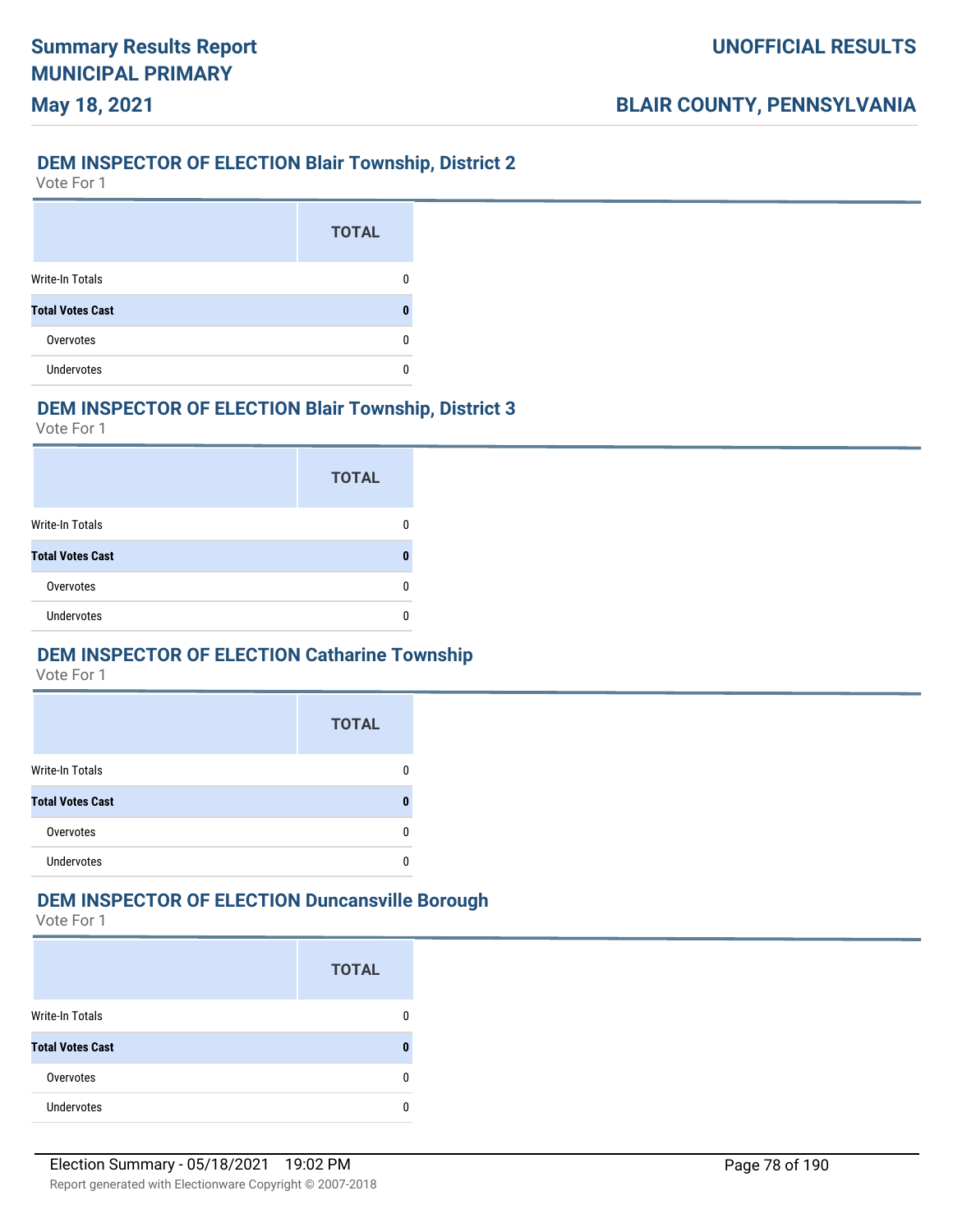## DEM INSPECTOR OF ELECTION Blair Township, District 2

Vote For 1

| | TOTAL |
|---|---|
| Write-In Totals | 0 |
| **Total Votes Cast** | **0** |
| Overvotes | 0 |
| Undervotes | 0 |

## DEM INSPECTOR OF ELECTION Blair Township, District 3

Vote For 1

| | TOTAL |
|---|---|
| Write-In Totals | 0 |
| **Total Votes Cast** | **0** |
| Overvotes | 0 |
| Undervotes | 0 |

## DEM INSPECTOR OF ELECTION Catharine Township

Vote For 1

| | TOTAL |
|---|---|
| Write-In Totals | 0 |
| **Total Votes Cast** | **0** |
| Overvotes | 0 |
| Undervotes | 0 |

## DEM INSPECTOR OF ELECTION Duncansville Borough

Vote For 1

| | TOTAL |
|---|---|
| Write-In Totals | 0 |
| **Total Votes Cast** | **0** |
| Overvotes | 0 |
| Undervotes | 0 |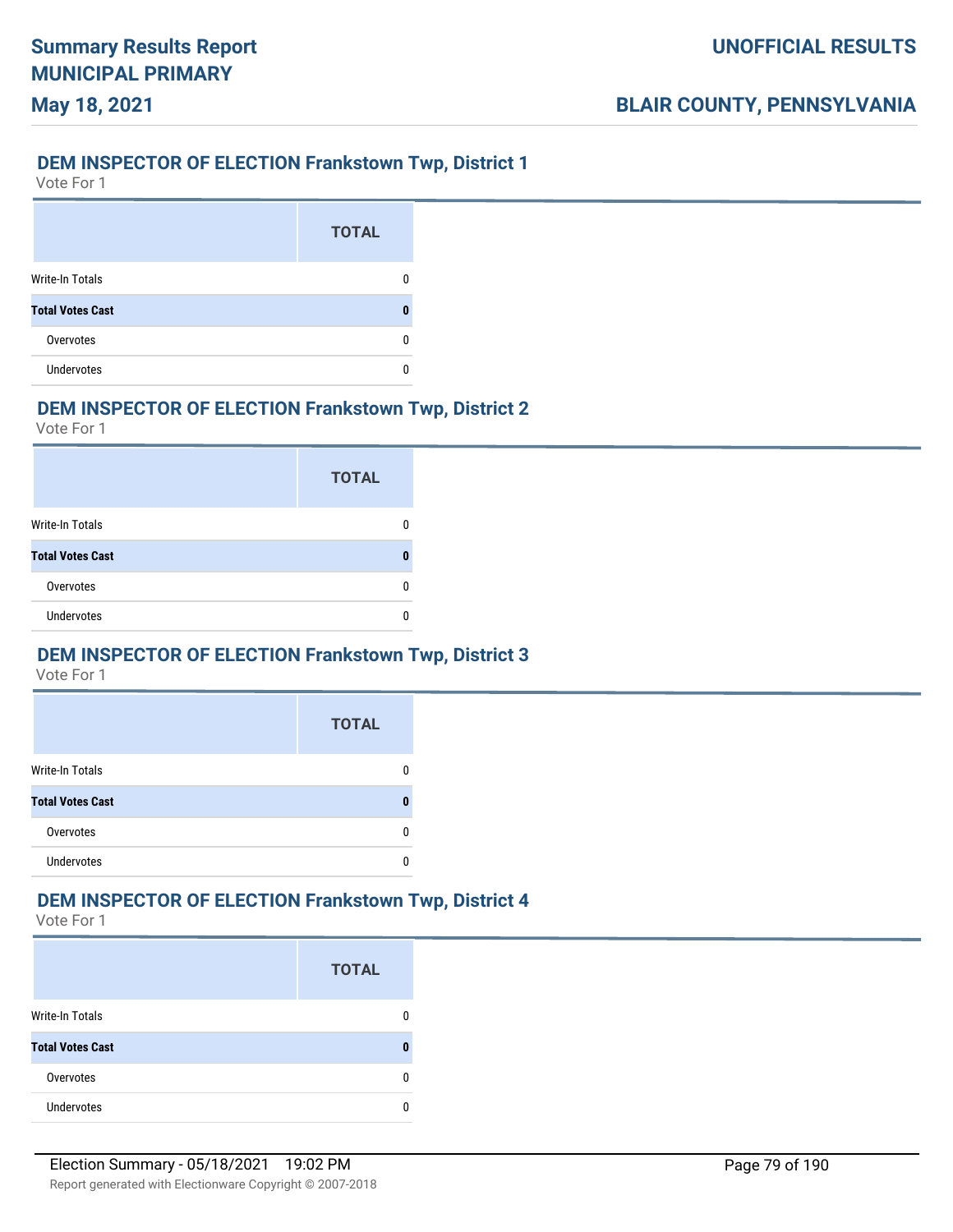## DEM INSPECTOR OF ELECTION Frankstown Twp, District 1

Vote For 1

| | TOTAL |
|---|---|
| Write-In Totals | 0 |
| **Total Votes Cast** | **0** |
| Overvotes | 0 |
| Undervotes | 0 |

## DEM INSPECTOR OF ELECTION Frankstown Twp, District 2

Vote For 1

| | TOTAL |
|---|---|
| Write-In Totals | 0 |
| **Total Votes Cast** | **0** |
| Overvotes | 0 |
| Undervotes | 0 |

## DEM INSPECTOR OF ELECTION Frankstown Twp, District 3

Vote For 1

| | TOTAL |
|---|---|
| Write-In Totals | 0 |
| **Total Votes Cast** | **0** |
| Overvotes | 0 |
| Undervotes | 0 |

## DEM INSPECTOR OF ELECTION Frankstown Twp, District 4

Vote For 1

| | TOTAL |
|---|---|
| Write-In Totals | 0 |
| **Total Votes Cast** | **0** |
| Overvotes | 0 |
| Undervotes | 0 |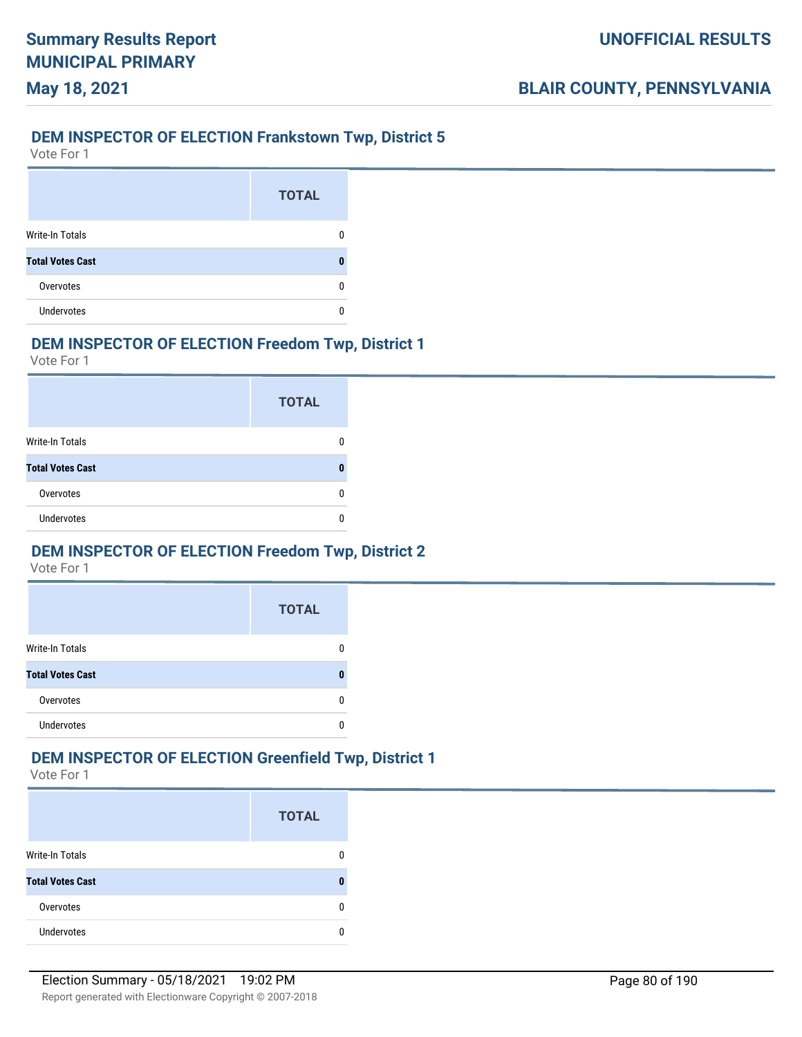## DEM INSPECTOR OF ELECTION Frankstown Twp, District 5

Vote For 1

| | TOTAL |
|---|---|
| Write-In Totals | 0 |
| **Total Votes Cast** | **0** |
| Overvotes | 0 |
| Undervotes | 0 |

## DEM INSPECTOR OF ELECTION Freedom Twp, District 1

Vote For 1

| | TOTAL |
|---|---|
| Write-In Totals | 0 |
| **Total Votes Cast** | **0** |
| Overvotes | 0 |
| Undervotes | 0 |

## DEM INSPECTOR OF ELECTION Freedom Twp, District 2

Vote For 1

| | TOTAL |
|---|---|
| Write-In Totals | 0 |
| **Total Votes Cast** | **0** |
| Overvotes | 0 |
| Undervotes | 0 |

## DEM INSPECTOR OF ELECTION Greenfield Twp, District 1

Vote For 1

| | TOTAL |
|---|---|
| Write-In Totals | 0 |
| **Total Votes Cast** | **0** |
| Overvotes | 0 |
| Undervotes | 0 |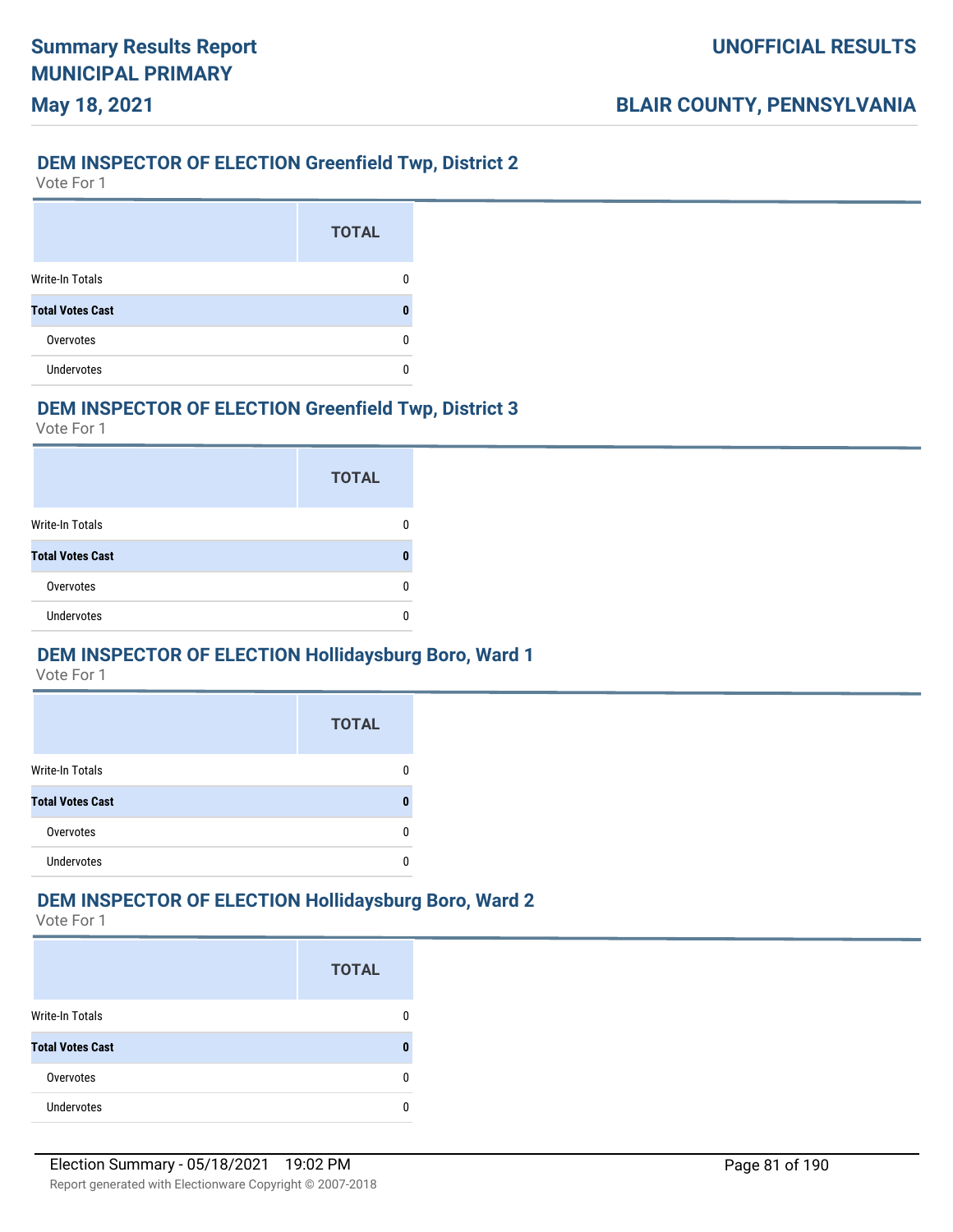## DEM INSPECTOR OF ELECTION Greenfield Twp, District 2

Vote For 1

| | TOTAL |
|---|---|
| Write-In Totals | 0 |
| **Total Votes Cast** | **0** |
| Overvotes | 0 |
| Undervotes | 0 |

## DEM INSPECTOR OF ELECTION Greenfield Twp, District 3

Vote For 1

| | TOTAL |
|---|---|
| Write-In Totals | 0 |
| **Total Votes Cast** | **0** |
| Overvotes | 0 |
| Undervotes | 0 |

## DEM INSPECTOR OF ELECTION Hollidaysburg Boro, Ward 1

Vote For 1

| | TOTAL |
|---|---|
| Write-In Totals | 0 |
| **Total Votes Cast** | **0** |
| Overvotes | 0 |
| Undervotes | 0 |

## DEM INSPECTOR OF ELECTION Hollidaysburg Boro, Ward 2

Vote For 1

| | TOTAL |
|---|---|
| Write-In Totals | 0 |
| **Total Votes Cast** | **0** |
| Overvotes | 0 |
| Undervotes | 0 |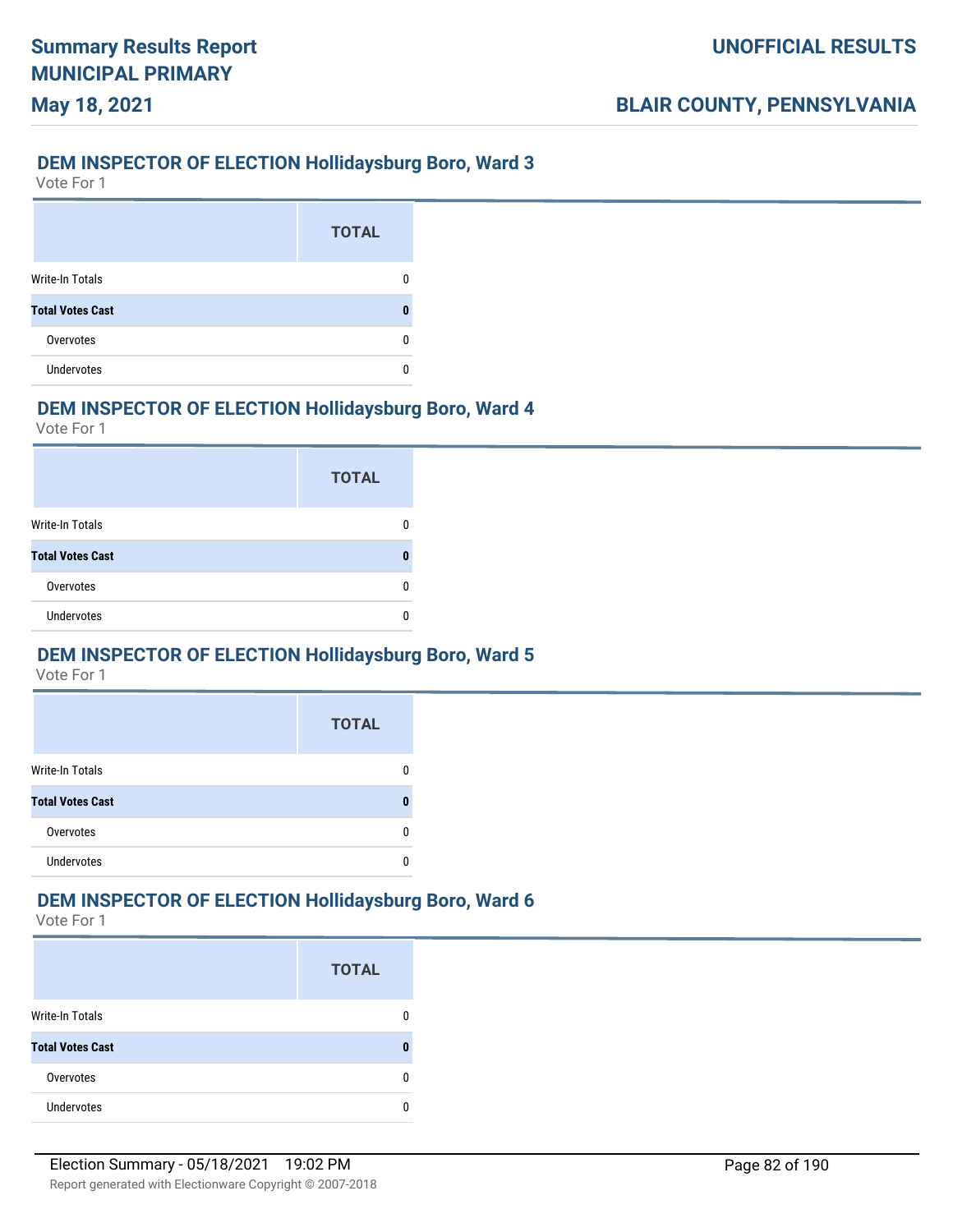### DEM INSPECTOR OF ELECTION Hollidaysburg Boro, Ward 3

Vote For 1

| | TOTAL |
|---|---|
| Write-In Totals | 0 |
| **Total Votes Cast** | **0** |
| Overvotes | 0 |
| Undervotes | 0 |

### DEM INSPECTOR OF ELECTION Hollidaysburg Boro, Ward 4

Vote For 1

| | TOTAL |
|---|---|
| Write-In Totals | 0 |
| **Total Votes Cast** | **0** |
| Overvotes | 0 |
| Undervotes | 0 |

### DEM INSPECTOR OF ELECTION Hollidaysburg Boro, Ward 5

Vote For 1

| | TOTAL |
|---|---|
| Write-In Totals | 0 |
| **Total Votes Cast** | **0** |
| Overvotes | 0 |
| Undervotes | 0 |

### DEM INSPECTOR OF ELECTION Hollidaysburg Boro, Ward 6

Vote For 1

| | TOTAL |
|---|---|
| Write-In Totals | 0 |
| **Total Votes Cast** | **0** |
| Overvotes | 0 |
| Undervotes | 0 |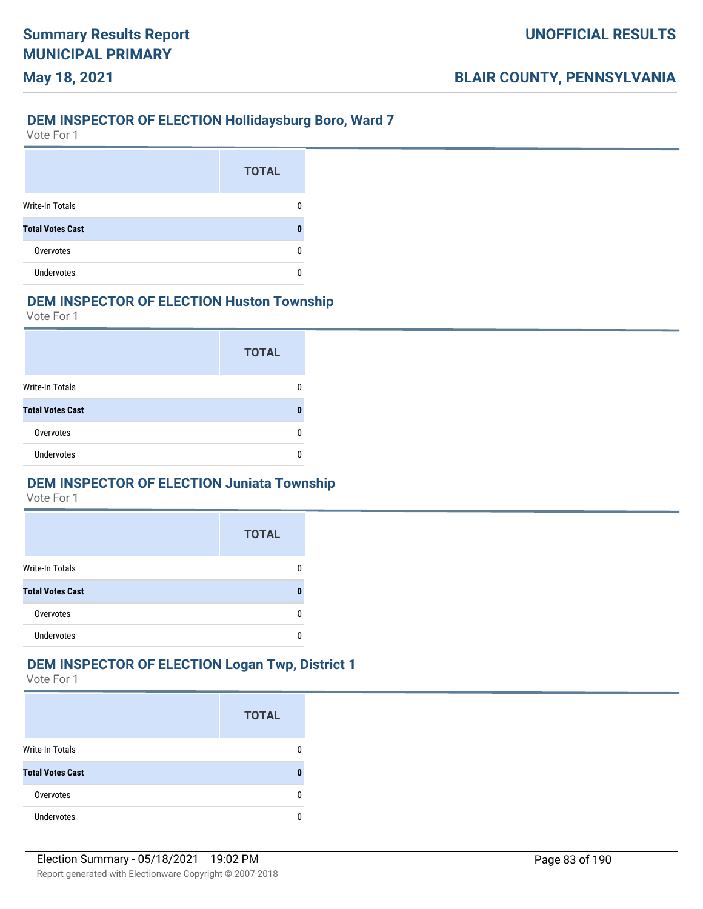## DEM INSPECTOR OF ELECTION Hollidaysburg Boro, Ward 7

Vote For 1

| | TOTAL |
|---|---|
| Write-In Totals | 0 |
| **Total Votes Cast** | **0** |
| Overvotes | 0 |
| Undervotes | 0 |

## DEM INSPECTOR OF ELECTION Huston Township

Vote For 1

| | TOTAL |
|---|---|
| Write-In Totals | 0 |
| **Total Votes Cast** | **0** |
| Overvotes | 0 |
| Undervotes | 0 |

## DEM INSPECTOR OF ELECTION Juniata Township

Vote For 1

| | TOTAL |
|---|---|
| Write-In Totals | 0 |
| **Total Votes Cast** | **0** |
| Overvotes | 0 |
| Undervotes | 0 |

## DEM INSPECTOR OF ELECTION Logan Twp, District 1

Vote For 1

| | TOTAL |
|---|---|
| Write-In Totals | 0 |
| **Total Votes Cast** | **0** |
| Overvotes | 0 |
| Undervotes | 0 |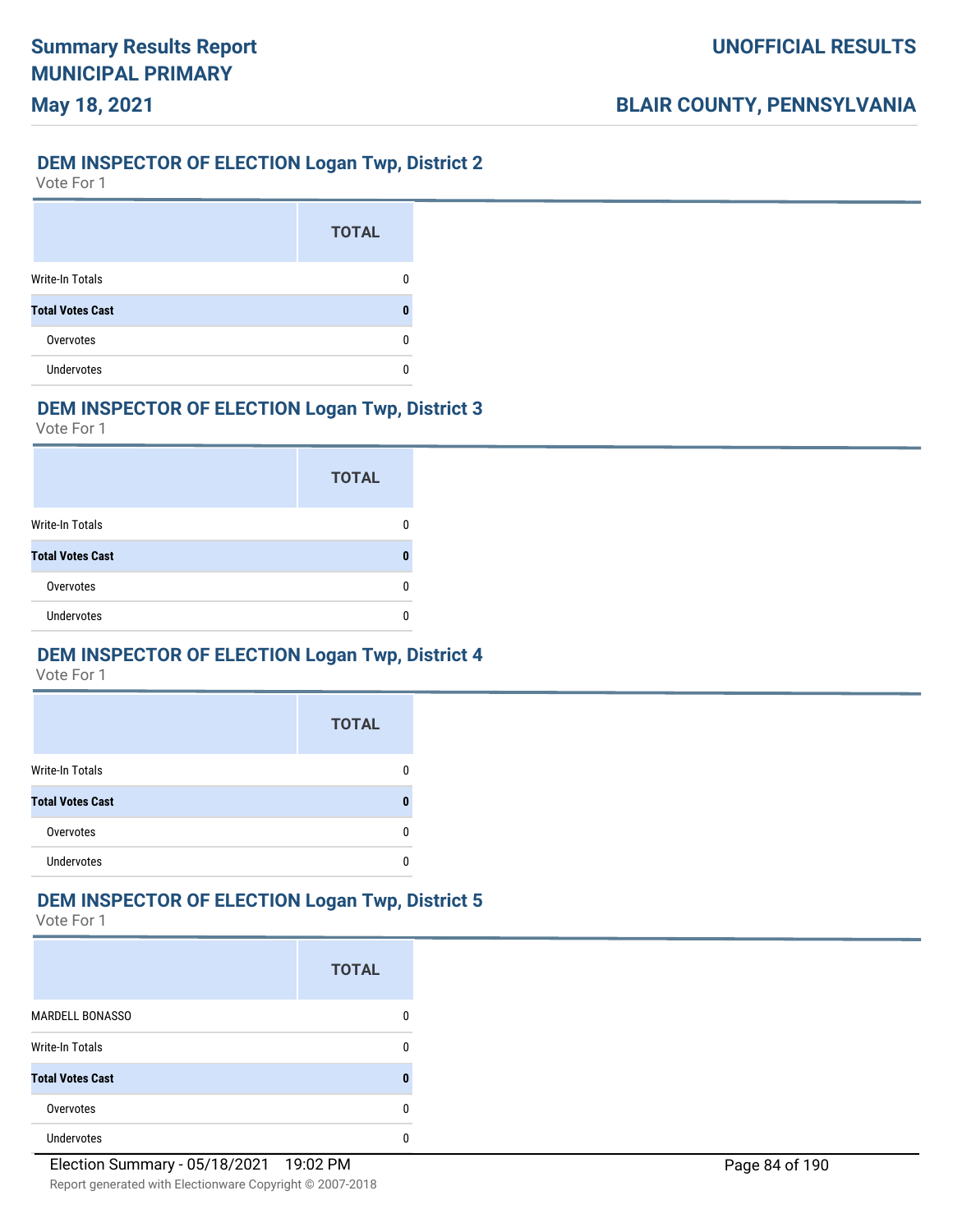### DEM INSPECTOR OF ELECTION Logan Twp, District 2

Vote For 1

| | TOTAL |
|---|---|
| Write-In Totals | 0 |
| **Total Votes Cast** | **0** |
| Overvotes | 0 |
| Undervotes | 0 |

### DEM INSPECTOR OF ELECTION Logan Twp, District 3

Vote For 1

| | TOTAL |
|---|---|
| Write-In Totals | 0 |
| **Total Votes Cast** | **0** |
| Overvotes | 0 |
| Undervotes | 0 |

### DEM INSPECTOR OF ELECTION Logan Twp, District 4

Vote For 1

| | TOTAL |
|---|---|
| Write-In Totals | 0 |
| **Total Votes Cast** | **0** |
| Overvotes | 0 |
| Undervotes | 0 |

### DEM INSPECTOR OF ELECTION Logan Twp, District 5

Vote For 1

| | TOTAL |
|---|---|
| MARDELL BONASSO | 0 |
| Write-In Totals | 0 |
| **Total Votes Cast** | **0** |
| Overvotes | 0 |
| Undervotes | 0 |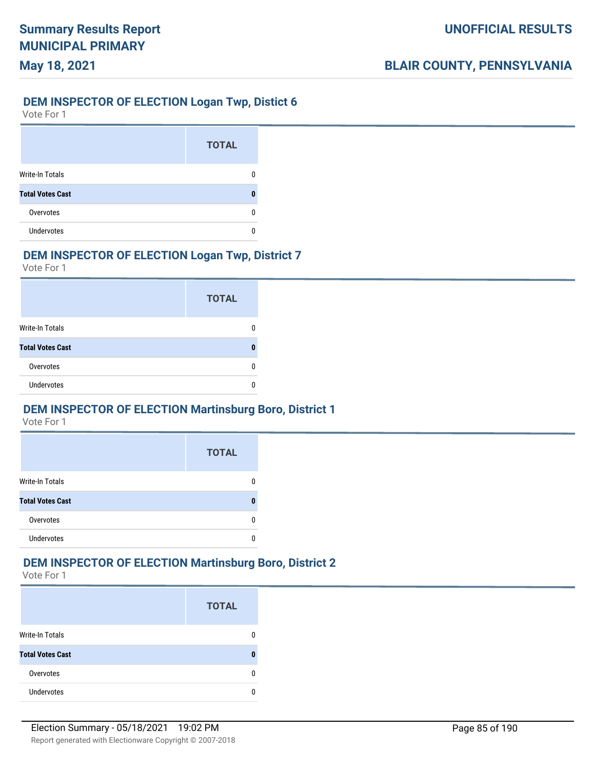## DEM INSPECTOR OF ELECTION Logan Twp, Distict 6

Vote For 1

| | TOTAL |
|---|---|
| Write-In Totals | 0 |
| **Total Votes Cast** | **0** |
| Overvotes | 0 |
| Undervotes | 0 |

## DEM INSPECTOR OF ELECTION Logan Twp, District 7

Vote For 1

| | TOTAL |
|---|---|
| Write-In Totals | 0 |
| **Total Votes Cast** | **0** |
| Overvotes | 0 |
| Undervotes | 0 |

## DEM INSPECTOR OF ELECTION Martinsburg Boro, District 1

Vote For 1

| | TOTAL |
|---|---|
| Write-In Totals | 0 |
| **Total Votes Cast** | **0** |
| Overvotes | 0 |
| Undervotes | 0 |

## DEM INSPECTOR OF ELECTION Martinsburg Boro, District 2

Vote For 1

| | TOTAL |
|---|---|
| Write-In Totals | 0 |
| **Total Votes Cast** | **0** |
| Overvotes | 0 |
| Undervotes | 0 |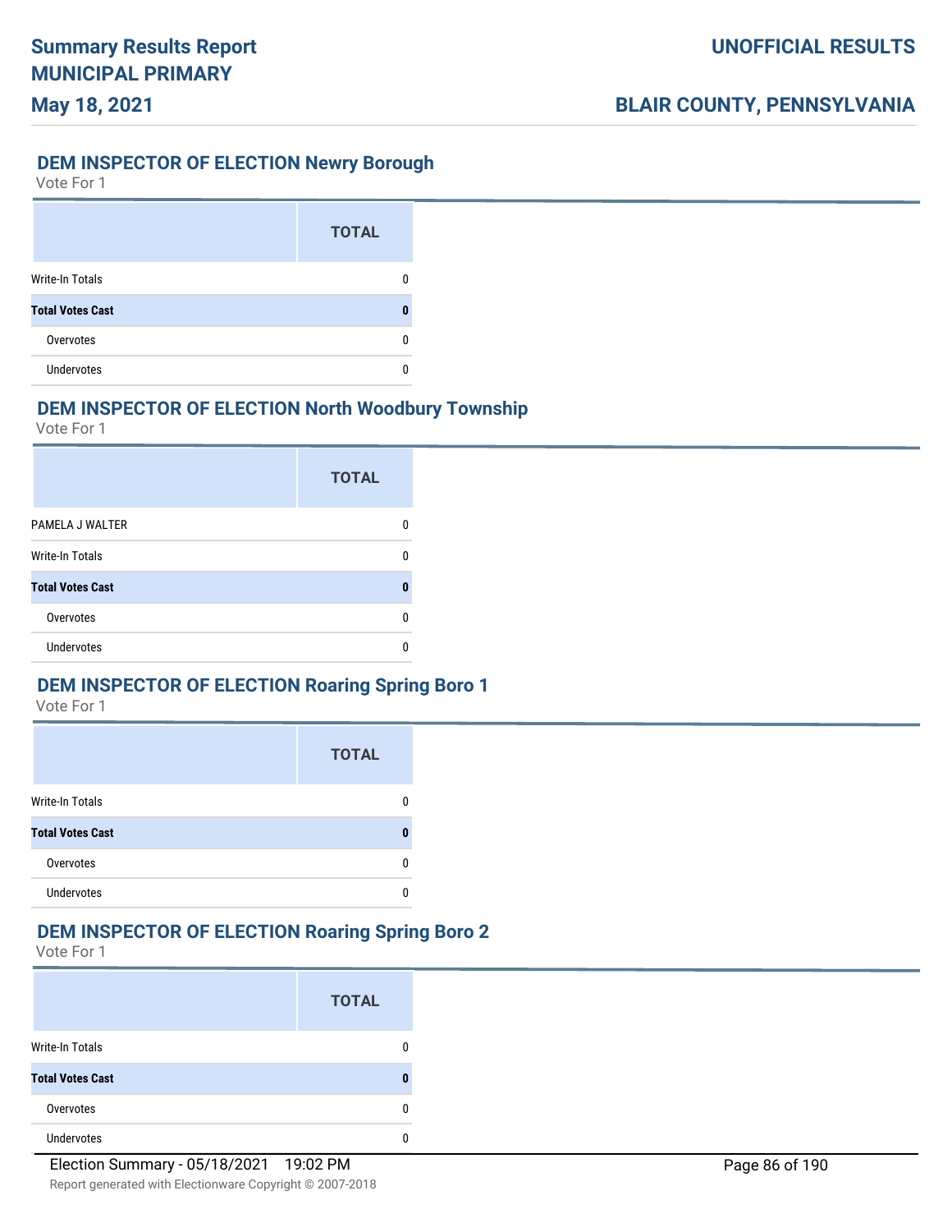## DEM INSPECTOR OF ELECTION Newry Borough

Vote For 1

| | TOTAL |
|---|---|
| Write-In Totals | 0 |
| **Total Votes Cast** | **0** |
| Overvotes | 0 |
| Undervotes | 0 |

## DEM INSPECTOR OF ELECTION North Woodbury Township

Vote For 1

| | TOTAL |
|---|---|
| PAMELA J WALTER | 0 |
| Write-In Totals | 0 |
| **Total Votes Cast** | **0** |
| Overvotes | 0 |
| Undervotes | 0 |

## DEM INSPECTOR OF ELECTION Roaring Spring Boro 1

Vote For 1

| | TOTAL |
|---|---|
| Write-In Totals | 0 |
| **Total Votes Cast** | **0** |
| Overvotes | 0 |
| Undervotes | 0 |

## DEM INSPECTOR OF ELECTION Roaring Spring Boro 2

Vote For 1

| | TOTAL |
|---|---|
| Write-In Totals | 0 |
| **Total Votes Cast** | **0** |
| Overvotes | 0 |
| Undervotes | 0 |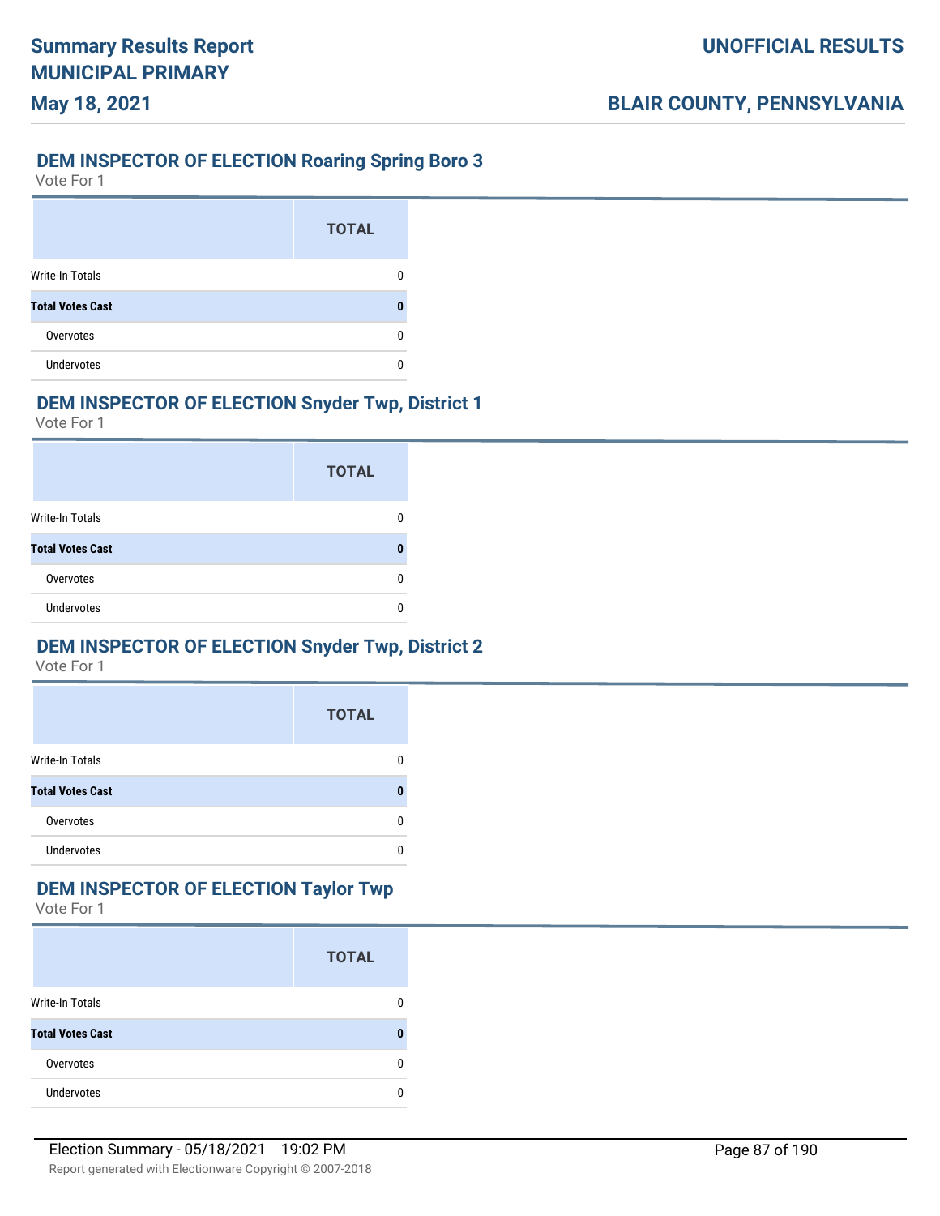## DEM INSPECTOR OF ELECTION Roaring Spring Boro 3

Vote For 1

| | TOTAL |
|---|---|
| Write-In Totals | 0 |
| **Total Votes Cast** | **0** |
| Overvotes | 0 |
| Undervotes | 0 |

## DEM INSPECTOR OF ELECTION Snyder Twp, District 1

Vote For 1

| | TOTAL |
|---|---|
| Write-In Totals | 0 |
| **Total Votes Cast** | **0** |
| Overvotes | 0 |
| Undervotes | 0 |

## DEM INSPECTOR OF ELECTION Snyder Twp, District 2

Vote For 1

| | TOTAL |
|---|---|
| Write-In Totals | 0 |
| **Total Votes Cast** | **0** |
| Overvotes | 0 |
| Undervotes | 0 |

## DEM INSPECTOR OF ELECTION Taylor Twp

Vote For 1

| | TOTAL |
|---|---|
| Write-In Totals | 0 |
| **Total Votes Cast** | **0** |
| Overvotes | 0 |
| Undervotes | 0 |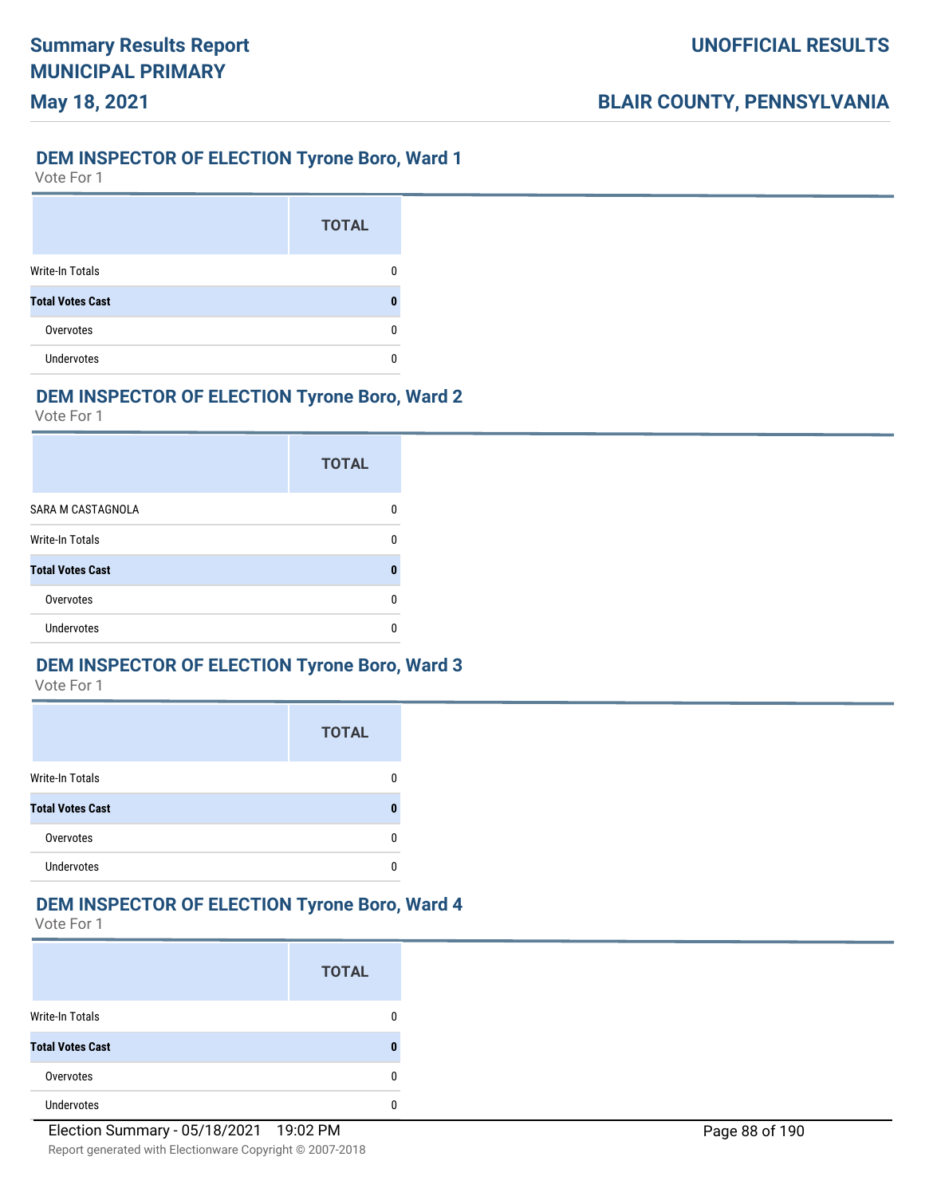## DEM INSPECTOR OF ELECTION Tyrone Boro, Ward 1

Vote For 1

| | TOTAL |
|---|---|
| Write-In Totals | 0 |
| **Total Votes Cast** | **0** |
| Overvotes | 0 |
| Undervotes | 0 |

## DEM INSPECTOR OF ELECTION Tyrone Boro, Ward 2

Vote For 1

| | TOTAL |
|---|---|
| SARA M CASTAGNOLA | 0 |
| Write-In Totals | 0 |
| **Total Votes Cast** | **0** |
| Overvotes | 0 |
| Undervotes | 0 |

## DEM INSPECTOR OF ELECTION Tyrone Boro, Ward 3

Vote For 1

| | TOTAL |
|---|---|
| Write-In Totals | 0 |
| **Total Votes Cast** | **0** |
| Overvotes | 0 |
| Undervotes | 0 |

## DEM INSPECTOR OF ELECTION Tyrone Boro, Ward 4

Vote For 1

| | TOTAL |
|---|---|
| Write-In Totals | 0 |
| **Total Votes Cast** | **0** |
| Overvotes | 0 |
| Undervotes | 0 |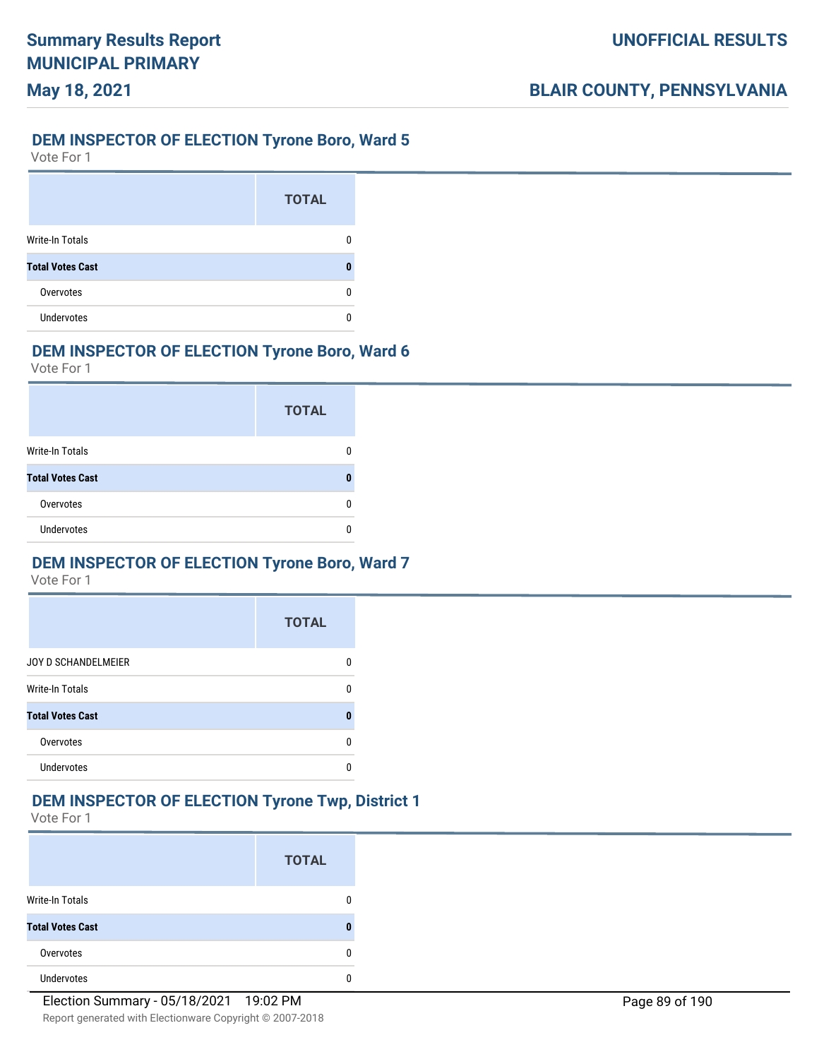## DEM INSPECTOR OF ELECTION Tyrone Boro, Ward 5

Vote For 1

| | TOTAL |
|---|---|
| Write-In Totals | 0 |
| **Total Votes Cast** | **0** |
| Overvotes | 0 |
| Undervotes | 0 |

## DEM INSPECTOR OF ELECTION Tyrone Boro, Ward 6

Vote For 1

| | TOTAL |
|---|---|
| Write-In Totals | 0 |
| **Total Votes Cast** | **0** |
| Overvotes | 0 |
| Undervotes | 0 |

## DEM INSPECTOR OF ELECTION Tyrone Boro, Ward 7

Vote For 1

| | TOTAL |
|---|---|
| JOY D SCHANDELMEIER | 0 |
| Write-In Totals | 0 |
| **Total Votes Cast** | **0** |
| Overvotes | 0 |
| Undervotes | 0 |

## DEM INSPECTOR OF ELECTION Tyrone Twp, District 1

Vote For 1

| | TOTAL |
|---|---|
| Write-In Totals | 0 |
| **Total Votes Cast** | **0** |
| Overvotes | 0 |
| Undervotes | 0 |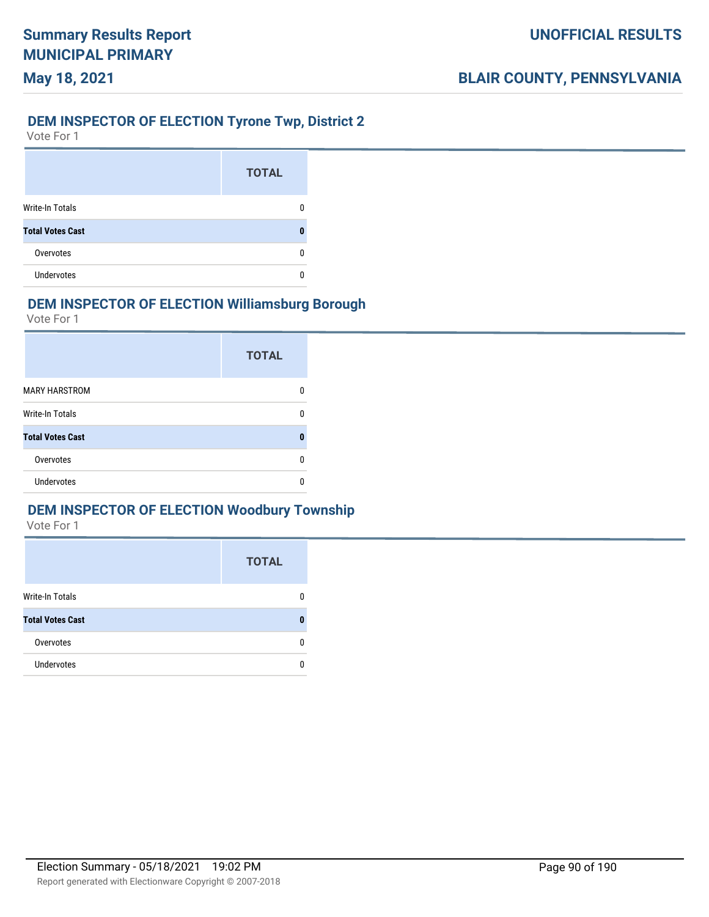## DEM INSPECTOR OF ELECTION Tyrone Twp, District 2

Vote For 1

| | TOTAL |
|---|---|
| Write-In Totals | 0 |
| **Total Votes Cast** | **0** |
| Overvotes | 0 |
| Undervotes | 0 |

## DEM INSPECTOR OF ELECTION Williamsburg Borough

Vote For 1

| | TOTAL |
|---|---|
| MARY HARSTROM | 0 |
| Write-In Totals | 0 |
| **Total Votes Cast** | **0** |
| Overvotes | 0 |
| Undervotes | 0 |

## DEM INSPECTOR OF ELECTION Woodbury Township

Vote For 1

| | TOTAL |
|---|---|
| Write-In Totals | 0 |
| **Total Votes Cast** | **0** |
| Overvotes | 0 |
| Undervotes | 0 |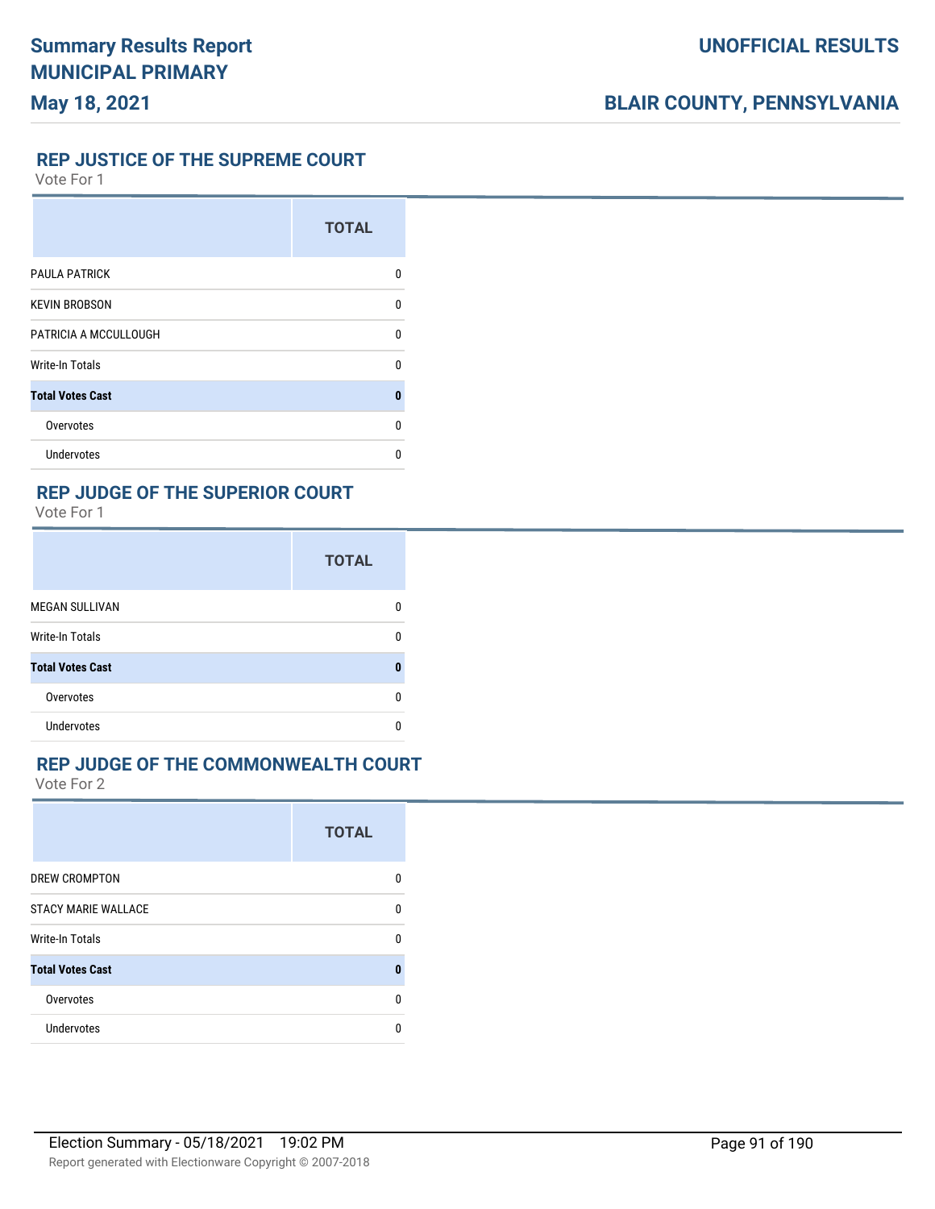## REP JUSTICE OF THE SUPREME COURT

Vote For 1

| | TOTAL |
|---|---|
| PAULA PATRICK | 0 |
| KEVIN BROBSON | 0 |
| PATRICIA A MCCULLOUGH | 0 |
| Write-In Totals | 0 |
| **Total Votes Cast** | **0** |
| Overvotes | 0 |
| Undervotes | 0 |

## REP JUDGE OF THE SUPERIOR COURT

Vote For 1

| | TOTAL |
|---|---|
| MEGAN SULLIVAN | 0 |
| Write-In Totals | 0 |
| **Total Votes Cast** | **0** |
| Overvotes | 0 |
| Undervotes | 0 |

## REP JUDGE OF THE COMMONWEALTH COURT

Vote For 2

| | TOTAL |
|---|---|
| DREW CROMPTON | 0 |
| STACY MARIE WALLACE | 0 |
| Write-In Totals | 0 |
| **Total Votes Cast** | **0** |
| Overvotes | 0 |
| Undervotes | 0 |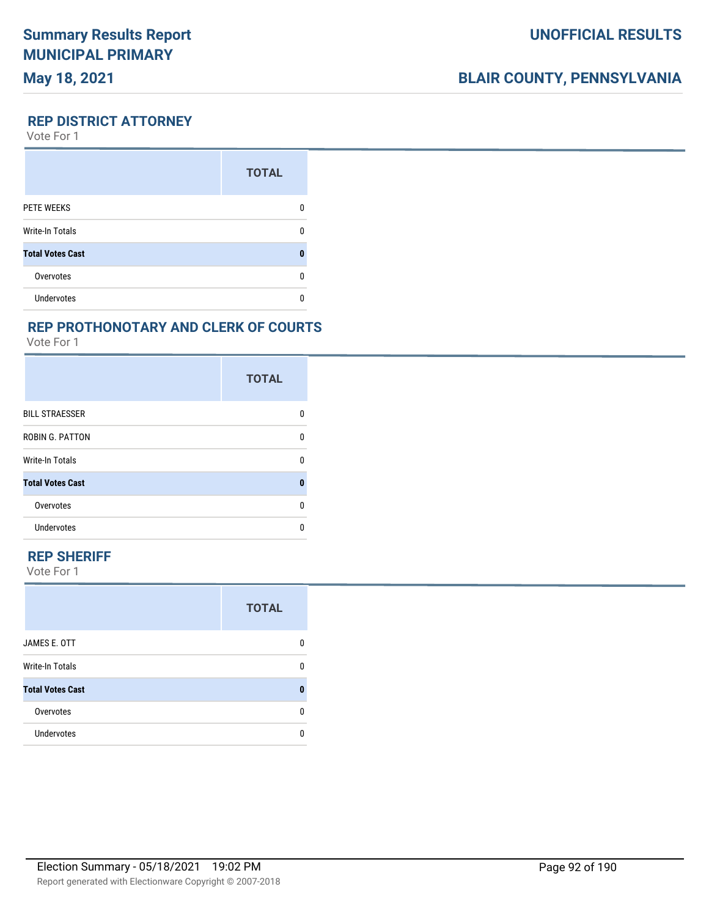## REP DISTRICT ATTORNEY

Vote For 1

| | TOTAL |
|---|---|
| PETE WEEKS | 0 |
| Write-In Totals | 0 |
| **Total Votes Cast** | **0** |
| Overvotes | 0 |
| Undervotes | 0 |

## REP PROTHONOTARY AND CLERK OF COURTS

Vote For 1

| | TOTAL |
|---|---|
| BILL STRAESSER | 0 |
| ROBIN G. PATTON | 0 |
| Write-In Totals | 0 |
| **Total Votes Cast** | **0** |
| Overvotes | 0 |
| Undervotes | 0 |

## REP SHERIFF

Vote For 1

| | TOTAL |
|---|---|
| JAMES E. OTT | 0 |
| Write-In Totals | 0 |
| **Total Votes Cast** | **0** |
| Overvotes | 0 |
| Undervotes | 0 |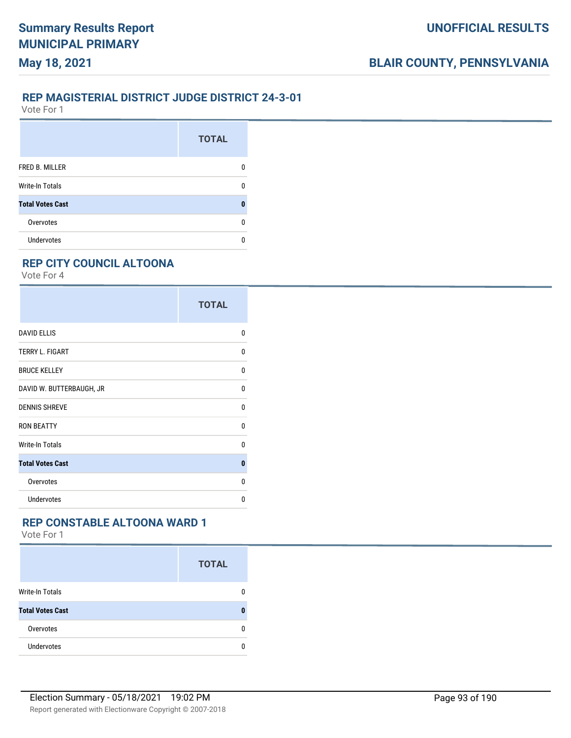## REP MAGISTERIAL DISTRICT JUDGE DISTRICT 24-3-01

Vote For 1

| | TOTAL |
|---|---|
| FRED B. MILLER | 0 |
| Write-In Totals | 0 |
| **Total Votes Cast** | **0** |
| Overvotes | 0 |
| Undervotes | 0 |

## REP CITY COUNCIL ALTOONA

Vote For 4

| | TOTAL |
|---|---|
| DAVID ELLIS | 0 |
| TERRY L. FIGART | 0 |
| BRUCE KELLEY | 0 |
| DAVID W. BUTTERBAUGH, JR | 0 |
| DENNIS SHREVE | 0 |
| RON BEATTY | 0 |
| Write-In Totals | 0 |
| **Total Votes Cast** | **0** |
| Overvotes | 0 |
| Undervotes | 0 |

## REP CONSTABLE ALTOONA WARD 1

Vote For 1

| | TOTAL |
|---|---|
| Write-In Totals | 0 |
| **Total Votes Cast** | **0** |
| Overvotes | 0 |
| Undervotes | 0 |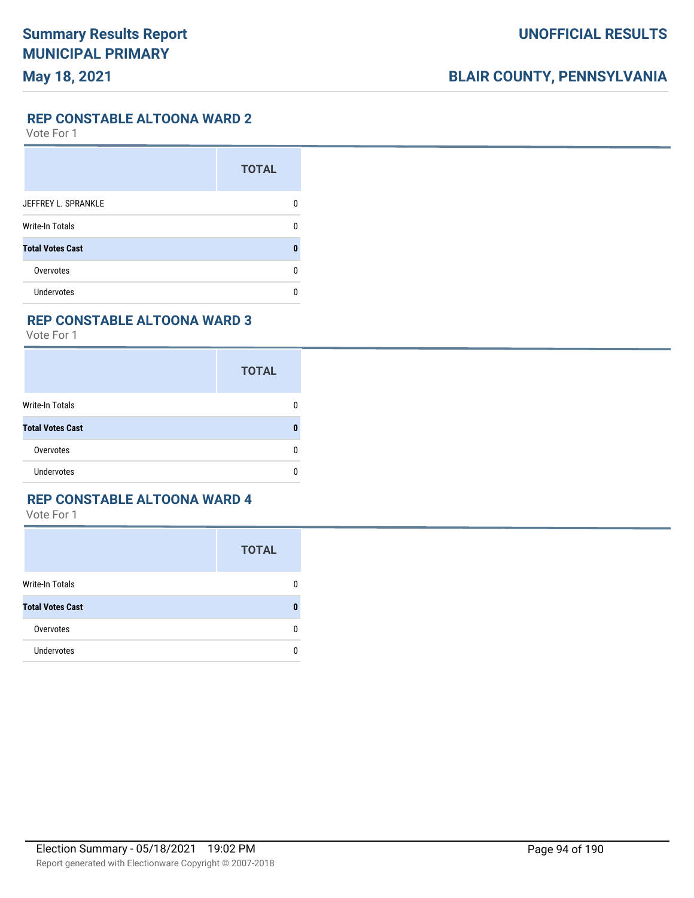## REP CONSTABLE ALTOONA WARD 2

Vote For 1

| | TOTAL |
|---|---|
| JEFFREY L. SPRANKLE | 0 |
| Write-In Totals | 0 |
| **Total Votes Cast** | **0** |
| Overvotes | 0 |
| Undervotes | 0 |

## REP CONSTABLE ALTOONA WARD 3

Vote For 1

| | TOTAL |
|---|---|
| Write-In Totals | 0 |
| **Total Votes Cast** | **0** |
| Overvotes | 0 |
| Undervotes | 0 |

## REP CONSTABLE ALTOONA WARD 4

Vote For 1

| | TOTAL |
|---|---|
| Write-In Totals | 0 |
| **Total Votes Cast** | **0** |
| Overvotes | 0 |
| Undervotes | 0 |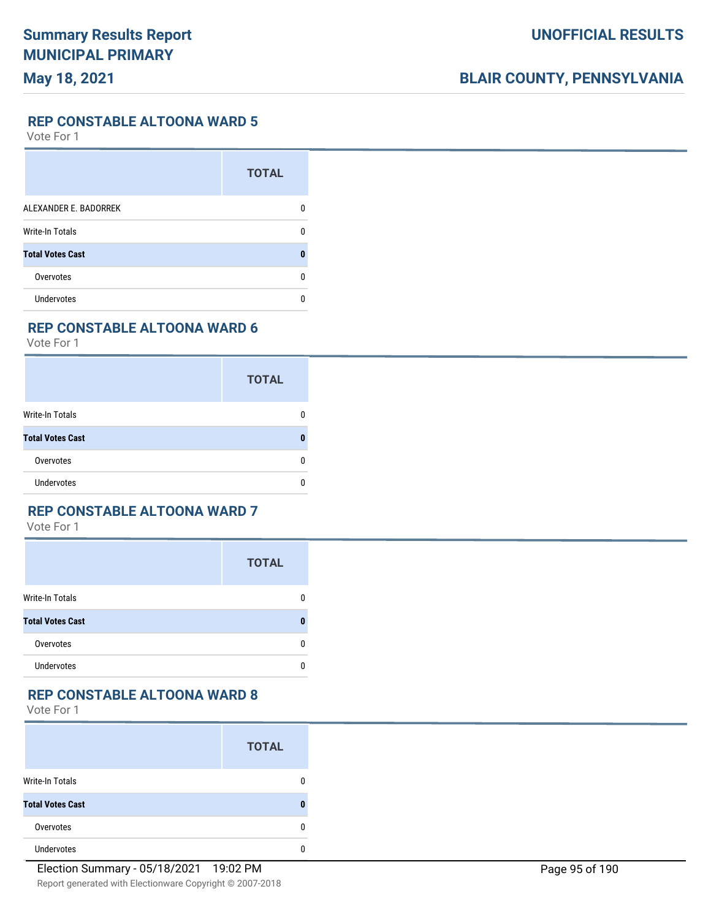## REP CONSTABLE ALTOONA WARD 5

Vote For 1

| | TOTAL |
|---|---|
| ALEXANDER E. BADORREK | 0 |
| Write-In Totals | 0 |
| **Total Votes Cast** | **0** |
| Overvotes | 0 |
| Undervotes | 0 |

## REP CONSTABLE ALTOONA WARD 6

Vote For 1

| | TOTAL |
|---|---|
| Write-In Totals | 0 |
| **Total Votes Cast** | **0** |
| Overvotes | 0 |
| Undervotes | 0 |

## REP CONSTABLE ALTOONA WARD 7

Vote For 1

| | TOTAL |
|---|---|
| Write-In Totals | 0 |
| **Total Votes Cast** | **0** |
| Overvotes | 0 |
| Undervotes | 0 |

## REP CONSTABLE ALTOONA WARD 8

Vote For 1

| | TOTAL |
|---|---|
| Write-In Totals | 0 |
| **Total Votes Cast** | **0** |
| Overvotes | 0 |
| Undervotes | 0 |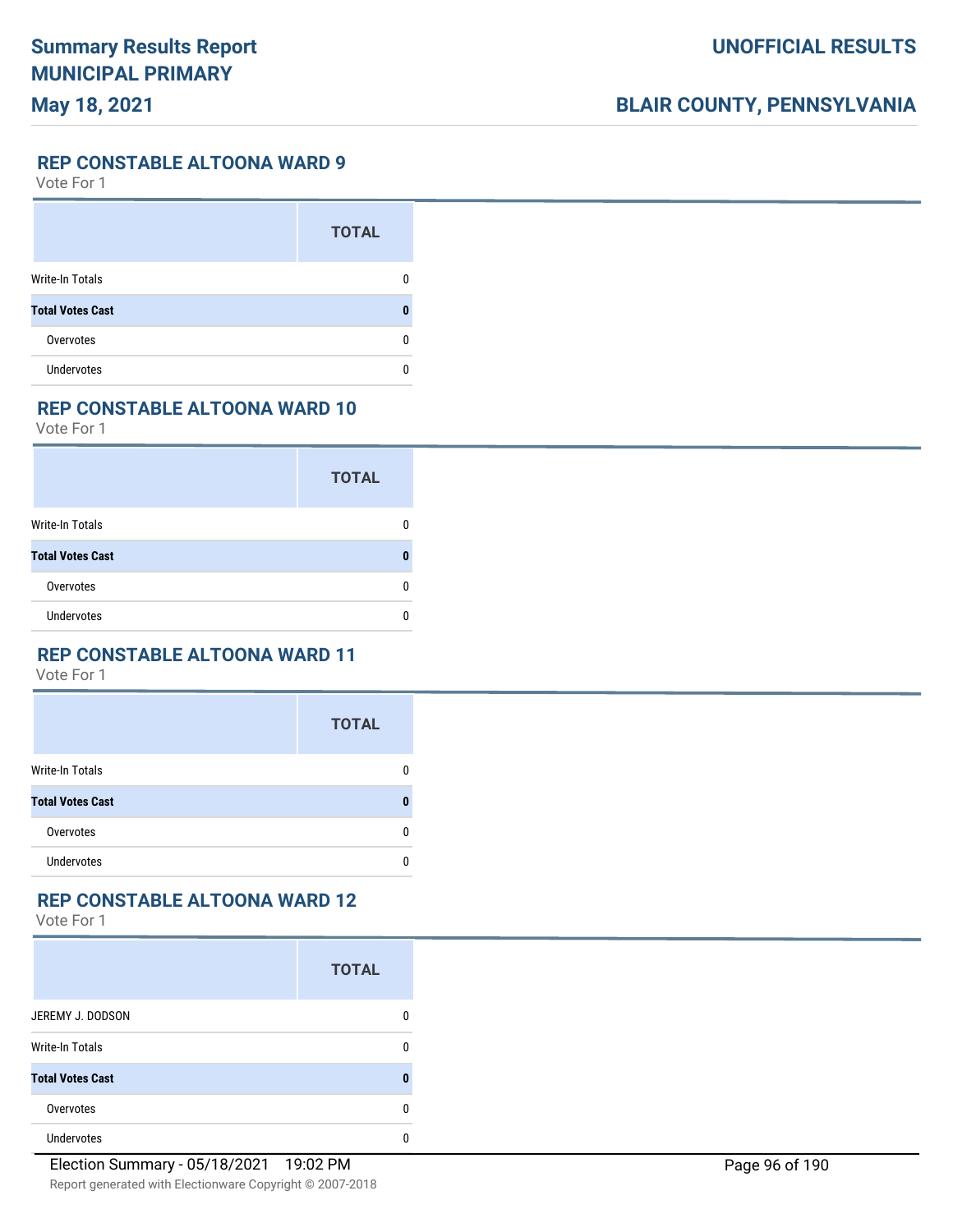## REP CONSTABLE ALTOONA WARD 9

Vote For 1

| | TOTAL |
|---|---|
| Write-In Totals | 0 |
| **Total Votes Cast** | **0** |
| Overvotes | 0 |
| Undervotes | 0 |

## REP CONSTABLE ALTOONA WARD 10

Vote For 1

| | TOTAL |
|---|---|
| Write-In Totals | 0 |
| **Total Votes Cast** | **0** |
| Overvotes | 0 |
| Undervotes | 0 |

## REP CONSTABLE ALTOONA WARD 11

Vote For 1

| | TOTAL |
|---|---|
| Write-In Totals | 0 |
| **Total Votes Cast** | **0** |
| Overvotes | 0 |
| Undervotes | 0 |

## REP CONSTABLE ALTOONA WARD 12

Vote For 1

| | TOTAL |
|---|---|
| JEREMY J. DODSON | 0 |
| Write-In Totals | 0 |
| **Total Votes Cast** | **0** |
| Overvotes | 0 |
| Undervotes | 0 |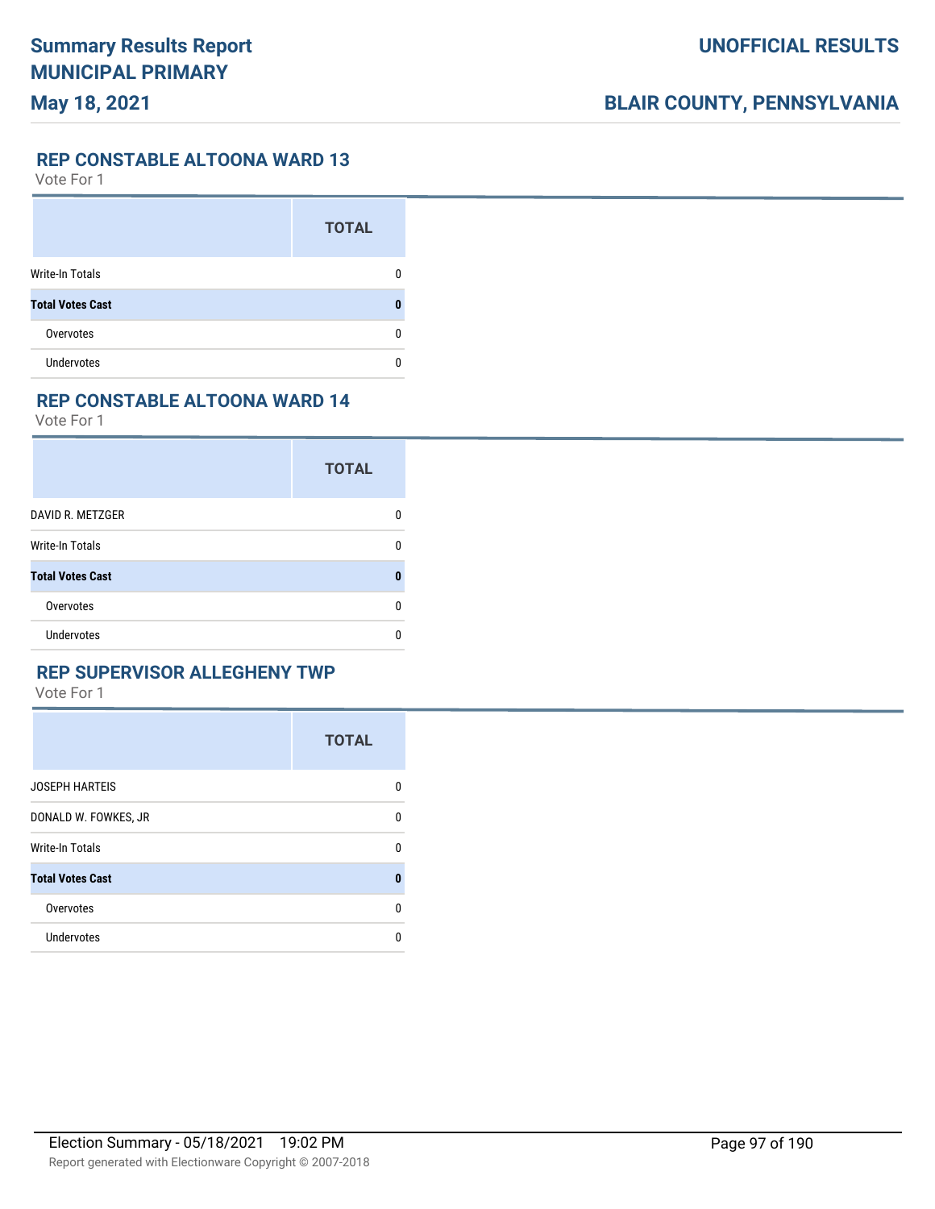## REP CONSTABLE ALTOONA WARD 13

Vote For 1

| | TOTAL |
|---|---|
| Write-In Totals | 0 |
| **Total Votes Cast** | **0** |
| Overvotes | 0 |
| Undervotes | 0 |

## REP CONSTABLE ALTOONA WARD 14

Vote For 1

| | TOTAL |
|---|---|
| DAVID R. METZGER | 0 |
| Write-In Totals | 0 |
| **Total Votes Cast** | **0** |
| Overvotes | 0 |
| Undervotes | 0 |

## REP SUPERVISOR ALLEGHENY TWP

Vote For 1

| | TOTAL |
|---|---|
| JOSEPH HARTEIS | 0 |
| DONALD W. FOWKES, JR | 0 |
| Write-In Totals | 0 |
| **Total Votes Cast** | **0** |
| Overvotes | 0 |
| Undervotes | 0 |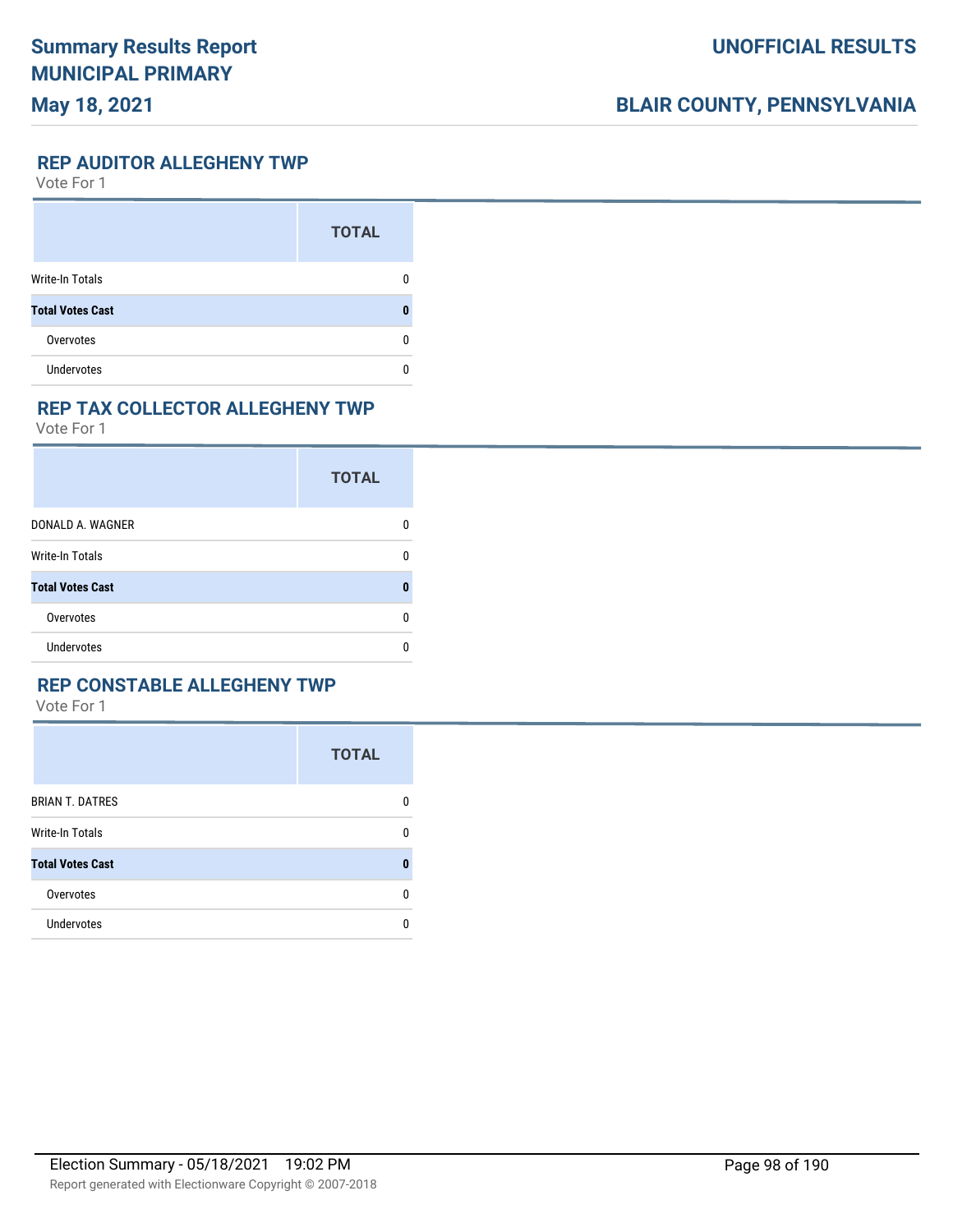## REP AUDITOR ALLEGHENY TWP

Vote For 1

| | TOTAL |
|---|---|
| Write-In Totals | 0 |
| **Total Votes Cast** | **0** |
| Overvotes | 0 |
| Undervotes | 0 |

## REP TAX COLLECTOR ALLEGHENY TWP

Vote For 1

| | TOTAL |
|---|---|
| DONALD A. WAGNER | 0 |
| Write-In Totals | 0 |
| **Total Votes Cast** | **0** |
| Overvotes | 0 |
| Undervotes | 0 |

## REP CONSTABLE ALLEGHENY TWP

Vote For 1

| | TOTAL |
|---|---|
| BRIAN T. DATRES | 0 |
| Write-In Totals | 0 |
| **Total Votes Cast** | **0** |
| Overvotes | 0 |
| Undervotes | 0 |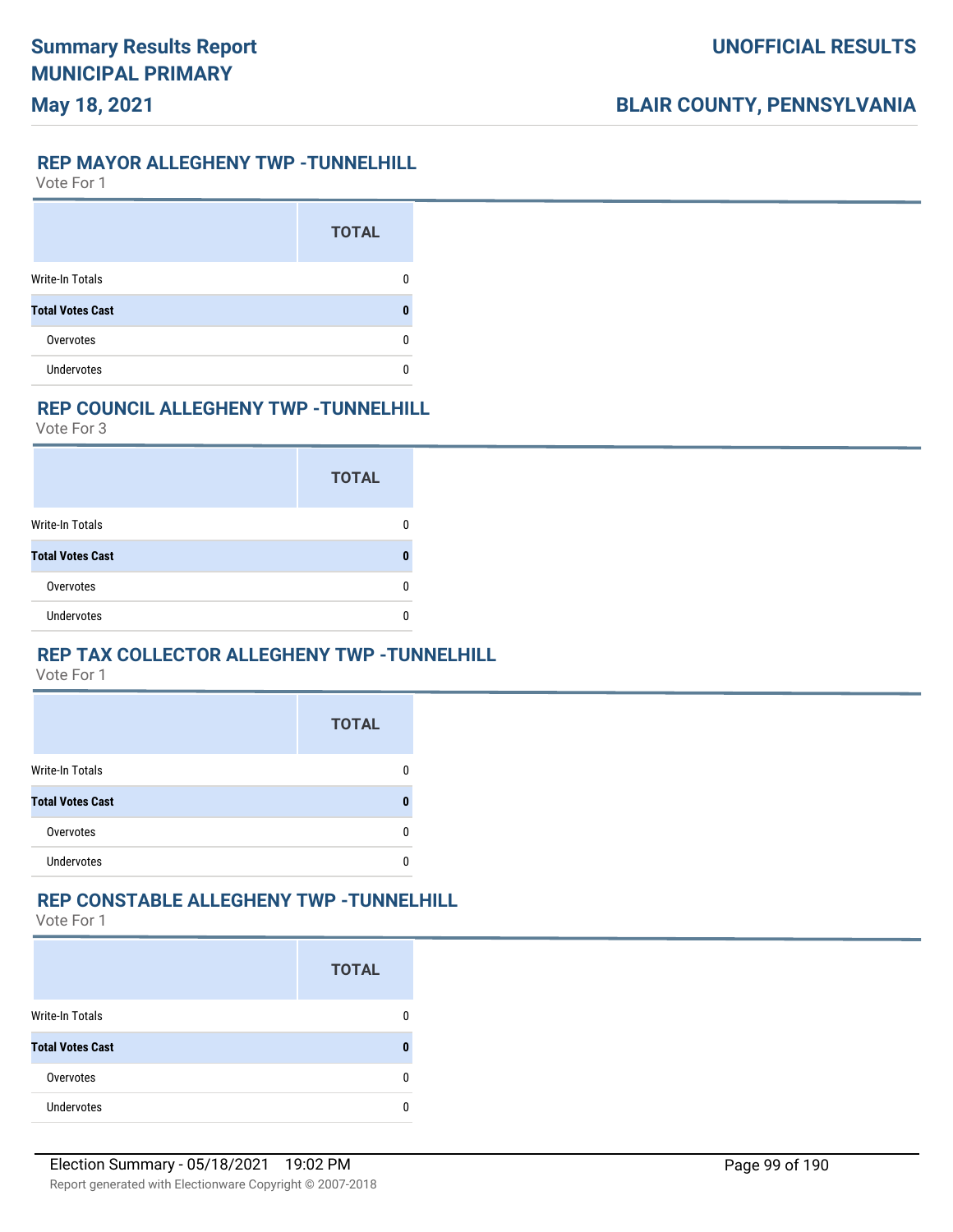## REP MAYOR ALLEGHENY TWP -TUNNELHILL

Vote For 1

| | TOTAL |
|---|---|
| Write-In Totals | 0 |
| **Total Votes Cast** | **0** |
| Overvotes | 0 |
| Undervotes | 0 |

## REP COUNCIL ALLEGHENY TWP -TUNNELHILL

Vote For 3

| | TOTAL |
|---|---|
| Write-In Totals | 0 |
| **Total Votes Cast** | **0** |
| Overvotes | 0 |
| Undervotes | 0 |

## REP TAX COLLECTOR ALLEGHENY TWP -TUNNELHILL

Vote For 1

| | TOTAL |
|---|---|
| Write-In Totals | 0 |
| **Total Votes Cast** | **0** |
| Overvotes | 0 |
| Undervotes | 0 |

## REP CONSTABLE ALLEGHENY TWP -TUNNELHILL

Vote For 1

| | TOTAL |
|---|---|
| Write-In Totals | 0 |
| **Total Votes Cast** | **0** |
| Overvotes | 0 |
| Undervotes | 0 |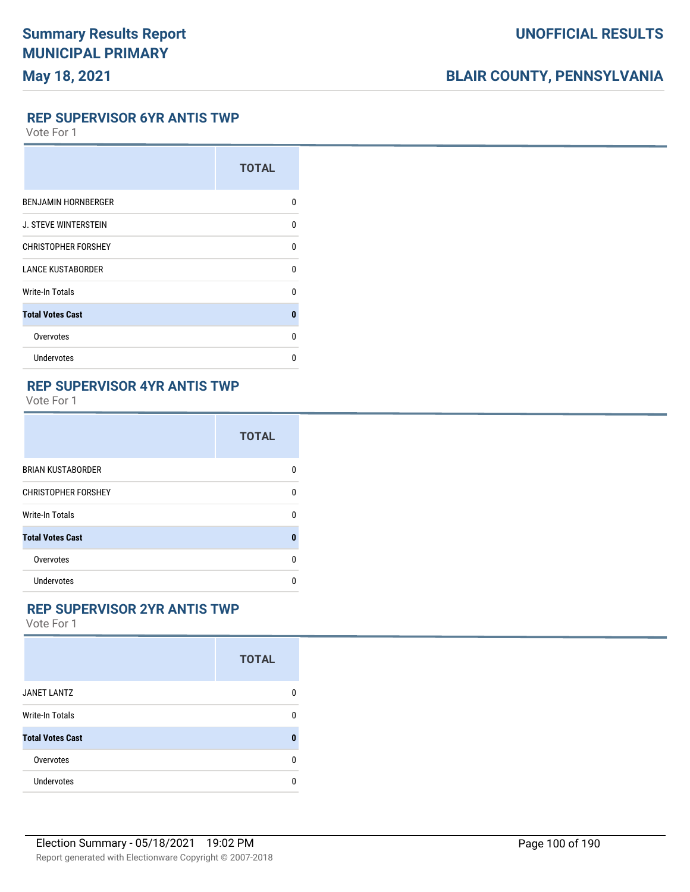## REP SUPERVISOR 6YR ANTIS TWP

Vote For 1

| | TOTAL |
|---|---|
| BENJAMIN HORNBERGER | 0 |
| J. STEVE WINTERSTEIN | 0 |
| CHRISTOPHER FORSHEY | 0 |
| LANCE KUSTABORDER | 0 |
| Write-In Totals | 0 |
| **Total Votes Cast** | **0** |
| Overvotes | 0 |
| Undervotes | 0 |

## REP SUPERVISOR 4YR ANTIS TWP

Vote For 1

| | TOTAL |
|---|---|
| BRIAN KUSTABORDER | 0 |
| CHRISTOPHER FORSHEY | 0 |
| Write-In Totals | 0 |
| **Total Votes Cast** | **0** |
| Overvotes | 0 |
| Undervotes | 0 |

## REP SUPERVISOR 2YR ANTIS TWP

Vote For 1

| | TOTAL |
|---|---|
| JANET LANTZ | 0 |
| Write-In Totals | 0 |
| **Total Votes Cast** | **0** |
| Overvotes | 0 |
| Undervotes | 0 |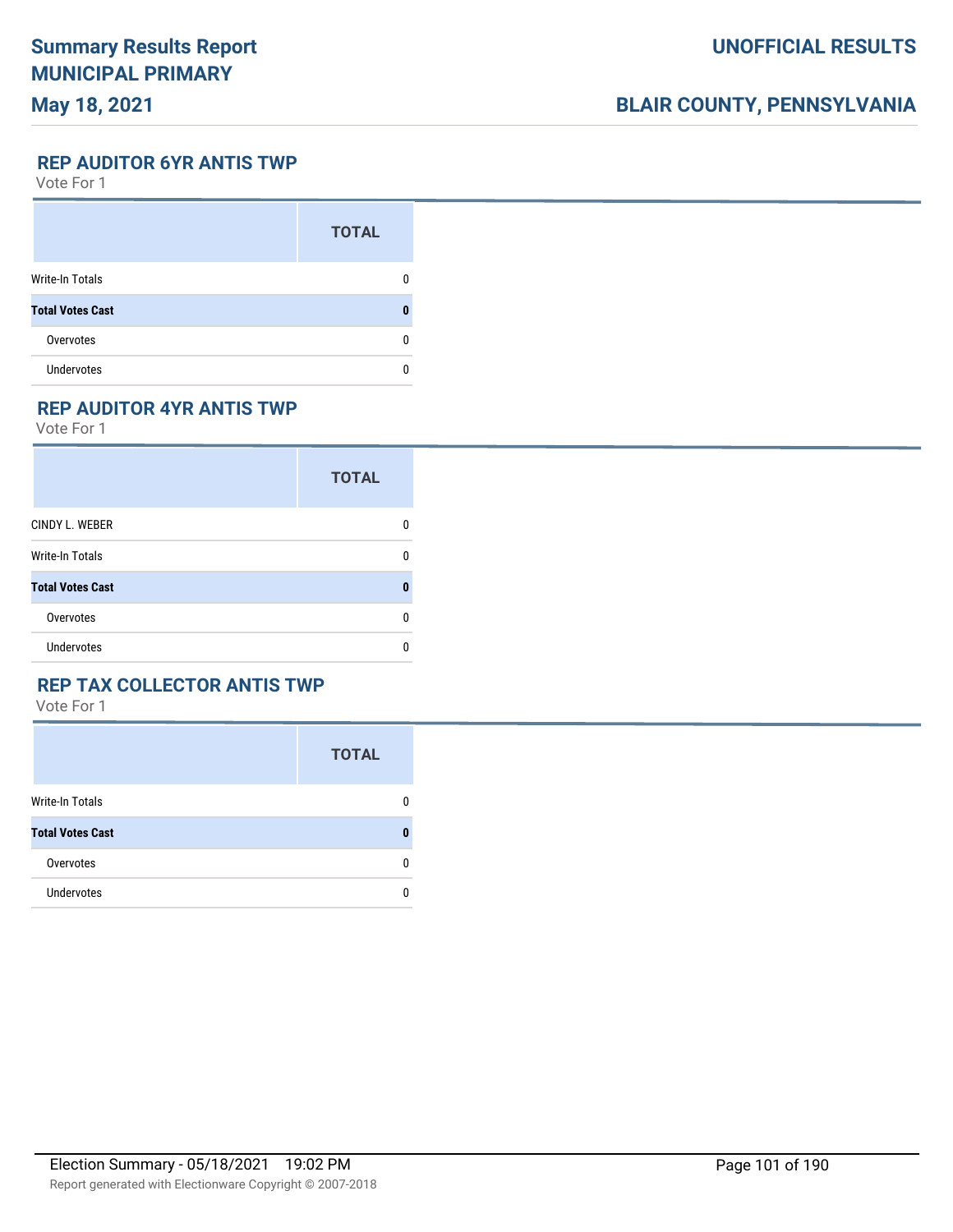## REP AUDITOR 6YR ANTIS TWP

Vote For 1

| | TOTAL |
|---|---|
| Write-In Totals | 0 |
| **Total Votes Cast** | **0** |
| Overvotes | 0 |
| Undervotes | 0 |

## REP AUDITOR 4YR ANTIS TWP

Vote For 1

| | TOTAL |
|---|---|
| CINDY L. WEBER | 0 |
| Write-In Totals | 0 |
| **Total Votes Cast** | **0** |
| Overvotes | 0 |
| Undervotes | 0 |

## REP TAX COLLECTOR ANTIS TWP

Vote For 1

| | TOTAL |
|---|---|
| Write-In Totals | 0 |
| **Total Votes Cast** | **0** |
| Overvotes | 0 |
| Undervotes | 0 |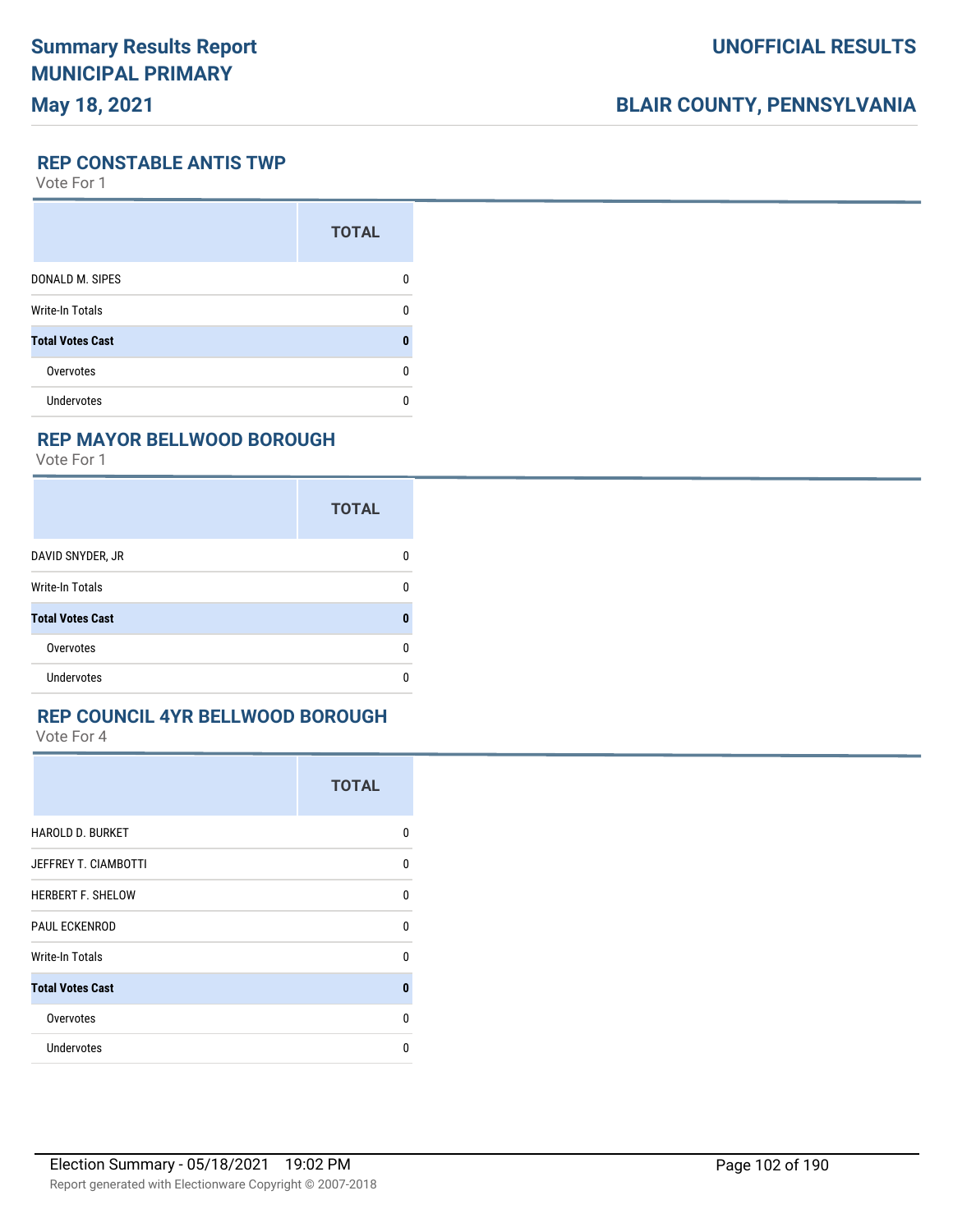## REP CONSTABLE ANTIS TWP

Vote For 1

| | TOTAL |
|---|---|
| DONALD M. SIPES | 0 |
| Write-In Totals | 0 |
| **Total Votes Cast** | **0** |
| Overvotes | 0 |
| Undervotes | 0 |

## REP MAYOR BELLWOOD BOROUGH

Vote For 1

| | TOTAL |
|---|---|
| DAVID SNYDER, JR | 0 |
| Write-In Totals | 0 |
| **Total Votes Cast** | **0** |
| Overvotes | 0 |
| Undervotes | 0 |

## REP COUNCIL 4YR BELLWOOD BOROUGH

Vote For 4

| | TOTAL |
|---|---|
| HAROLD D. BURKET | 0 |
| JEFFREY T. CIAMBOTTI | 0 |
| HERBERT F. SHELOW | 0 |
| PAUL ECKENROD | 0 |
| Write-In Totals | 0 |
| **Total Votes Cast** | **0** |
| Overvotes | 0 |
| Undervotes | 0 |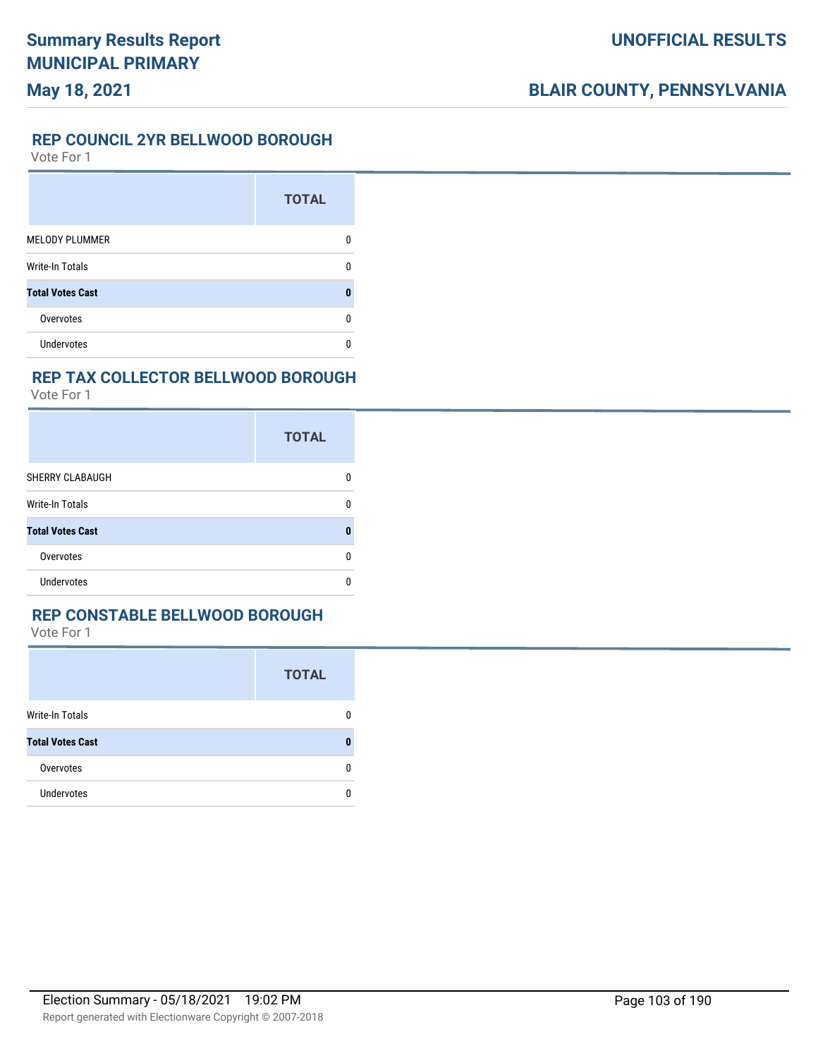## REP COUNCIL 2YR BELLWOOD BOROUGH

Vote For 1

| | TOTAL |
|---|---|
| MELODY PLUMMER | 0 |
| Write-In Totals | 0 |
| **Total Votes Cast** | **0** |
| Overvotes | 0 |
| Undervotes | 0 |

## REP TAX COLLECTOR BELLWOOD BOROUGH

Vote For 1

| | TOTAL |
|---|---|
| SHERRY CLABAUGH | 0 |
| Write-In Totals | 0 |
| **Total Votes Cast** | **0** |
| Overvotes | 0 |
| Undervotes | 0 |

## REP CONSTABLE BELLWOOD BOROUGH

Vote For 1

| | TOTAL |
|---|---|
| Write-In Totals | 0 |
| **Total Votes Cast** | **0** |
| Overvotes | 0 |
| Undervotes | 0 |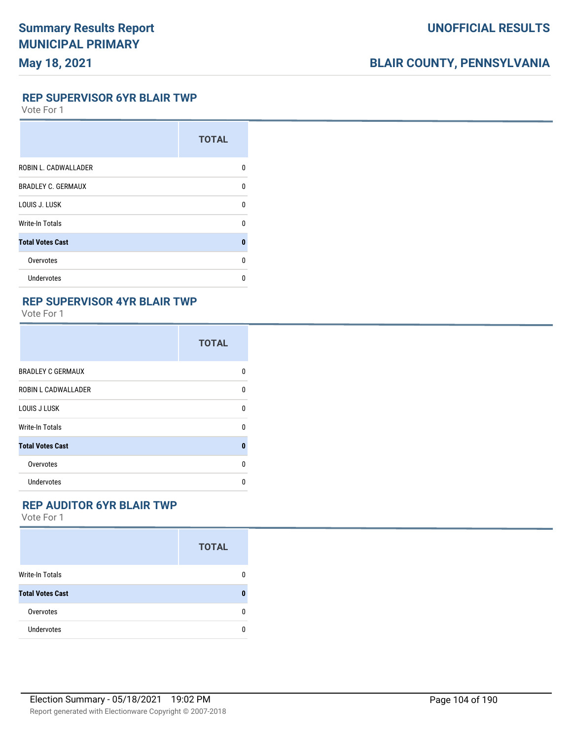## REP SUPERVISOR 6YR BLAIR TWP

Vote For 1

| | TOTAL |
|---|---|
| ROBIN L. CADWALLADER | 0 |
| BRADLEY C. GERMAUX | 0 |
| LOUIS J. LUSK | 0 |
| Write-In Totals | 0 |
| **Total Votes Cast** | **0** |
| Overvotes | 0 |
| Undervotes | 0 |

## REP SUPERVISOR 4YR BLAIR TWP

Vote For 1

| | TOTAL |
|---|---|
| BRADLEY C GERMAUX | 0 |
| ROBIN L CADWALLADER | 0 |
| LOUIS J LUSK | 0 |
| Write-In Totals | 0 |
| **Total Votes Cast** | **0** |
| Overvotes | 0 |
| Undervotes | 0 |

## REP AUDITOR 6YR BLAIR TWP

Vote For 1

| | TOTAL |
|---|---|
| Write-In Totals | 0 |
| **Total Votes Cast** | **0** |
| Overvotes | 0 |
| Undervotes | 0 |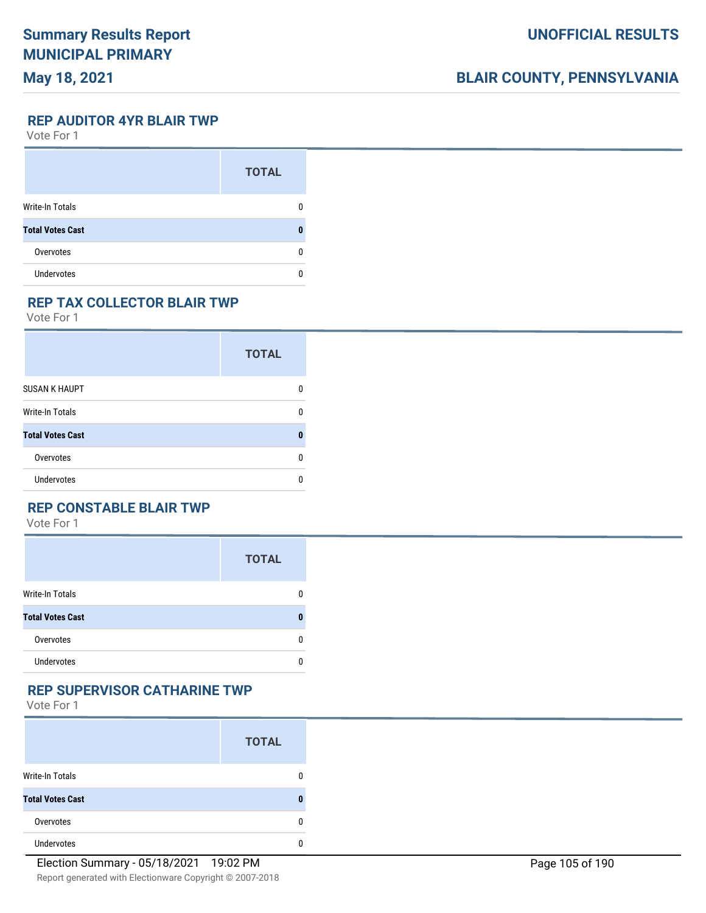## REP AUDITOR 4YR BLAIR TWP

Vote For 1

| | TOTAL |
|---|---|
| Write-In Totals | 0 |
| **Total Votes Cast** | **0** |
| Overvotes | 0 |
| Undervotes | 0 |

## REP TAX COLLECTOR BLAIR TWP

Vote For 1

| | TOTAL |
|---|---|
| SUSAN K HAUPT | 0 |
| Write-In Totals | 0 |
| **Total Votes Cast** | **0** |
| Overvotes | 0 |
| Undervotes | 0 |

## REP CONSTABLE BLAIR TWP

Vote For 1

| | TOTAL |
|---|---|
| Write-In Totals | 0 |
| **Total Votes Cast** | **0** |
| Overvotes | 0 |
| Undervotes | 0 |

## REP SUPERVISOR CATHARINE TWP

Vote For 1

| | TOTAL |
|---|---|
| Write-In Totals | 0 |
| **Total Votes Cast** | **0** |
| Overvotes | 0 |
| Undervotes | 0 |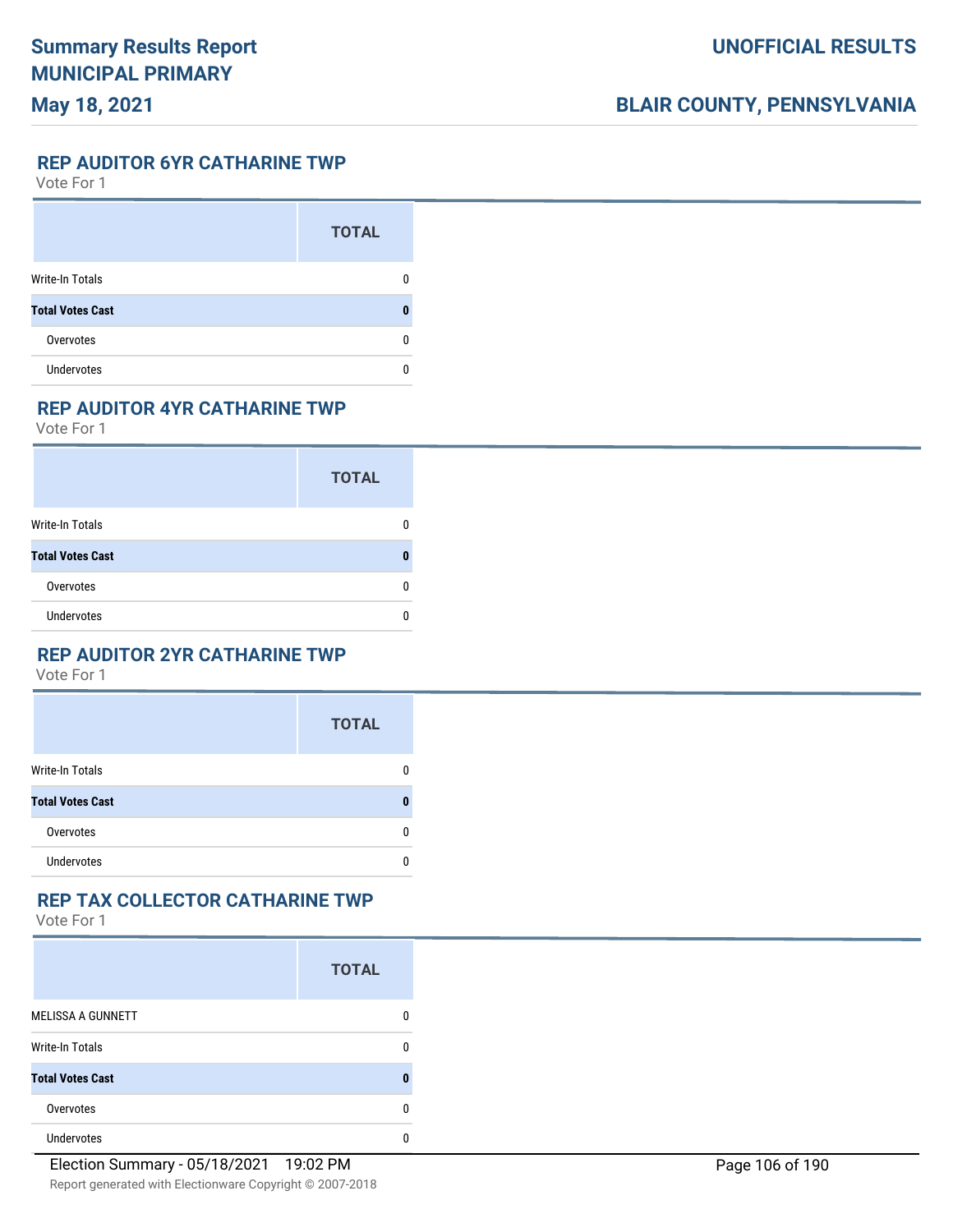## REP AUDITOR 6YR CATHARINE TWP

Vote For 1

| | TOTAL |
|---|---|
| Write-In Totals | 0 |
| **Total Votes Cast** | **0** |
| Overvotes | 0 |
| Undervotes | 0 |

## REP AUDITOR 4YR CATHARINE TWP

Vote For 1

| | TOTAL |
|---|---|
| Write-In Totals | 0 |
| **Total Votes Cast** | **0** |
| Overvotes | 0 |
| Undervotes | 0 |

## REP AUDITOR 2YR CATHARINE TWP

Vote For 1

| | TOTAL |
|---|---|
| Write-In Totals | 0 |
| **Total Votes Cast** | **0** |
| Overvotes | 0 |
| Undervotes | 0 |

## REP TAX COLLECTOR CATHARINE TWP

Vote For 1

| | TOTAL |
|---|---|
| MELISSA A GUNNETT | 0 |
| Write-In Totals | 0 |
| **Total Votes Cast** | **0** |
| Overvotes | 0 |
| Undervotes | 0 |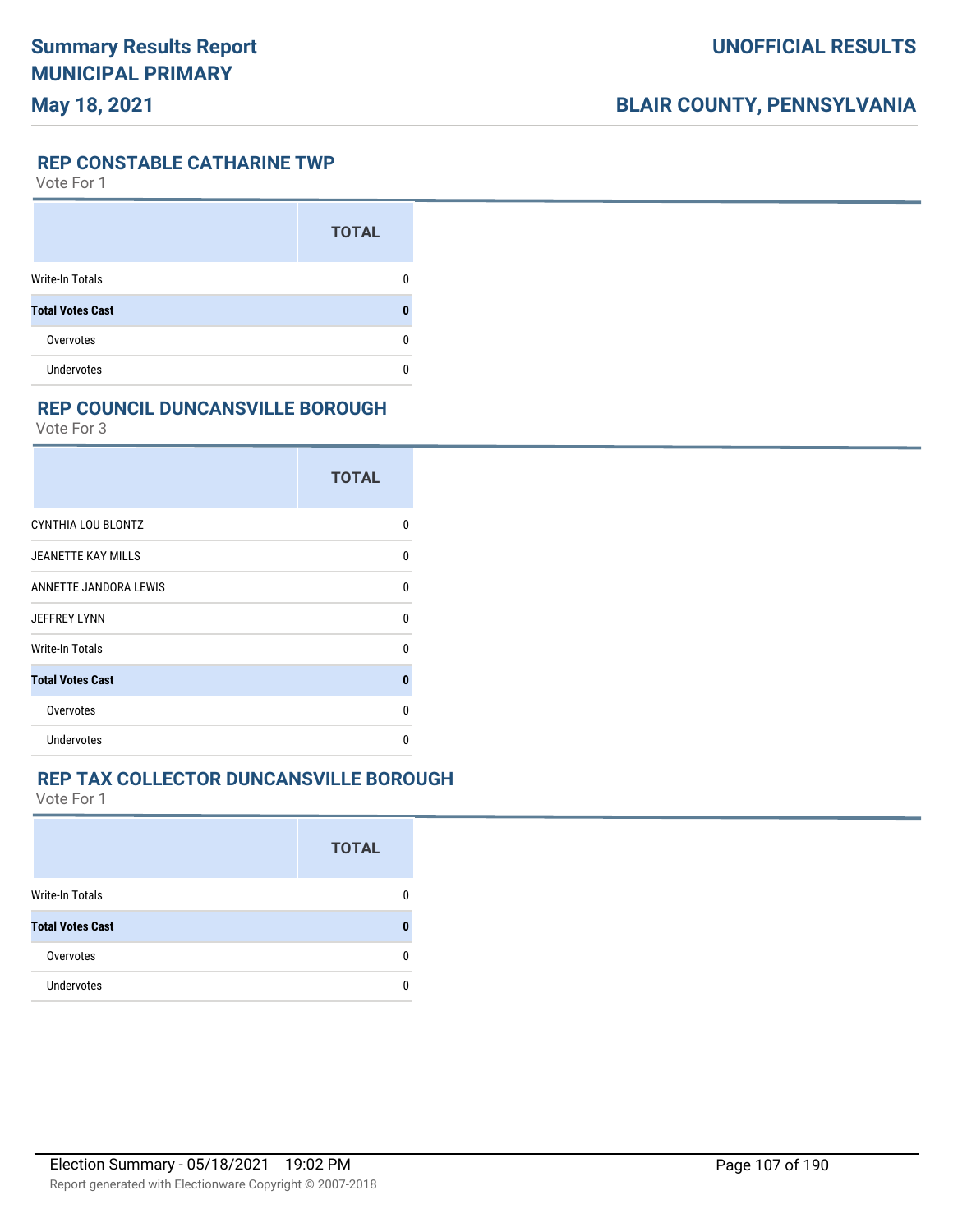## REP CONSTABLE CATHARINE TWP

Vote For 1

| | TOTAL |
|---|---|
| Write-In Totals | 0 |
| **Total Votes Cast** | **0** |
| Overvotes | 0 |
| Undervotes | 0 |

## REP COUNCIL DUNCANSVILLE BOROUGH

Vote For 3

| | TOTAL |
|---|---|
| CYNTHIA LOU BLONTZ | 0 |
| JEANETTE KAY MILLS | 0 |
| ANNETTE JANDORA LEWIS | 0 |
| JEFFREY LYNN | 0 |
| Write-In Totals | 0 |
| **Total Votes Cast** | **0** |
| Overvotes | 0 |
| Undervotes | 0 |

## REP TAX COLLECTOR DUNCANSVILLE BOROUGH

Vote For 1

| | TOTAL |
|---|---|
| Write-In Totals | 0 |
| **Total Votes Cast** | **0** |
| Overvotes | 0 |
| Undervotes | 0 |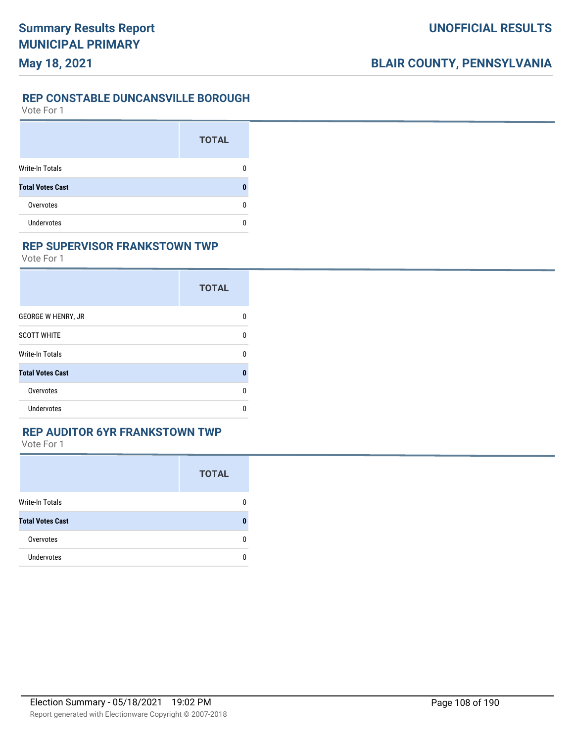## REP CONSTABLE DUNCANSVILLE BOROUGH

Vote For 1

| | TOTAL |
|---|---|
| Write-In Totals | 0 |
| **Total Votes Cast** | **0** |
| Overvotes | 0 |
| Undervotes | 0 |

## REP SUPERVISOR FRANKSTOWN TWP

Vote For 1

| | TOTAL |
|---|---|
| GEORGE W HENRY, JR | 0 |
| SCOTT WHITE | 0 |
| Write-In Totals | 0 |
| **Total Votes Cast** | **0** |
| Overvotes | 0 |
| Undervotes | 0 |

## REP AUDITOR 6YR FRANKSTOWN TWP

Vote For 1

| | TOTAL |
|---|---|
| Write-In Totals | 0 |
| **Total Votes Cast** | **0** |
| Overvotes | 0 |
| Undervotes | 0 |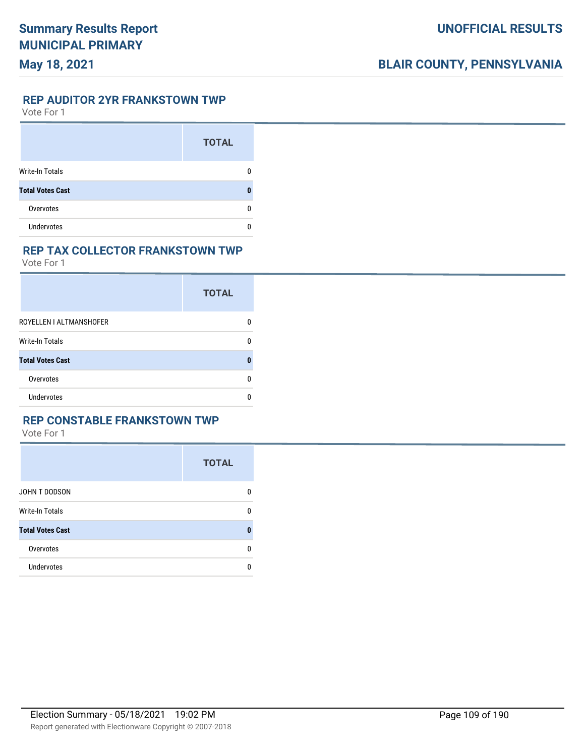## REP AUDITOR 2YR FRANKSTOWN TWP

Vote For 1

| | TOTAL |
|---|---|
| Write-In Totals | 0 |
| **Total Votes Cast** | **0** |
| Overvotes | 0 |
| Undervotes | 0 |

## REP TAX COLLECTOR FRANKSTOWN TWP

Vote For 1

| | TOTAL |
|---|---|
| ROYELLEN I ALTMANSHOFER | 0 |
| Write-In Totals | 0 |
| **Total Votes Cast** | **0** |
| Overvotes | 0 |
| Undervotes | 0 |

## REP CONSTABLE FRANKSTOWN TWP

Vote For 1

| | TOTAL |
|---|---|
| JOHN T DODSON | 0 |
| Write-In Totals | 0 |
| **Total Votes Cast** | **0** |
| Overvotes | 0 |
| Undervotes | 0 |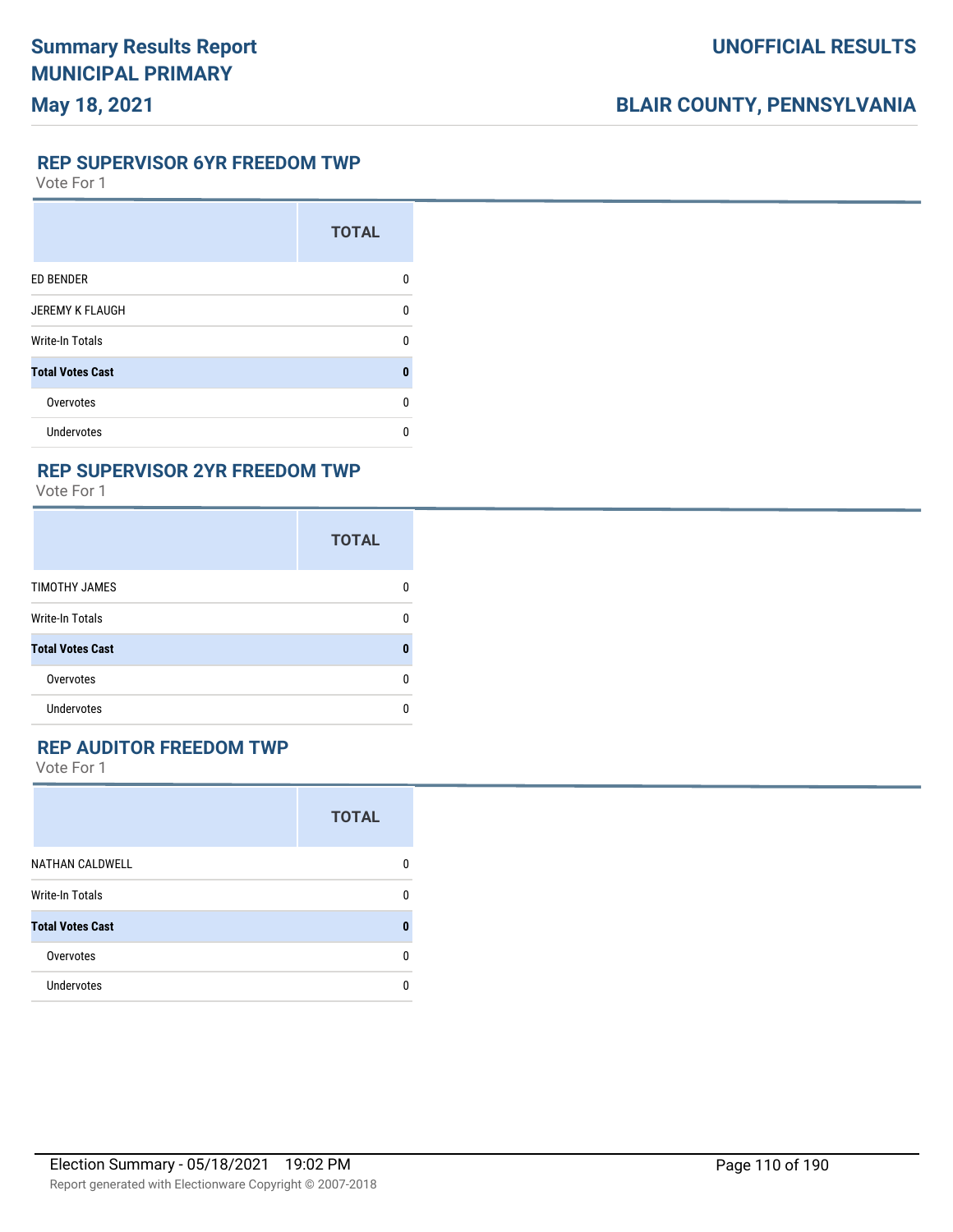## REP SUPERVISOR 6YR FREEDOM TWP

Vote For 1

| | TOTAL |
|---|---|
| ED BENDER | 0 |
| JEREMY K FLAUGH | 0 |
| Write-In Totals | 0 |
| **Total Votes Cast** | **0** |
| Overvotes | 0 |
| Undervotes | 0 |

## REP SUPERVISOR 2YR FREEDOM TWP

Vote For 1

| | TOTAL |
|---|---|
| TIMOTHY JAMES | 0 |
| Write-In Totals | 0 |
| **Total Votes Cast** | **0** |
| Overvotes | 0 |
| Undervotes | 0 |

## REP AUDITOR FREEDOM TWP

Vote For 1

| | TOTAL |
|---|---|
| NATHAN CALDWELL | 0 |
| Write-In Totals | 0 |
| **Total Votes Cast** | **0** |
| Overvotes | 0 |
| Undervotes | 0 |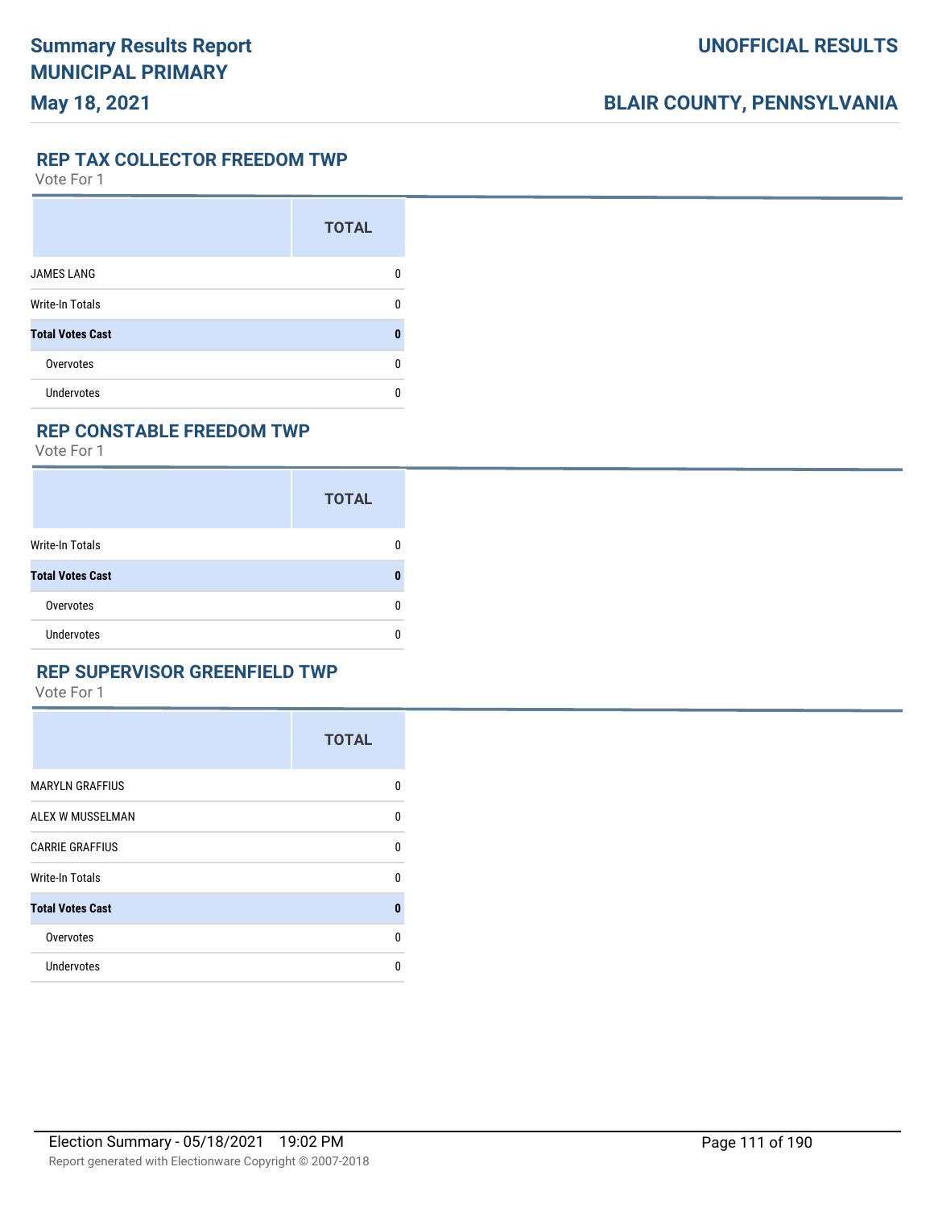## REP TAX COLLECTOR FREEDOM TWP

Vote For 1

| | TOTAL |
|---|---|
| JAMES LANG | 0 |
| Write-In Totals | 0 |
| **Total Votes Cast** | **0** |
| Overvotes | 0 |
| Undervotes | 0 |

## REP CONSTABLE FREEDOM TWP

Vote For 1

| | TOTAL |
|---|---|
| Write-In Totals | 0 |
| **Total Votes Cast** | **0** |
| Overvotes | 0 |
| Undervotes | 0 |

## REP SUPERVISOR GREENFIELD TWP

Vote For 1

| | TOTAL |
|---|---|
| MARYLN GRAFFIUS | 0 |
| ALEX W MUSSELMAN | 0 |
| CARRIE GRAFFIUS | 0 |
| Write-In Totals | 0 |
| **Total Votes Cast** | **0** |
| Overvotes | 0 |
| Undervotes | 0 |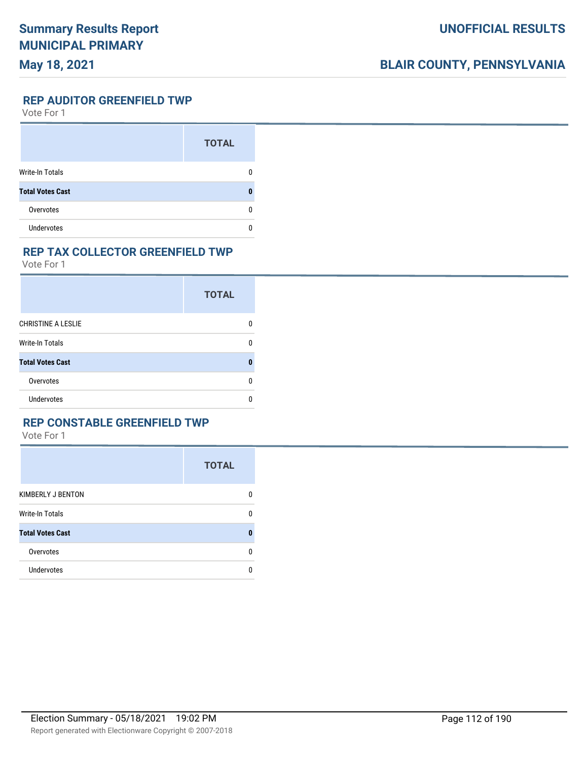## REP AUDITOR GREENFIELD TWP

Vote For 1

| | TOTAL |
|---|---|
| Write-In Totals | 0 |
| **Total Votes Cast** | **0** |
| Overvotes | 0 |
| Undervotes | 0 |

## REP TAX COLLECTOR GREENFIELD TWP

Vote For 1

| | TOTAL |
|---|---|
| CHRISTINE A LESLIE | 0 |
| Write-In Totals | 0 |
| **Total Votes Cast** | **0** |
| Overvotes | 0 |
| Undervotes | 0 |

## REP CONSTABLE GREENFIELD TWP

Vote For 1

| | TOTAL |
|---|---|
| KIMBERLY J BENTON | 0 |
| Write-In Totals | 0 |
| **Total Votes Cast** | **0** |
| Overvotes | 0 |
| Undervotes | 0 |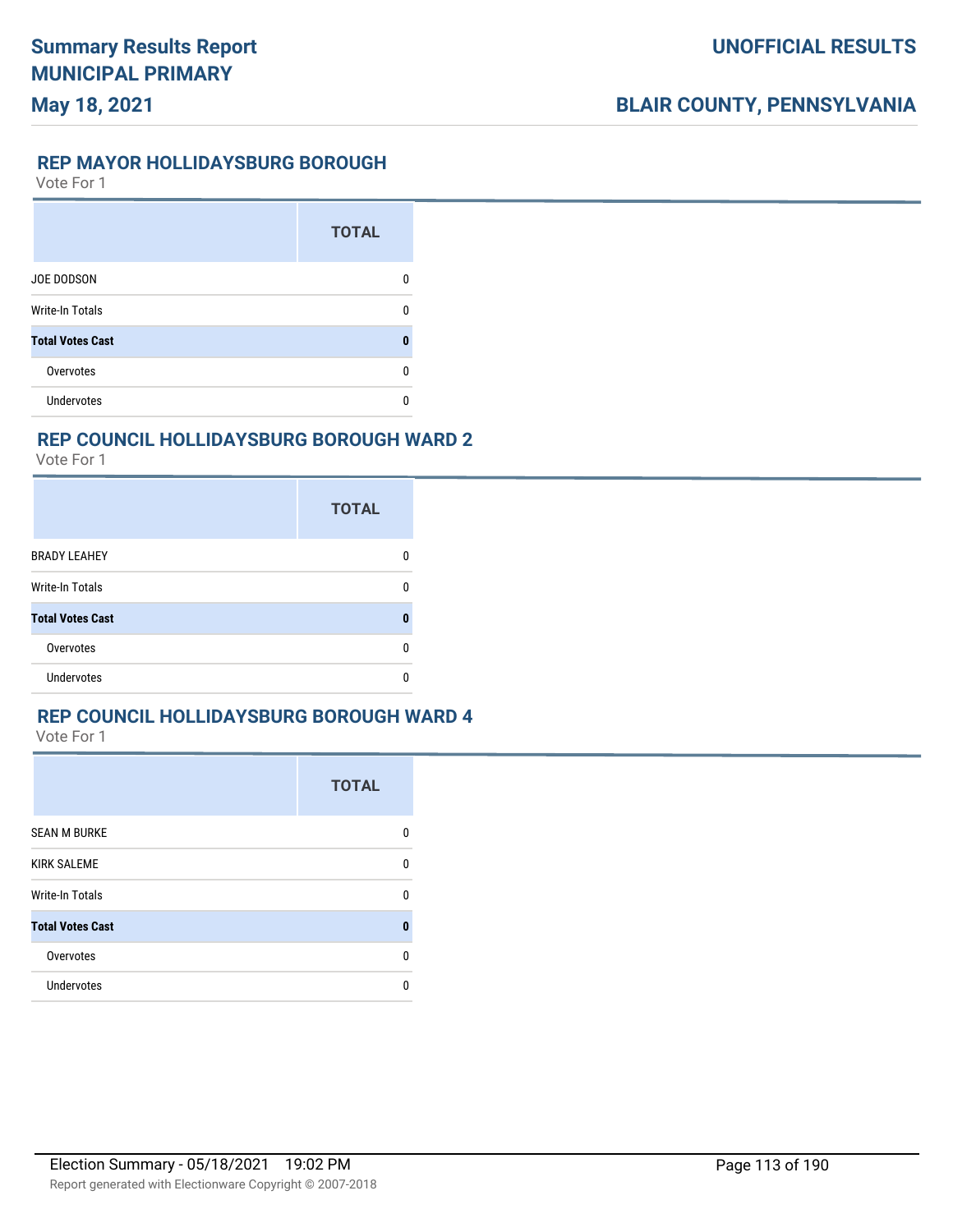## REP MAYOR HOLLIDAYSBURG BOROUGH

Vote For 1

| | TOTAL |
|---|---|
| JOE DODSON | 0 |
| Write-In Totals | 0 |
| **Total Votes Cast** | **0** |
| Overvotes | 0 |
| Undervotes | 0 |

## REP COUNCIL HOLLIDAYSBURG BOROUGH WARD 2

Vote For 1

| | TOTAL |
|---|---|
| BRADY LEAHEY | 0 |
| Write-In Totals | 0 |
| **Total Votes Cast** | **0** |
| Overvotes | 0 |
| Undervotes | 0 |

## REP COUNCIL HOLLIDAYSBURG BOROUGH WARD 4

Vote For 1

| | TOTAL |
|---|---|
| SEAN M BURKE | 0 |
| KIRK SALEME | 0 |
| Write-In Totals | 0 |
| **Total Votes Cast** | **0** |
| Overvotes | 0 |
| Undervotes | 0 |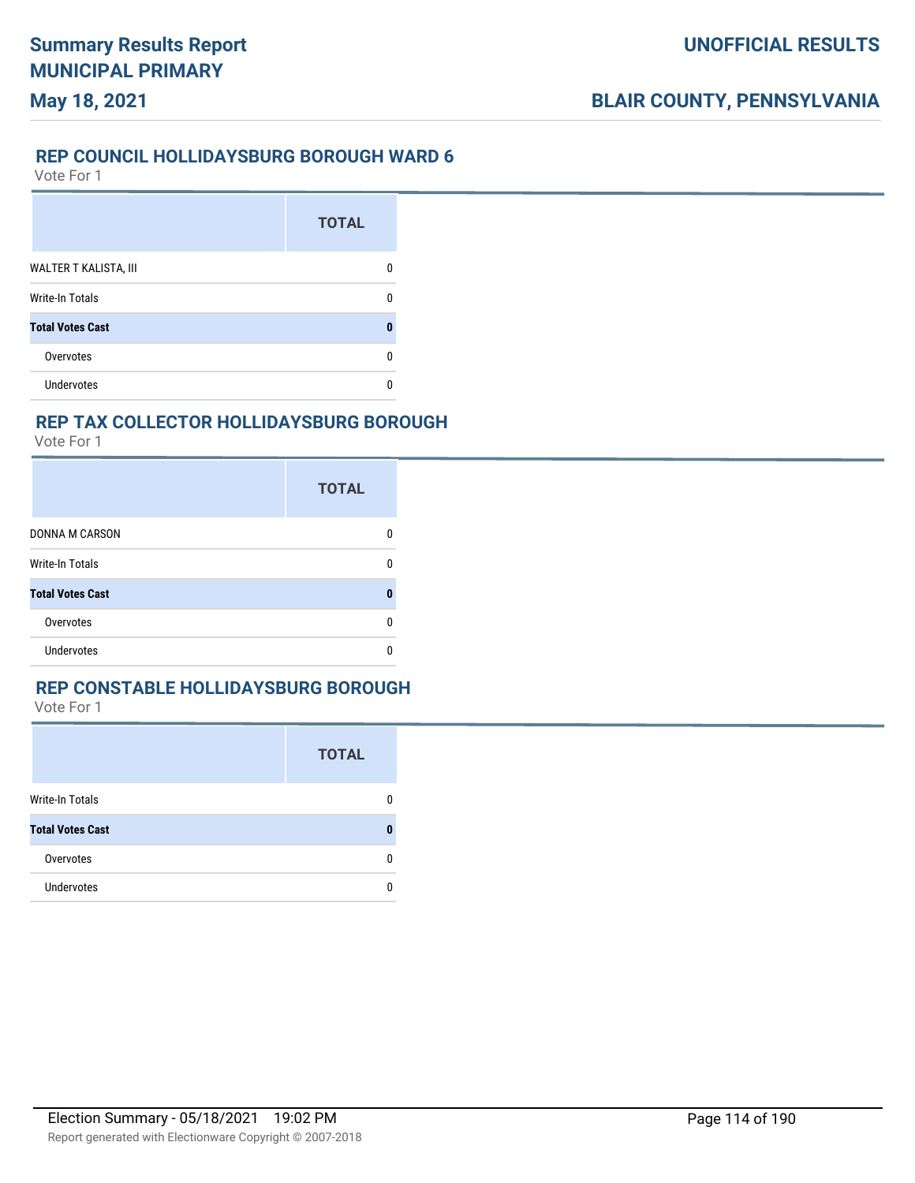## REP COUNCIL HOLLIDAYSBURG BOROUGH WARD 6

Vote For 1

| | TOTAL |
|---|---|
| WALTER T KALISTA, III | 0 |
| Write-In Totals | 0 |
| **Total Votes Cast** | **0** |
| Overvotes | 0 |
| Undervotes | 0 |

## REP TAX COLLECTOR HOLLIDAYSBURG BOROUGH

Vote For 1

| | TOTAL |
|---|---|
| DONNA M CARSON | 0 |
| Write-In Totals | 0 |
| **Total Votes Cast** | **0** |
| Overvotes | 0 |
| Undervotes | 0 |

## REP CONSTABLE HOLLIDAYSBURG BOROUGH

Vote For 1

| | TOTAL |
|---|---|
| Write-In Totals | 0 |
| **Total Votes Cast** | **0** |
| Overvotes | 0 |
| Undervotes | 0 |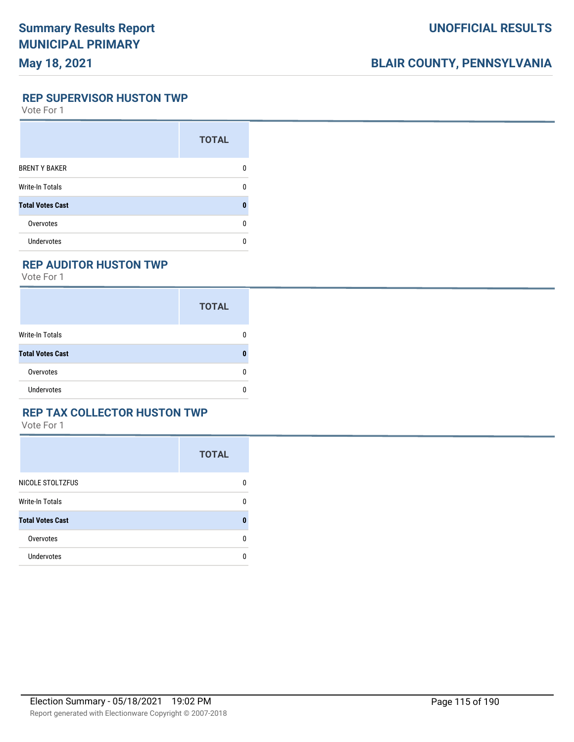## REP SUPERVISOR HUSTON TWP

Vote For 1

| | TOTAL |
|---|---|
| BRENT Y BAKER | 0 |
| Write-In Totals | 0 |
| **Total Votes Cast** | **0** |
| Overvotes | 0 |
| Undervotes | 0 |

## REP AUDITOR HUSTON TWP

Vote For 1

| | TOTAL |
|---|---|
| Write-In Totals | 0 |
| **Total Votes Cast** | **0** |
| Overvotes | 0 |
| Undervotes | 0 |

## REP TAX COLLECTOR HUSTON TWP

Vote For 1

| | TOTAL |
|---|---|
| NICOLE STOLTZFUS | 0 |
| Write-In Totals | 0 |
| **Total Votes Cast** | **0** |
| Overvotes | 0 |
| Undervotes | 0 |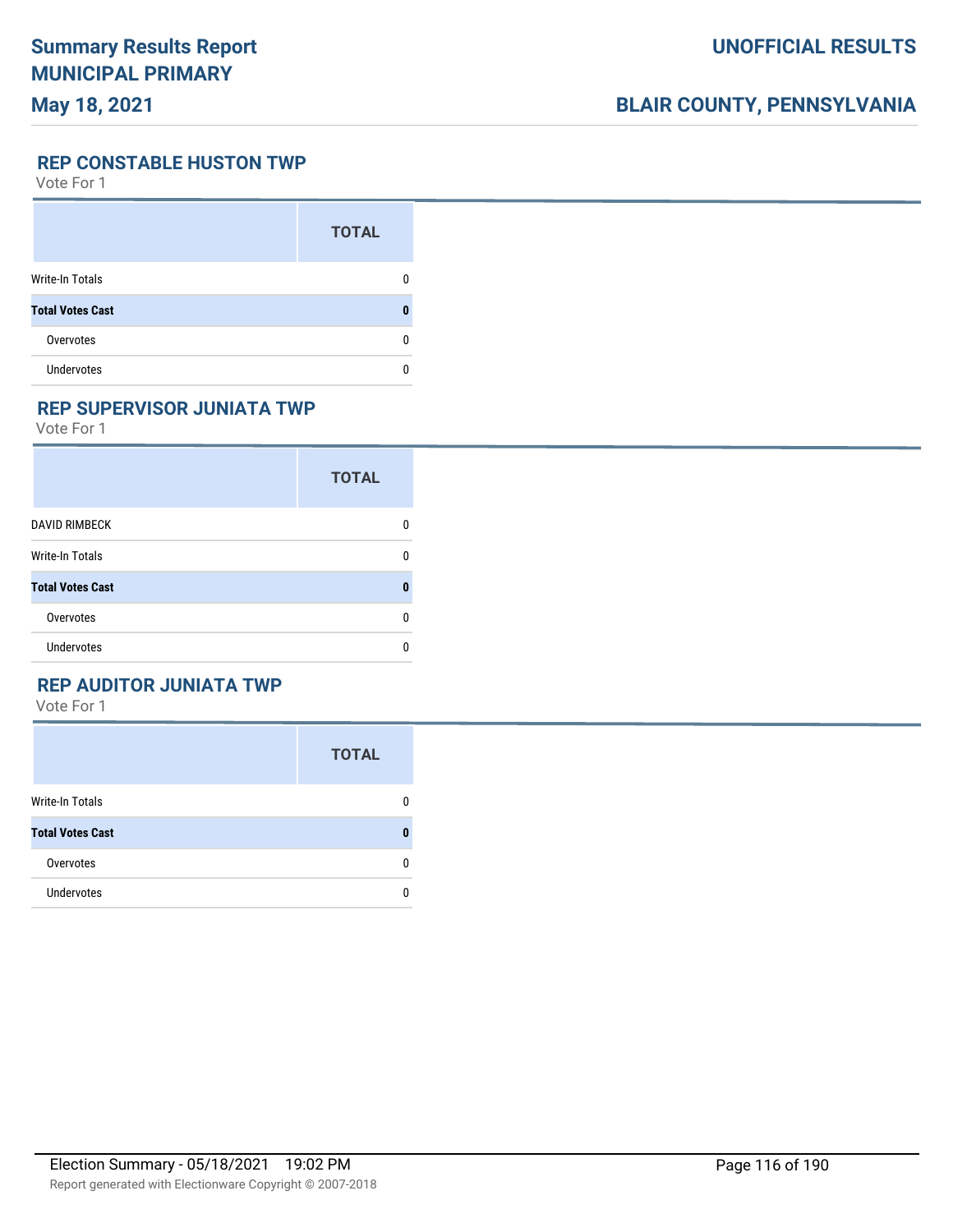## REP CONSTABLE HUSTON TWP

Vote For 1

| | TOTAL |
|---|---|
| Write-In Totals | 0 |
| **Total Votes Cast** | **0** |
| Overvotes | 0 |
| Undervotes | 0 |

## REP SUPERVISOR JUNIATA TWP

Vote For 1

| | TOTAL |
|---|---|
| DAVID RIMBECK | 0 |
| Write-In Totals | 0 |
| **Total Votes Cast** | **0** |
| Overvotes | 0 |
| Undervotes | 0 |

## REP AUDITOR JUNIATA TWP

Vote For 1

| | TOTAL |
|---|---|
| Write-In Totals | 0 |
| **Total Votes Cast** | **0** |
| Overvotes | 0 |
| Undervotes | 0 |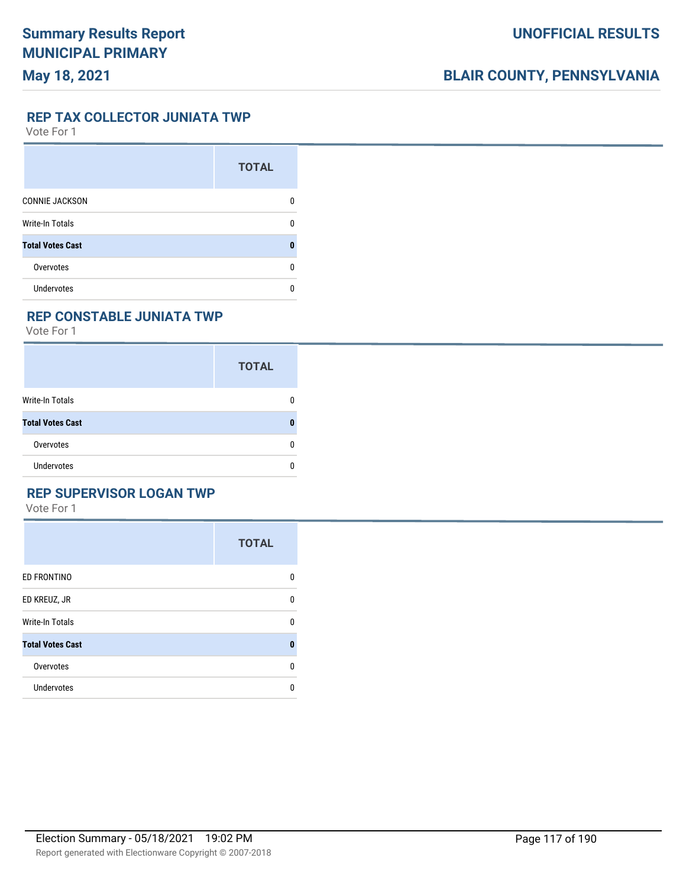## REP TAX COLLECTOR JUNIATA TWP

Vote For 1

| | TOTAL |
|---|---|
| CONNIE JACKSON | 0 |
| Write-In Totals | 0 |
| **Total Votes Cast** | **0** |
| Overvotes | 0 |
| Undervotes | 0 |

## REP CONSTABLE JUNIATA TWP

Vote For 1

| | TOTAL |
|---|---|
| Write-In Totals | 0 |
| **Total Votes Cast** | **0** |
| Overvotes | 0 |
| Undervotes | 0 |

## REP SUPERVISOR LOGAN TWP

Vote For 1

| | TOTAL |
|---|---|
| ED FRONTINO | 0 |
| ED KREUZ, JR | 0 |
| Write-In Totals | 0 |
| **Total Votes Cast** | **0** |
| Overvotes | 0 |
| Undervotes | 0 |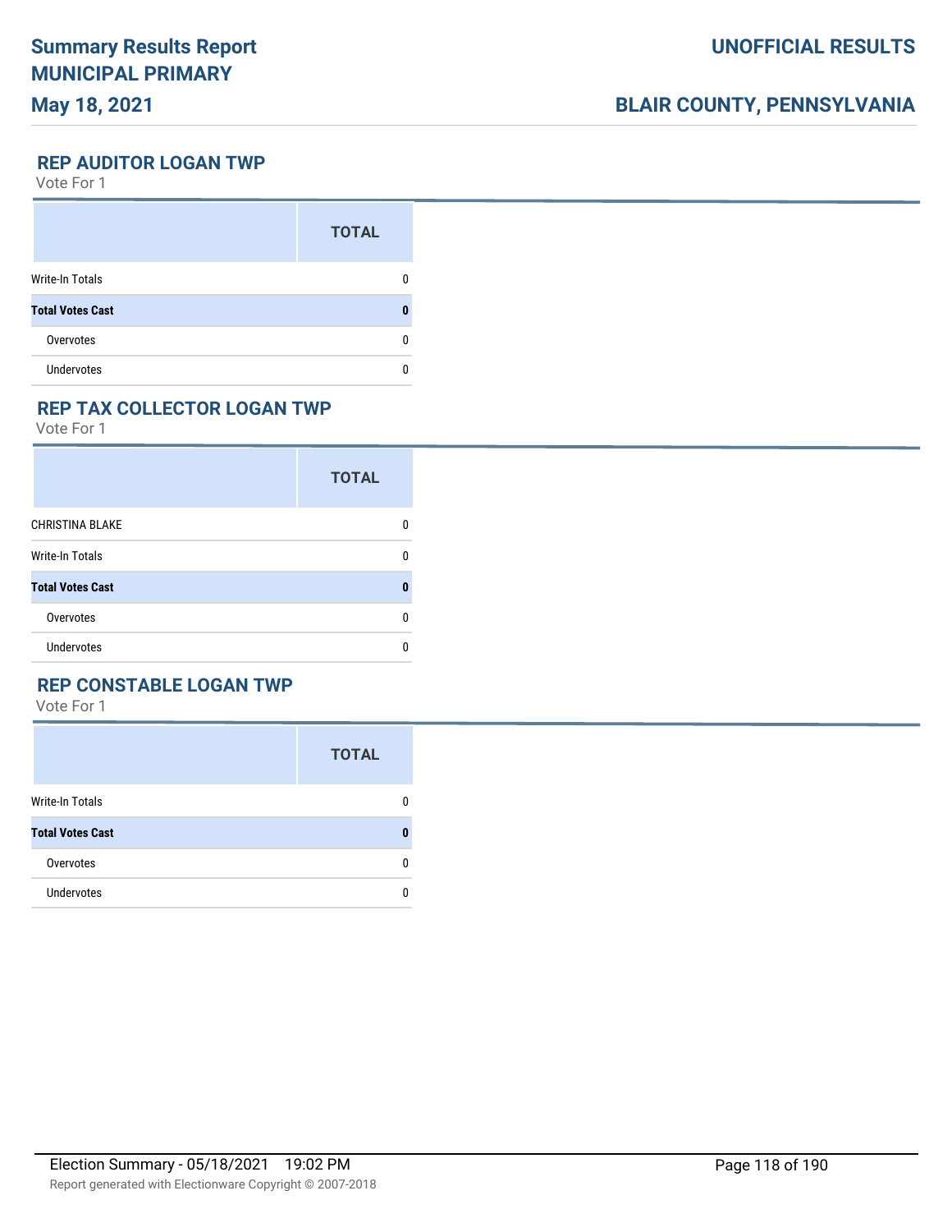## REP AUDITOR LOGAN TWP

Vote For 1

| | TOTAL |
|---|---|
| Write-In Totals | 0 |
| **Total Votes Cast** | **0** |
| Overvotes | 0 |
| Undervotes | 0 |

## REP TAX COLLECTOR LOGAN TWP

Vote For 1

| | TOTAL |
|---|---|
| CHRISTINA BLAKE | 0 |
| Write-In Totals | 0 |
| **Total Votes Cast** | **0** |
| Overvotes | 0 |
| Undervotes | 0 |

## REP CONSTABLE LOGAN TWP

Vote For 1

| | TOTAL |
|---|---|
| Write-In Totals | 0 |
| **Total Votes Cast** | **0** |
| Overvotes | 0 |
| Undervotes | 0 |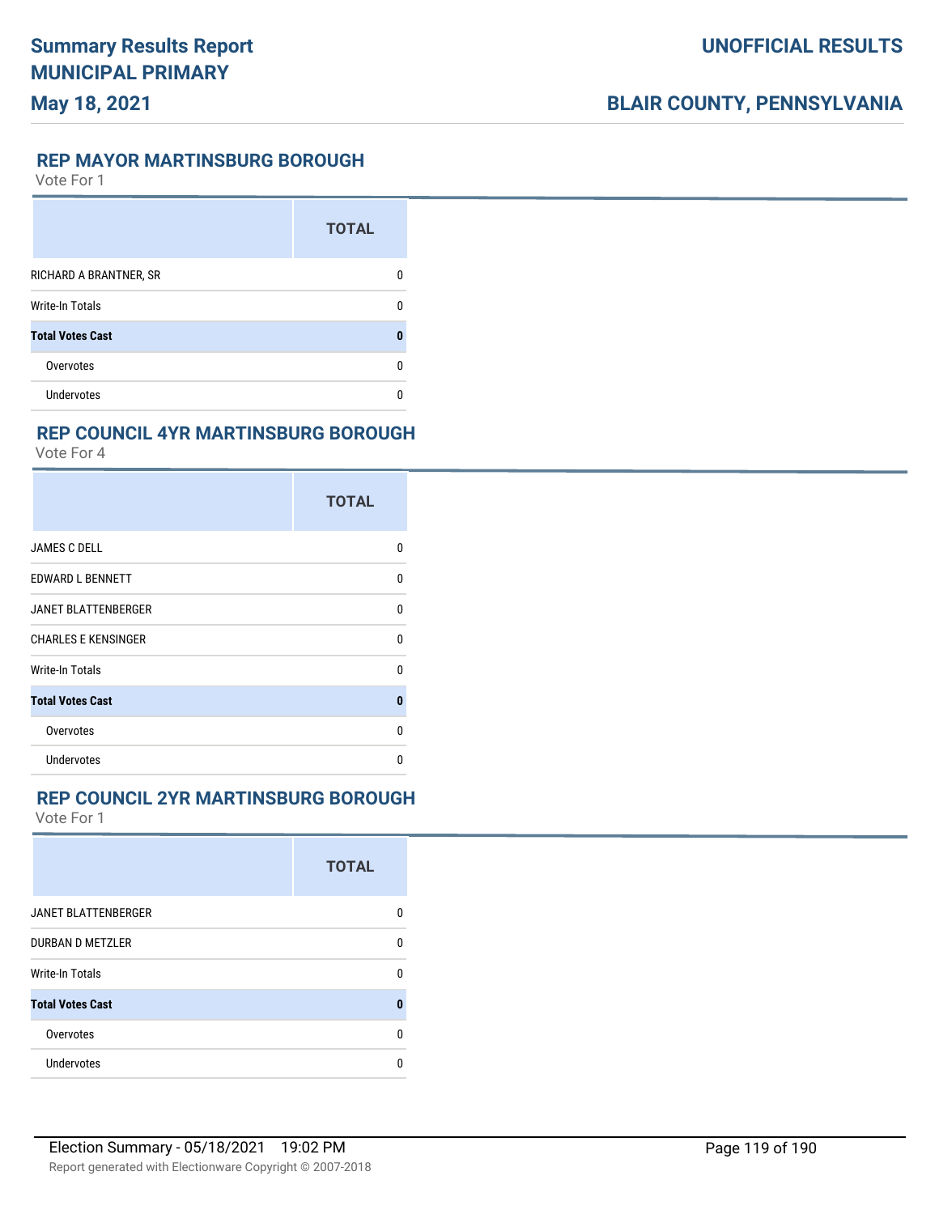## REP MAYOR MARTINSBURG BOROUGH

Vote For 1

| | TOTAL |
|---|---|
| RICHARD A BRANTNER, SR | 0 |
| Write-In Totals | 0 |
| **Total Votes Cast** | **0** |
| Overvotes | 0 |
| Undervotes | 0 |

## REP COUNCIL 4YR MARTINSBURG BOROUGH

Vote For 4

| | TOTAL |
|---|---|
| JAMES C DELL | 0 |
| EDWARD L BENNETT | 0 |
| JANET BLATTENBERGER | 0 |
| CHARLES E KENSINGER | 0 |
| Write-In Totals | 0 |
| **Total Votes Cast** | **0** |
| Overvotes | 0 |
| Undervotes | 0 |

## REP COUNCIL 2YR MARTINSBURG BOROUGH

Vote For 1

| | TOTAL |
|---|---|
| JANET BLATTENBERGER | 0 |
| DURBAN D METZLER | 0 |
| Write-In Totals | 0 |
| **Total Votes Cast** | **0** |
| Overvotes | 0 |
| Undervotes | 0 |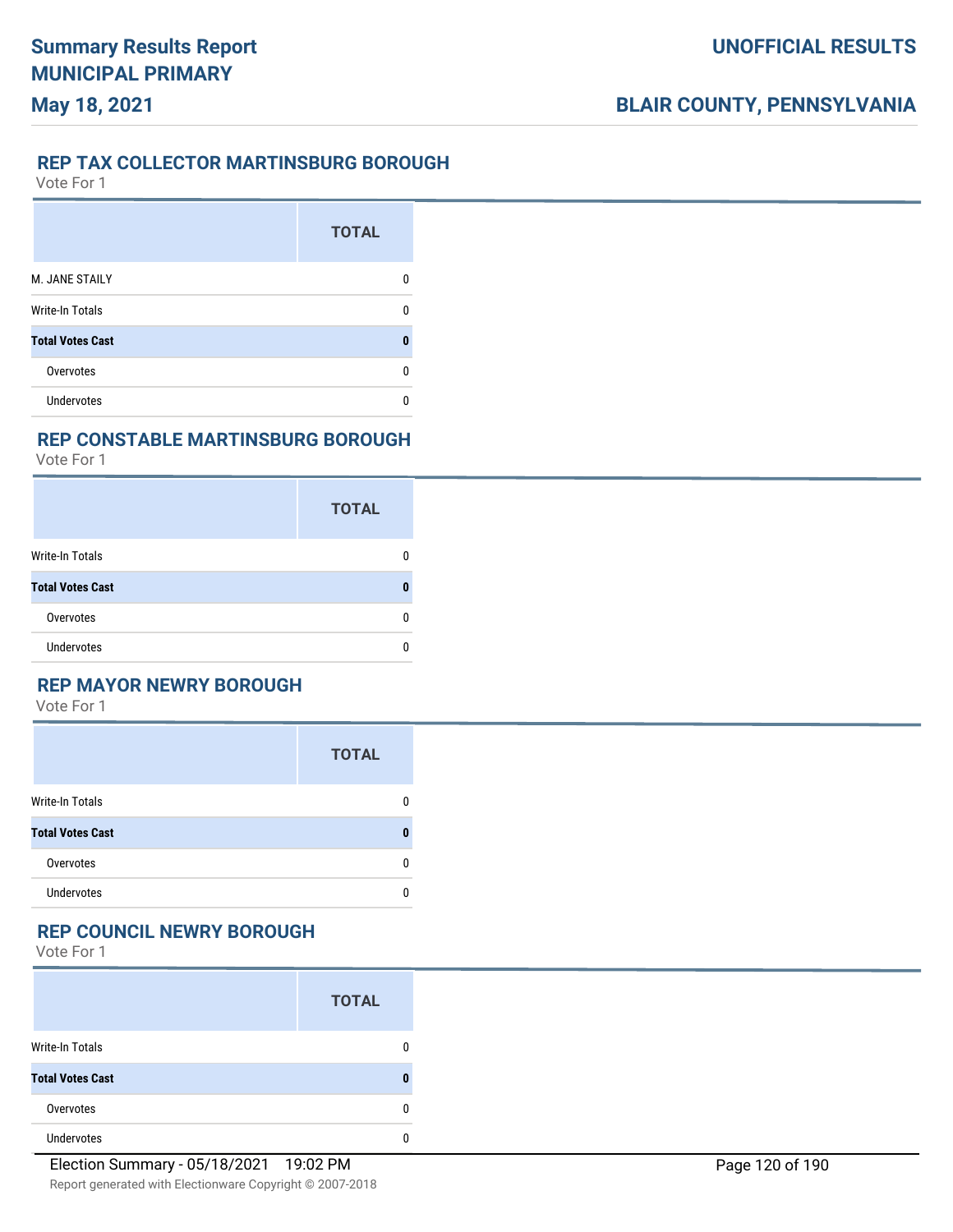## REP TAX COLLECTOR MARTINSBURG BOROUGH

Vote For 1

| | TOTAL |
|---|---|
| M. JANE STAILY | 0 |
| Write-In Totals | 0 |
| **Total Votes Cast** | **0** |
| Overvotes | 0 |
| Undervotes | 0 |

## REP CONSTABLE MARTINSBURG BOROUGH

Vote For 1

| | TOTAL |
|---|---|
| Write-In Totals | 0 |
| **Total Votes Cast** | **0** |
| Overvotes | 0 |
| Undervotes | 0 |

## REP MAYOR NEWRY BOROUGH

Vote For 1

| | TOTAL |
|---|---|
| Write-In Totals | 0 |
| **Total Votes Cast** | **0** |
| Overvotes | 0 |
| Undervotes | 0 |

## REP COUNCIL NEWRY BOROUGH

Vote For 1

| | TOTAL |
|---|---|
| Write-In Totals | 0 |
| **Total Votes Cast** | **0** |
| Overvotes | 0 |
| Undervotes | 0 |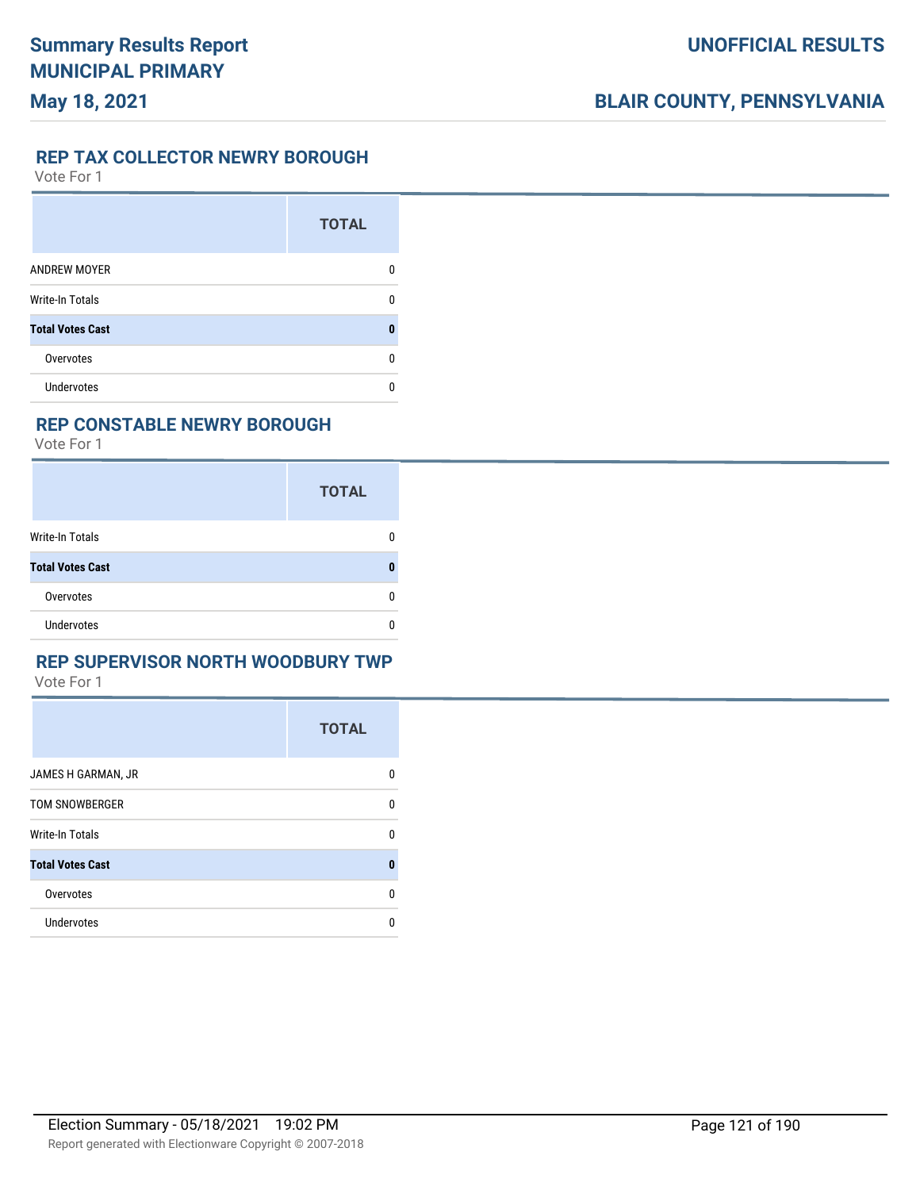## REP TAX COLLECTOR NEWRY BOROUGH

Vote For 1

| | TOTAL |
|---|---|
| ANDREW MOYER | 0 |
| Write-In Totals | 0 |
| **Total Votes Cast** | **0** |
| Overvotes | 0 |
| Undervotes | 0 |

## REP CONSTABLE NEWRY BOROUGH

Vote For 1

| | TOTAL |
|---|---|
| Write-In Totals | 0 |
| **Total Votes Cast** | **0** |
| Overvotes | 0 |
| Undervotes | 0 |

## REP SUPERVISOR NORTH WOODBURY TWP

Vote For 1

| | TOTAL |
|---|---|
| JAMES H GARMAN, JR | 0 |
| TOM SNOWBERGER | 0 |
| Write-In Totals | 0 |
| **Total Votes Cast** | **0** |
| Overvotes | 0 |
| Undervotes | 0 |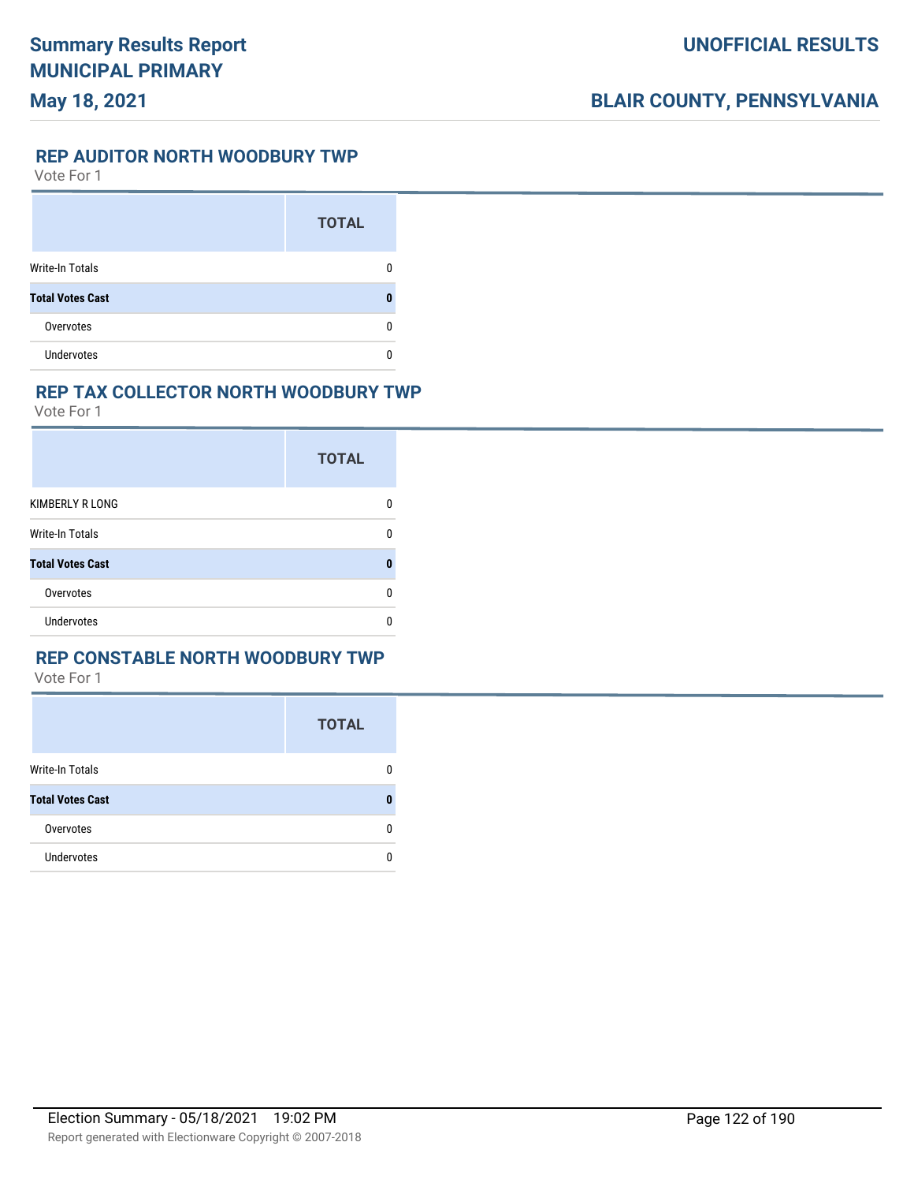## REP AUDITOR NORTH WOODBURY TWP

Vote For 1

| | TOTAL |
|---|---|
| Write-In Totals | 0 |
| **Total Votes Cast** | **0** |
| Overvotes | 0 |
| Undervotes | 0 |

## REP TAX COLLECTOR NORTH WOODBURY TWP

Vote For 1

| | TOTAL |
|---|---|
| KIMBERLY R LONG | 0 |
| Write-In Totals | 0 |
| **Total Votes Cast** | **0** |
| Overvotes | 0 |
| Undervotes | 0 |

## REP CONSTABLE NORTH WOODBURY TWP

Vote For 1

| | TOTAL |
|---|---|
| Write-In Totals | 0 |
| **Total Votes Cast** | **0** |
| Overvotes | 0 |
| Undervotes | 0 |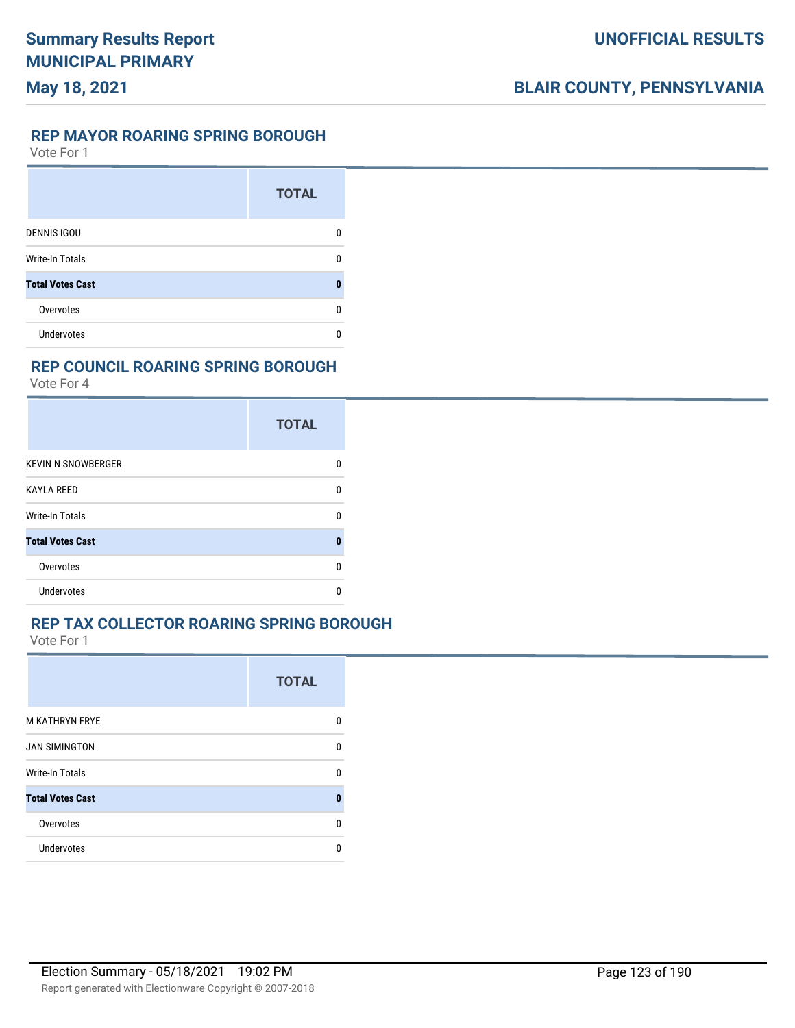## REP MAYOR ROARING SPRING BOROUGH

Vote For 1

| | TOTAL |
|---|---|
| DENNIS IGOU | 0 |
| Write-In Totals | 0 |
| **Total Votes Cast** | **0** |
| Overvotes | 0 |
| Undervotes | 0 |

## REP COUNCIL ROARING SPRING BOROUGH

Vote For 4

| | TOTAL |
|---|---|
| KEVIN N SNOWBERGER | 0 |
| KAYLA REED | 0 |
| Write-In Totals | 0 |
| **Total Votes Cast** | **0** |
| Overvotes | 0 |
| Undervotes | 0 |

## REP TAX COLLECTOR ROARING SPRING BOROUGH

Vote For 1

| | TOTAL |
|---|---|
| M KATHRYN FRYE | 0 |
| JAN SIMINGTON | 0 |
| Write-In Totals | 0 |
| **Total Votes Cast** | **0** |
| Overvotes | 0 |
| Undervotes | 0 |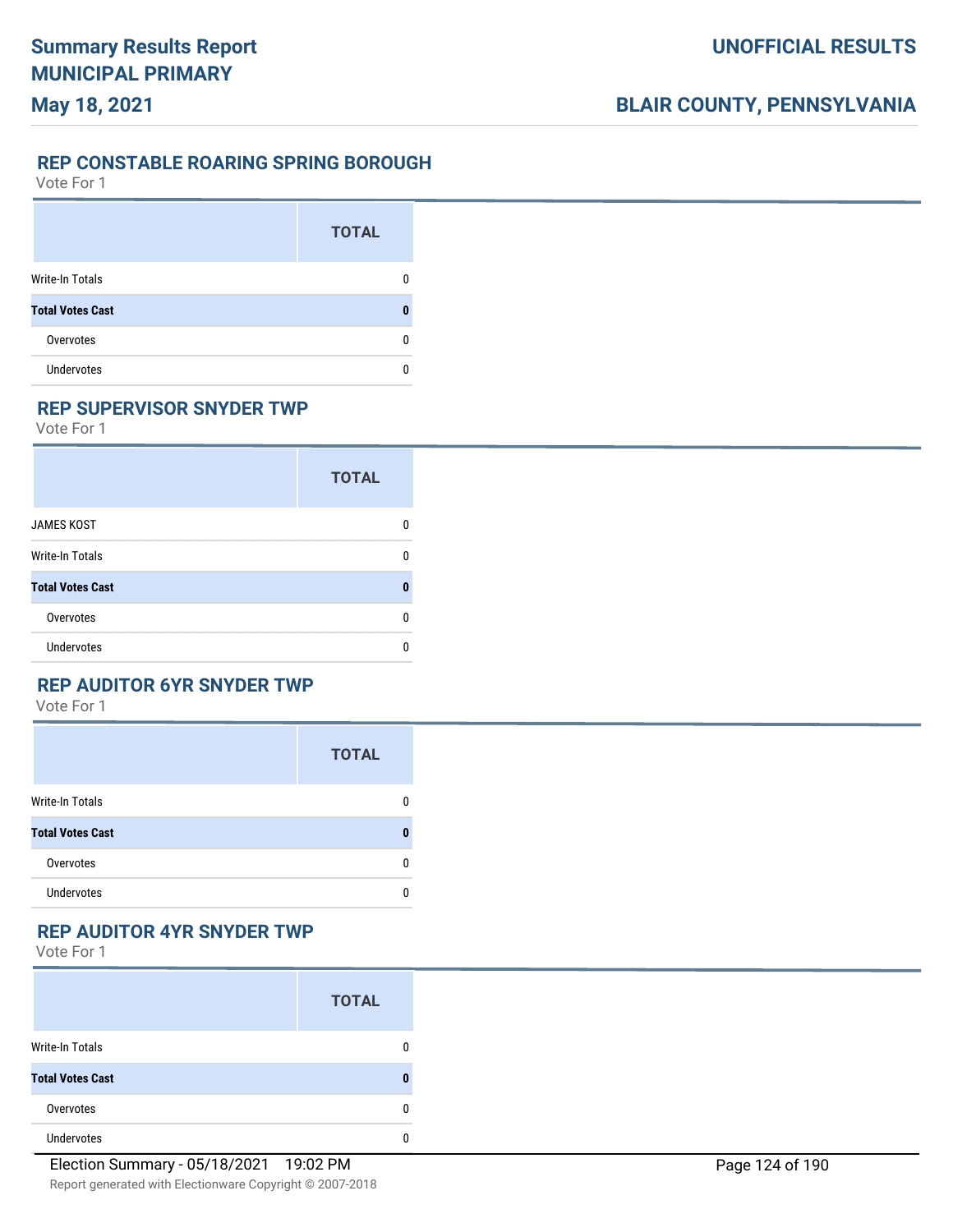## REP CONSTABLE ROARING SPRING BOROUGH

Vote For 1

| | TOTAL |
|---|---|
| Write-In Totals | 0 |
| **Total Votes Cast** | **0** |
| Overvotes | 0 |
| Undervotes | 0 |

## REP SUPERVISOR SNYDER TWP

Vote For 1

| | TOTAL |
|---|---|
| JAMES KOST | 0 |
| Write-In Totals | 0 |
| **Total Votes Cast** | **0** |
| Overvotes | 0 |
| Undervotes | 0 |

## REP AUDITOR 6YR SNYDER TWP

Vote For 1

| | TOTAL |
|---|---|
| Write-In Totals | 0 |
| **Total Votes Cast** | **0** |
| Overvotes | 0 |
| Undervotes | 0 |

## REP AUDITOR 4YR SNYDER TWP

Vote For 1

| | TOTAL |
|---|---|
| Write-In Totals | 0 |
| **Total Votes Cast** | **0** |
| Overvotes | 0 |
| Undervotes | 0 |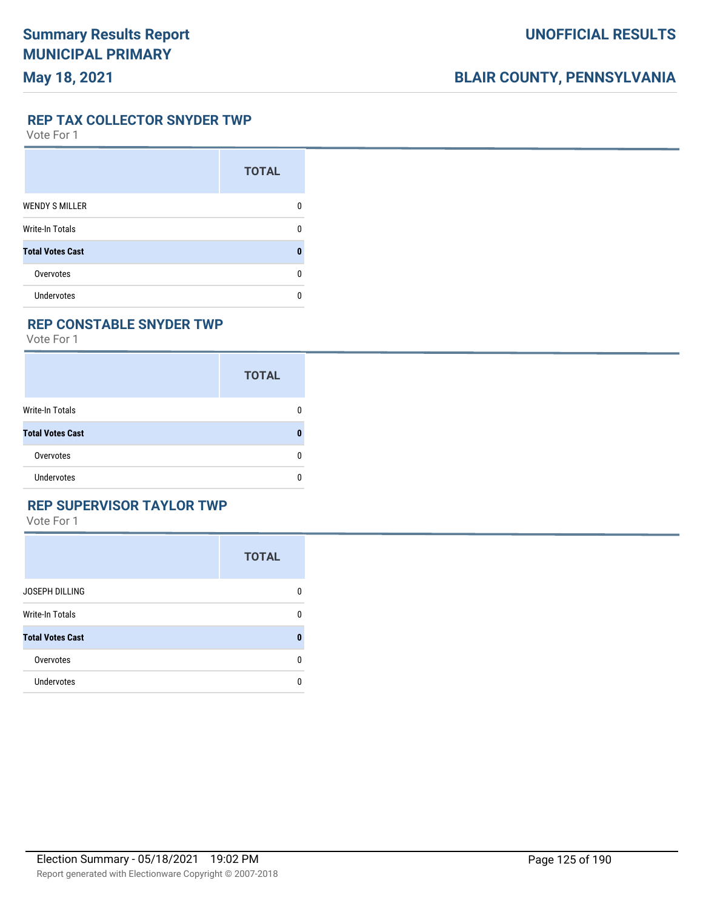# Summary Results Report
## MUNICIPAL PRIMARY
**May 18, 2021**

**UNOFFICIAL RESULTS**

**BLAIR COUNTY, PENNSYLVANIA**

### REP TAX COLLECTOR SNYDER TWP

Vote For 1

| | TOTAL |
|---|---|
| WENDY S MILLER | 0 |
| Write-In Totals | 0 |
| **Total Votes Cast** | **0** |
| Overvotes | 0 |
| Undervotes | 0 |

### REP CONSTABLE SNYDER TWP

Vote For 1

| | TOTAL |
|---|---|
| Write-In Totals | 0 |
| **Total Votes Cast** | **0** |
| Overvotes | 0 |
| Undervotes | 0 |

### REP SUPERVISOR TAYLOR TWP

Vote For 1

| | TOTAL |
|---|---|
| JOSEPH DILLING | 0 |
| Write-In Totals | 0 |
| **Total Votes Cast** | **0** |
| Overvotes | 0 |
| Undervotes | 0 |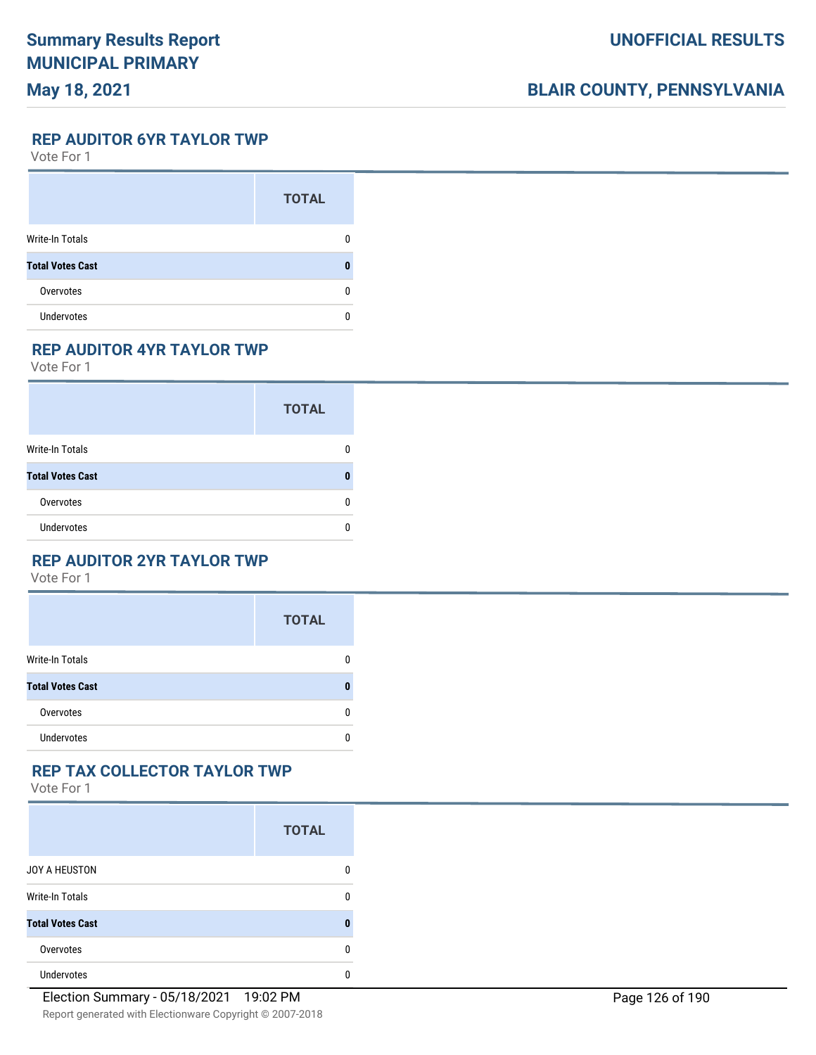## REP AUDITOR 6YR TAYLOR TWP

Vote For 1

| | TOTAL |
|---|---|
| Write-In Totals | 0 |
| **Total Votes Cast** | **0** |
| Overvotes | 0 |
| Undervotes | 0 |

## REP AUDITOR 4YR TAYLOR TWP

Vote For 1

| | TOTAL |
|---|---|
| Write-In Totals | 0 |
| **Total Votes Cast** | **0** |
| Overvotes | 0 |
| Undervotes | 0 |

## REP AUDITOR 2YR TAYLOR TWP

Vote For 1

| | TOTAL |
|---|---|
| Write-In Totals | 0 |
| **Total Votes Cast** | **0** |
| Overvotes | 0 |
| Undervotes | 0 |

## REP TAX COLLECTOR TAYLOR TWP

Vote For 1

| | TOTAL |
|---|---|
| JOY A HEUSTON | 0 |
| Write-In Totals | 0 |
| **Total Votes Cast** | **0** |
| Overvotes | 0 |
| Undervotes | 0 |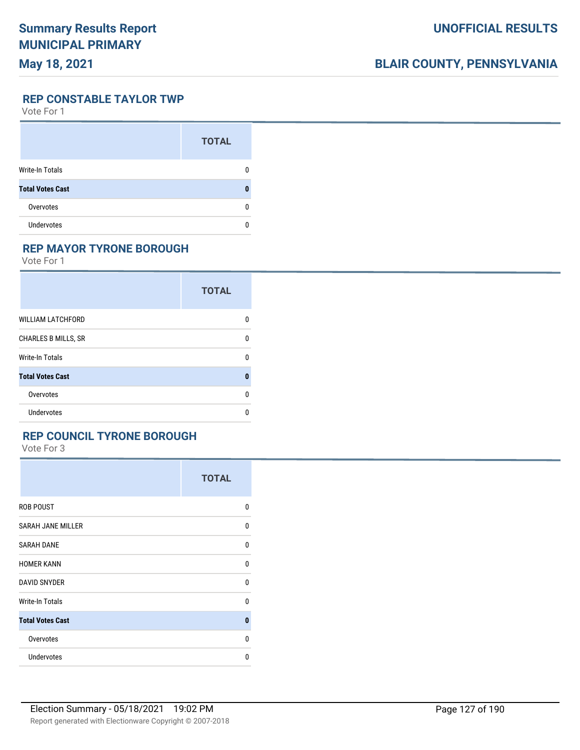## REP CONSTABLE TAYLOR TWP

Vote For 1

| | TOTAL |
|---|---|
| Write-In Totals | 0 |
| **Total Votes Cast** | **0** |
| Overvotes | 0 |
| Undervotes | 0 |

## REP MAYOR TYRONE BOROUGH

Vote For 1

| | TOTAL |
|---|---|
| WILLIAM LATCHFORD | 0 |
| CHARLES B MILLS, SR | 0 |
| Write-In Totals | 0 |
| **Total Votes Cast** | **0** |
| Overvotes | 0 |
| Undervotes | 0 |

## REP COUNCIL TYRONE BOROUGH

Vote For 3

| | TOTAL |
|---|---|
| ROB POUST | 0 |
| SARAH JANE MILLER | 0 |
| SARAH DANE | 0 |
| HOMER KANN | 0 |
| DAVID SNYDER | 0 |
| Write-In Totals | 0 |
| **Total Votes Cast** | **0** |
| Overvotes | 0 |
| Undervotes | 0 |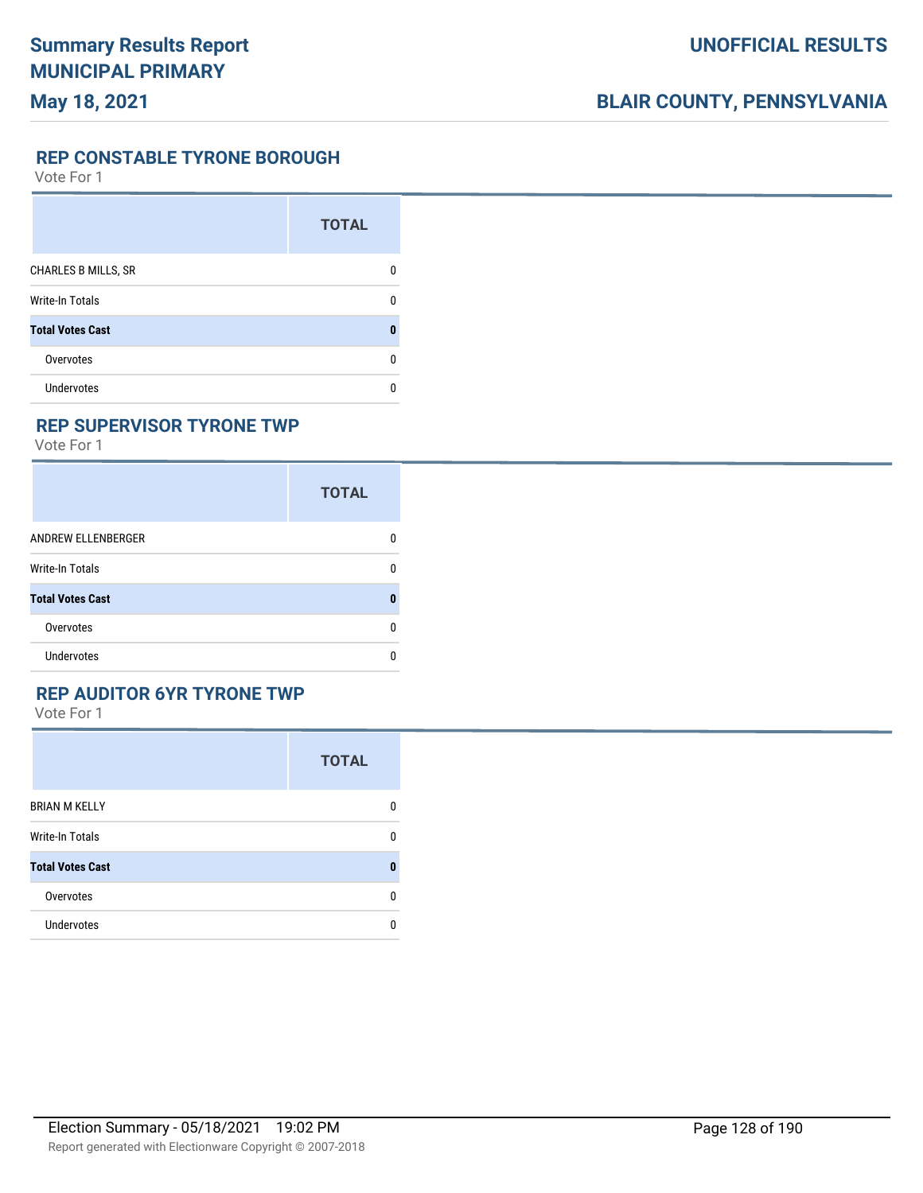## REP CONSTABLE TYRONE BOROUGH

Vote For 1

| | TOTAL |
|---|---|
| CHARLES B MILLS, SR | 0 |
| Write-In Totals | 0 |
| **Total Votes Cast** | **0** |
| Overvotes | 0 |
| Undervotes | 0 |

## REP SUPERVISOR TYRONE TWP

Vote For 1

| | TOTAL |
|---|---|
| ANDREW ELLENBERGER | 0 |
| Write-In Totals | 0 |
| **Total Votes Cast** | **0** |
| Overvotes | 0 |
| Undervotes | 0 |

## REP AUDITOR 6YR TYRONE TWP

Vote For 1

| | TOTAL |
|---|---|
| BRIAN M KELLY | 0 |
| Write-In Totals | 0 |
| **Total Votes Cast** | **0** |
| Overvotes | 0 |
| Undervotes | 0 |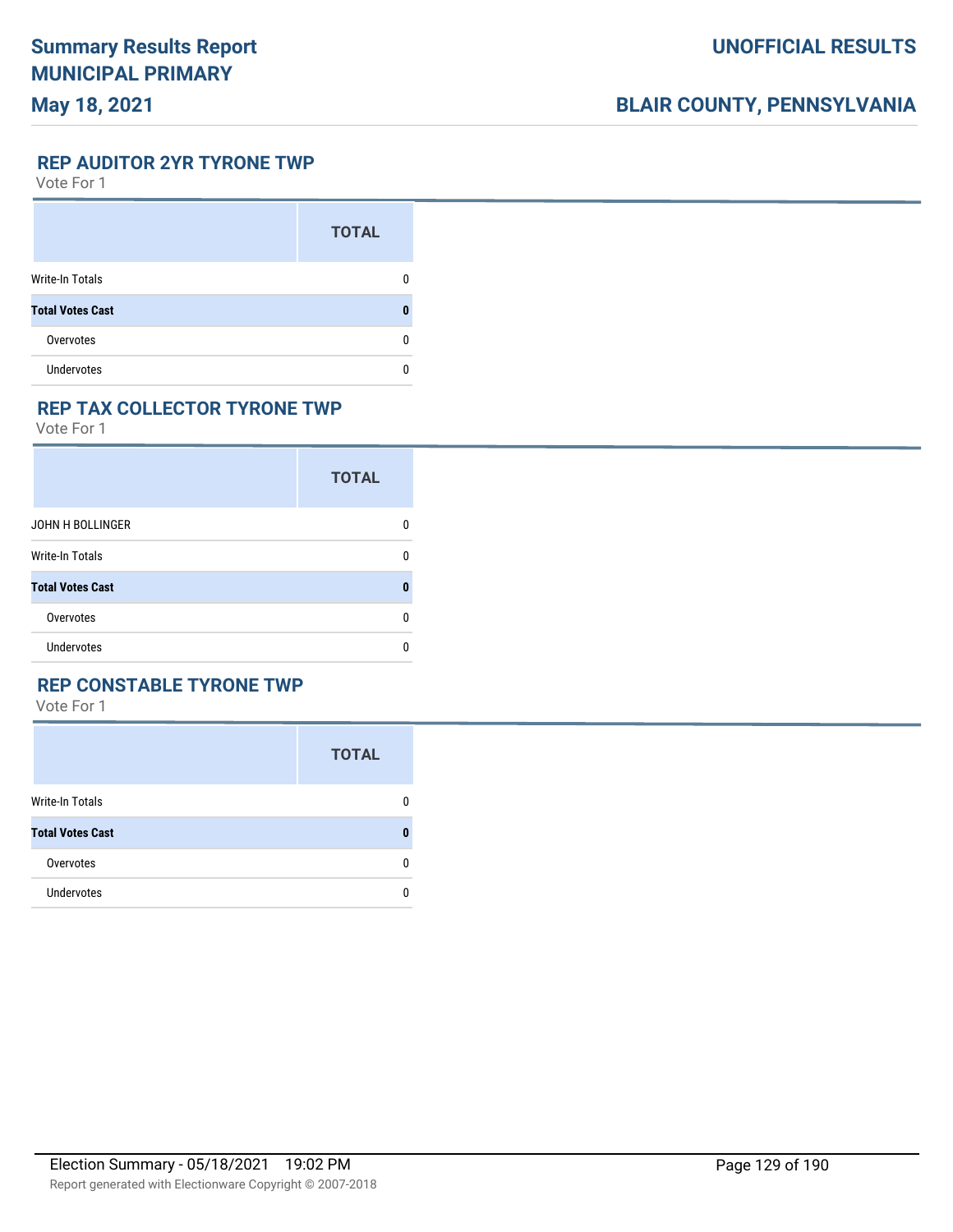## REP AUDITOR 2YR TYRONE TWP

Vote For 1

| | TOTAL |
|---|---|
| Write-In Totals | 0 |
| **Total Votes Cast** | **0** |
| Overvotes | 0 |
| Undervotes | 0 |

## REP TAX COLLECTOR TYRONE TWP

Vote For 1

| | TOTAL |
|---|---|
| JOHN H BOLLINGER | 0 |
| Write-In Totals | 0 |
| **Total Votes Cast** | **0** |
| Overvotes | 0 |
| Undervotes | 0 |

## REP CONSTABLE TYRONE TWP

Vote For 1

| | TOTAL |
|---|---|
| Write-In Totals | 0 |
| **Total Votes Cast** | **0** |
| Overvotes | 0 |
| Undervotes | 0 |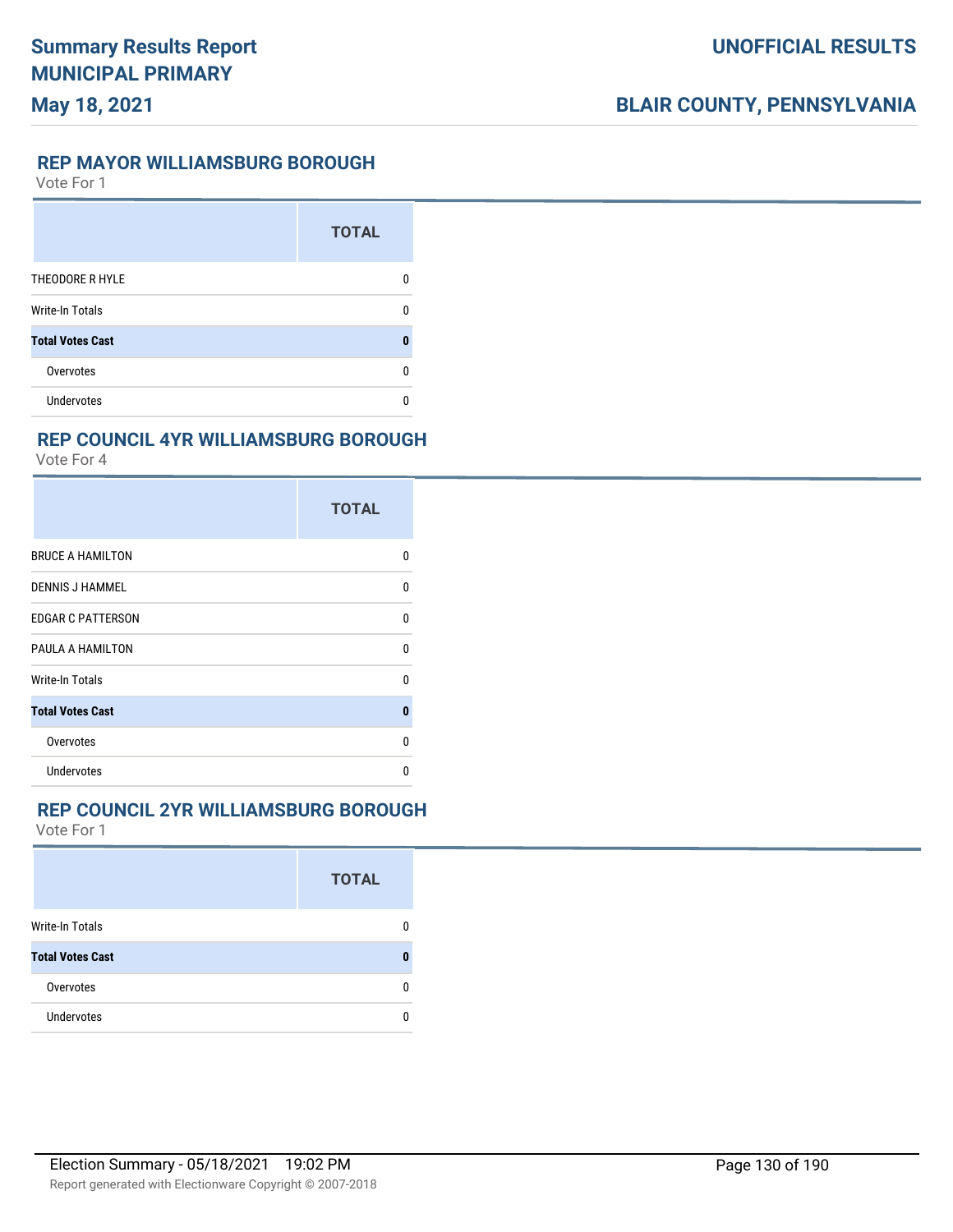## REP MAYOR WILLIAMSBURG BOROUGH

Vote For 1

| | TOTAL |
|---|---|
| THEODORE R HYLE | 0 |
| Write-In Totals | 0 |
| **Total Votes Cast** | **0** |
| Overvotes | 0 |
| Undervotes | 0 |

## REP COUNCIL 4YR WILLIAMSBURG BOROUGH

Vote For 4

| | TOTAL |
|---|---|
| BRUCE A HAMILTON | 0 |
| DENNIS J HAMMEL | 0 |
| EDGAR C PATTERSON | 0 |
| PAULA A HAMILTON | 0 |
| Write-In Totals | 0 |
| **Total Votes Cast** | **0** |
| Overvotes | 0 |
| Undervotes | 0 |

## REP COUNCIL 2YR WILLIAMSBURG BOROUGH

Vote For 1

| | TOTAL |
|---|---|
| Write-In Totals | 0 |
| **Total Votes Cast** | **0** |
| Overvotes | 0 |
| Undervotes | 0 |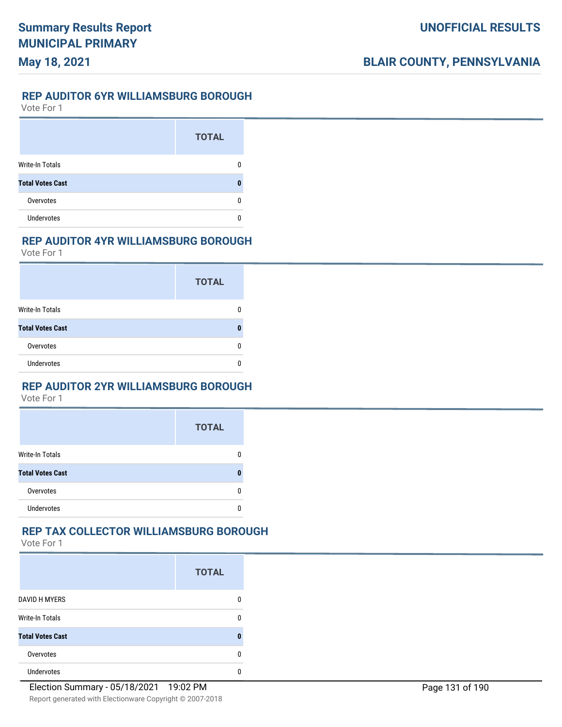## REP AUDITOR 6YR WILLIAMSBURG BOROUGH

Vote For 1

| | TOTAL |
|---|---|
| Write-In Totals | 0 |
| **Total Votes Cast** | **0** |
| Overvotes | 0 |
| Undervotes | 0 |

## REP AUDITOR 4YR WILLIAMSBURG BOROUGH

Vote For 1

| | TOTAL |
|---|---|
| Write-In Totals | 0 |
| **Total Votes Cast** | **0** |
| Overvotes | 0 |
| Undervotes | 0 |

## REP AUDITOR 2YR WILLIAMSBURG BOROUGH

Vote For 1

| | TOTAL |
|---|---|
| Write-In Totals | 0 |
| **Total Votes Cast** | **0** |
| Overvotes | 0 |
| Undervotes | 0 |

## REP TAX COLLECTOR WILLIAMSBURG BOROUGH

Vote For 1

| | TOTAL |
|---|---|
| DAVID H MYERS | 0 |
| Write-In Totals | 0 |
| **Total Votes Cast** | **0** |
| Overvotes | 0 |
| Undervotes | 0 |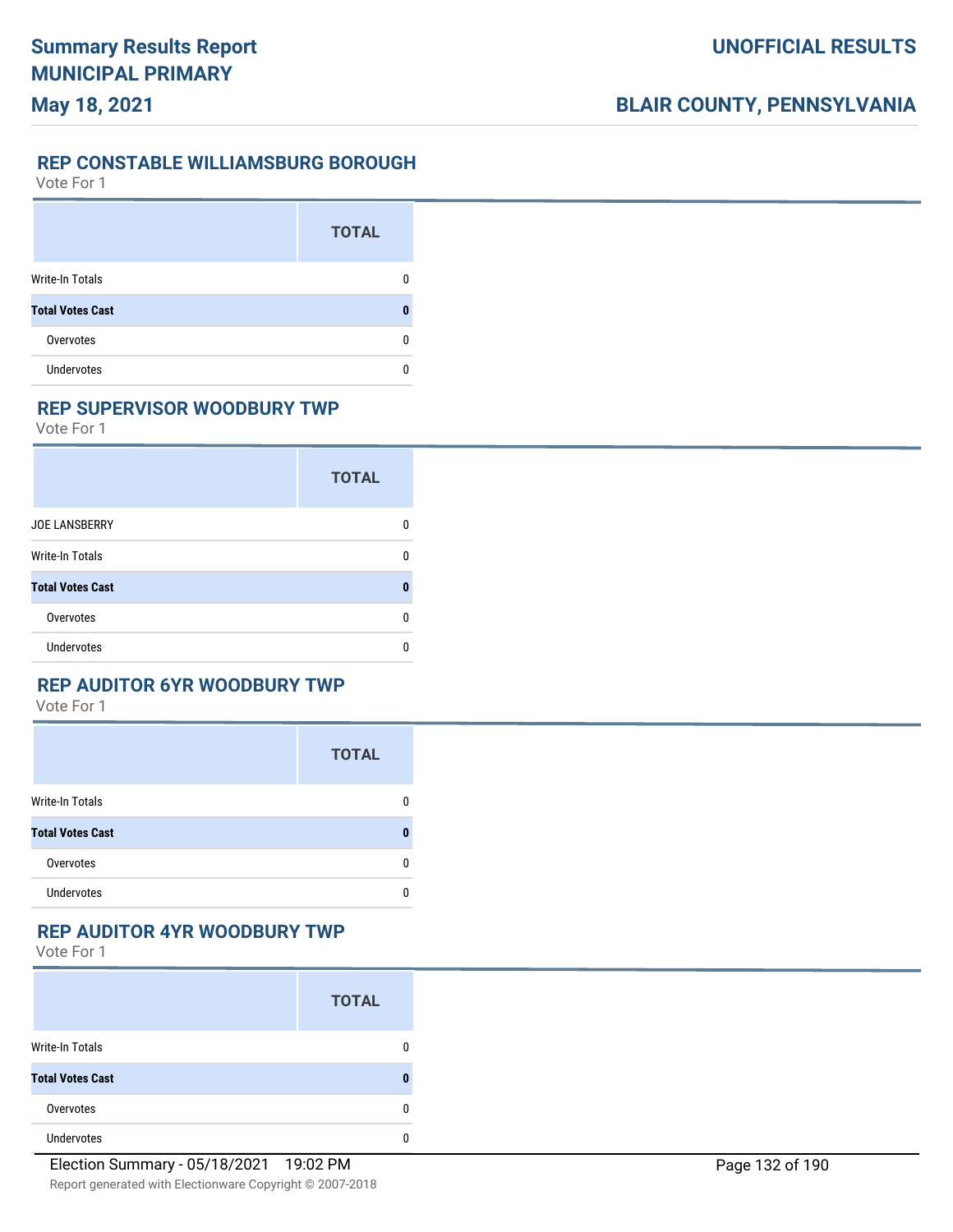## REP CONSTABLE WILLIAMSBURG BOROUGH

Vote For 1

| | TOTAL |
|---|---|
| Write-In Totals | 0 |
| **Total Votes Cast** | **0** |
| Overvotes | 0 |
| Undervotes | 0 |

## REP SUPERVISOR WOODBURY TWP

Vote For 1

| | TOTAL |
|---|---|
| JOE LANSBERRY | 0 |
| Write-In Totals | 0 |
| **Total Votes Cast** | **0** |
| Overvotes | 0 |
| Undervotes | 0 |

## REP AUDITOR 6YR WOODBURY TWP

Vote For 1

| | TOTAL |
|---|---|
| Write-In Totals | 0 |
| **Total Votes Cast** | **0** |
| Overvotes | 0 |
| Undervotes | 0 |

## REP AUDITOR 4YR WOODBURY TWP

Vote For 1

| | TOTAL |
|---|---|
| Write-In Totals | 0 |
| **Total Votes Cast** | **0** |
| Overvotes | 0 |
| Undervotes | 0 |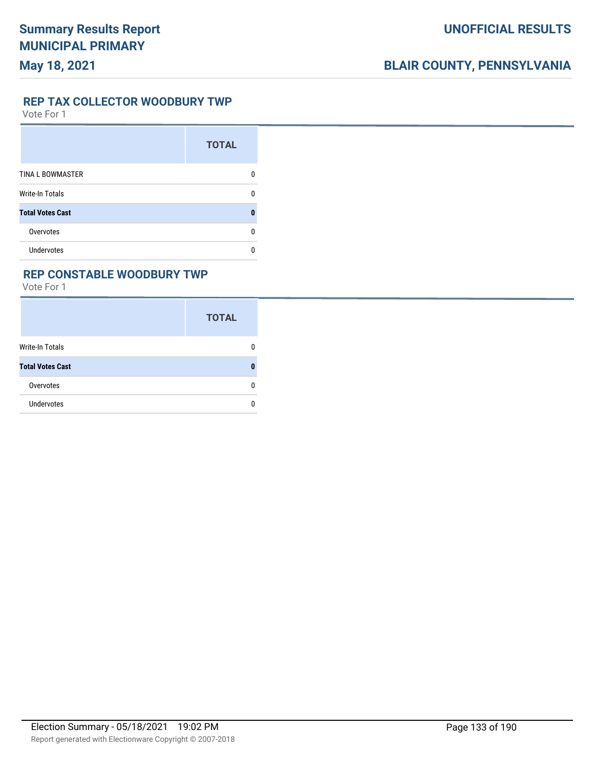## REP TAX COLLECTOR WOODBURY TWP

Vote For 1

| | TOTAL |
|---|---|
| TINA L BOWMASTER | 0 |
| Write-In Totals | 0 |
| **Total Votes Cast** | **0** |
| Overvotes | 0 |
| Undervotes | 0 |

## REP CONSTABLE WOODBURY TWP

Vote For 1

| | TOTAL |
|---|---|
| Write-In Totals | 0 |
| **Total Votes Cast** | **0** |
| Overvotes | 0 |
| Undervotes | 0 |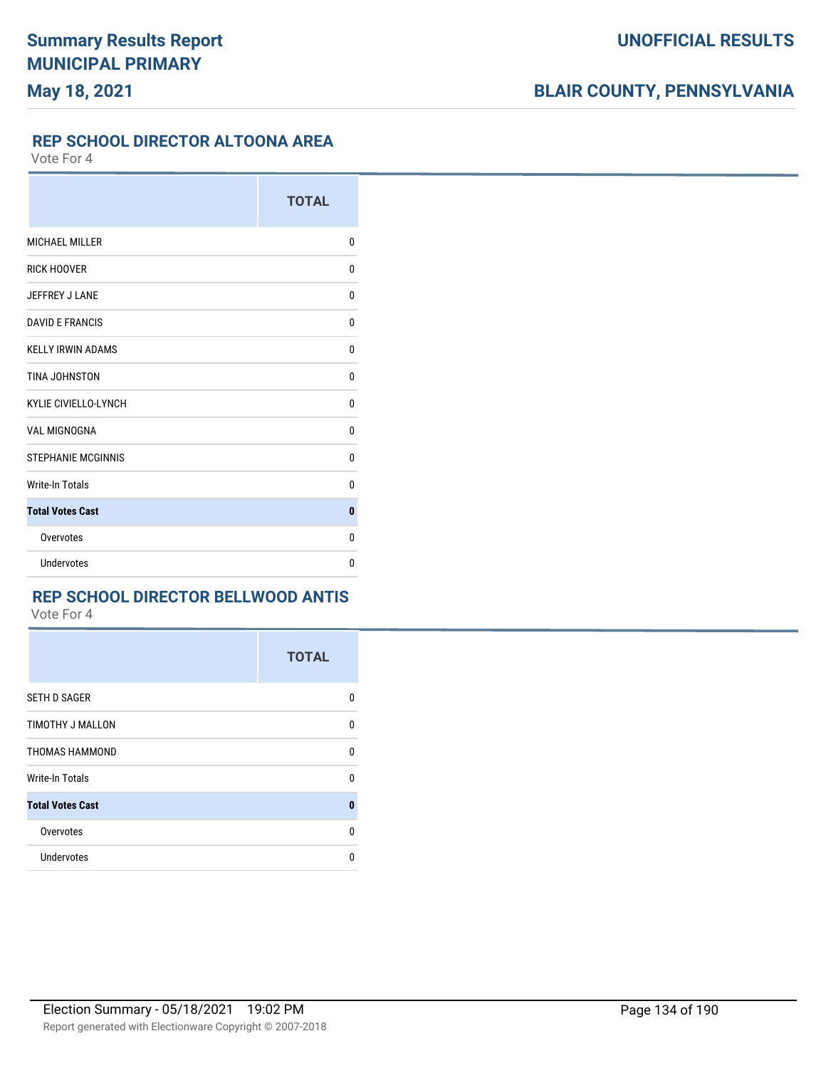## REP SCHOOL DIRECTOR ALTOONA AREA

Vote For 4

| | TOTAL |
|---|---|
| MICHAEL MILLER | 0 |
| RICK HOOVER | 0 |
| JEFFREY J LANE | 0 |
| DAVID E FRANCIS | 0 |
| KELLY IRWIN ADAMS | 0 |
| TINA JOHNSTON | 0 |
| KYLIE CIVIELLO-LYNCH | 0 |
| VAL MIGNOGNA | 0 |
| STEPHANIE MCGINNIS | 0 |
| Write-In Totals | 0 |
| **Total Votes Cast** | **0** |
| Overvotes | 0 |
| Undervotes | 0 |

## REP SCHOOL DIRECTOR BELLWOOD ANTIS

Vote For 4

| | TOTAL |
|---|---|
| SETH D SAGER | 0 |
| TIMOTHY J MALLON | 0 |
| THOMAS HAMMOND | 0 |
| Write-In Totals | 0 |
| **Total Votes Cast** | **0** |
| Overvotes | 0 |
| Undervotes | 0 |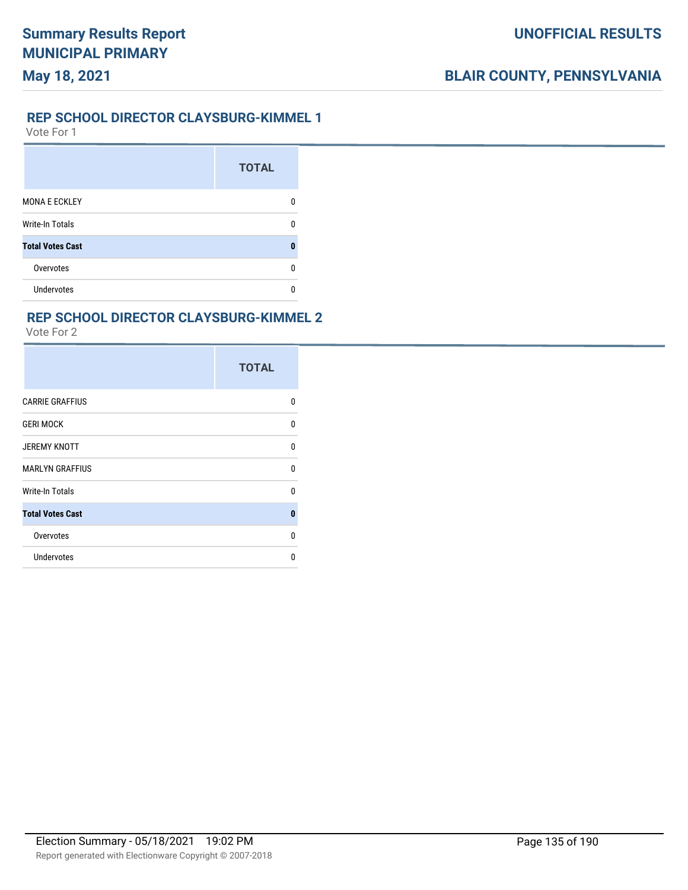## REP SCHOOL DIRECTOR CLAYSBURG-KIMMEL 1

Vote For 1

| | TOTAL |
|---|---|
| MONA E ECKLEY | 0 |
| Write-In Totals | 0 |
| **Total Votes Cast** | **0** |
| Overvotes | 0 |
| Undervotes | 0 |

## REP SCHOOL DIRECTOR CLAYSBURG-KIMMEL 2

Vote For 2

| | TOTAL |
|---|---|
| CARRIE GRAFFIUS | 0 |
| GERI MOCK | 0 |
| JEREMY KNOTT | 0 |
| MARLYN GRAFFIUS | 0 |
| Write-In Totals | 0 |
| **Total Votes Cast** | **0** |
| Overvotes | 0 |
| Undervotes | 0 |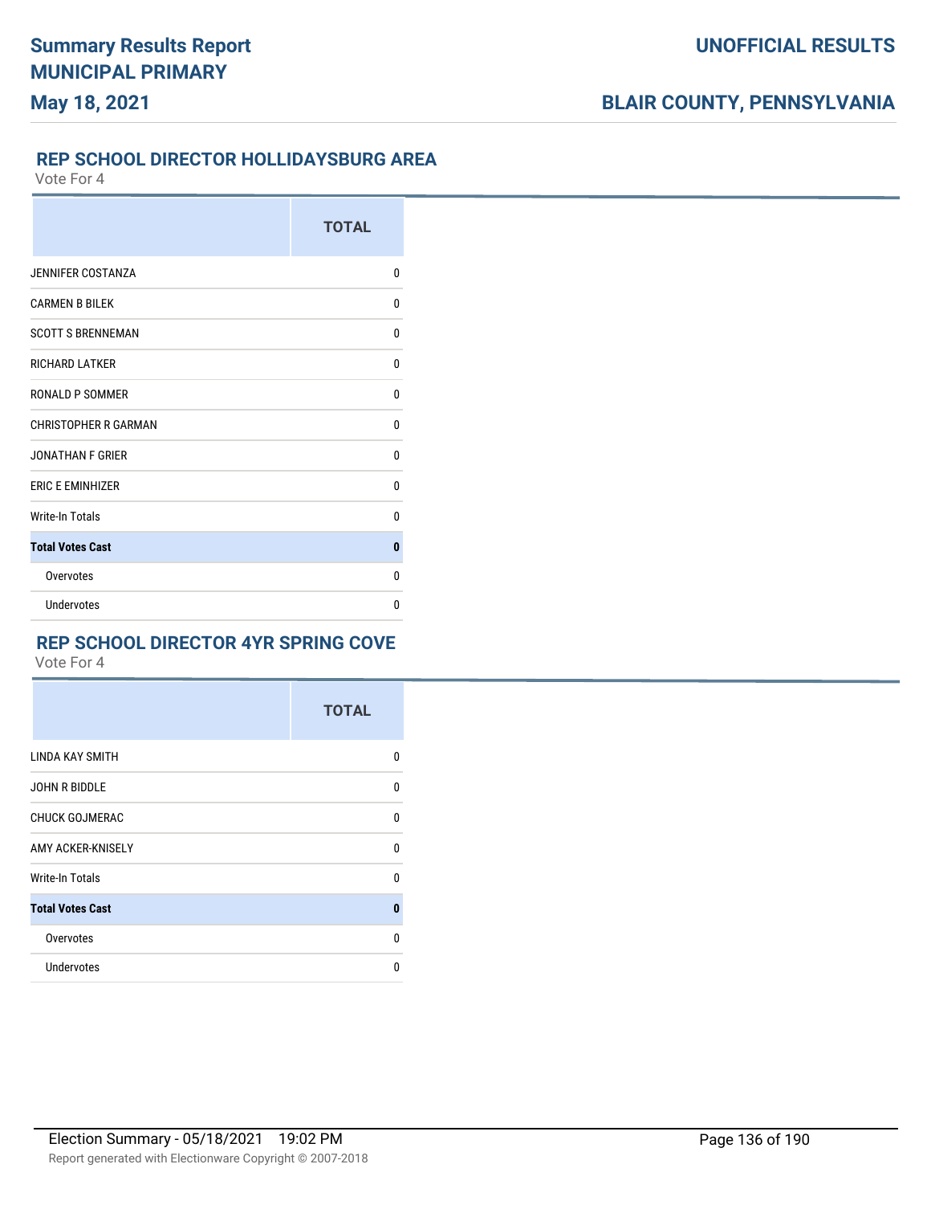## REP SCHOOL DIRECTOR HOLLIDAYSBURG AREA

Vote For 4

| | TOTAL |
|---|---|
| JENNIFER COSTANZA | 0 |
| CARMEN B BILEK | 0 |
| SCOTT S BRENNEMAN | 0 |
| RICHARD LATKER | 0 |
| RONALD P SOMMER | 0 |
| CHRISTOPHER R GARMAN | 0 |
| JONATHAN F GRIER | 0 |
| ERIC E EMINHIZER | 0 |
| Write-In Totals | 0 |
| **Total Votes Cast** | **0** |
| Overvotes | 0 |
| Undervotes | 0 |

## REP SCHOOL DIRECTOR 4YR SPRING COVE

Vote For 4

| | TOTAL |
|---|---|
| LINDA KAY SMITH | 0 |
| JOHN R BIDDLE | 0 |
| CHUCK GOJMERAC | 0 |
| AMY ACKER-KNISELY | 0 |
| Write-In Totals | 0 |
| **Total Votes Cast** | **0** |
| Overvotes | 0 |
| Undervotes | 0 |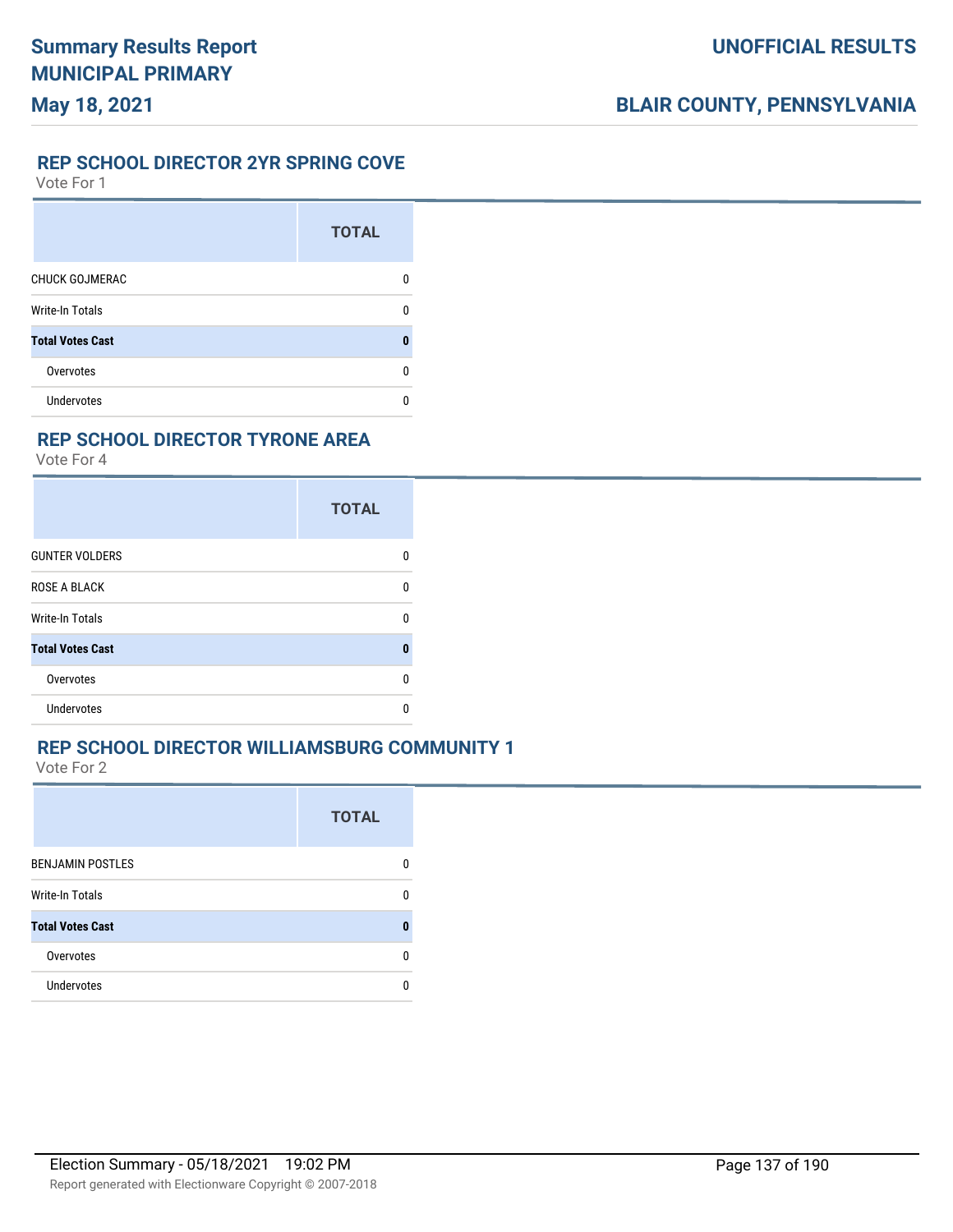## REP SCHOOL DIRECTOR 2YR SPRING COVE

Vote For 1

| | TOTAL |
|---|---|
| CHUCK GOJMERAC | 0 |
| Write-In Totals | 0 |
| **Total Votes Cast** | **0** |
| Overvotes | 0 |
| Undervotes | 0 |

## REP SCHOOL DIRECTOR TYRONE AREA

Vote For 4

| | TOTAL |
|---|---|
| GUNTER VOLDERS | 0 |
| ROSE A BLACK | 0 |
| Write-In Totals | 0 |
| **Total Votes Cast** | **0** |
| Overvotes | 0 |
| Undervotes | 0 |

## REP SCHOOL DIRECTOR WILLIAMSBURG COMMUNITY 1

Vote For 2

| | TOTAL |
|---|---|
| BENJAMIN POSTLES | 0 |
| Write-In Totals | 0 |
| **Total Votes Cast** | **0** |
| Overvotes | 0 |
| Undervotes | 0 |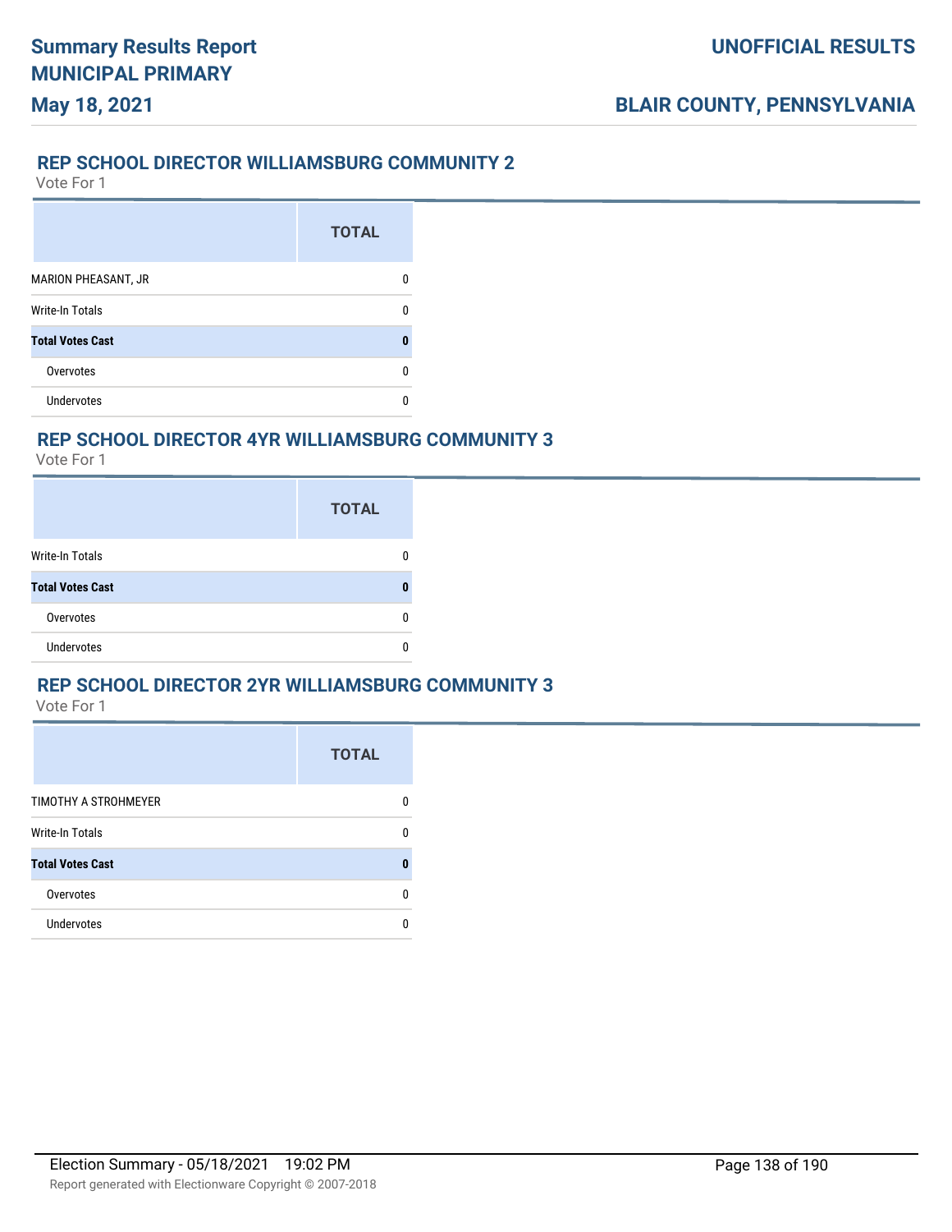## REP SCHOOL DIRECTOR WILLIAMSBURG COMMUNITY 2

Vote For 1

| | TOTAL |
|---|---|
| MARION PHEASANT, JR | 0 |
| Write-In Totals | 0 |
| **Total Votes Cast** | **0** |
| Overvotes | 0 |
| Undervotes | 0 |

## REP SCHOOL DIRECTOR 4YR WILLIAMSBURG COMMUNITY 3

Vote For 1

| | TOTAL |
|---|---|
| Write-In Totals | 0 |
| **Total Votes Cast** | **0** |
| Overvotes | 0 |
| Undervotes | 0 |

## REP SCHOOL DIRECTOR 2YR WILLIAMSBURG COMMUNITY 3

Vote For 1

| | TOTAL |
|---|---|
| TIMOTHY A STROHMEYER | 0 |
| Write-In Totals | 0 |
| **Total Votes Cast** | **0** |
| Overvotes | 0 |
| Undervotes | 0 |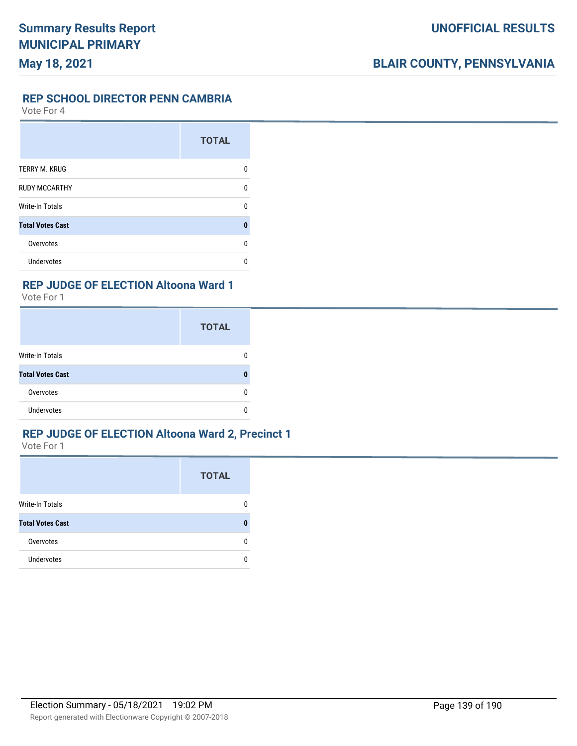## REP SCHOOL DIRECTOR PENN CAMBRIA

Vote For 4

| | TOTAL |
|---|---|
| TERRY M. KRUG | 0 |
| RUDY MCCARTHY | 0 |
| Write-In Totals | 0 |
| **Total Votes Cast** | **0** |
| Overvotes | 0 |
| Undervotes | 0 |

## REP JUDGE OF ELECTION Altoona Ward 1

Vote For 1

| | TOTAL |
|---|---|
| Write-In Totals | 0 |
| **Total Votes Cast** | **0** |
| Overvotes | 0 |
| Undervotes | 0 |

## REP JUDGE OF ELECTION Altoona Ward 2, Precinct 1

Vote For 1

| | TOTAL |
|---|---|
| Write-In Totals | 0 |
| **Total Votes Cast** | **0** |
| Overvotes | 0 |
| Undervotes | 0 |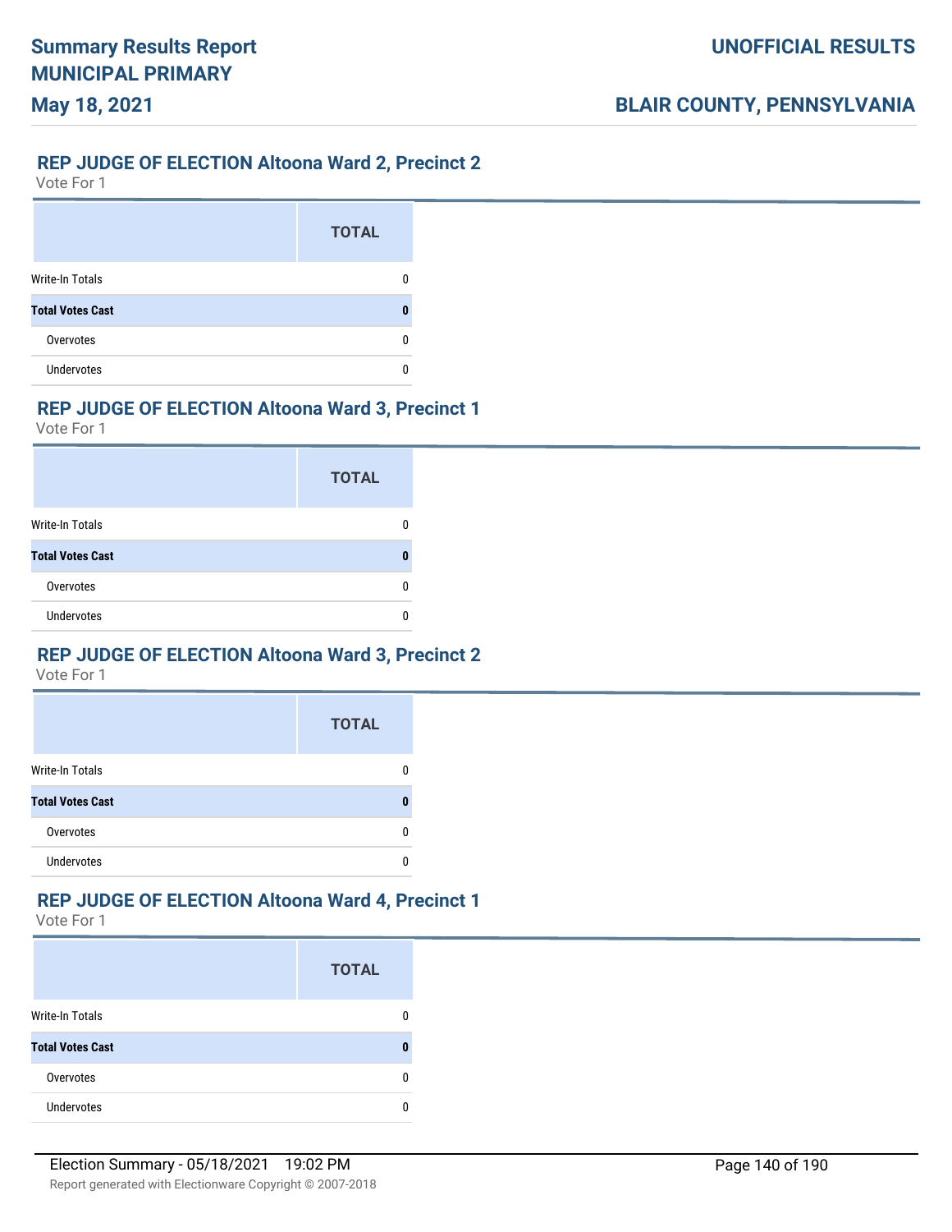## REP JUDGE OF ELECTION Altoona Ward 2, Precinct 2

Vote For 1

| | TOTAL |
|---|---|
| Write-In Totals | 0 |
| **Total Votes Cast** | **0** |
| Overvotes | 0 |
| Undervotes | 0 |

## REP JUDGE OF ELECTION Altoona Ward 3, Precinct 1

Vote For 1

| | TOTAL |
|---|---|
| Write-In Totals | 0 |
| **Total Votes Cast** | **0** |
| Overvotes | 0 |
| Undervotes | 0 |

## REP JUDGE OF ELECTION Altoona Ward 3, Precinct 2

Vote For 1

| | TOTAL |
|---|---|
| Write-In Totals | 0 |
| **Total Votes Cast** | **0** |
| Overvotes | 0 |
| Undervotes | 0 |

## REP JUDGE OF ELECTION Altoona Ward 4, Precinct 1

Vote For 1

| | TOTAL |
|---|---|
| Write-In Totals | 0 |
| **Total Votes Cast** | **0** |
| Overvotes | 0 |
| Undervotes | 0 |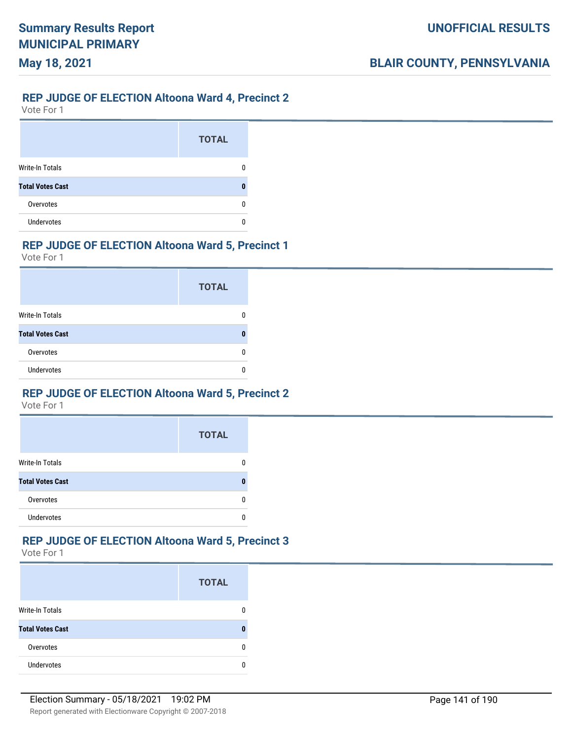## REP JUDGE OF ELECTION Altoona Ward 4, Precinct 2

Vote For 1

| | TOTAL |
|---|---|
| Write-In Totals | 0 |
| **Total Votes Cast** | **0** |
| Overvotes | 0 |
| Undervotes | 0 |

## REP JUDGE OF ELECTION Altoona Ward 5, Precinct 1

Vote For 1

| | TOTAL |
|---|---|
| Write-In Totals | 0 |
| **Total Votes Cast** | **0** |
| Overvotes | 0 |
| Undervotes | 0 |

## REP JUDGE OF ELECTION Altoona Ward 5, Precinct 2

Vote For 1

| | TOTAL |
|---|---|
| Write-In Totals | 0 |
| **Total Votes Cast** | **0** |
| Overvotes | 0 |
| Undervotes | 0 |

## REP JUDGE OF ELECTION Altoona Ward 5, Precinct 3

Vote For 1

| | TOTAL |
|---|---|
| Write-In Totals | 0 |
| **Total Votes Cast** | **0** |
| Overvotes | 0 |
| Undervotes | 0 |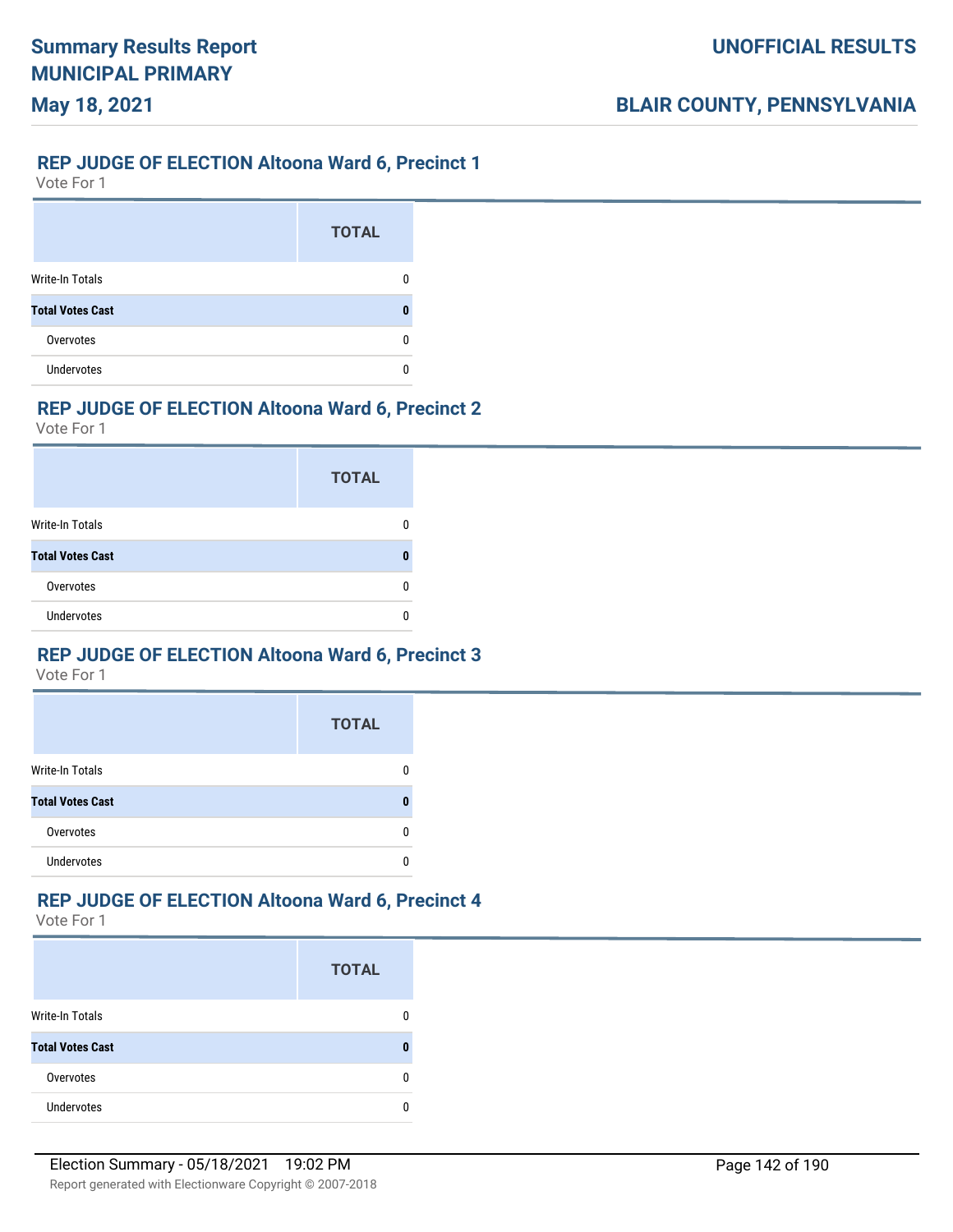## REP JUDGE OF ELECTION Altoona Ward 6, Precinct 1

Vote For 1

| | TOTAL |
|---|---|
| Write-In Totals | 0 |
| **Total Votes Cast** | **0** |
| Overvotes | 0 |
| Undervotes | 0 |

## REP JUDGE OF ELECTION Altoona Ward 6, Precinct 2

Vote For 1

| | TOTAL |
|---|---|
| Write-In Totals | 0 |
| **Total Votes Cast** | **0** |
| Overvotes | 0 |
| Undervotes | 0 |

## REP JUDGE OF ELECTION Altoona Ward 6, Precinct 3

Vote For 1

| | TOTAL |
|---|---|
| Write-In Totals | 0 |
| **Total Votes Cast** | **0** |
| Overvotes | 0 |
| Undervotes | 0 |

## REP JUDGE OF ELECTION Altoona Ward 6, Precinct 4

Vote For 1

| | TOTAL |
|---|---|
| Write-In Totals | 0 |
| **Total Votes Cast** | **0** |
| Overvotes | 0 |
| Undervotes | 0 |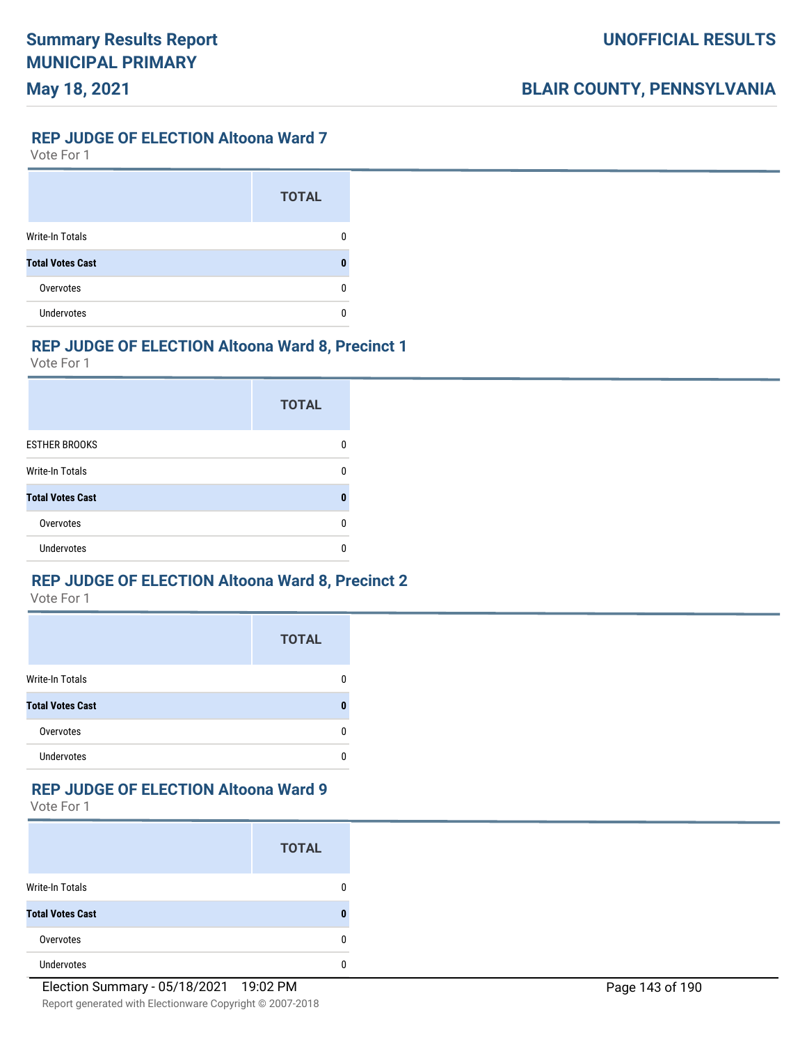## REP JUDGE OF ELECTION Altoona Ward 7

Vote For 1

| | TOTAL |
|---|---|
| Write-In Totals | 0 |
| **Total Votes Cast** | **0** |
| Overvotes | 0 |
| Undervotes | 0 |

## REP JUDGE OF ELECTION Altoona Ward 8, Precinct 1

Vote For 1

| | TOTAL |
|---|---|
| ESTHER BROOKS | 0 |
| Write-In Totals | 0 |
| **Total Votes Cast** | **0** |
| Overvotes | 0 |
| Undervotes | 0 |

## REP JUDGE OF ELECTION Altoona Ward 8, Precinct 2

Vote For 1

| | TOTAL |
|---|---|
| Write-In Totals | 0 |
| **Total Votes Cast** | **0** |
| Overvotes | 0 |
| Undervotes | 0 |

## REP JUDGE OF ELECTION Altoona Ward 9

Vote For 1

| | TOTAL |
|---|---|
| Write-In Totals | 0 |
| **Total Votes Cast** | **0** |
| Overvotes | 0 |
| Undervotes | 0 |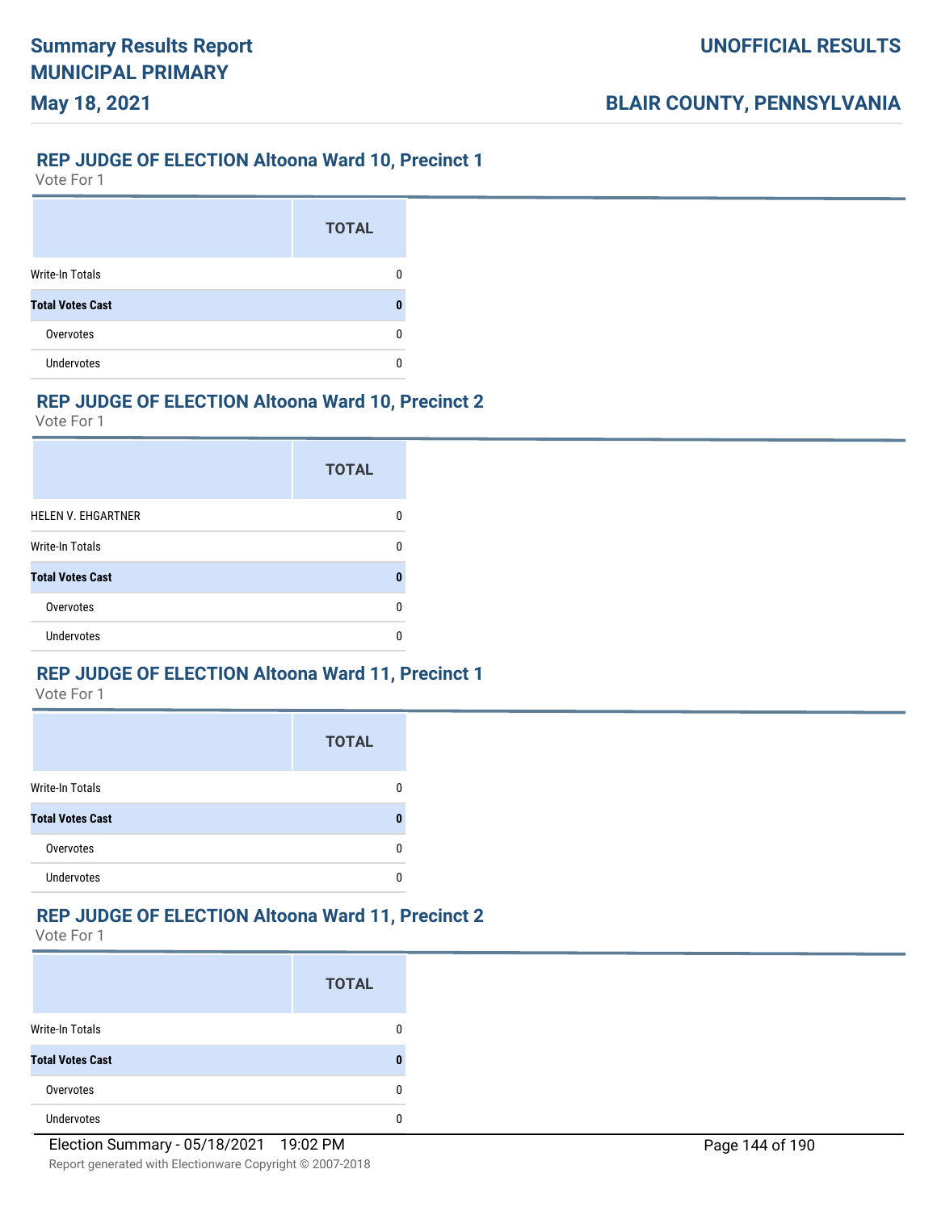## REP JUDGE OF ELECTION Altoona Ward 10, Precinct 1

Vote For 1

| | TOTAL |
|---|---|
| Write-In Totals | 0 |
| **Total Votes Cast** | **0** |
| Overvotes | 0 |
| Undervotes | 0 |

## REP JUDGE OF ELECTION Altoona Ward 10, Precinct 2

Vote For 1

| | TOTAL |
|---|---|
| HELEN V. EHGARTNER | 0 |
| Write-In Totals | 0 |
| **Total Votes Cast** | **0** |
| Overvotes | 0 |
| Undervotes | 0 |

## REP JUDGE OF ELECTION Altoona Ward 11, Precinct 1

Vote For 1

| | TOTAL |
|---|---|
| Write-In Totals | 0 |
| **Total Votes Cast** | **0** |
| Overvotes | 0 |
| Undervotes | 0 |

## REP JUDGE OF ELECTION Altoona Ward 11, Precinct 2

Vote For 1

| | TOTAL |
|---|---|
| Write-In Totals | 0 |
| **Total Votes Cast** | **0** |
| Overvotes | 0 |
| Undervotes | 0 |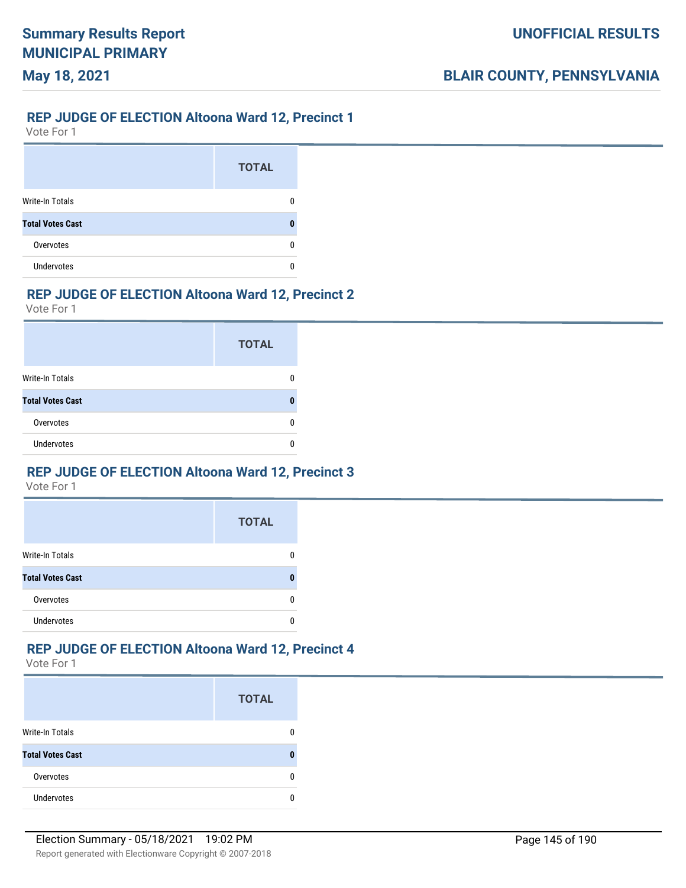## REP JUDGE OF ELECTION Altoona Ward 12, Precinct 1

Vote For 1

| | TOTAL |
|---|---|
| Write-In Totals | 0 |
| **Total Votes Cast** | **0** |
| Overvotes | 0 |
| Undervotes | 0 |

## REP JUDGE OF ELECTION Altoona Ward 12, Precinct 2

Vote For 1

| | TOTAL |
|---|---|
| Write-In Totals | 0 |
| **Total Votes Cast** | **0** |
| Overvotes | 0 |
| Undervotes | 0 |

## REP JUDGE OF ELECTION Altoona Ward 12, Precinct 3

Vote For 1

| | TOTAL |
|---|---|
| Write-In Totals | 0 |
| **Total Votes Cast** | **0** |
| Overvotes | 0 |
| Undervotes | 0 |

## REP JUDGE OF ELECTION Altoona Ward 12, Precinct 4

Vote For 1

| | TOTAL |
|---|---|
| Write-In Totals | 0 |
| **Total Votes Cast** | **0** |
| Overvotes | 0 |
| Undervotes | 0 |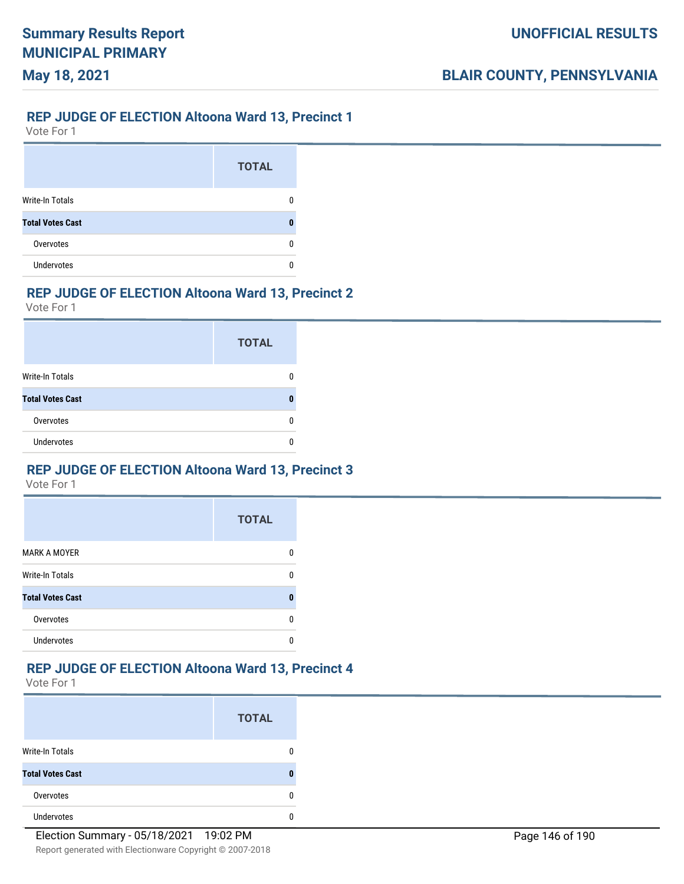## REP JUDGE OF ELECTION Altoona Ward 13, Precinct 1

Vote For 1

| | TOTAL |
|---|---|
| Write-In Totals | 0 |
| **Total Votes Cast** | **0** |
| Overvotes | 0 |
| Undervotes | 0 |

## REP JUDGE OF ELECTION Altoona Ward 13, Precinct 2

Vote For 1

| | TOTAL |
|---|---|
| Write-In Totals | 0 |
| **Total Votes Cast** | **0** |
| Overvotes | 0 |
| Undervotes | 0 |

## REP JUDGE OF ELECTION Altoona Ward 13, Precinct 3

Vote For 1

| | TOTAL |
|---|---|
| MARK A MOYER | 0 |
| Write-In Totals | 0 |
| **Total Votes Cast** | **0** |
| Overvotes | 0 |
| Undervotes | 0 |

## REP JUDGE OF ELECTION Altoona Ward 13, Precinct 4

Vote For 1

| | TOTAL |
|---|---|
| Write-In Totals | 0 |
| **Total Votes Cast** | **0** |
| Overvotes | 0 |
| Undervotes | 0 |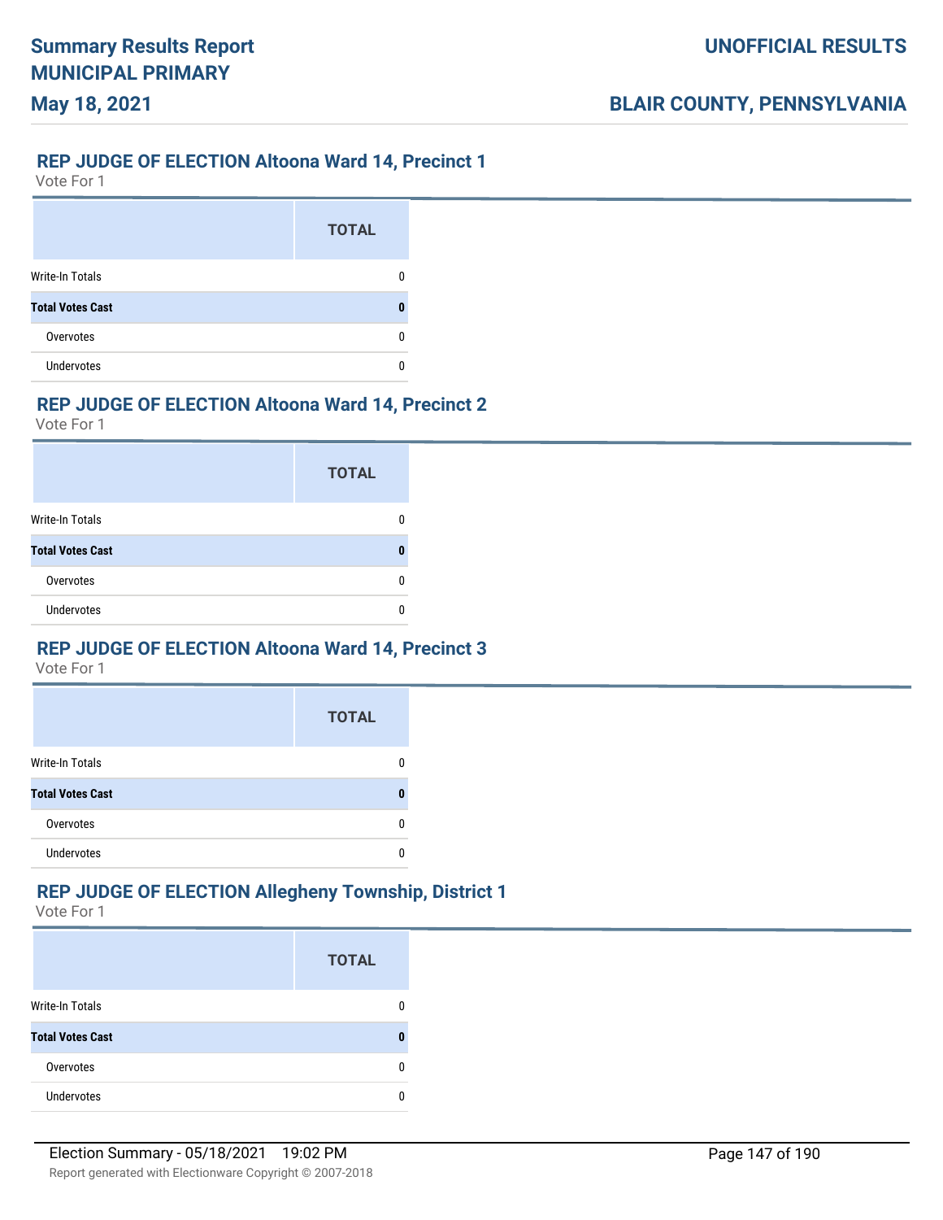## REP JUDGE OF ELECTION Altoona Ward 14, Precinct 1

Vote For 1

| | TOTAL |
|---|---|
| Write-In Totals | 0 |
| **Total Votes Cast** | **0** |
| Overvotes | 0 |
| Undervotes | 0 |

## REP JUDGE OF ELECTION Altoona Ward 14, Precinct 2

Vote For 1

| | TOTAL |
|---|---|
| Write-In Totals | 0 |
| **Total Votes Cast** | **0** |
| Overvotes | 0 |
| Undervotes | 0 |

## REP JUDGE OF ELECTION Altoona Ward 14, Precinct 3

Vote For 1

| | TOTAL |
|---|---|
| Write-In Totals | 0 |
| **Total Votes Cast** | **0** |
| Overvotes | 0 |
| Undervotes | 0 |

## REP JUDGE OF ELECTION Allegheny Township, District 1

Vote For 1

| | TOTAL |
|---|---|
| Write-In Totals | 0 |
| **Total Votes Cast** | **0** |
| Overvotes | 0 |
| Undervotes | 0 |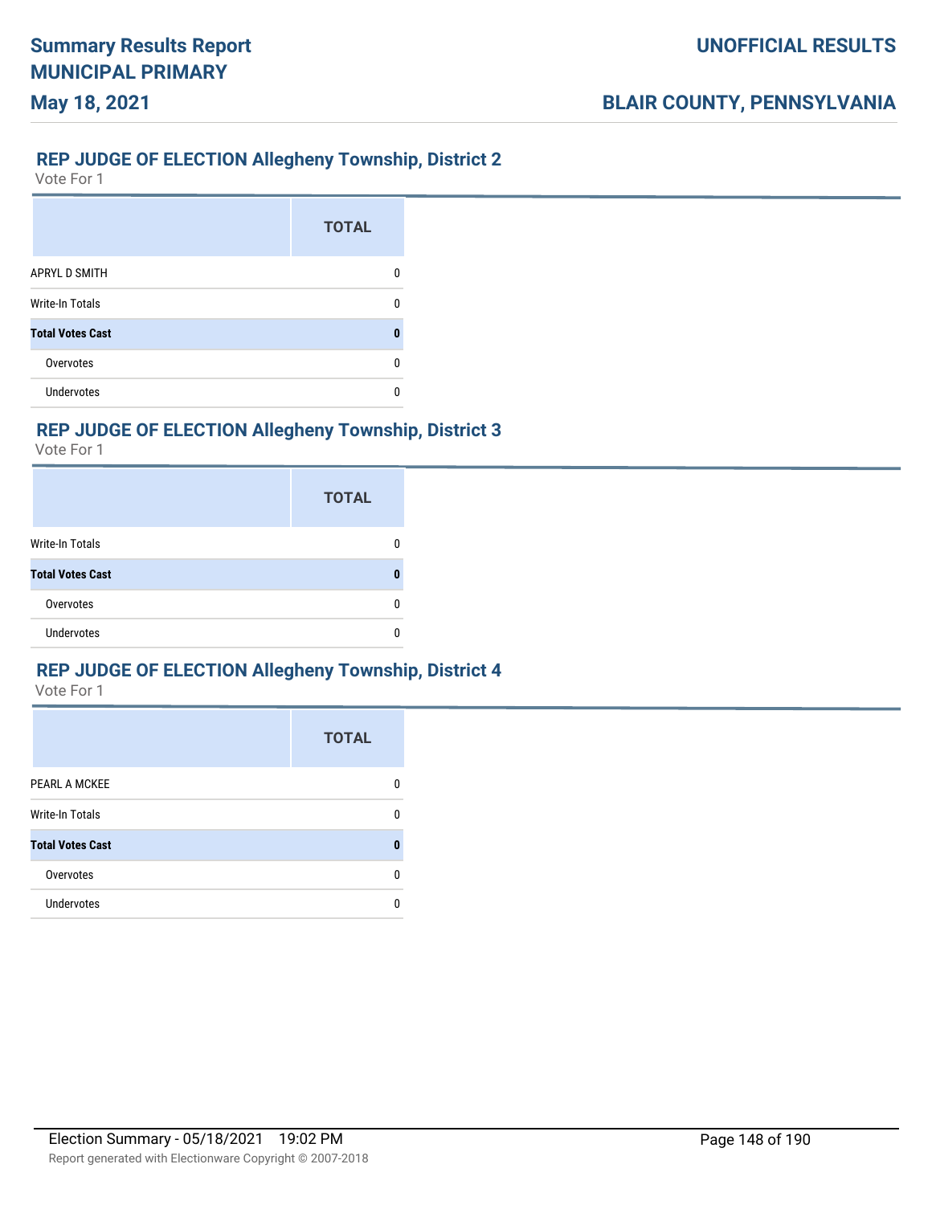## REP JUDGE OF ELECTION Allegheny Township, District 2

Vote For 1

| | TOTAL |
|---|---|
| APRYL D SMITH | 0 |
| Write-In Totals | 0 |
| **Total Votes Cast** | **0** |
| Overvotes | 0 |
| Undervotes | 0 |

## REP JUDGE OF ELECTION Allegheny Township, District 3

Vote For 1

| | TOTAL |
|---|---|
| Write-In Totals | 0 |
| **Total Votes Cast** | **0** |
| Overvotes | 0 |
| Undervotes | 0 |

## REP JUDGE OF ELECTION Allegheny Township, District 4

Vote For 1

| | TOTAL |
|---|---|
| PEARL A MCKEE | 0 |
| Write-In Totals | 0 |
| **Total Votes Cast** | **0** |
| Overvotes | 0 |
| Undervotes | 0 |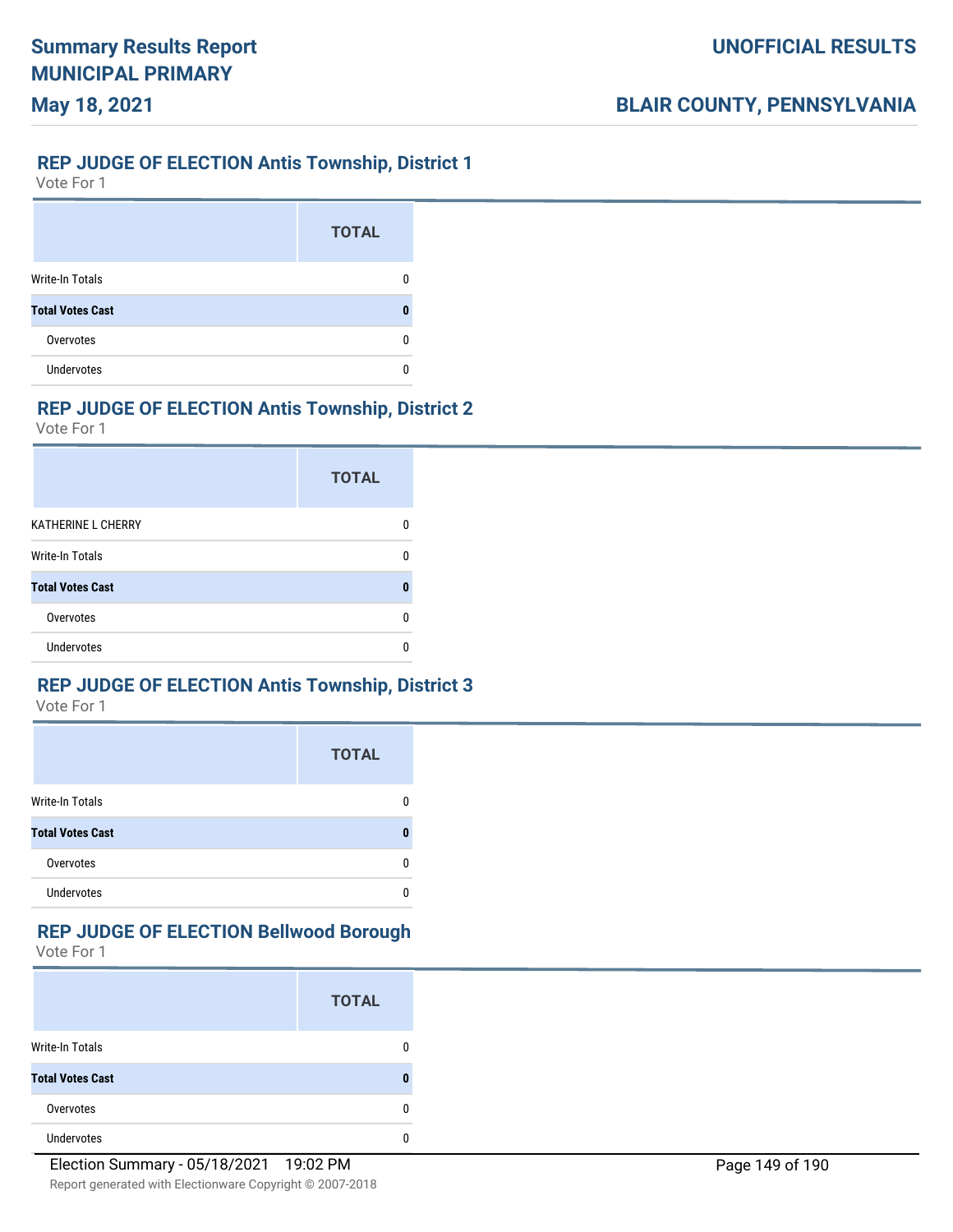## REP JUDGE OF ELECTION Antis Township, District 1

Vote For 1

| | TOTAL |
|---|---|
| Write-In Totals | 0 |
| **Total Votes Cast** | **0** |
| Overvotes | 0 |
| Undervotes | 0 |

## REP JUDGE OF ELECTION Antis Township, District 2

Vote For 1

| | TOTAL |
|---|---|
| KATHERINE L CHERRY | 0 |
| Write-In Totals | 0 |
| **Total Votes Cast** | **0** |
| Overvotes | 0 |
| Undervotes | 0 |

## REP JUDGE OF ELECTION Antis Township, District 3

Vote For 1

| | TOTAL |
|---|---|
| Write-In Totals | 0 |
| **Total Votes Cast** | **0** |
| Overvotes | 0 |
| Undervotes | 0 |

## REP JUDGE OF ELECTION Bellwood Borough

Vote For 1

| | TOTAL |
|---|---|
| Write-In Totals | 0 |
| **Total Votes Cast** | **0** |
| Overvotes | 0 |
| Undervotes | 0 |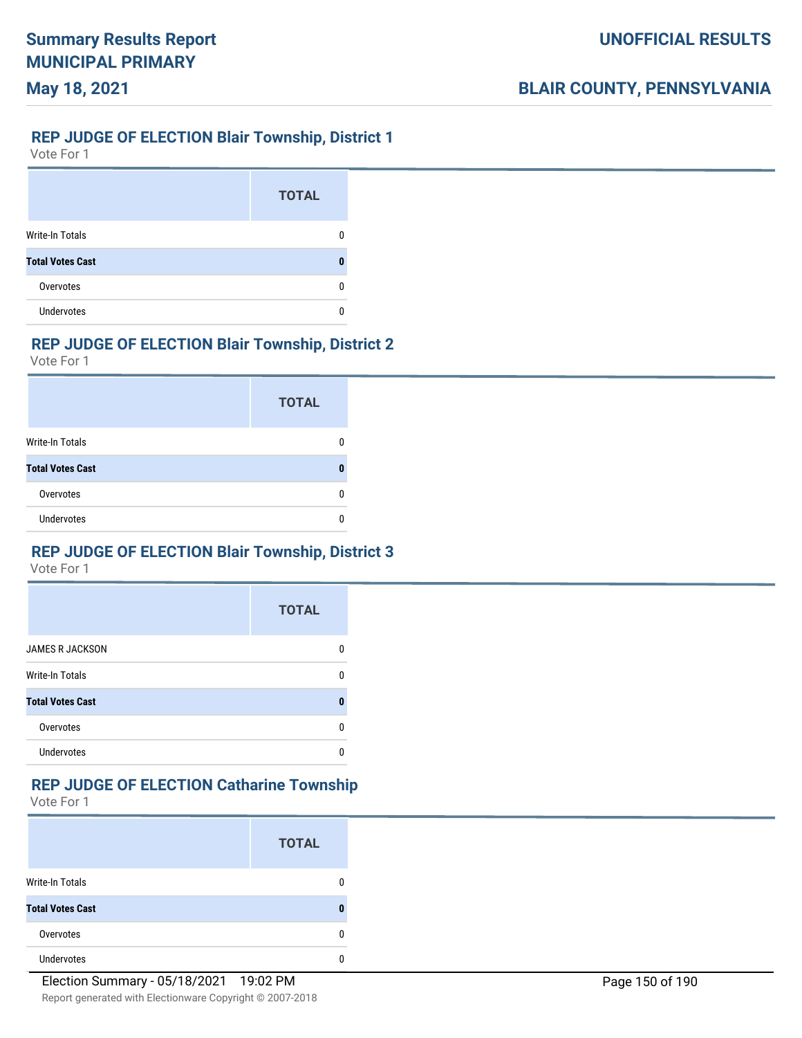## REP JUDGE OF ELECTION Blair Township, District 1

Vote For 1

| | TOTAL |
|---|---|
| Write-In Totals | 0 |
| **Total Votes Cast** | **0** |
| Overvotes | 0 |
| Undervotes | 0 |

## REP JUDGE OF ELECTION Blair Township, District 2

Vote For 1

| | TOTAL |
|---|---|
| Write-In Totals | 0 |
| **Total Votes Cast** | **0** |
| Overvotes | 0 |
| Undervotes | 0 |

## REP JUDGE OF ELECTION Blair Township, District 3

Vote For 1

| | TOTAL |
|---|---|
| JAMES R JACKSON | 0 |
| Write-In Totals | 0 |
| **Total Votes Cast** | **0** |
| Overvotes | 0 |
| Undervotes | 0 |

## REP JUDGE OF ELECTION Catharine Township

Vote For 1

| | TOTAL |
|---|---|
| Write-In Totals | 0 |
| **Total Votes Cast** | **0** |
| Overvotes | 0 |
| Undervotes | 0 |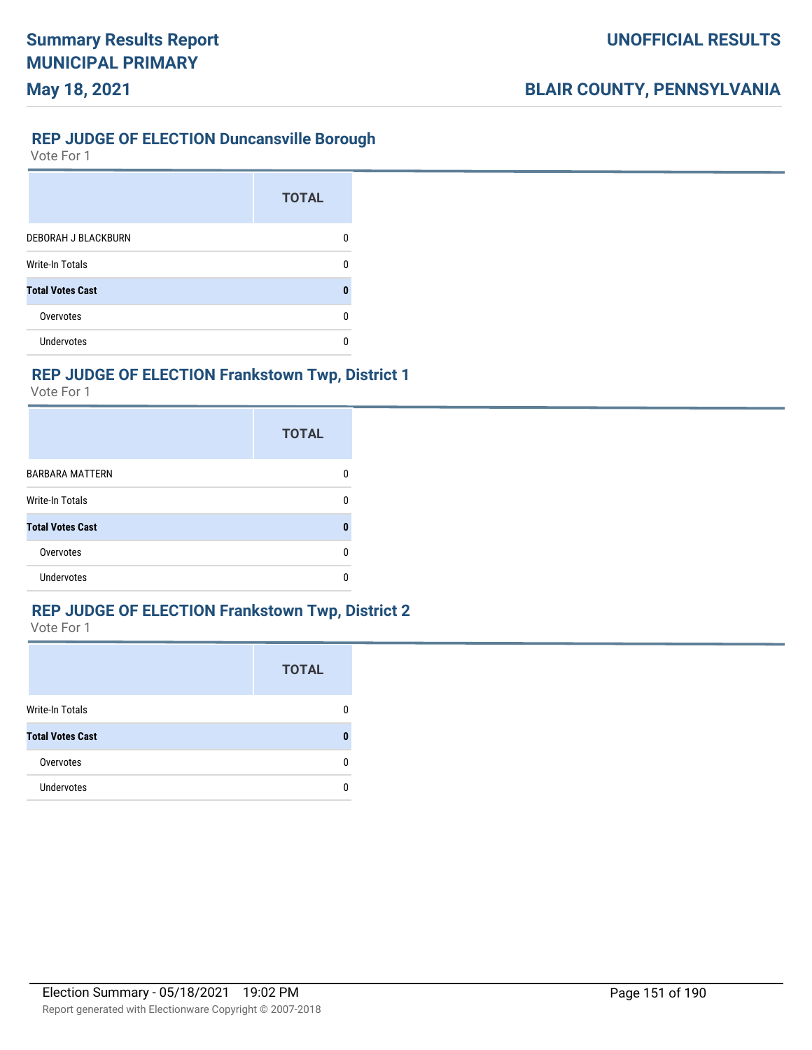## REP JUDGE OF ELECTION Duncansville Borough

Vote For 1

| | TOTAL |
|---|---|
| DEBORAH J BLACKBURN | 0 |
| Write-In Totals | 0 |
| **Total Votes Cast** | **0** |
| Overvotes | 0 |
| Undervotes | 0 |

## REP JUDGE OF ELECTION Frankstown Twp, District 1

Vote For 1

| | TOTAL |
|---|---|
| BARBARA MATTERN | 0 |
| Write-In Totals | 0 |
| **Total Votes Cast** | **0** |
| Overvotes | 0 |
| Undervotes | 0 |

## REP JUDGE OF ELECTION Frankstown Twp, District 2

Vote For 1

| | TOTAL |
|---|---|
| Write-In Totals | 0 |
| **Total Votes Cast** | **0** |
| Overvotes | 0 |
| Undervotes | 0 |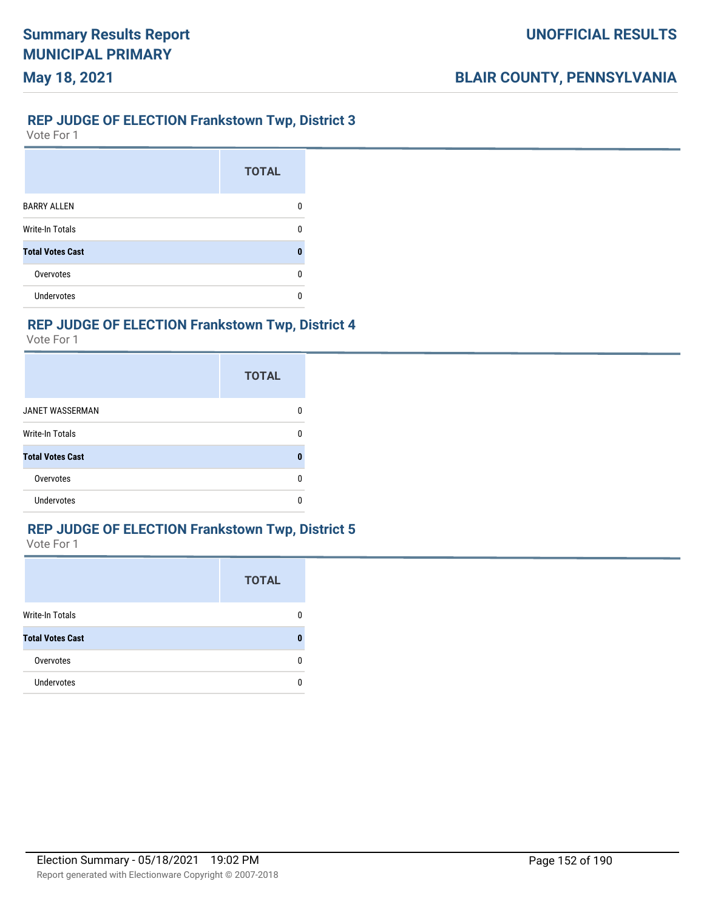## REP JUDGE OF ELECTION Frankstown Twp, District 3

Vote For 1

| | TOTAL |
|---|---|
| BARRY ALLEN | 0 |
| Write-In Totals | 0 |
| **Total Votes Cast** | **0** |
| Overvotes | 0 |
| Undervotes | 0 |

## REP JUDGE OF ELECTION Frankstown Twp, District 4

Vote For 1

| | TOTAL |
|---|---|
| JANET WASSERMAN | 0 |
| Write-In Totals | 0 |
| **Total Votes Cast** | **0** |
| Overvotes | 0 |
| Undervotes | 0 |

## REP JUDGE OF ELECTION Frankstown Twp, District 5

Vote For 1

| | TOTAL |
|---|---|
| Write-In Totals | 0 |
| **Total Votes Cast** | **0** |
| Overvotes | 0 |
| Undervotes | 0 |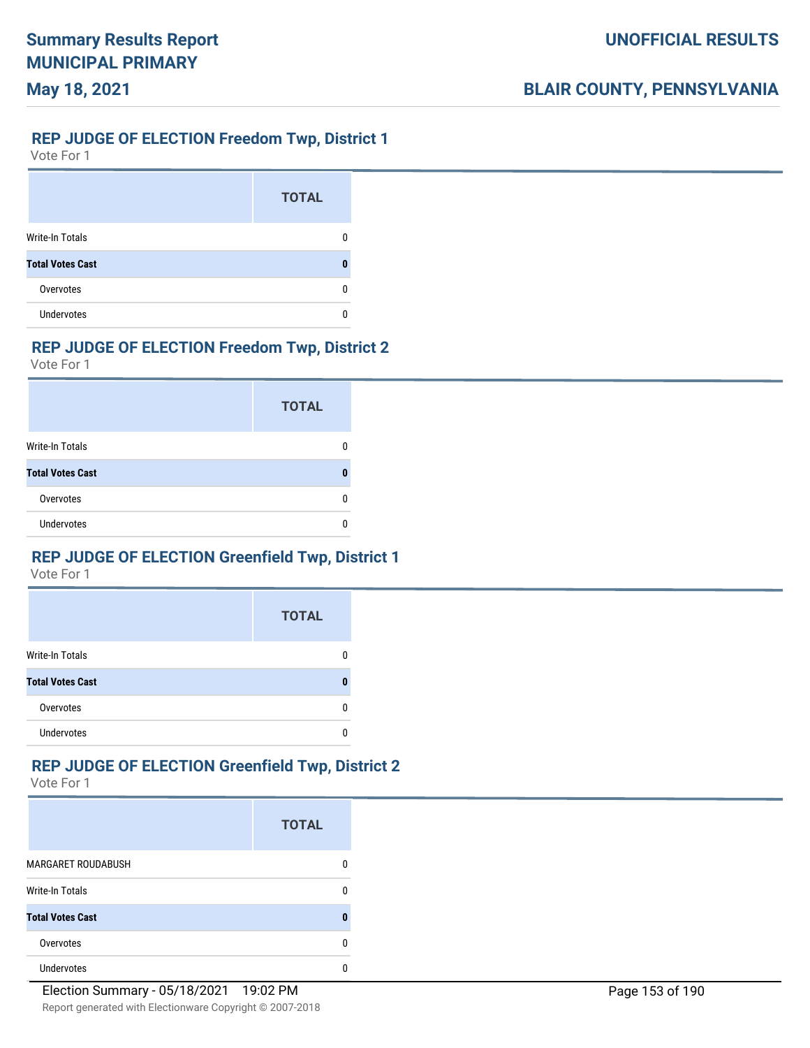### REP JUDGE OF ELECTION Freedom Twp, District 1

Vote For 1

| | TOTAL |
|---|---|
| Write-In Totals | 0 |
| **Total Votes Cast** | **0** |
| Overvotes | 0 |
| Undervotes | 0 |

### REP JUDGE OF ELECTION Freedom Twp, District 2

Vote For 1

| | TOTAL |
|---|---|
| Write-In Totals | 0 |
| **Total Votes Cast** | **0** |
| Overvotes | 0 |
| Undervotes | 0 |

### REP JUDGE OF ELECTION Greenfield Twp, District 1

Vote For 1

| | TOTAL |
|---|---|
| Write-In Totals | 0 |
| **Total Votes Cast** | **0** |
| Overvotes | 0 |
| Undervotes | 0 |

### REP JUDGE OF ELECTION Greenfield Twp, District 2

Vote For 1

| | TOTAL |
|---|---|
| MARGARET ROUDABUSH | 0 |
| Write-In Totals | 0 |
| **Total Votes Cast** | **0** |
| Overvotes | 0 |
| Undervotes | 0 |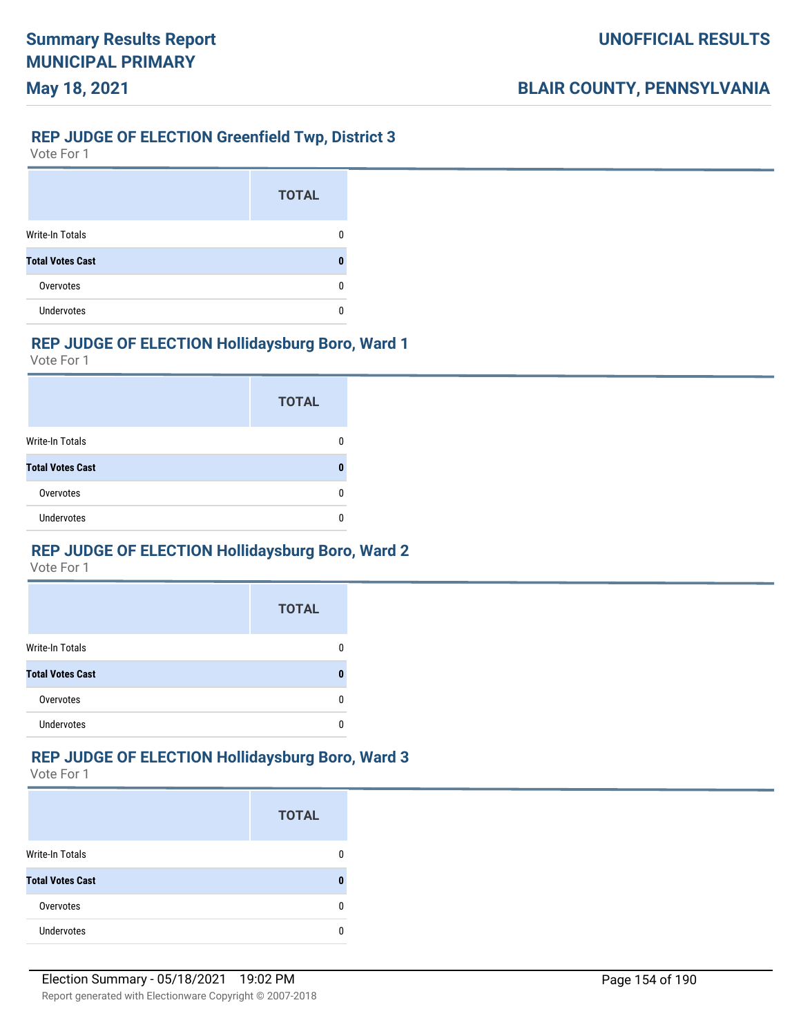## REP JUDGE OF ELECTION Greenfield Twp, District 3

Vote For 1

| | TOTAL |
|---|---|
| Write-In Totals | 0 |
| **Total Votes Cast** | **0** |
| Overvotes | 0 |
| Undervotes | 0 |

## REP JUDGE OF ELECTION Hollidaysburg Boro, Ward 1

Vote For 1

| | TOTAL |
|---|---|
| Write-In Totals | 0 |
| **Total Votes Cast** | **0** |
| Overvotes | 0 |
| Undervotes | 0 |

## REP JUDGE OF ELECTION Hollidaysburg Boro, Ward 2

Vote For 1

| | TOTAL |
|---|---|
| Write-In Totals | 0 |
| **Total Votes Cast** | **0** |
| Overvotes | 0 |
| Undervotes | 0 |

## REP JUDGE OF ELECTION Hollidaysburg Boro, Ward 3

Vote For 1

| | TOTAL |
|---|---|
| Write-In Totals | 0 |
| **Total Votes Cast** | **0** |
| Overvotes | 0 |
| Undervotes | 0 |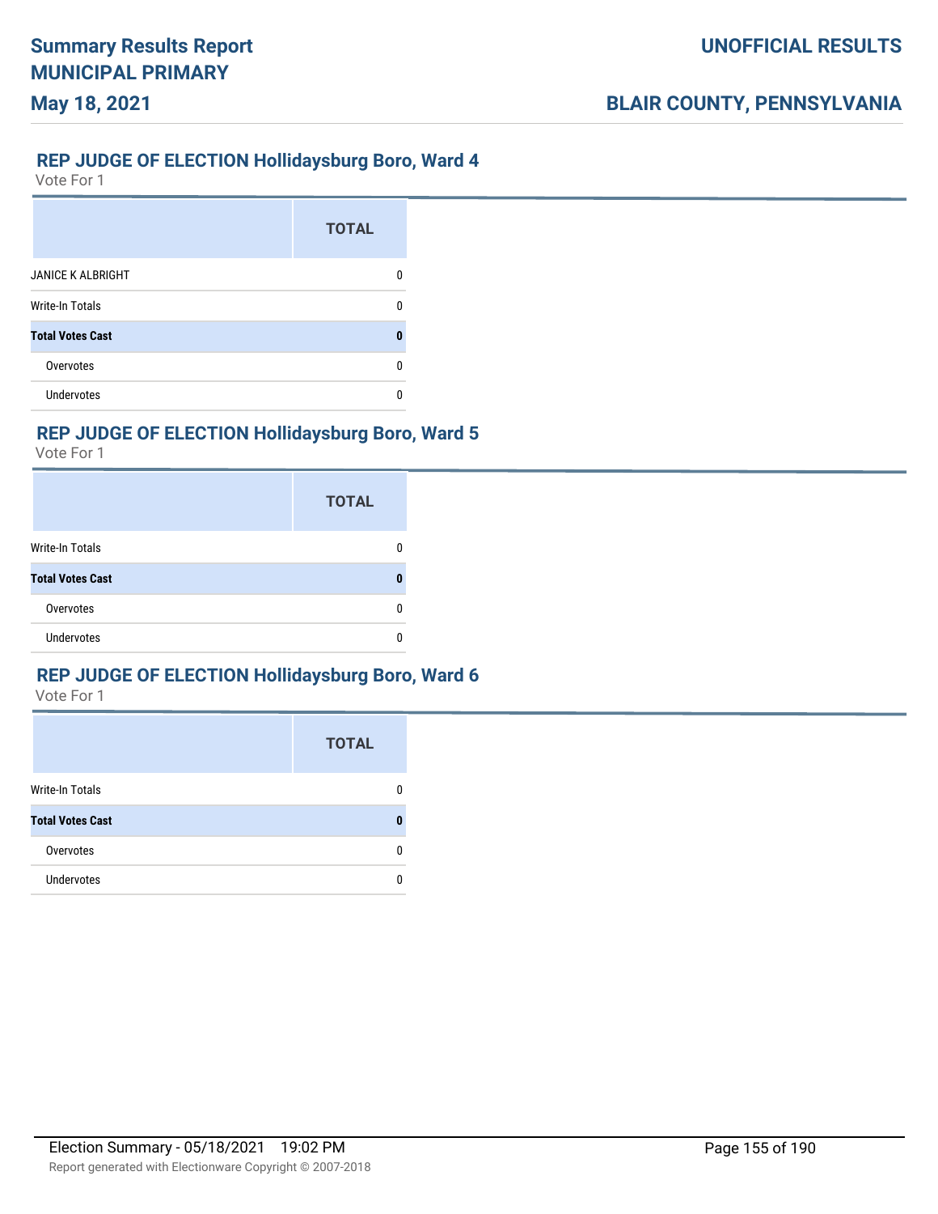## REP JUDGE OF ELECTION Hollidaysburg Boro, Ward 4

Vote For 1

| | TOTAL |
|---|---|
| JANICE K ALBRIGHT | 0 |
| Write-In Totals | 0 |
| **Total Votes Cast** | **0** |
| Overvotes | 0 |
| Undervotes | 0 |

## REP JUDGE OF ELECTION Hollidaysburg Boro, Ward 5

Vote For 1

| | TOTAL |
|---|---|
| Write-In Totals | 0 |
| **Total Votes Cast** | **0** |
| Overvotes | 0 |
| Undervotes | 0 |

## REP JUDGE OF ELECTION Hollidaysburg Boro, Ward 6

Vote For 1

| | TOTAL |
|---|---|
| Write-In Totals | 0 |
| **Total Votes Cast** | **0** |
| Overvotes | 0 |
| Undervotes | 0 |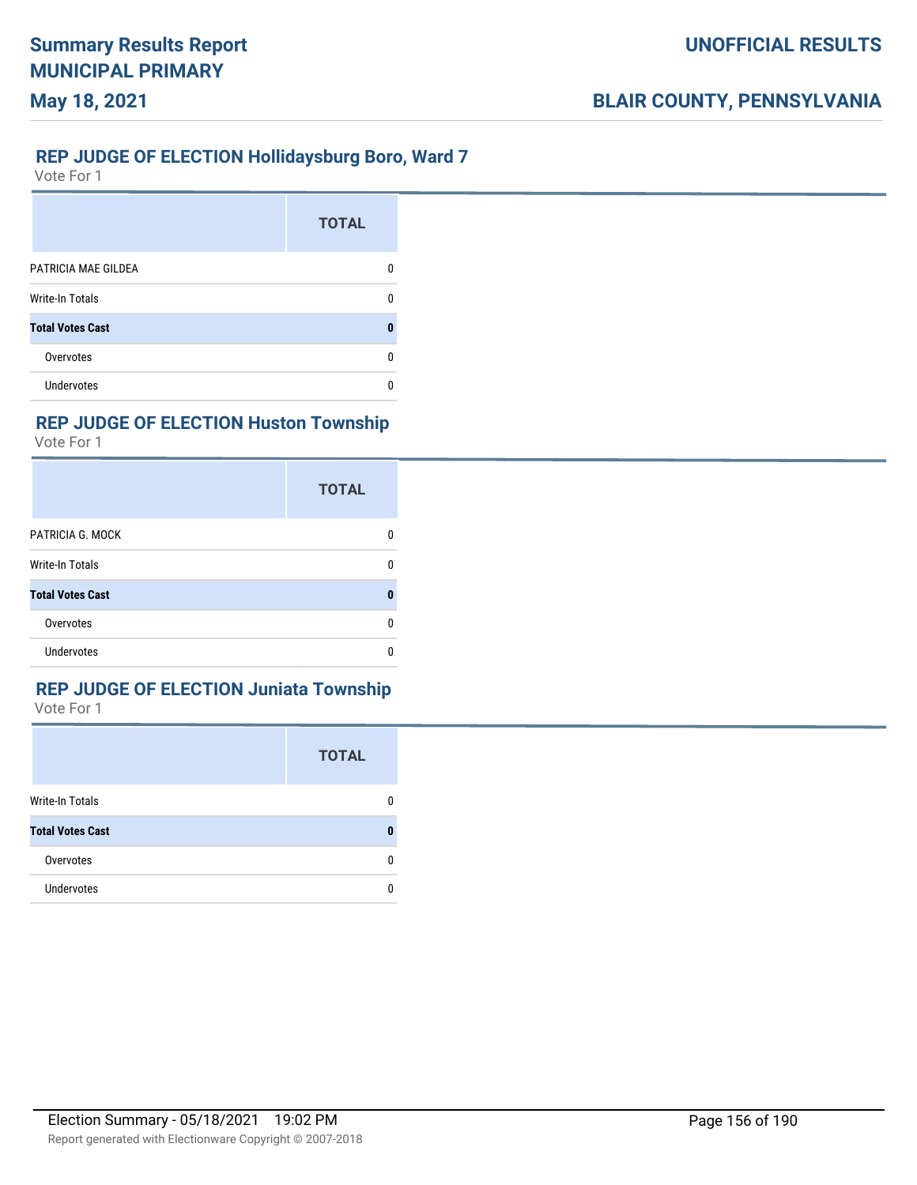## REP JUDGE OF ELECTION Hollidaysburg Boro, Ward 7

Vote For 1

| | TOTAL |
|---|---|
| PATRICIA MAE GILDEA | 0 |
| Write-In Totals | 0 |
| **Total Votes Cast** | **0** |
| Overvotes | 0 |
| Undervotes | 0 |

## REP JUDGE OF ELECTION Huston Township

Vote For 1

| | TOTAL |
|---|---|
| PATRICIA G. MOCK | 0 |
| Write-In Totals | 0 |
| **Total Votes Cast** | **0** |
| Overvotes | 0 |
| Undervotes | 0 |

## REP JUDGE OF ELECTION Juniata Township

Vote For 1

| | TOTAL |
|---|---|
| Write-In Totals | 0 |
| **Total Votes Cast** | **0** |
| Overvotes | 0 |
| Undervotes | 0 |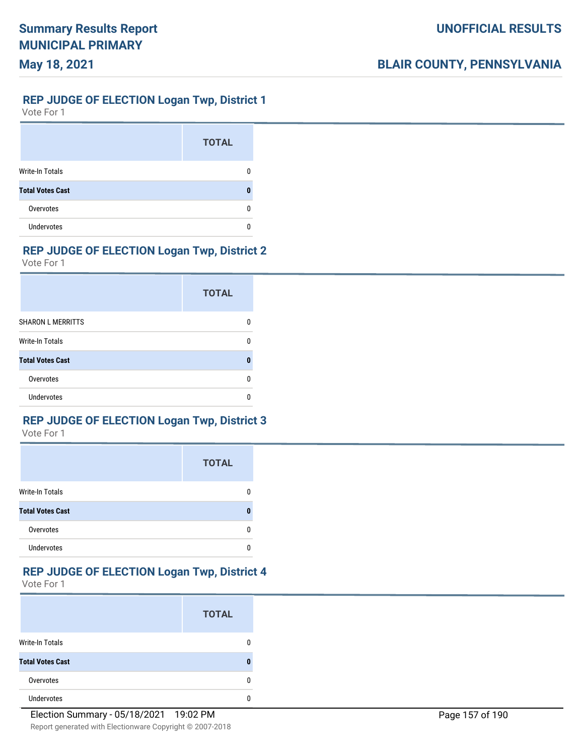## REP JUDGE OF ELECTION Logan Twp, District 1

Vote For 1

| | TOTAL |
|---|---|
| Write-In Totals | 0 |
| **Total Votes Cast** | **0** |
| Overvotes | 0 |
| Undervotes | 0 |

## REP JUDGE OF ELECTION Logan Twp, District 2

Vote For 1

| | TOTAL |
|---|---|
| SHARON L MERRITTS | 0 |
| Write-In Totals | 0 |
| **Total Votes Cast** | **0** |
| Overvotes | 0 |
| Undervotes | 0 |

## REP JUDGE OF ELECTION Logan Twp, District 3

Vote For 1

| | TOTAL |
|---|---|
| Write-In Totals | 0 |
| **Total Votes Cast** | **0** |
| Overvotes | 0 |
| Undervotes | 0 |

## REP JUDGE OF ELECTION Logan Twp, District 4

Vote For 1

| | TOTAL |
|---|---|
| Write-In Totals | 0 |
| **Total Votes Cast** | **0** |
| Overvotes | 0 |
| Undervotes | 0 |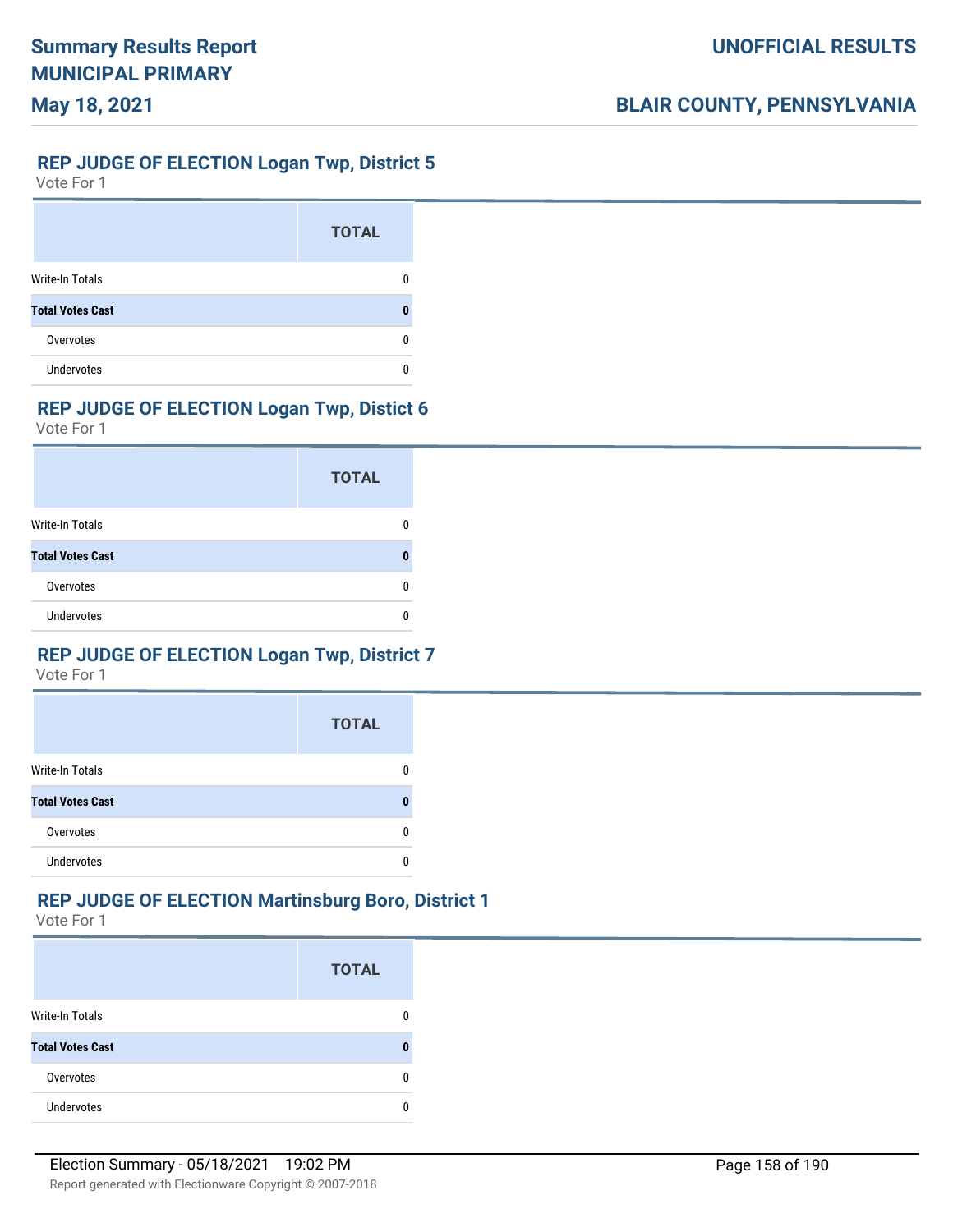## REP JUDGE OF ELECTION Logan Twp, District 5

Vote For 1

| | TOTAL |
|---|---|
| Write-In Totals | 0 |
| **Total Votes Cast** | **0** |
| Overvotes | 0 |
| Undervotes | 0 |

## REP JUDGE OF ELECTION Logan Twp, Distict 6

Vote For 1

| | TOTAL |
|---|---|
| Write-In Totals | 0 |
| **Total Votes Cast** | **0** |
| Overvotes | 0 |
| Undervotes | 0 |

## REP JUDGE OF ELECTION Logan Twp, District 7

Vote For 1

| | TOTAL |
|---|---|
| Write-In Totals | 0 |
| **Total Votes Cast** | **0** |
| Overvotes | 0 |
| Undervotes | 0 |

## REP JUDGE OF ELECTION Martinsburg Boro, District 1

Vote For 1

| | TOTAL |
|---|---|
| Write-In Totals | 0 |
| **Total Votes Cast** | **0** |
| Overvotes | 0 |
| Undervotes | 0 |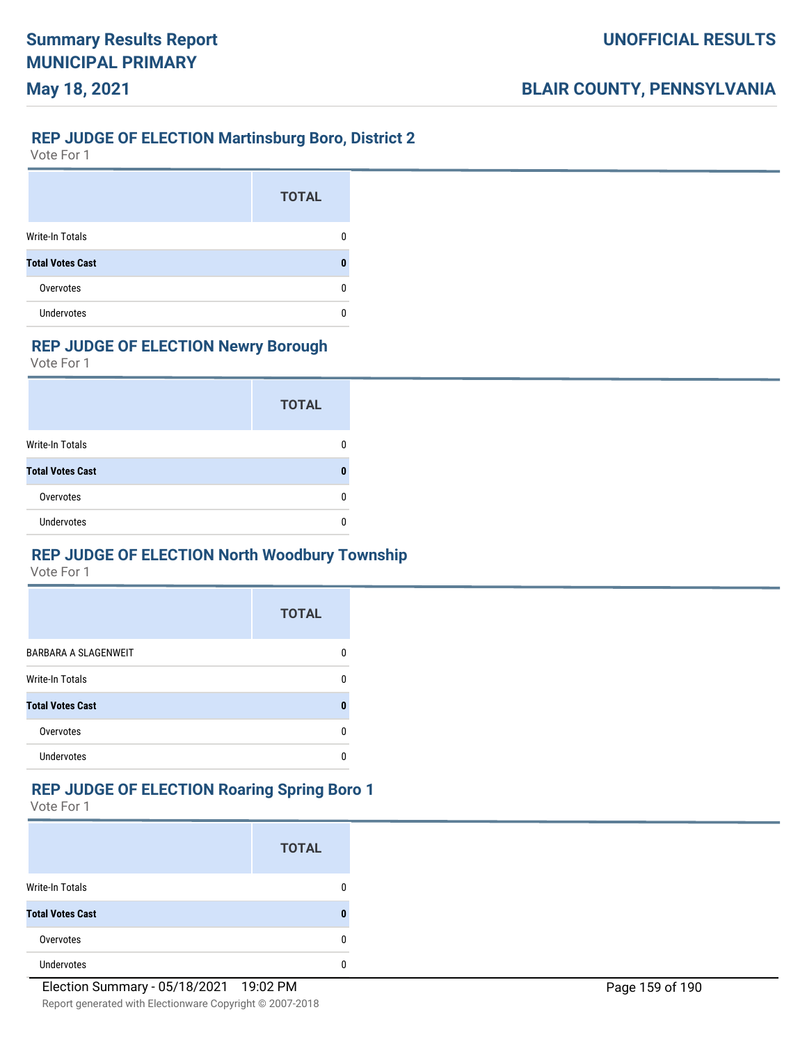## REP JUDGE OF ELECTION Martinsburg Boro, District 2

Vote For 1

| | TOTAL |
|---|---|
| Write-In Totals | 0 |
| **Total Votes Cast** | **0** |
| Overvotes | 0 |
| Undervotes | 0 |

## REP JUDGE OF ELECTION Newry Borough

Vote For 1

| | TOTAL |
|---|---|
| Write-In Totals | 0 |
| **Total Votes Cast** | **0** |
| Overvotes | 0 |
| Undervotes | 0 |

## REP JUDGE OF ELECTION North Woodbury Township

Vote For 1

| | TOTAL |
|---|---|
| BARBARA A SLAGENWEIT | 0 |
| Write-In Totals | 0 |
| **Total Votes Cast** | **0** |
| Overvotes | 0 |
| Undervotes | 0 |

## REP JUDGE OF ELECTION Roaring Spring Boro 1

Vote For 1

| | TOTAL |
|---|---|
| Write-In Totals | 0 |
| **Total Votes Cast** | **0** |
| Overvotes | 0 |
| Undervotes | 0 |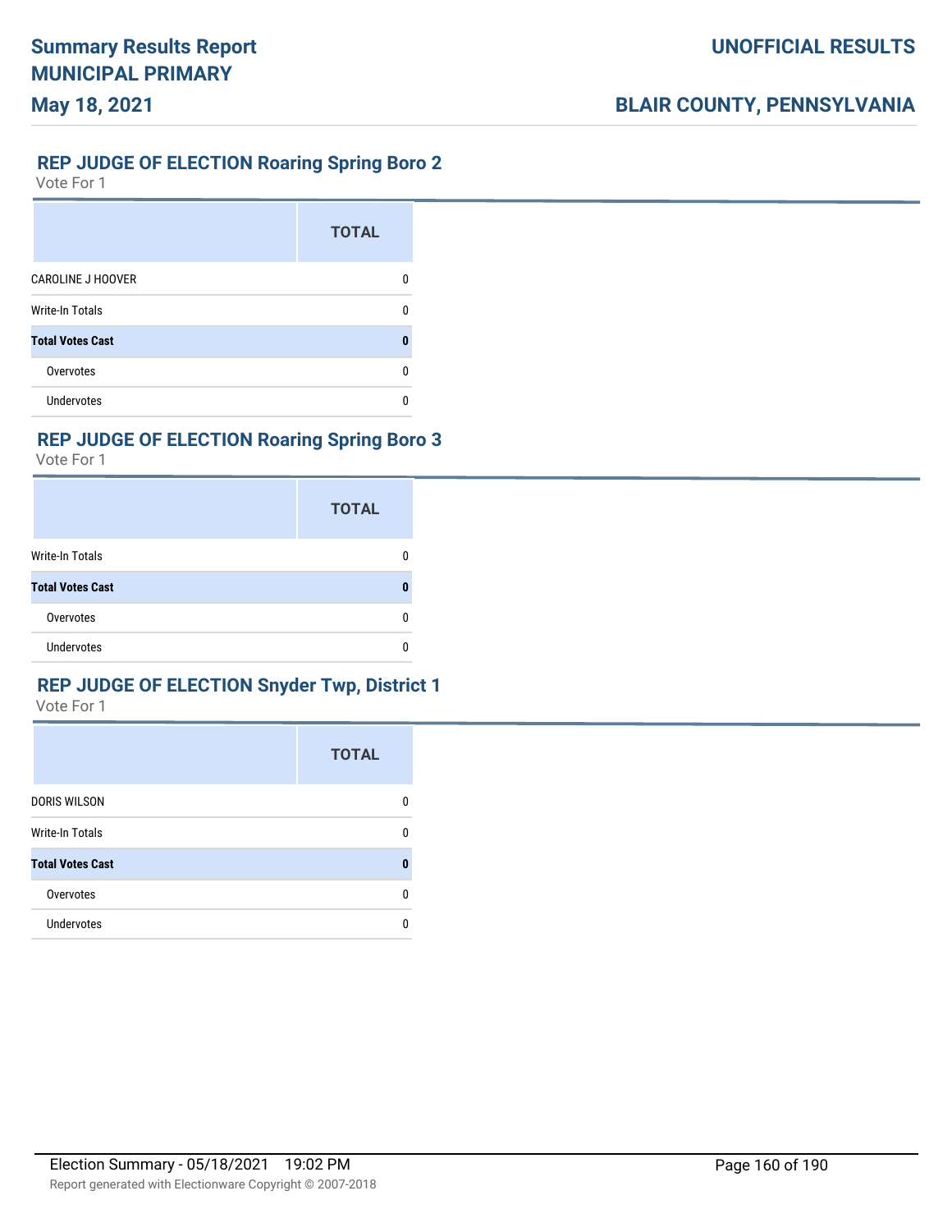## REP JUDGE OF ELECTION Roaring Spring Boro 2

Vote For 1

| | TOTAL |
|---|---|
| CAROLINE J HOOVER | 0 |
| Write-In Totals | 0 |
| **Total Votes Cast** | **0** |
| Overvotes | 0 |
| Undervotes | 0 |

## REP JUDGE OF ELECTION Roaring Spring Boro 3

Vote For 1

| | TOTAL |
|---|---|
| Write-In Totals | 0 |
| **Total Votes Cast** | **0** |
| Overvotes | 0 |
| Undervotes | 0 |

## REP JUDGE OF ELECTION Snyder Twp, District 1

Vote For 1

| | TOTAL |
|---|---|
| DORIS WILSON | 0 |
| Write-In Totals | 0 |
| **Total Votes Cast** | **0** |
| Overvotes | 0 |
| Undervotes | 0 |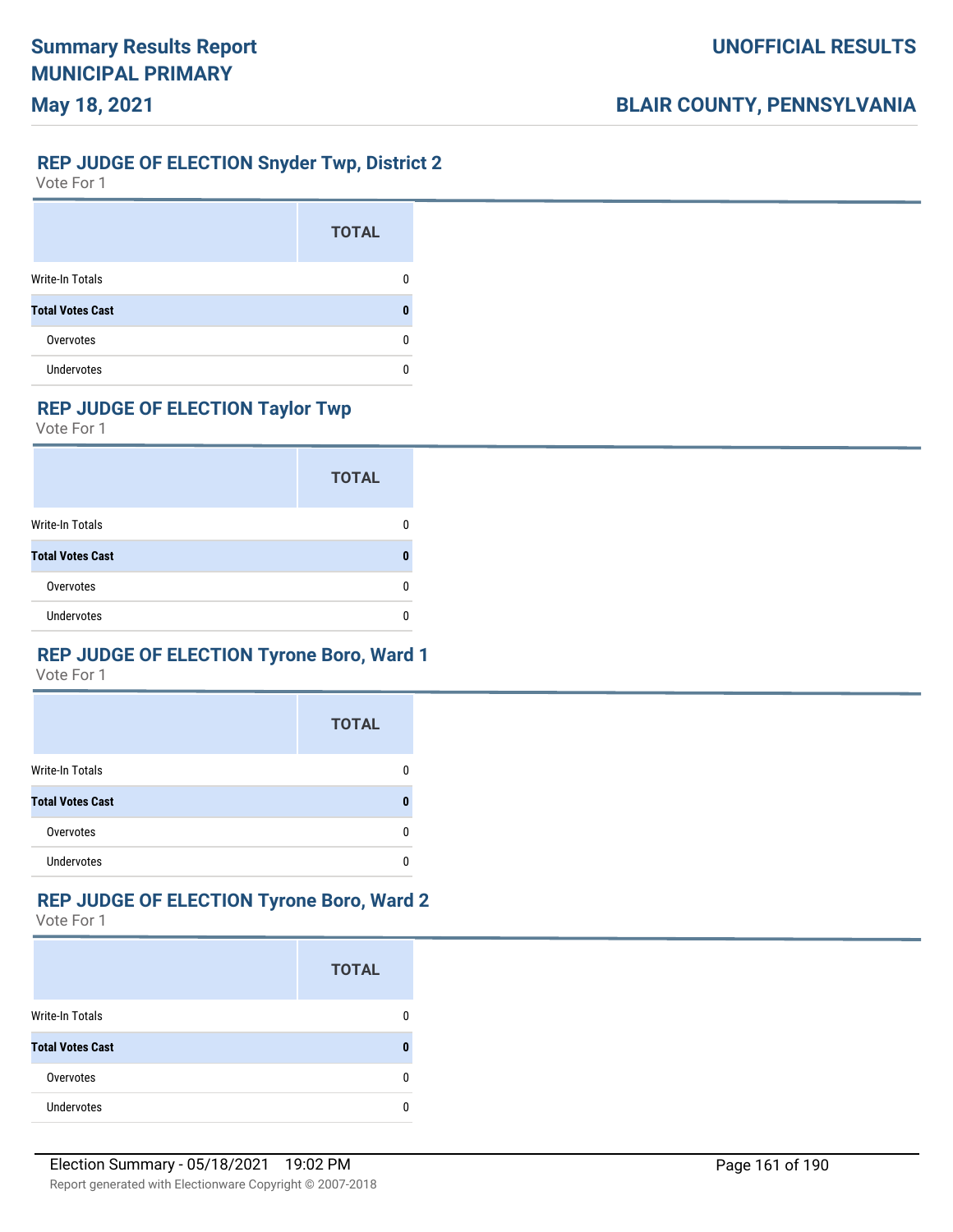## REP JUDGE OF ELECTION Snyder Twp, District 2

Vote For 1

| | TOTAL |
|---|---|
| Write-In Totals | 0 |
| **Total Votes Cast** | **0** |
| Overvotes | 0 |
| Undervotes | 0 |

## REP JUDGE OF ELECTION Taylor Twp

Vote For 1

| | TOTAL |
|---|---|
| Write-In Totals | 0 |
| **Total Votes Cast** | **0** |
| Overvotes | 0 |
| Undervotes | 0 |

## REP JUDGE OF ELECTION Tyrone Boro, Ward 1

Vote For 1

| | TOTAL |
|---|---|
| Write-In Totals | 0 |
| **Total Votes Cast** | **0** |
| Overvotes | 0 |
| Undervotes | 0 |

## REP JUDGE OF ELECTION Tyrone Boro, Ward 2

Vote For 1

| | TOTAL |
|---|---|
| Write-In Totals | 0 |
| **Total Votes Cast** | **0** |
| Overvotes | 0 |
| Undervotes | 0 |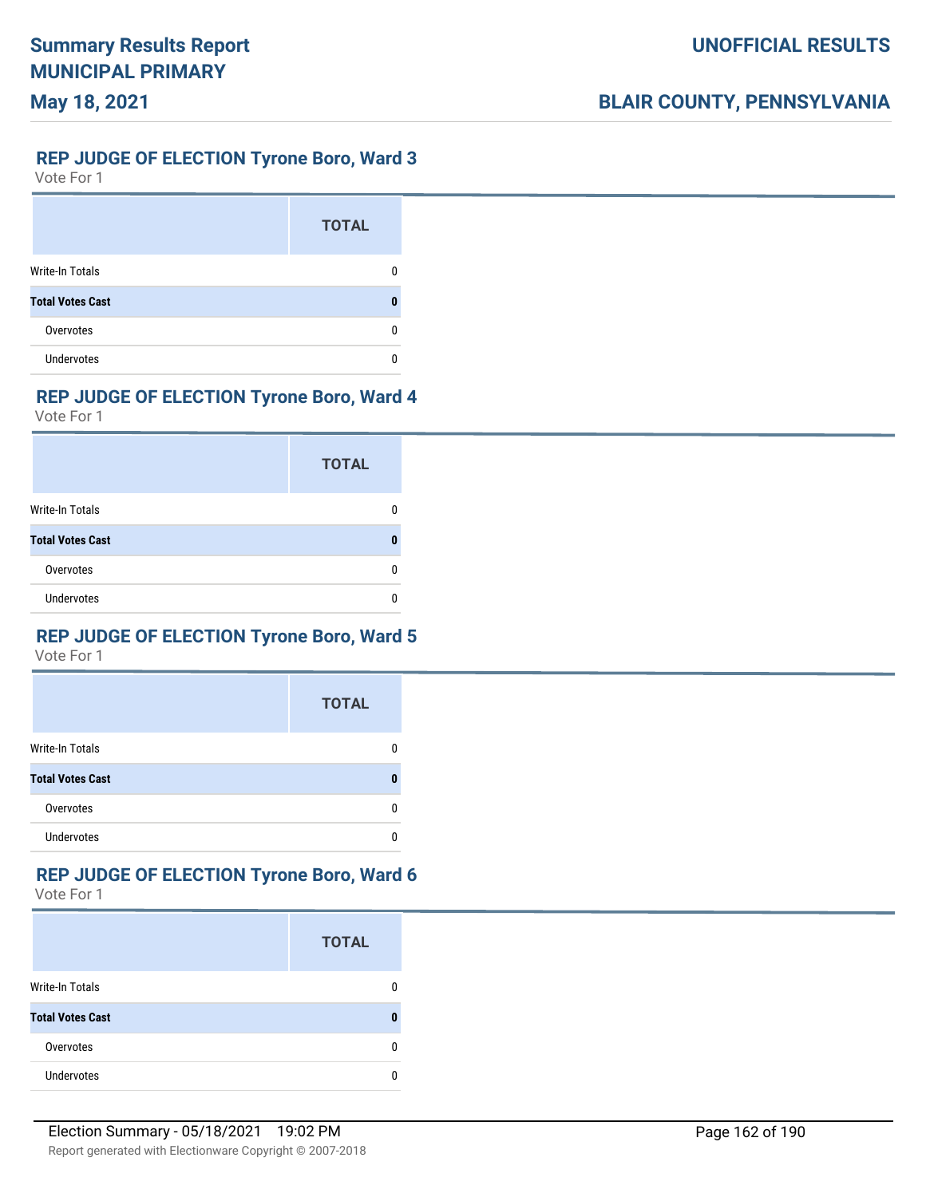## REP JUDGE OF ELECTION Tyrone Boro, Ward 3

Vote For 1

| | TOTAL |
|---|---|
| Write-In Totals | 0 |
| **Total Votes Cast** | **0** |
| Overvotes | 0 |
| Undervotes | 0 |

## REP JUDGE OF ELECTION Tyrone Boro, Ward 4

Vote For 1

| | TOTAL |
|---|---|
| Write-In Totals | 0 |
| **Total Votes Cast** | **0** |
| Overvotes | 0 |
| Undervotes | 0 |

## REP JUDGE OF ELECTION Tyrone Boro, Ward 5

Vote For 1

| | TOTAL |
|---|---|
| Write-In Totals | 0 |
| **Total Votes Cast** | **0** |
| Overvotes | 0 |
| Undervotes | 0 |

## REP JUDGE OF ELECTION Tyrone Boro, Ward 6

Vote For 1

| | TOTAL |
|---|---|
| Write-In Totals | 0 |
| **Total Votes Cast** | **0** |
| Overvotes | 0 |
| Undervotes | 0 |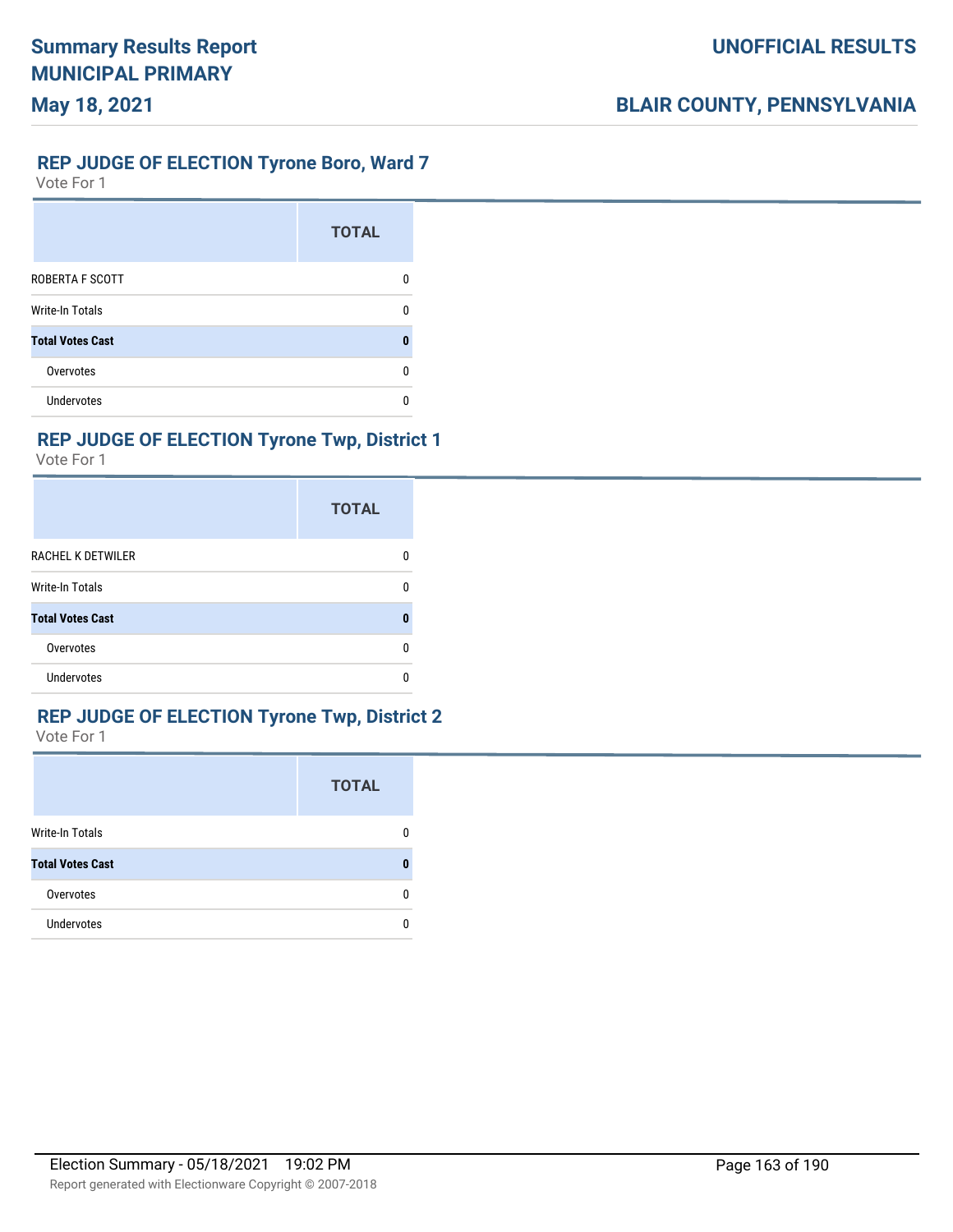## REP JUDGE OF ELECTION Tyrone Boro, Ward 7

Vote For 1

| | TOTAL |
|---|---|
| ROBERTA F SCOTT | 0 |
| Write-In Totals | 0 |
| **Total Votes Cast** | **0** |
| Overvotes | 0 |
| Undervotes | 0 |

## REP JUDGE OF ELECTION Tyrone Twp, District 1

Vote For 1

| | TOTAL |
|---|---|
| RACHEL K DETWILER | 0 |
| Write-In Totals | 0 |
| **Total Votes Cast** | **0** |
| Overvotes | 0 |
| Undervotes | 0 |

## REP JUDGE OF ELECTION Tyrone Twp, District 2

Vote For 1

| | TOTAL |
|---|---|
| Write-In Totals | 0 |
| **Total Votes Cast** | **0** |
| Overvotes | 0 |
| Undervotes | 0 |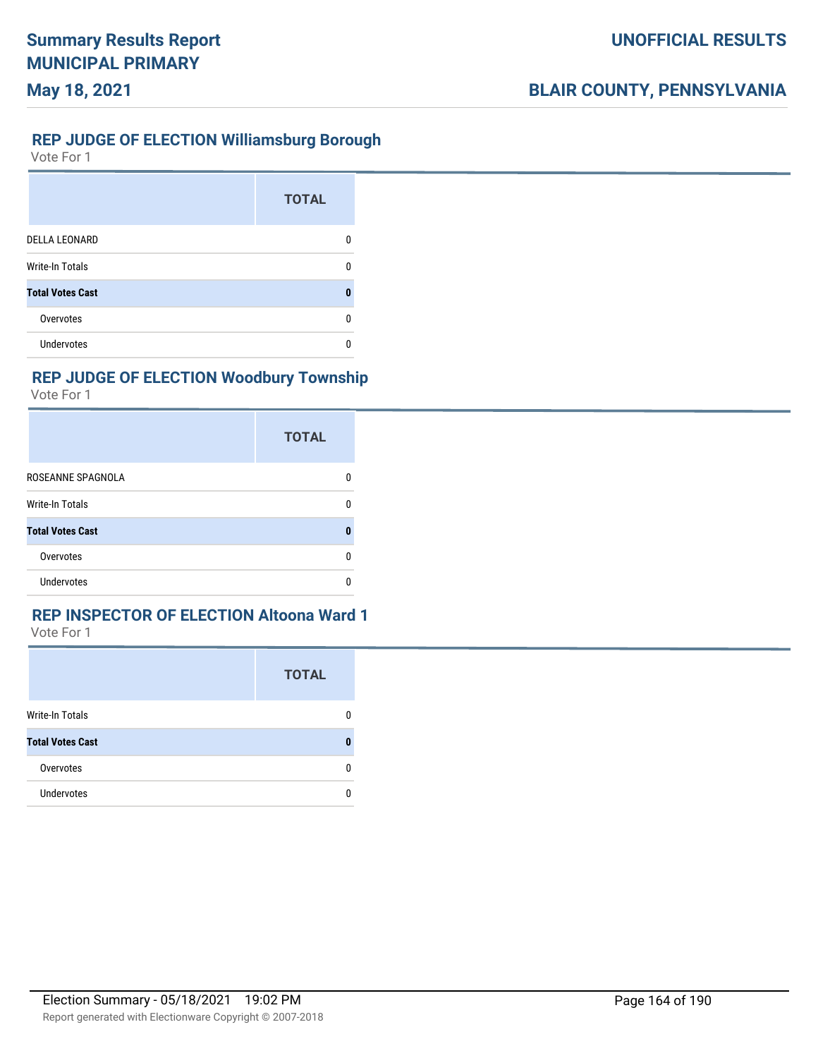## REP JUDGE OF ELECTION Williamsburg Borough

Vote For 1

| | TOTAL |
|---|---|
| DELLA LEONARD | 0 |
| Write-In Totals | 0 |
| **Total Votes Cast** | **0** |
| Overvotes | 0 |
| Undervotes | 0 |

## REP JUDGE OF ELECTION Woodbury Township

Vote For 1

| | TOTAL |
|---|---|
| ROSEANNE SPAGNOLA | 0 |
| Write-In Totals | 0 |
| **Total Votes Cast** | **0** |
| Overvotes | 0 |
| Undervotes | 0 |

## REP INSPECTOR OF ELECTION Altoona Ward 1

Vote For 1

| | TOTAL |
|---|---|
| Write-In Totals | 0 |
| **Total Votes Cast** | **0** |
| Overvotes | 0 |
| Undervotes | 0 |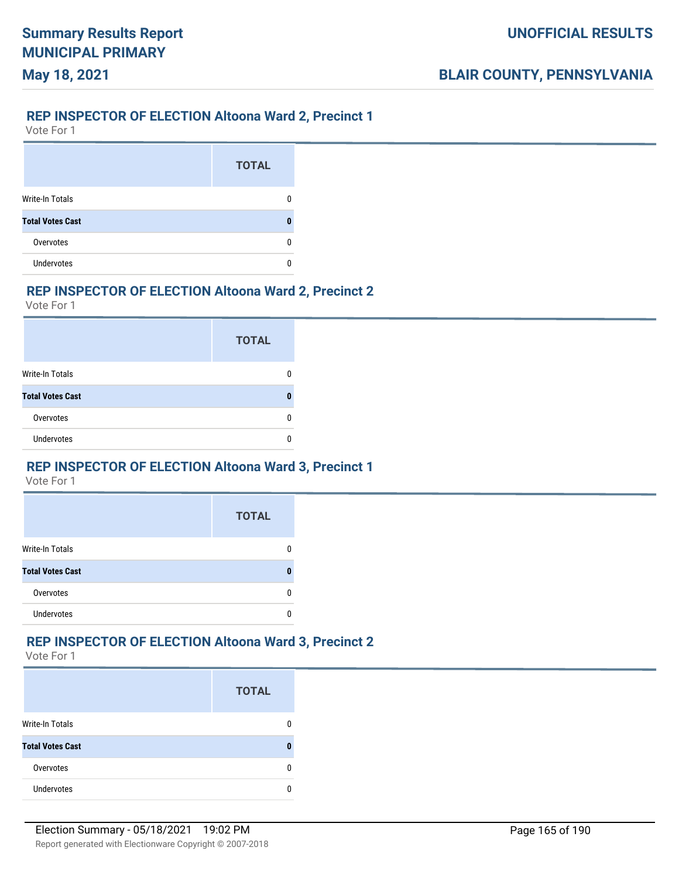## REP INSPECTOR OF ELECTION Altoona Ward 2, Precinct 1

Vote For 1

| | TOTAL |
|---|---|
| Write-In Totals | 0 |
| **Total Votes Cast** | **0** |
| Overvotes | 0 |
| Undervotes | 0 |

## REP INSPECTOR OF ELECTION Altoona Ward 2, Precinct 2

Vote For 1

| | TOTAL |
|---|---|
| Write-In Totals | 0 |
| **Total Votes Cast** | **0** |
| Overvotes | 0 |
| Undervotes | 0 |

## REP INSPECTOR OF ELECTION Altoona Ward 3, Precinct 1

Vote For 1

| | TOTAL |
|---|---|
| Write-In Totals | 0 |
| **Total Votes Cast** | **0** |
| Overvotes | 0 |
| Undervotes | 0 |

## REP INSPECTOR OF ELECTION Altoona Ward 3, Precinct 2

Vote For 1

| | TOTAL |
|---|---|
| Write-In Totals | 0 |
| **Total Votes Cast** | **0** |
| Overvotes | 0 |
| Undervotes | 0 |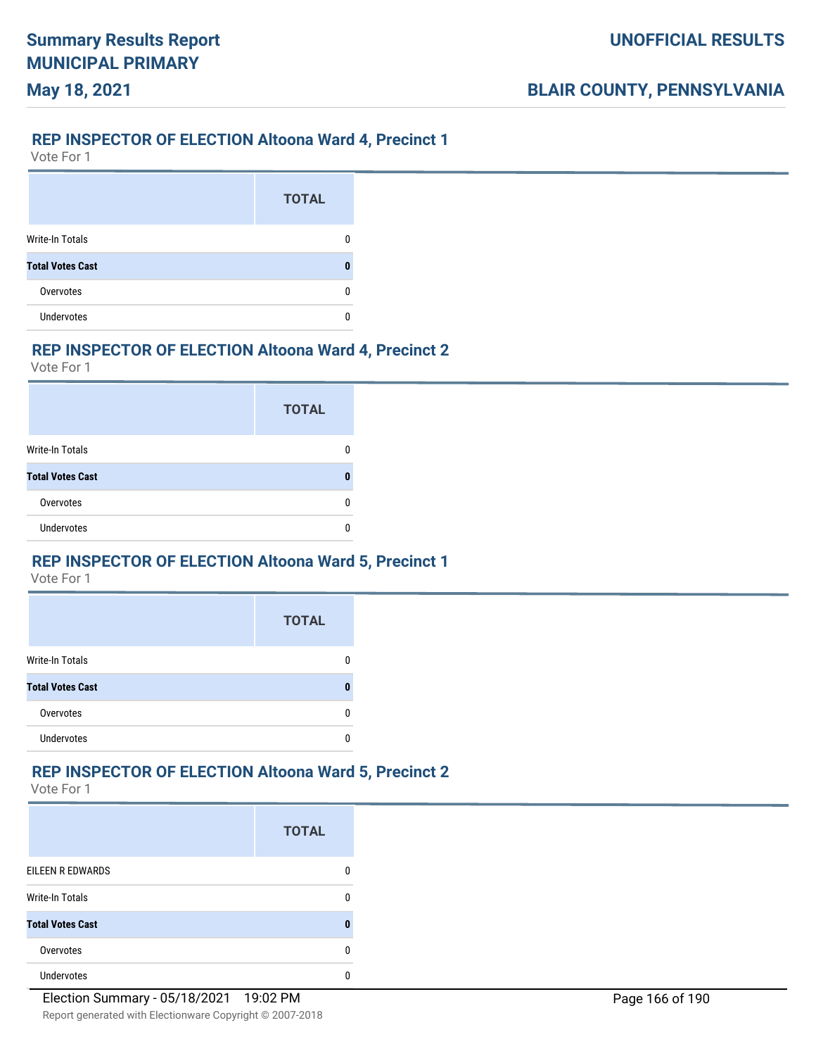## REP INSPECTOR OF ELECTION Altoona Ward 4, Precinct 1

Vote For 1

| | TOTAL |
|---|---|
| Write-In Totals | 0 |
| **Total Votes Cast** | **0** |
| Overvotes | 0 |
| Undervotes | 0 |

## REP INSPECTOR OF ELECTION Altoona Ward 4, Precinct 2

Vote For 1

| | TOTAL |
|---|---|
| Write-In Totals | 0 |
| **Total Votes Cast** | **0** |
| Overvotes | 0 |
| Undervotes | 0 |

## REP INSPECTOR OF ELECTION Altoona Ward 5, Precinct 1

Vote For 1

| | TOTAL |
|---|---|
| Write-In Totals | 0 |
| **Total Votes Cast** | **0** |
| Overvotes | 0 |
| Undervotes | 0 |

## REP INSPECTOR OF ELECTION Altoona Ward 5, Precinct 2

Vote For 1

| | TOTAL |
|---|---|
| EILEEN R EDWARDS | 0 |
| Write-In Totals | 0 |
| **Total Votes Cast** | **0** |
| Overvotes | 0 |
| Undervotes | 0 |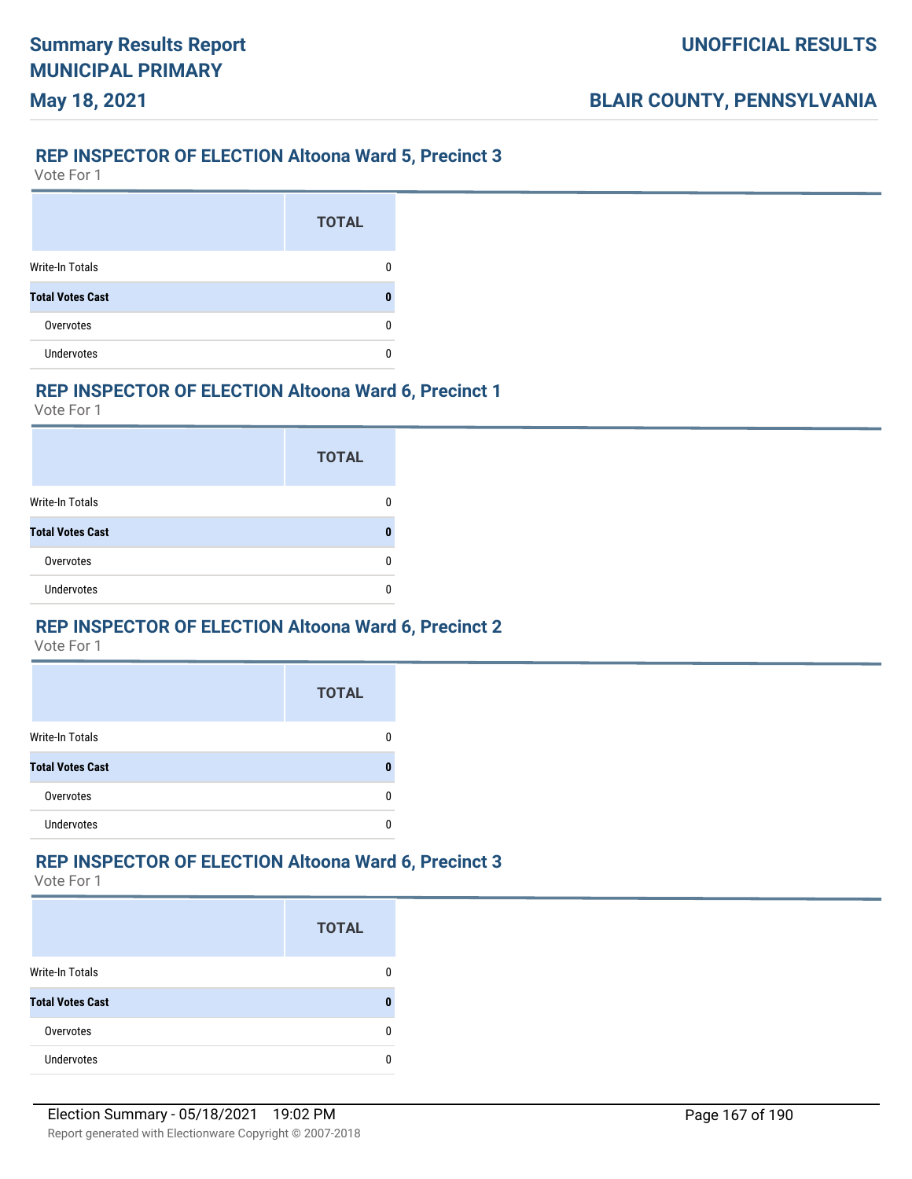## REP INSPECTOR OF ELECTION Altoona Ward 5, Precinct 3

Vote For 1

| | TOTAL |
|---|---|
| Write-In Totals | 0 |
| **Total Votes Cast** | **0** |
| Overvotes | 0 |
| Undervotes | 0 |

## REP INSPECTOR OF ELECTION Altoona Ward 6, Precinct 1

Vote For 1

| | TOTAL |
|---|---|
| Write-In Totals | 0 |
| **Total Votes Cast** | **0** |
| Overvotes | 0 |
| Undervotes | 0 |

## REP INSPECTOR OF ELECTION Altoona Ward 6, Precinct 2

Vote For 1

| | TOTAL |
|---|---|
| Write-In Totals | 0 |
| **Total Votes Cast** | **0** |
| Overvotes | 0 |
| Undervotes | 0 |

## REP INSPECTOR OF ELECTION Altoona Ward 6, Precinct 3

Vote For 1

| | TOTAL |
|---|---|
| Write-In Totals | 0 |
| **Total Votes Cast** | **0** |
| Overvotes | 0 |
| Undervotes | 0 |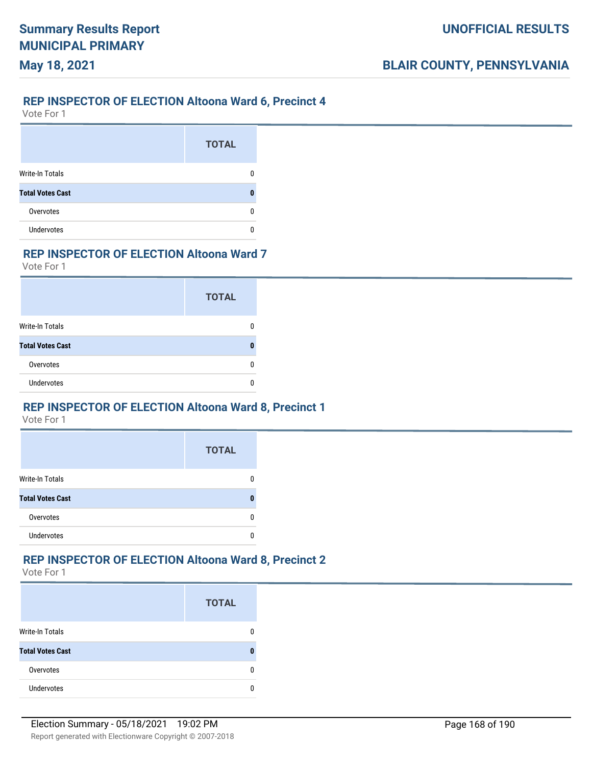## REP INSPECTOR OF ELECTION Altoona Ward 6, Precinct 4

Vote For 1

| | TOTAL |
|---|---|
| Write-In Totals | 0 |
| **Total Votes Cast** | **0** |
| Overvotes | 0 |
| Undervotes | 0 |

## REP INSPECTOR OF ELECTION Altoona Ward 7

Vote For 1

| | TOTAL |
|---|---|
| Write-In Totals | 0 |
| **Total Votes Cast** | **0** |
| Overvotes | 0 |
| Undervotes | 0 |

## REP INSPECTOR OF ELECTION Altoona Ward 8, Precinct 1

Vote For 1

| | TOTAL |
|---|---|
| Write-In Totals | 0 |
| **Total Votes Cast** | **0** |
| Overvotes | 0 |
| Undervotes | 0 |

## REP INSPECTOR OF ELECTION Altoona Ward 8, Precinct 2

Vote For 1

| | TOTAL |
|---|---|
| Write-In Totals | 0 |
| **Total Votes Cast** | **0** |
| Overvotes | 0 |
| Undervotes | 0 |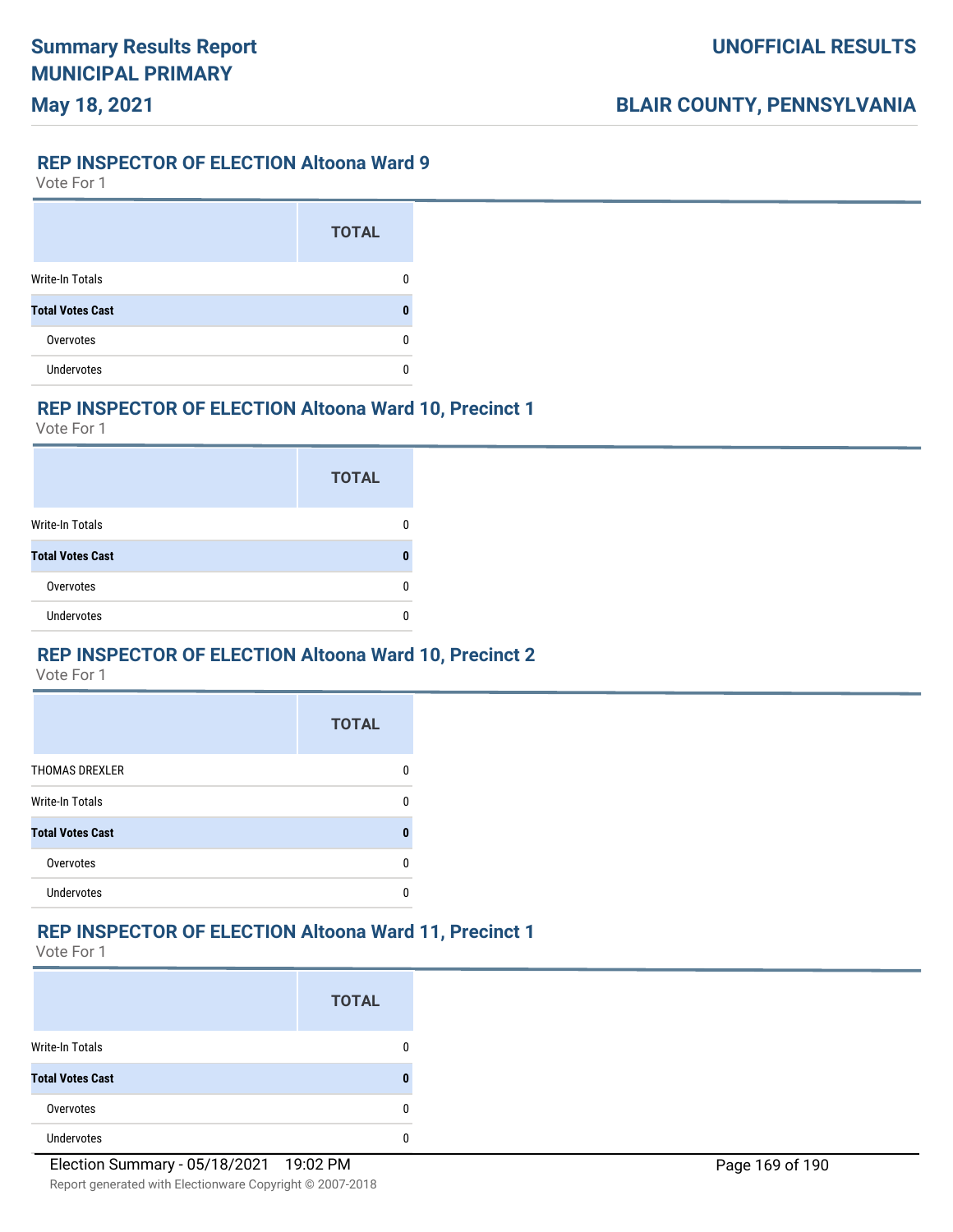## REP INSPECTOR OF ELECTION Altoona Ward 9

Vote For 1

| | TOTAL |
|---|---|
| Write-In Totals | 0 |
| **Total Votes Cast** | **0** |
| Overvotes | 0 |
| Undervotes | 0 |

## REP INSPECTOR OF ELECTION Altoona Ward 10, Precinct 1

Vote For 1

| | TOTAL |
|---|---|
| Write-In Totals | 0 |
| **Total Votes Cast** | **0** |
| Overvotes | 0 |
| Undervotes | 0 |

## REP INSPECTOR OF ELECTION Altoona Ward 10, Precinct 2

Vote For 1

| | TOTAL |
|---|---|
| THOMAS DREXLER | 0 |
| Write-In Totals | 0 |
| **Total Votes Cast** | **0** |
| Overvotes | 0 |
| Undervotes | 0 |

## REP INSPECTOR OF ELECTION Altoona Ward 11, Precinct 1

Vote For 1

| | TOTAL |
|---|---|
| Write-In Totals | 0 |
| **Total Votes Cast** | **0** |
| Overvotes | 0 |
| Undervotes | 0 |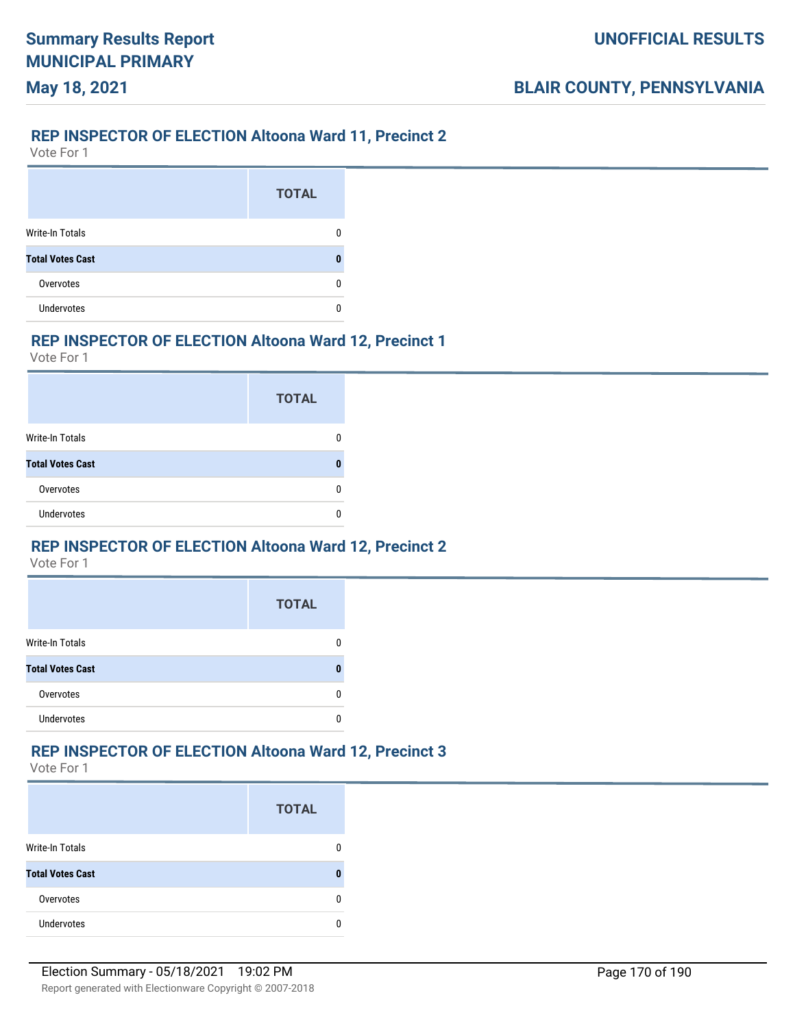## REP INSPECTOR OF ELECTION Altoona Ward 11, Precinct 2

Vote For 1

| | TOTAL |
|---|---|
| Write-In Totals | 0 |
| **Total Votes Cast** | **0** |
| Overvotes | 0 |
| Undervotes | 0 |

## REP INSPECTOR OF ELECTION Altoona Ward 12, Precinct 1

Vote For 1

| | TOTAL |
|---|---|
| Write-In Totals | 0 |
| **Total Votes Cast** | **0** |
| Overvotes | 0 |
| Undervotes | 0 |

## REP INSPECTOR OF ELECTION Altoona Ward 12, Precinct 2

Vote For 1

| | TOTAL |
|---|---|
| Write-In Totals | 0 |
| **Total Votes Cast** | **0** |
| Overvotes | 0 |
| Undervotes | 0 |

## REP INSPECTOR OF ELECTION Altoona Ward 12, Precinct 3

Vote For 1

| | TOTAL |
|---|---|
| Write-In Totals | 0 |
| **Total Votes Cast** | **0** |
| Overvotes | 0 |
| Undervotes | 0 |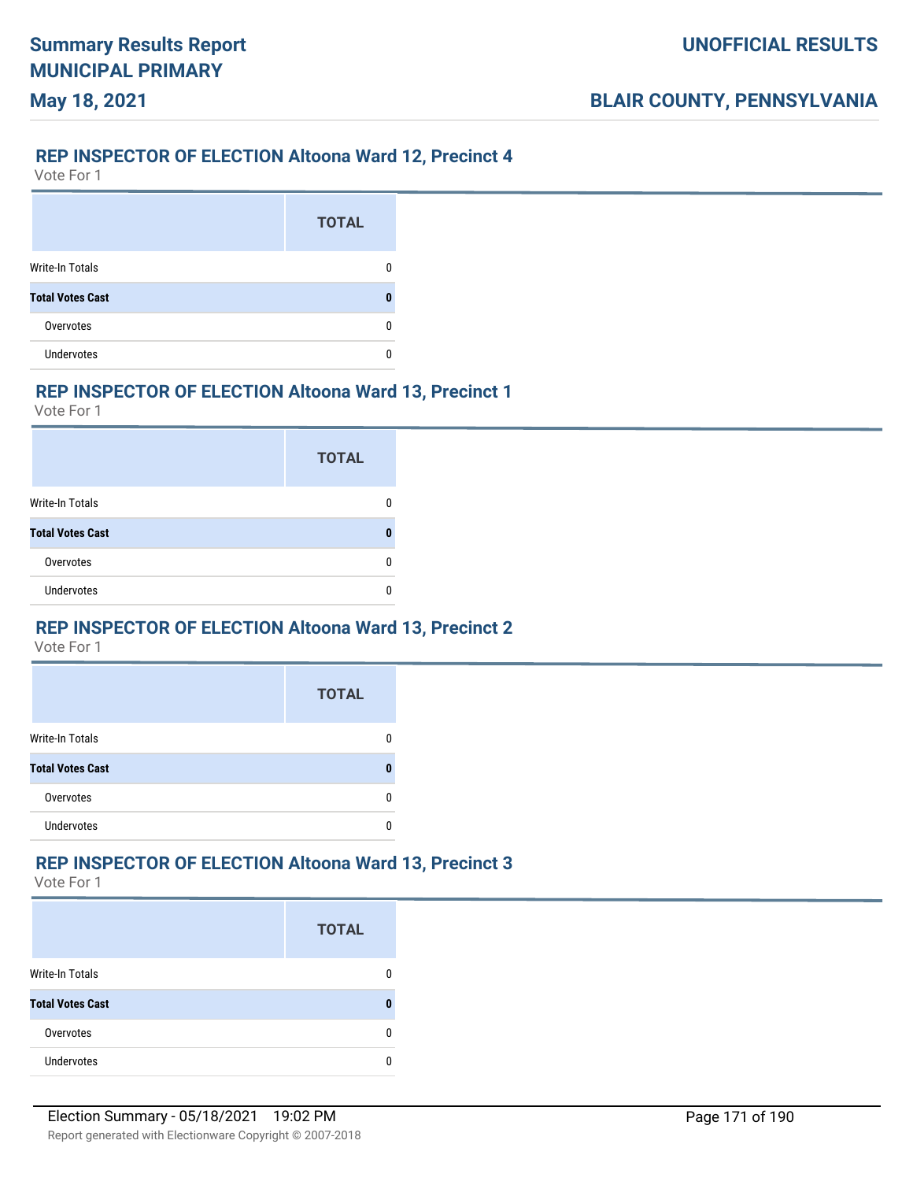## REP INSPECTOR OF ELECTION Altoona Ward 12, Precinct 4

Vote For 1

| | TOTAL |
|---|---|
| Write-In Totals | 0 |
| **Total Votes Cast** | **0** |
| Overvotes | 0 |
| Undervotes | 0 |

## REP INSPECTOR OF ELECTION Altoona Ward 13, Precinct 1

Vote For 1

| | TOTAL |
|---|---|
| Write-In Totals | 0 |
| **Total Votes Cast** | **0** |
| Overvotes | 0 |
| Undervotes | 0 |

## REP INSPECTOR OF ELECTION Altoona Ward 13, Precinct 2

Vote For 1

| | TOTAL |
|---|---|
| Write-In Totals | 0 |
| **Total Votes Cast** | **0** |
| Overvotes | 0 |
| Undervotes | 0 |

## REP INSPECTOR OF ELECTION Altoona Ward 13, Precinct 3

Vote For 1

| | TOTAL |
|---|---|
| Write-In Totals | 0 |
| **Total Votes Cast** | **0** |
| Overvotes | 0 |
| Undervotes | 0 |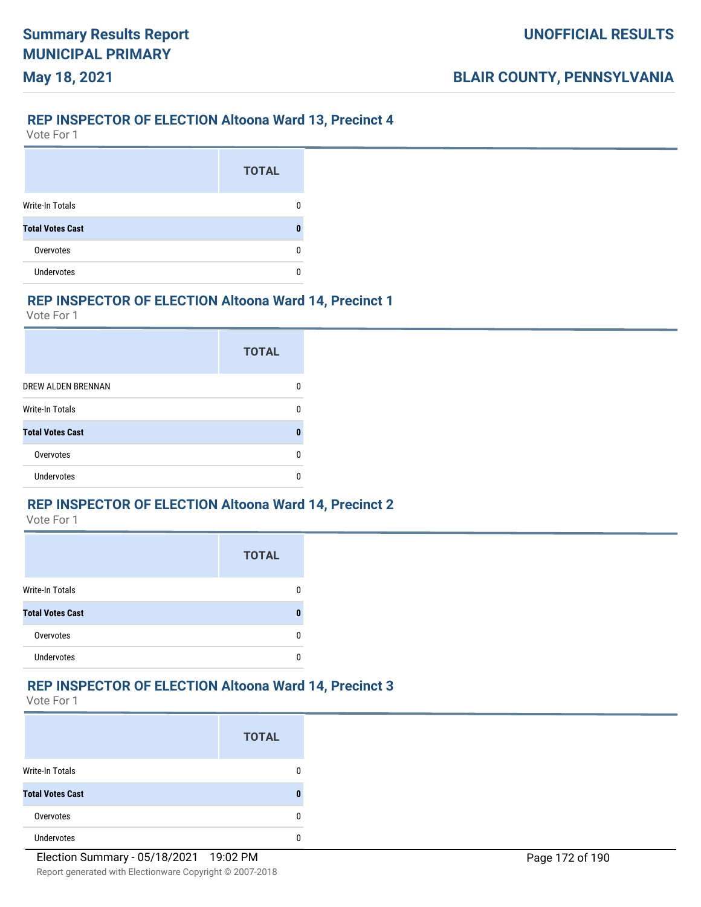## REP INSPECTOR OF ELECTION Altoona Ward 13, Precinct 4

Vote For 1

| | TOTAL |
|---|---|
| Write-In Totals | 0 |
| **Total Votes Cast** | **0** |
| Overvotes | 0 |
| Undervotes | 0 |

## REP INSPECTOR OF ELECTION Altoona Ward 14, Precinct 1

Vote For 1

| | TOTAL |
|---|---|
| DREW ALDEN BRENNAN | 0 |
| Write-In Totals | 0 |
| **Total Votes Cast** | **0** |
| Overvotes | 0 |
| Undervotes | 0 |

## REP INSPECTOR OF ELECTION Altoona Ward 14, Precinct 2

Vote For 1

| | TOTAL |
|---|---|
| Write-In Totals | 0 |
| **Total Votes Cast** | **0** |
| Overvotes | 0 |
| Undervotes | 0 |

## REP INSPECTOR OF ELECTION Altoona Ward 14, Precinct 3

Vote For 1

| | TOTAL |
|---|---|
| Write-In Totals | 0 |
| **Total Votes Cast** | **0** |
| Overvotes | 0 |
| Undervotes | 0 |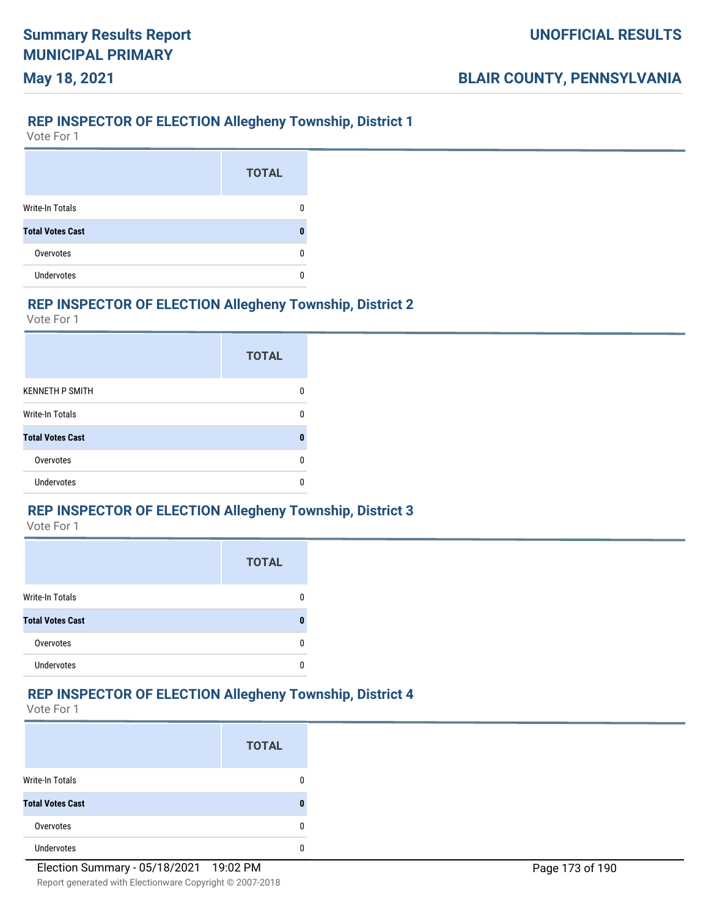## REP INSPECTOR OF ELECTION Allegheny Township, District 1

Vote For 1

| | TOTAL |
|---|---|
| Write-In Totals | 0 |
| **Total Votes Cast** | **0** |
| Overvotes | 0 |
| Undervotes | 0 |

## REP INSPECTOR OF ELECTION Allegheny Township, District 2

Vote For 1

| | TOTAL |
|---|---|
| KENNETH P SMITH | 0 |
| Write-In Totals | 0 |
| **Total Votes Cast** | **0** |
| Overvotes | 0 |
| Undervotes | 0 |

## REP INSPECTOR OF ELECTION Allegheny Township, District 3

Vote For 1

| | TOTAL |
|---|---|
| Write-In Totals | 0 |
| **Total Votes Cast** | **0** |
| Overvotes | 0 |
| Undervotes | 0 |

## REP INSPECTOR OF ELECTION Allegheny Township, District 4

Vote For 1

| | TOTAL |
|---|---|
| Write-In Totals | 0 |
| **Total Votes Cast** | **0** |
| Overvotes | 0 |
| Undervotes | 0 |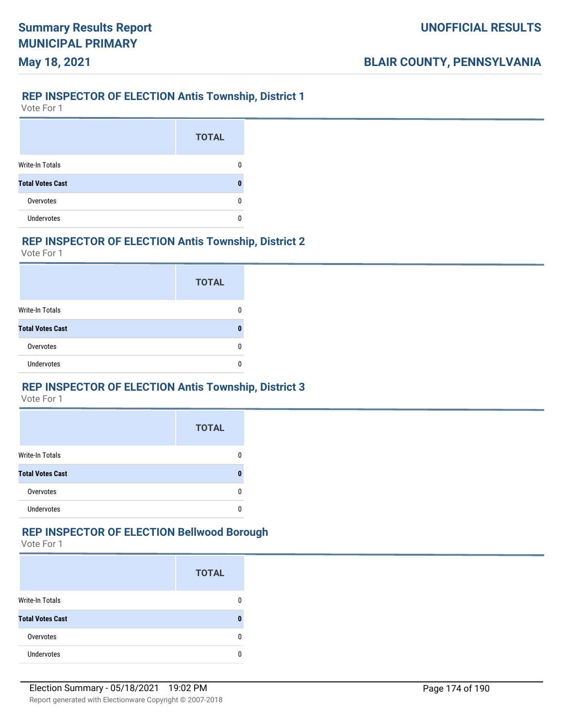## REP INSPECTOR OF ELECTION Antis Township, District 1

Vote For 1

| | TOTAL |
|---|---|
| Write-In Totals | 0 |
| **Total Votes Cast** | **0** |
| Overvotes | 0 |
| Undervotes | 0 |

## REP INSPECTOR OF ELECTION Antis Township, District 2

Vote For 1

| | TOTAL |
|---|---|
| Write-In Totals | 0 |
| **Total Votes Cast** | **0** |
| Overvotes | 0 |
| Undervotes | 0 |

## REP INSPECTOR OF ELECTION Antis Township, District 3

Vote For 1

| | TOTAL |
|---|---|
| Write-In Totals | 0 |
| **Total Votes Cast** | **0** |
| Overvotes | 0 |
| Undervotes | 0 |

## REP INSPECTOR OF ELECTION Bellwood Borough

Vote For 1

| | TOTAL |
|---|---|
| Write-In Totals | 0 |
| **Total Votes Cast** | **0** |
| Overvotes | 0 |
| Undervotes | 0 |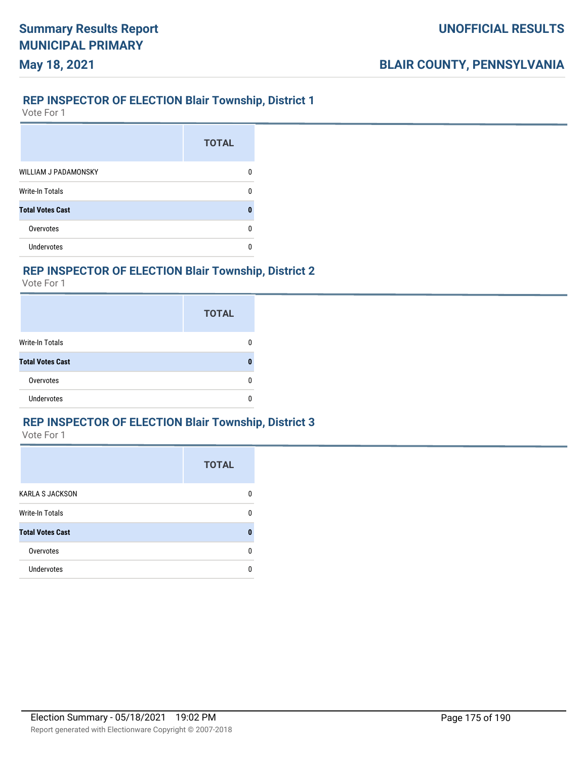## REP INSPECTOR OF ELECTION Blair Township, District 1

Vote For 1

| | TOTAL |
|---|---|
| WILLIAM J PADAMONSKY | 0 |
| Write-In Totals | 0 |
| **Total Votes Cast** | **0** |
| Overvotes | 0 |
| Undervotes | 0 |

## REP INSPECTOR OF ELECTION Blair Township, District 2

Vote For 1

| | TOTAL |
|---|---|
| Write-In Totals | 0 |
| **Total Votes Cast** | **0** |
| Overvotes | 0 |
| Undervotes | 0 |

## REP INSPECTOR OF ELECTION Blair Township, District 3

Vote For 1

| | TOTAL |
|---|---|
| KARLA S JACKSON | 0 |
| Write-In Totals | 0 |
| **Total Votes Cast** | **0** |
| Overvotes | 0 |
| Undervotes | 0 |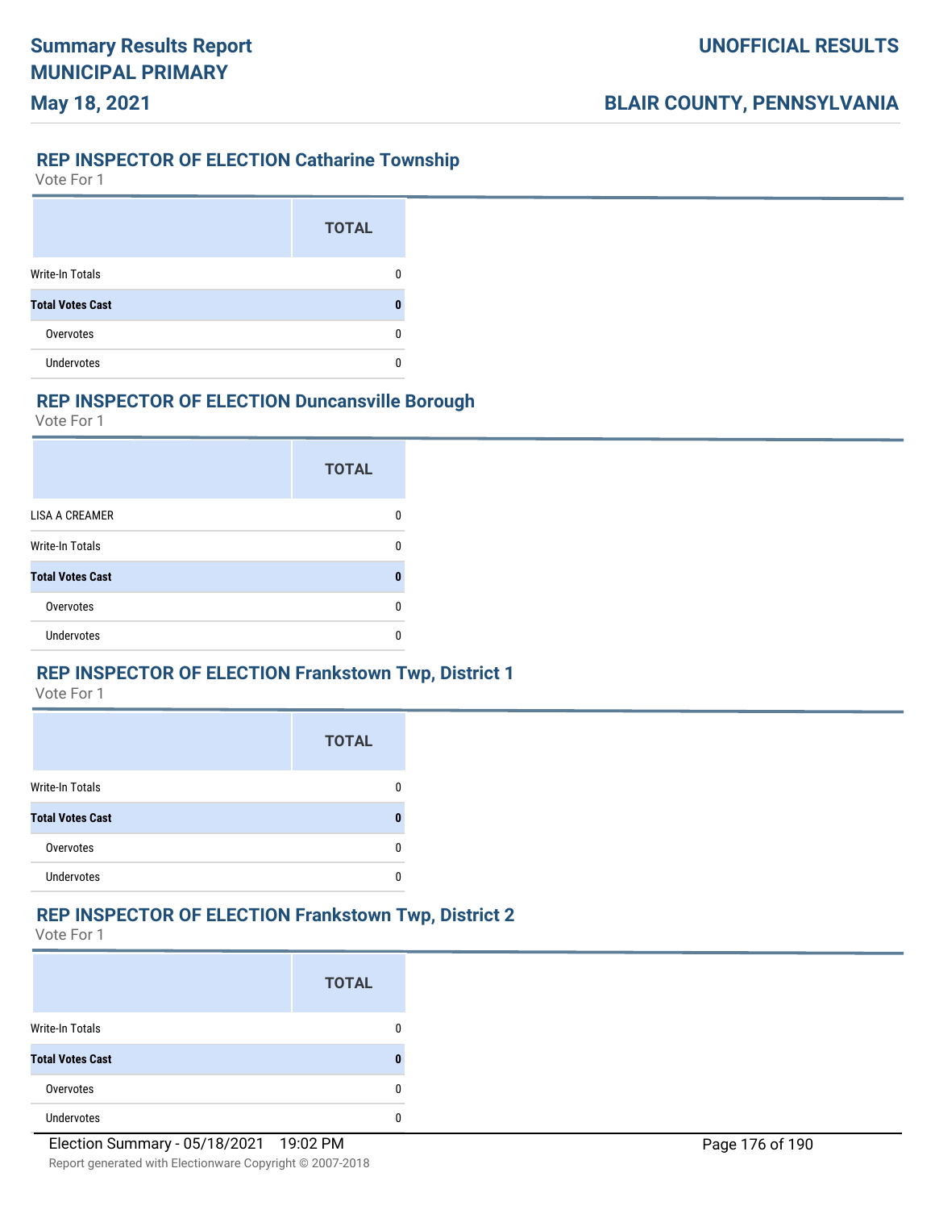## REP INSPECTOR OF ELECTION Catharine Township

Vote For 1

| | TOTAL |
|---|---|
| Write-In Totals | 0 |
| **Total Votes Cast** | **0** |
| Overvotes | 0 |
| Undervotes | 0 |

## REP INSPECTOR OF ELECTION Duncansville Borough

Vote For 1

| | TOTAL |
|---|---|
| LISA A CREAMER | 0 |
| Write-In Totals | 0 |
| **Total Votes Cast** | **0** |
| Overvotes | 0 |
| Undervotes | 0 |

## REP INSPECTOR OF ELECTION Frankstown Twp, District 1

Vote For 1

| | TOTAL |
|---|---|
| Write-In Totals | 0 |
| **Total Votes Cast** | **0** |
| Overvotes | 0 |
| Undervotes | 0 |

## REP INSPECTOR OF ELECTION Frankstown Twp, District 2

Vote For 1

| | TOTAL |
|---|---|
| Write-In Totals | 0 |
| **Total Votes Cast** | **0** |
| Overvotes | 0 |
| Undervotes | 0 |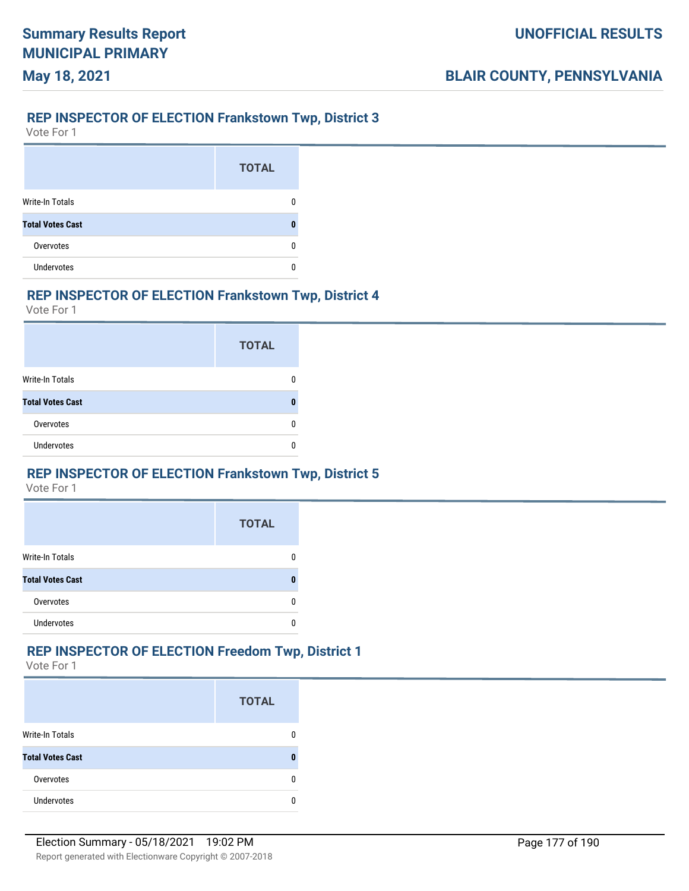## REP INSPECTOR OF ELECTION Frankstown Twp, District 3

Vote For 1

| | TOTAL |
|---|---|
| Write-In Totals | 0 |
| **Total Votes Cast** | **0** |
| Overvotes | 0 |
| Undervotes | 0 |

## REP INSPECTOR OF ELECTION Frankstown Twp, District 4

Vote For 1

| | TOTAL |
|---|---|
| Write-In Totals | 0 |
| **Total Votes Cast** | **0** |
| Overvotes | 0 |
| Undervotes | 0 |

## REP INSPECTOR OF ELECTION Frankstown Twp, District 5

Vote For 1

| | TOTAL |
|---|---|
| Write-In Totals | 0 |
| **Total Votes Cast** | **0** |
| Overvotes | 0 |
| Undervotes | 0 |

## REP INSPECTOR OF ELECTION Freedom Twp, District 1

Vote For 1

| | TOTAL |
|---|---|
| Write-In Totals | 0 |
| **Total Votes Cast** | **0** |
| Overvotes | 0 |
| Undervotes | 0 |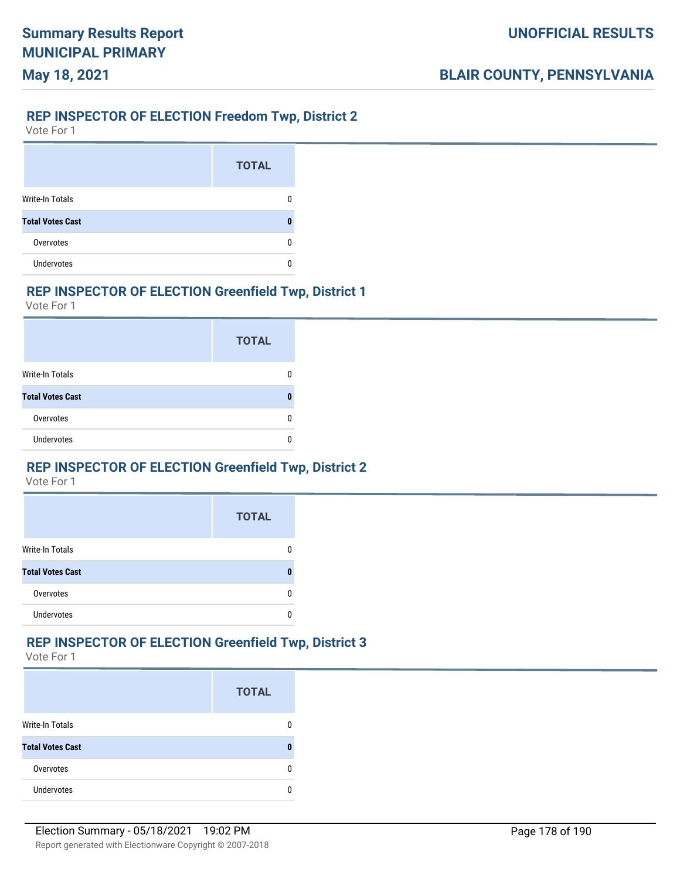## REP INSPECTOR OF ELECTION Freedom Twp, District 2

Vote For 1

| | TOTAL |
|---|---|
| Write-In Totals | 0 |
| **Total Votes Cast** | **0** |
| Overvotes | 0 |
| Undervotes | 0 |

## REP INSPECTOR OF ELECTION Greenfield Twp, District 1

Vote For 1

| | TOTAL |
|---|---|
| Write-In Totals | 0 |
| **Total Votes Cast** | **0** |
| Overvotes | 0 |
| Undervotes | 0 |

## REP INSPECTOR OF ELECTION Greenfield Twp, District 2

Vote For 1

| | TOTAL |
|---|---|
| Write-In Totals | 0 |
| **Total Votes Cast** | **0** |
| Overvotes | 0 |
| Undervotes | 0 |

## REP INSPECTOR OF ELECTION Greenfield Twp, District 3

Vote For 1

| | TOTAL |
|---|---|
| Write-In Totals | 0 |
| **Total Votes Cast** | **0** |
| Overvotes | 0 |
| Undervotes | 0 |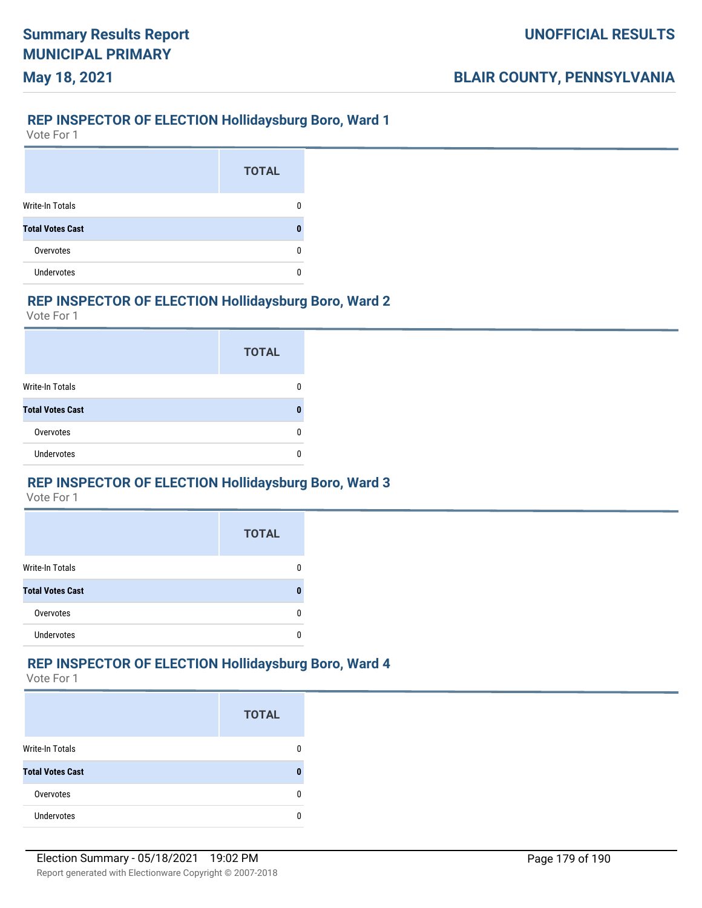## REP INSPECTOR OF ELECTION Hollidaysburg Boro, Ward 1

Vote For 1

| | TOTAL |
|---|---|
| Write-In Totals | 0 |
| **Total Votes Cast** | **0** |
| Overvotes | 0 |
| Undervotes | 0 |

## REP INSPECTOR OF ELECTION Hollidaysburg Boro, Ward 2

Vote For 1

| | TOTAL |
|---|---|
| Write-In Totals | 0 |
| **Total Votes Cast** | **0** |
| Overvotes | 0 |
| Undervotes | 0 |

## REP INSPECTOR OF ELECTION Hollidaysburg Boro, Ward 3

Vote For 1

| | TOTAL |
|---|---|
| Write-In Totals | 0 |
| **Total Votes Cast** | **0** |
| Overvotes | 0 |
| Undervotes | 0 |

## REP INSPECTOR OF ELECTION Hollidaysburg Boro, Ward 4

Vote For 1

| | TOTAL |
|---|---|
| Write-In Totals | 0 |
| **Total Votes Cast** | **0** |
| Overvotes | 0 |
| Undervotes | 0 |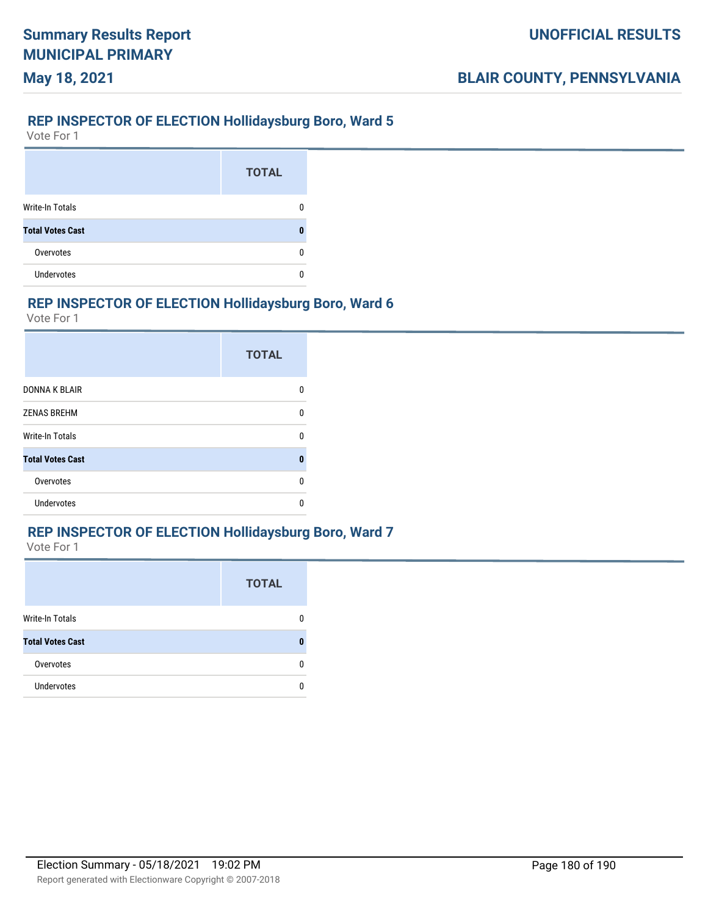## REP INSPECTOR OF ELECTION Hollidaysburg Boro, Ward 5

Vote For 1

| | TOTAL |
|---|---|
| Write-In Totals | 0 |
| **Total Votes Cast** | **0** |
| Overvotes | 0 |
| Undervotes | 0 |

## REP INSPECTOR OF ELECTION Hollidaysburg Boro, Ward 6

Vote For 1

| | TOTAL |
|---|---|
| DONNA K BLAIR | 0 |
| ZENAS BREHM | 0 |
| Write-In Totals | 0 |
| **Total Votes Cast** | **0** |
| Overvotes | 0 |
| Undervotes | 0 |

## REP INSPECTOR OF ELECTION Hollidaysburg Boro, Ward 7

Vote For 1

| | TOTAL |
|---|---|
| Write-In Totals | 0 |
| **Total Votes Cast** | **0** |
| Overvotes | 0 |
| Undervotes | 0 |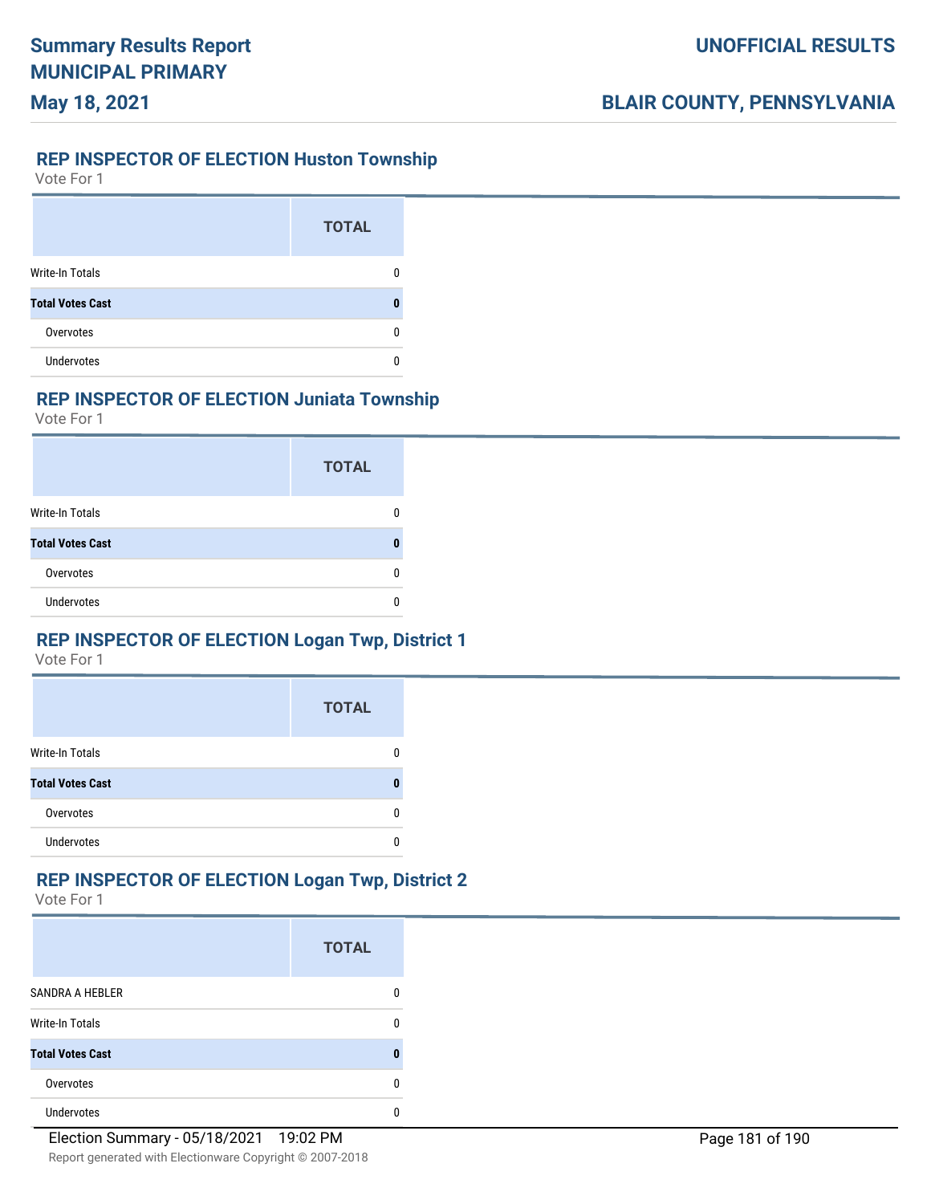## REP INSPECTOR OF ELECTION Huston Township

Vote For 1

| | TOTAL |
|---|---|
| Write-In Totals | 0 |
| **Total Votes Cast** | **0** |
| Overvotes | 0 |
| Undervotes | 0 |

## REP INSPECTOR OF ELECTION Juniata Township

Vote For 1

| | TOTAL |
|---|---|
| Write-In Totals | 0 |
| **Total Votes Cast** | **0** |
| Overvotes | 0 |
| Undervotes | 0 |

## REP INSPECTOR OF ELECTION Logan Twp, District 1

Vote For 1

| | TOTAL |
|---|---|
| Write-In Totals | 0 |
| **Total Votes Cast** | **0** |
| Overvotes | 0 |
| Undervotes | 0 |

## REP INSPECTOR OF ELECTION Logan Twp, District 2

Vote For 1

| | TOTAL |
|---|---|
| SANDRA A HEBLER | 0 |
| Write-In Totals | 0 |
| **Total Votes Cast** | **0** |
| Overvotes | 0 |
| Undervotes | 0 |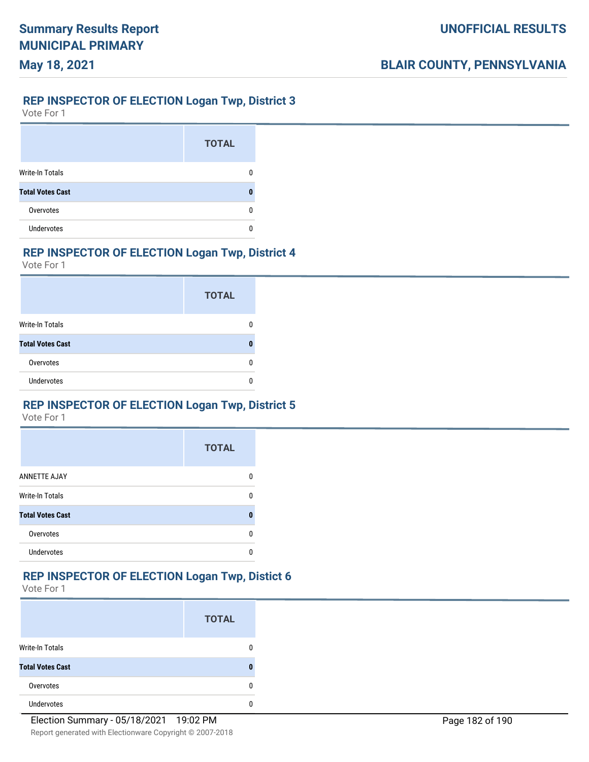## REP INSPECTOR OF ELECTION Logan Twp, District 3

Vote For 1

| | TOTAL |
|---|---|
| Write-In Totals | 0 |
| **Total Votes Cast** | **0** |
| Overvotes | 0 |
| Undervotes | 0 |

## REP INSPECTOR OF ELECTION Logan Twp, District 4

Vote For 1

| | TOTAL |
|---|---|
| Write-In Totals | 0 |
| **Total Votes Cast** | **0** |
| Overvotes | 0 |
| Undervotes | 0 |

## REP INSPECTOR OF ELECTION Logan Twp, District 5

Vote For 1

| | TOTAL |
|---|---|
| ANNETTE AJAY | 0 |
| Write-In Totals | 0 |
| **Total Votes Cast** | **0** |
| Overvotes | 0 |
| Undervotes | 0 |

## REP INSPECTOR OF ELECTION Logan Twp, Distict 6

Vote For 1

| | TOTAL |
|---|---|
| Write-In Totals | 0 |
| **Total Votes Cast** | **0** |
| Overvotes | 0 |
| Undervotes | 0 |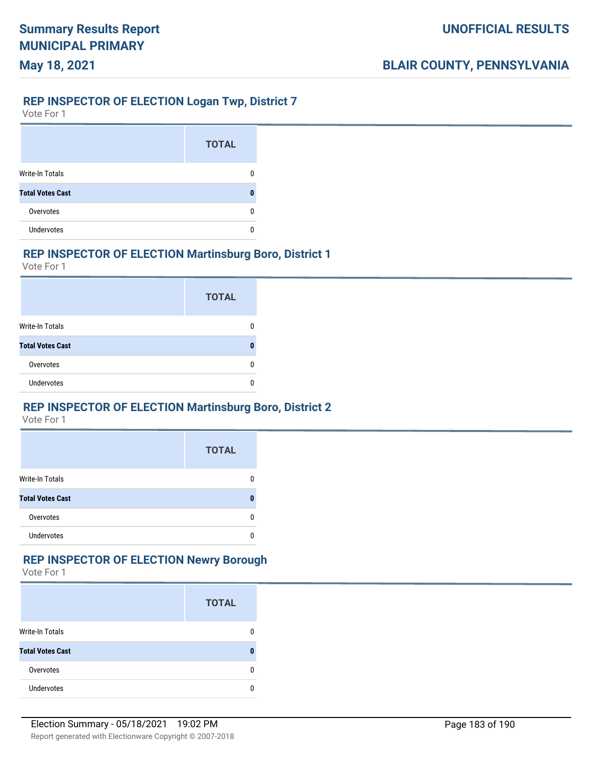## REP INSPECTOR OF ELECTION Logan Twp, District 7

Vote For 1

| | TOTAL |
|---|---|
| Write-In Totals | 0 |
| **Total Votes Cast** | **0** |
| Overvotes | 0 |
| Undervotes | 0 |

## REP INSPECTOR OF ELECTION Martinsburg Boro, District 1

Vote For 1

| | TOTAL |
|---|---|
| Write-In Totals | 0 |
| **Total Votes Cast** | **0** |
| Overvotes | 0 |
| Undervotes | 0 |

## REP INSPECTOR OF ELECTION Martinsburg Boro, District 2

Vote For 1

| | TOTAL |
|---|---|
| Write-In Totals | 0 |
| **Total Votes Cast** | **0** |
| Overvotes | 0 |
| Undervotes | 0 |

## REP INSPECTOR OF ELECTION Newry Borough

Vote For 1

| | TOTAL |
|---|---|
| Write-In Totals | 0 |
| **Total Votes Cast** | **0** |
| Overvotes | 0 |
| Undervotes | 0 |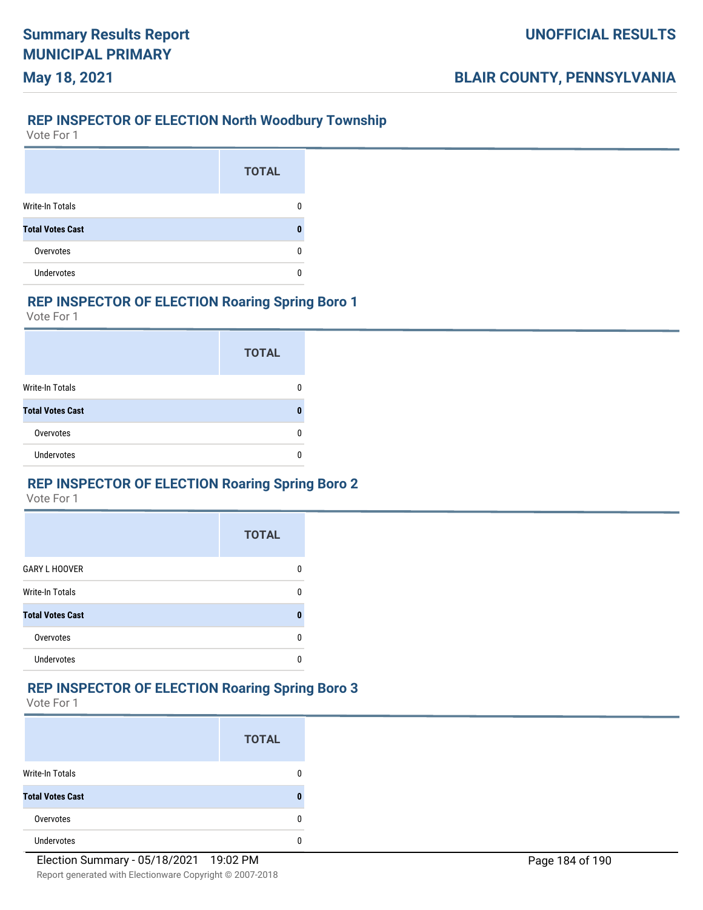## REP INSPECTOR OF ELECTION North Woodbury Township

Vote For 1

| | TOTAL |
|---|---|
| Write-In Totals | 0 |
| **Total Votes Cast** | **0** |
| Overvotes | 0 |
| Undervotes | 0 |

## REP INSPECTOR OF ELECTION Roaring Spring Boro 1

Vote For 1

| | TOTAL |
|---|---|
| Write-In Totals | 0 |
| **Total Votes Cast** | **0** |
| Overvotes | 0 |
| Undervotes | 0 |

## REP INSPECTOR OF ELECTION Roaring Spring Boro 2

Vote For 1

| | TOTAL |
|---|---|
| GARY L HOOVER | 0 |
| Write-In Totals | 0 |
| **Total Votes Cast** | **0** |
| Overvotes | 0 |
| Undervotes | 0 |

## REP INSPECTOR OF ELECTION Roaring Spring Boro 3

Vote For 1

| | TOTAL |
|---|---|
| Write-In Totals | 0 |
| **Total Votes Cast** | **0** |
| Overvotes | 0 |
| Undervotes | 0 |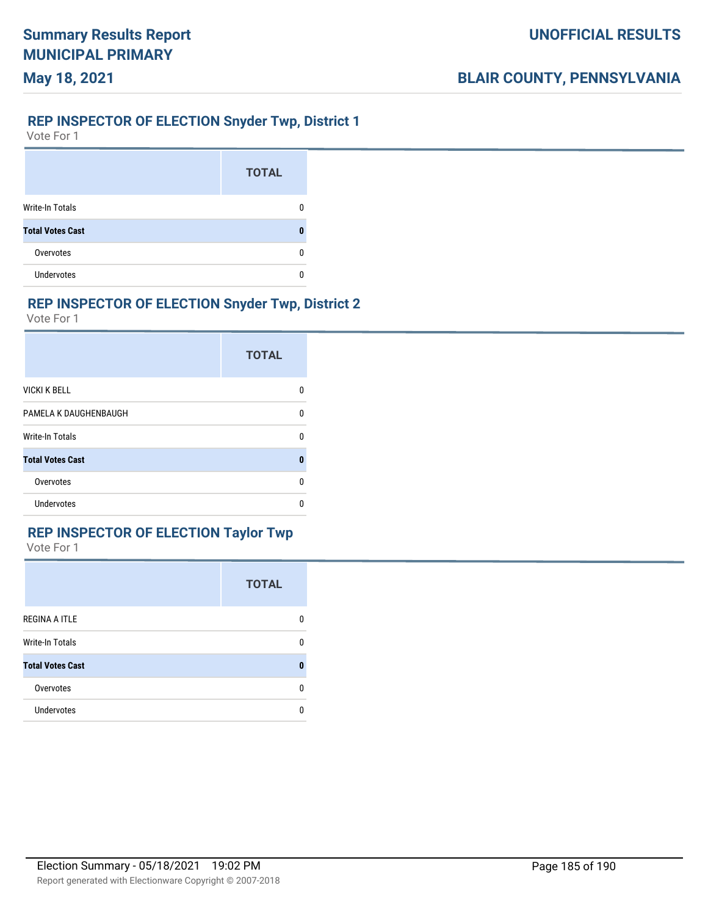## REP INSPECTOR OF ELECTION Snyder Twp, District 1

Vote For 1

| | TOTAL |
|---|---|
| Write-In Totals | 0 |
| **Total Votes Cast** | **0** |
| Overvotes | 0 |
| Undervotes | 0 |

## REP INSPECTOR OF ELECTION Snyder Twp, District 2

Vote For 1

| | TOTAL |
|---|---|
| VICKI K BELL | 0 |
| PAMELA K DAUGHENBAUGH | 0 |
| Write-In Totals | 0 |
| **Total Votes Cast** | **0** |
| Overvotes | 0 |
| Undervotes | 0 |

## REP INSPECTOR OF ELECTION Taylor Twp

Vote For 1

| | TOTAL |
|---|---|
| REGINA A ITLE | 0 |
| Write-In Totals | 0 |
| **Total Votes Cast** | **0** |
| Overvotes | 0 |
| Undervotes | 0 |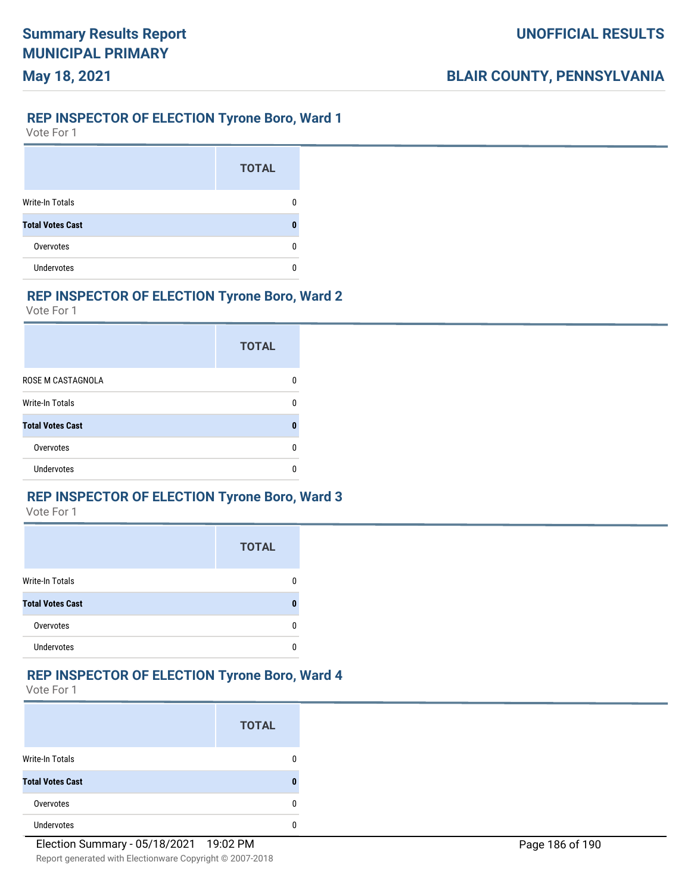## REP INSPECTOR OF ELECTION Tyrone Boro, Ward 1

Vote For 1

| | TOTAL |
|---|---|
| Write-In Totals | 0 |
| **Total Votes Cast** | **0** |
| Overvotes | 0 |
| Undervotes | 0 |

## REP INSPECTOR OF ELECTION Tyrone Boro, Ward 2

Vote For 1

| | TOTAL |
|---|---|
| ROSE M CASTAGNOLA | 0 |
| Write-In Totals | 0 |
| **Total Votes Cast** | **0** |
| Overvotes | 0 |
| Undervotes | 0 |

## REP INSPECTOR OF ELECTION Tyrone Boro, Ward 3

Vote For 1

| | TOTAL |
|---|---|
| Write-In Totals | 0 |
| **Total Votes Cast** | **0** |
| Overvotes | 0 |
| Undervotes | 0 |

## REP INSPECTOR OF ELECTION Tyrone Boro, Ward 4

Vote For 1

| | TOTAL |
|---|---|
| Write-In Totals | 0 |
| **Total Votes Cast** | **0** |
| Overvotes | 0 |
| Undervotes | 0 |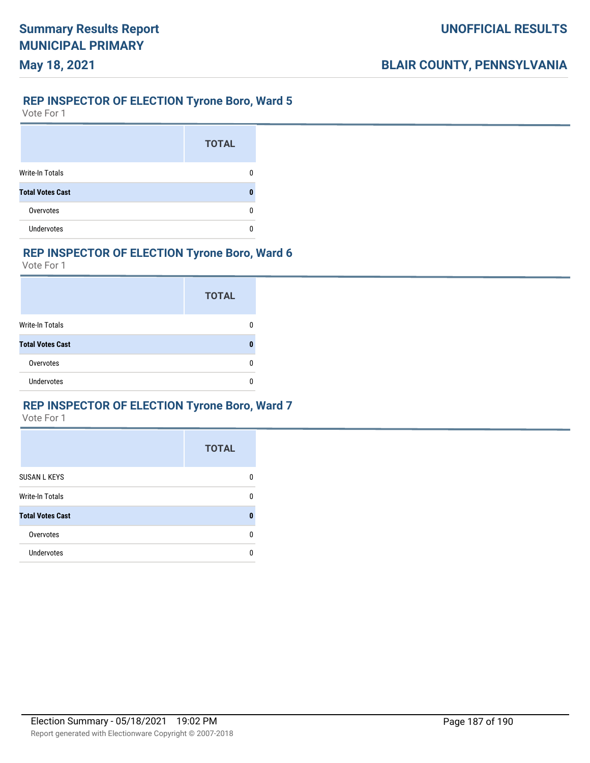## REP INSPECTOR OF ELECTION Tyrone Boro, Ward 5

Vote For 1

| | TOTAL |
|---|---|
| Write-In Totals | 0 |
| **Total Votes Cast** | **0** |
| Overvotes | 0 |
| Undervotes | 0 |

## REP INSPECTOR OF ELECTION Tyrone Boro, Ward 6

Vote For 1

| | TOTAL |
|---|---|
| Write-In Totals | 0 |
| **Total Votes Cast** | **0** |
| Overvotes | 0 |
| Undervotes | 0 |

## REP INSPECTOR OF ELECTION Tyrone Boro, Ward 7

Vote For 1

| | TOTAL |
|---|---|
| SUSAN L KEYS | 0 |
| Write-In Totals | 0 |
| **Total Votes Cast** | **0** |
| Overvotes | 0 |
| Undervotes | 0 |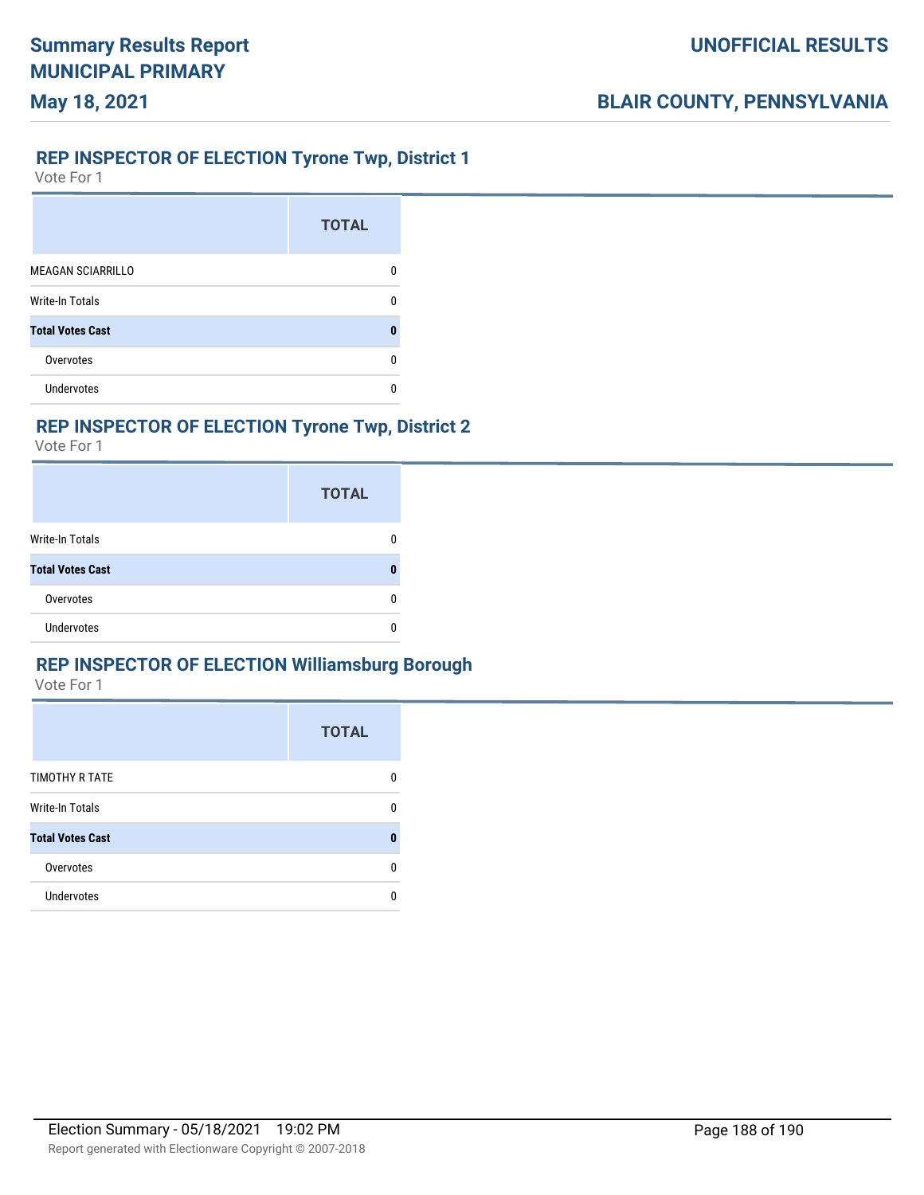## REP INSPECTOR OF ELECTION Tyrone Twp, District 1

Vote For 1

| | TOTAL |
|---|---|
| MEAGAN SCIARRILLO | 0 |
| Write-In Totals | 0 |
| **Total Votes Cast** | **0** |
| Overvotes | 0 |
| Undervotes | 0 |

## REP INSPECTOR OF ELECTION Tyrone Twp, District 2

Vote For 1

| | TOTAL |
|---|---|
| Write-In Totals | 0 |
| **Total Votes Cast** | **0** |
| Overvotes | 0 |
| Undervotes | 0 |

## REP INSPECTOR OF ELECTION Williamsburg Borough

Vote For 1

| | TOTAL |
|---|---|
| TIMOTHY R TATE | 0 |
| Write-In Totals | 0 |
| **Total Votes Cast** | **0** |
| Overvotes | 0 |
| Undervotes | 0 |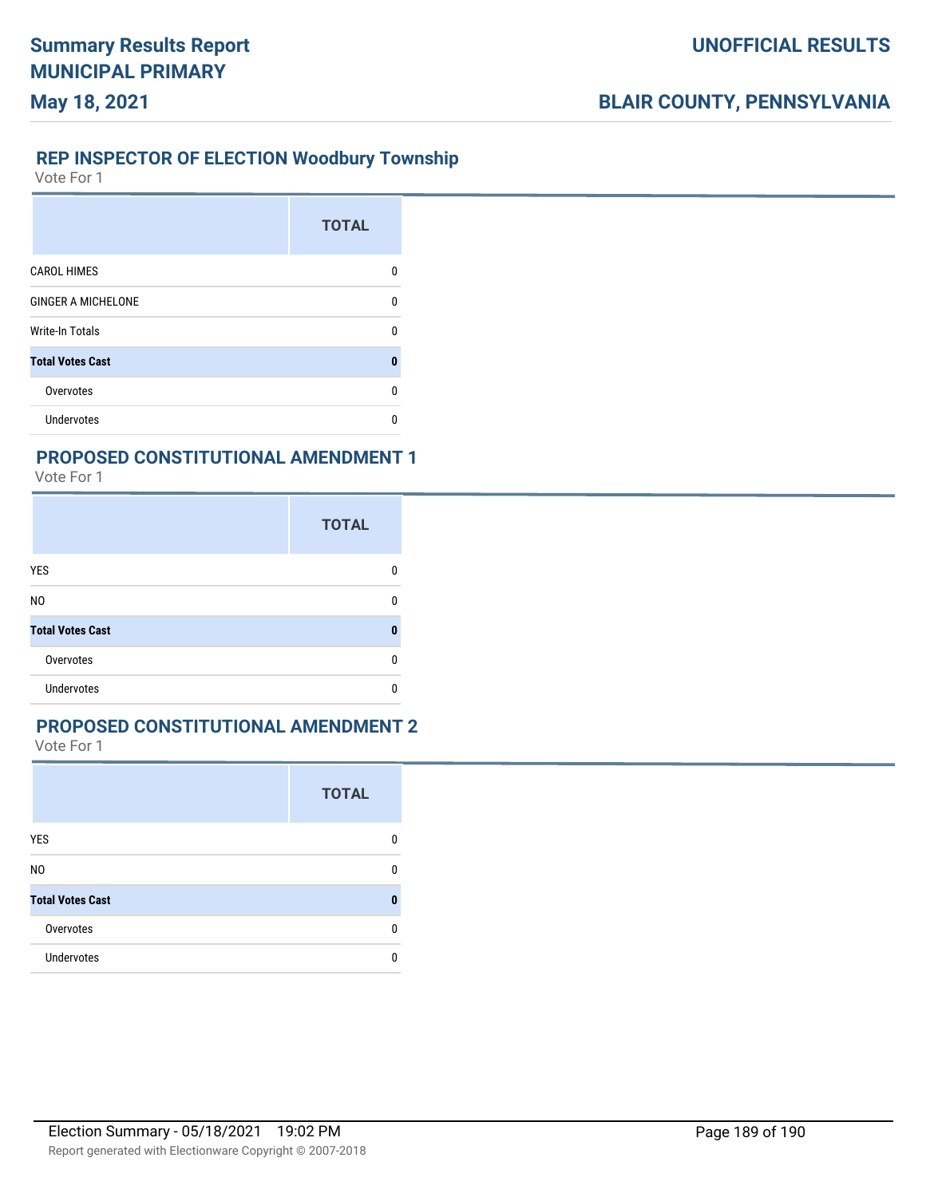## REP INSPECTOR OF ELECTION Woodbury Township

Vote For 1

| | TOTAL |
|---|---|
| CAROL HIMES | 0 |
| GINGER A MICHELONE | 0 |
| Write-In Totals | 0 |
| **Total Votes Cast** | **0** |
| Overvotes | 0 |
| Undervotes | 0 |

## PROPOSED CONSTITUTIONAL AMENDMENT 1

Vote For 1

| | TOTAL |
|---|---|
| YES | 0 |
| NO | 0 |
| **Total Votes Cast** | **0** |
| Overvotes | 0 |
| Undervotes | 0 |

## PROPOSED CONSTITUTIONAL AMENDMENT 2

Vote For 1

| | TOTAL |
|---|---|
| YES | 0 |
| NO | 0 |
| **Total Votes Cast** | **0** |
| Overvotes | 0 |
| Undervotes | 0 |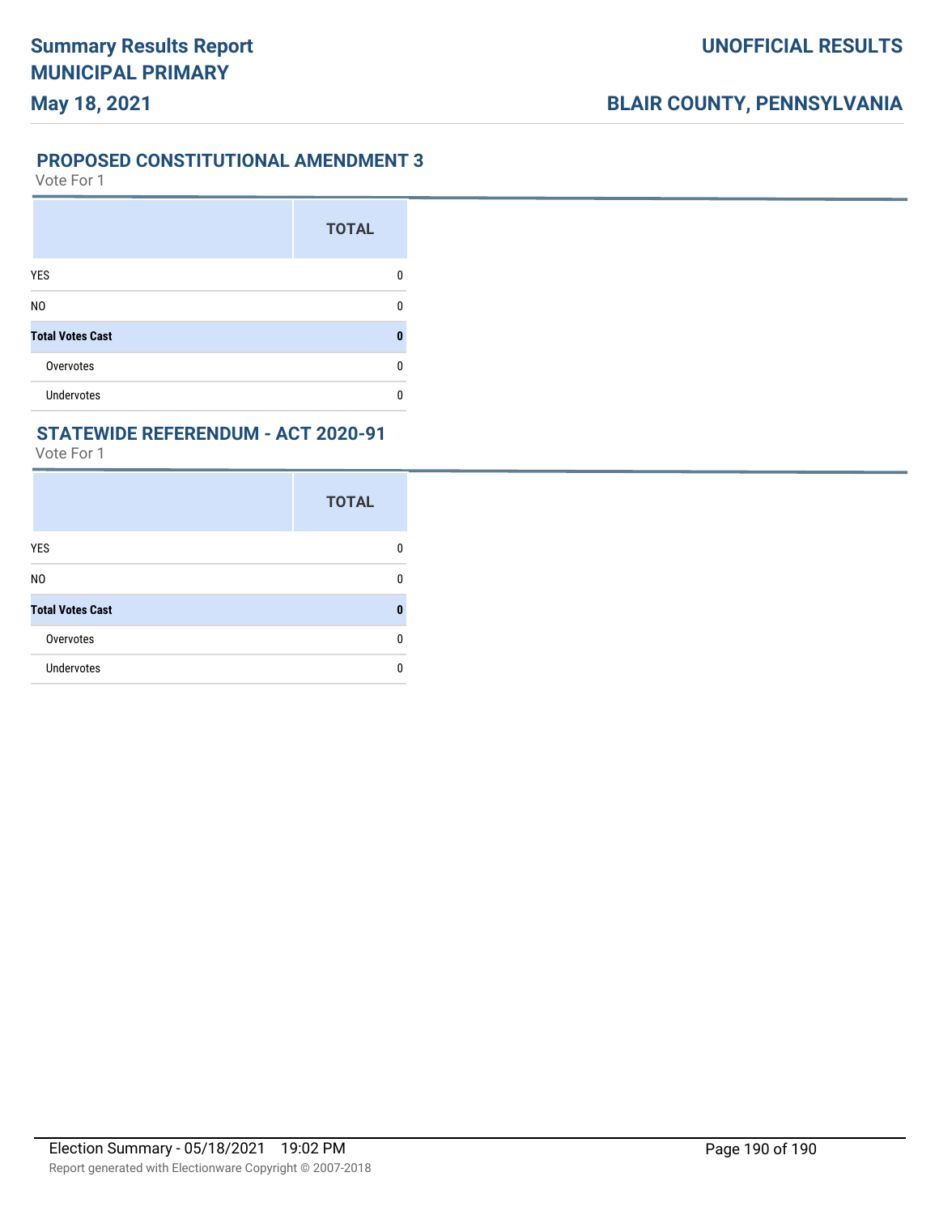## PROPOSED CONSTITUTIONAL AMENDMENT 3

Vote For 1

| | TOTAL |
|---|---|
| YES | 0 |
| NO | 0 |
| **Total Votes Cast** | **0** |
| Overvotes | 0 |
| Undervotes | 0 |

## STATEWIDE REFERENDUM - ACT 2020-91

Vote For 1

| | TOTAL |
|---|---|
| YES | 0 |
| NO | 0 |
| **Total Votes Cast** | **0** |
| Overvotes | 0 |
| Undervotes | 0 |